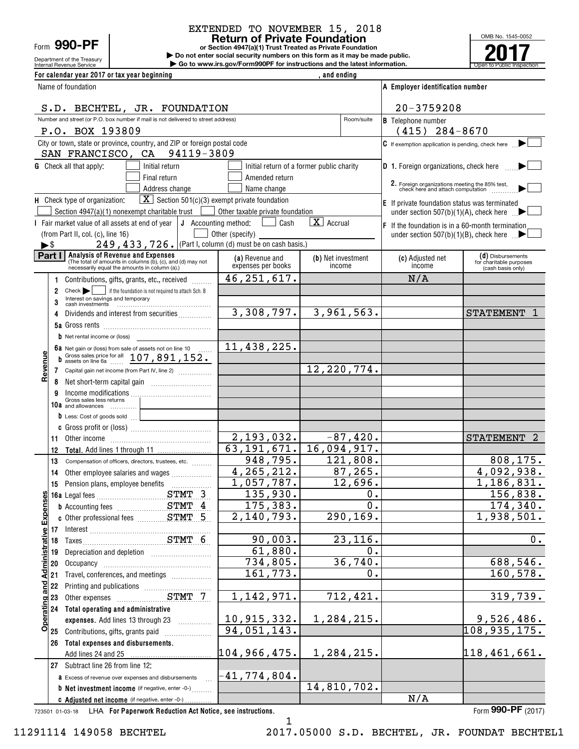EXTENDED TO NOVEMBER 15, 2018

# Form 990-PF Return of Private Foundation

or Section 4947(a)(1) Trust Treated as Private Foundation

▶ Do not enter social security numbers on this form as it may be made public.

▶ Go to www.irs.gov/Form990PF for instructions and the latest information.

Department of the Treasury Internal Revenue Service

OMB No. 1545-0052

**2017**

Open to Public Inspection

For calendar year 2017 or tax year beginning , and ending

Name of foundation: S.D. BECHTEL, JR. FOUNDATION

A Employer identification number: 20-3759208

Number and street (or P.O. box number if mail is not delivered to street address): P.O. BOX 193809 Room/suite

B Telephone number: (415) 284-8670

City or town, state or province, country, and ZIP or foreign postal code: SAN FRANCISCO, CA 94119-3809

C If exemption application is pending, check here ▶ ☐

G Check all that apply: ☐ Initial return ☐ Initial return of a former public charity ☐ Final return ☐ Amended return ☐ Address change ☐ Name change

D 1. Foreign organizations, check here ▶ ☐

2. Foreign organizations meeting the 85% test, check here and attach computation ▶ ☐

H Check type of organization: [X] Section 501(c)(3) exempt private foundation ☐ Section 4947(a)(1) nonexempt charitable trust ☐ Other taxable private foundation

E If private foundation status was terminated under section 507(b)(1)(A), check here ▶ ☐

I Fair market value of all assets at end of year (from Part II, col. (c), line 16) ▶$ 249,433,726.

J Accounting method: ☐ Cash [X] Accrual ☐ Other (specify) (Part I, column (d) must be on cash basis.)

F If the foundation is in a 60-month termination under section 507(b)(1)(B), check here ▶ ☐

## Part I Analysis of Revenue and Expenses

(The total of amounts in columns (b), (c), and (d) may not necessarily equal the amounts in column (a).)

| | | (a) Revenue and expenses per books | (b) Net investment income | (c) Adjusted net income | (d) Disbursements for charitable purposes (cash basis only) |
|---|---|---|---|---|---|
| Revenue | 1 Contributions, gifts, grants, etc., received | 46,251,617. | | N/A | |
| | 2 Check ▶ ☐ if the foundation is not required to attach Sch. B | | | | |
| | 3 Interest on savings and temporary cash investments | | | | |
| | 4 Dividends and interest from securities | 3,308,797. | 3,961,563. | | STATEMENT 1 |
| | 5a Gross rents | | | | |
| | b Net rental income or (loss) | | | | |
| | 6a Net gain or (loss) from sale of assets not on line 10 | 11,438,225. | | | |
| | b Gross sales price for all assets on line 6a 107,891,152. | | | | |
| | 7 Capital gain net income (from Part IV, line 2) | | 12,220,774. | | |
| | 8 Net short-term capital gain | | | | |
| | 9 Income modifications | | | | |
| | 10a Gross sales less returns and allowances | | | | |
| | b Less: Cost of goods sold | | | | |
| | c Gross profit or (loss) | | | | |
| | 11 Other income | 2,193,032. | -87,420. | | STATEMENT 2 |
| | 12 **Total.** Add lines 1 through 11 | 63,191,671. | 16,094,917. | | |
| Operating and Administrative Expenses | 13 Compensation of officers, directors, trustees, etc. | 948,795. | 121,808. | | 808,175. |
| | 14 Other employee salaries and wages | 4,265,212. | 87,265. | | 4,092,938. |
| | 15 Pension plans, employee benefits | 1,057,787. | 12,696. | | 1,186,831. |
| | 16a Legal fees STMT 3 | 135,930. | 0. | | 156,838. |
| | b Accounting fees STMT 4 | 175,383. | 0. | | 174,340. |
| | c Other professional fees STMT 5 | 2,140,793. | 290,169. | | 1,938,501. |
| | 17 Interest | | | | |
| | 18 Taxes STMT 6 | 90,003. | 23,116. | | 0. |
| | 19 Depreciation and depletion | 61,880. | 0. | | |
| | 20 Occupancy | 734,805. | 36,740. | | 688,546. |
| | 21 Travel, conferences, and meetings | 161,773. | 0. | | 160,578. |
| | 22 Printing and publications | | | | |
| | 23 Other expenses STMT 7 | 1,142,971. | 712,421. | | 319,739. |
| | 24 **Total operating and administrative expenses.** Add lines 13 through 23 | 10,915,332. | 1,284,215. | | 9,526,486. |
| | 25 Contributions, gifts, grants paid | 94,051,143. | | | 108,935,175. |
| | 26 **Total expenses and disbursements.** Add lines 24 and 25 | 104,966,475. | 1,284,215. | | 118,461,661. |
| | 27 Subtract line 26 from line 12: | | | | |
| | a Excess of revenue over expenses and disbursements | -41,774,804. | | | |
| | b **Net investment income** (if negative, enter -0-) | | 14,810,702. | | |
| | c **Adjusted net income** (if negative, enter -0-) | | | N/A | |

723501 01-03-18 LHA For Paperwork Reduction Act Notice, see instructions. Form **990-PF** (2017)

11291114 149058 BECHTEL 2017.05000 S.D. BECHTEL, JR. FOUNDAT BECHTEL1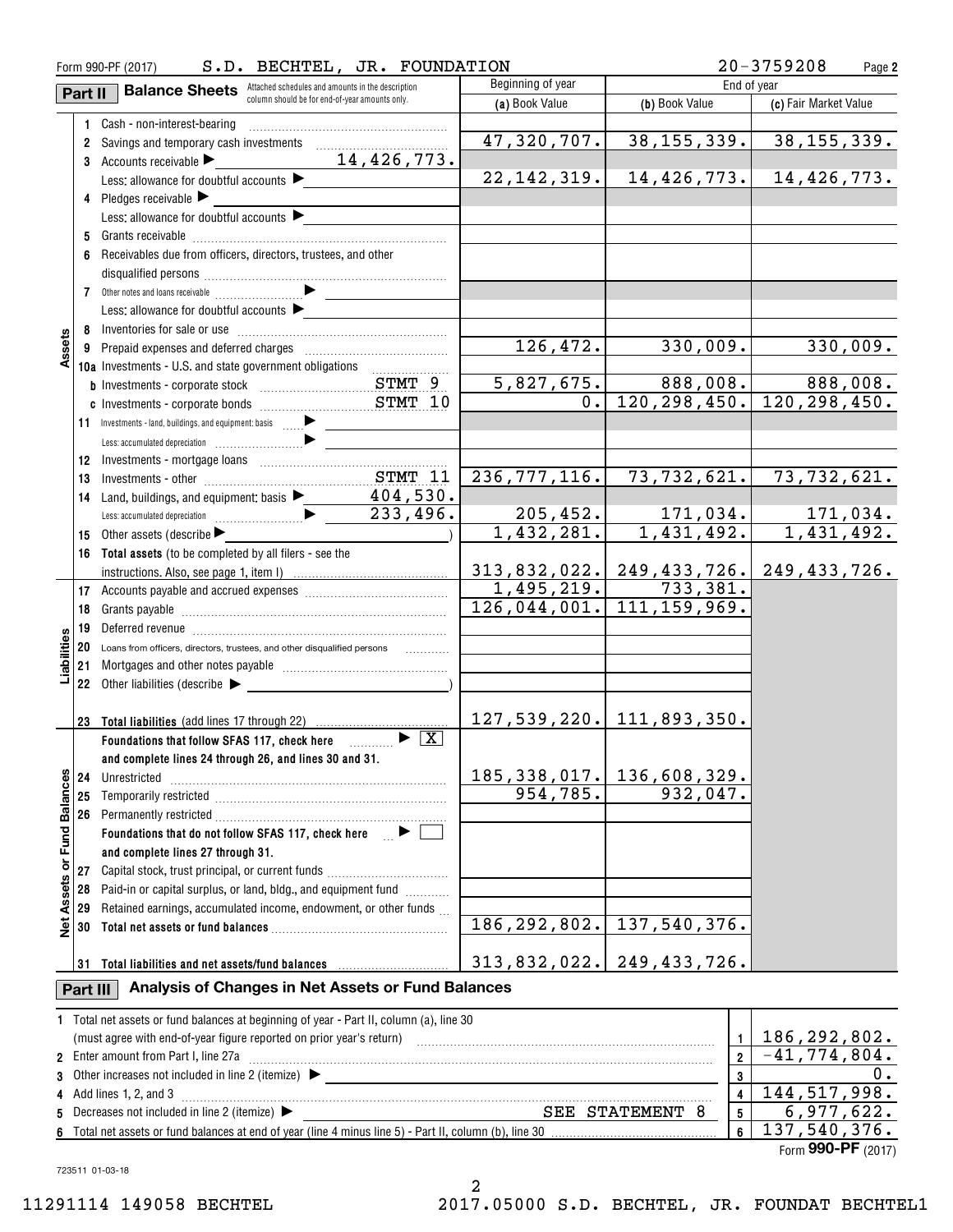Form 990-PF (2017) S.D. BECHTEL, JR. FOUNDATION 20-3759208 Page 2

## Part II Balance Sheets

Attached schedules and amounts in the description column should be for end-of-year amounts only.

| | | | Beginning of year (a) Book Value | End of year (b) Book Value | End of year (c) Fair Market Value |
|---|---|---|---|---|---|
| Assets | 1 | Cash - non-interest-bearing | | | |
| | 2 | Savings and temporary cash investments | 47,320,707. | 38,155,339. | 38,155,339. |
| | 3 | Accounts receivable ▶ 14,426,773. | | | |
| | | Less: allowance for doubtful accounts ▶ | 22,142,319. | 14,426,773. | 14,426,773. |
| | 4 | Pledges receivable ▶ | | | |
| | | Less: allowance for doubtful accounts ▶ | | | |
| | 5 | Grants receivable | | | |
| | 6 | Receivables due from officers, directors, trustees, and other disqualified persons | | | |
| | 7 | Other notes and loans receivable ▶ | | | |
| | | Less: allowance for doubtful accounts ▶ | | | |
| | 8 | Inventories for sale or use | | | |
| | 9 | Prepaid expenses and deferred charges | 126,472. | 330,009. | 330,009. |
| | 10a | Investments - U.S. and state government obligations | | | |
| | b | Investments - corporate stock STMT 9 | 5,827,675. | 888,008. | 888,008. |
| | c | Investments - corporate bonds STMT 10 | 0. | 120,298,450. | 120,298,450. |
| | 11 | Investments - land, buildings, and equipment: basis ▶ | | | |
| | | Less: accumulated depreciation ▶ | | | |
| | 12 | Investments - mortgage loans | | | |
| | 13 | Investments - other STMT 11 | 236,777,116. | 73,732,621. | 73,732,621. |
| | 14 | Land, buildings, and equipment: basis ▶ 404,530. | | | |
| | | Less: accumulated depreciation ▶ 233,496. | 205,452. | 171,034. | 171,034. |
| | 15 | Other assets (describe ▶ ) | 1,432,281. | 1,431,492. | 1,431,492. |
| | 16 | Total assets (to be completed by all filers - see the instructions. Also, see page 1, item I) | 313,832,022. | 249,433,726. | 249,433,726. |
| Liabilities | 17 | Accounts payable and accrued expenses | 1,495,219. | 733,381. | |
| | 18 | Grants payable | 126,044,001. | 111,159,969. | |
| | 19 | Deferred revenue | | | |
| | 20 | Loans from officers, directors, trustees, and other disqualified persons | | | |
| | 21 | Mortgages and other notes payable | | | |
| | 22 | Other liabilities (describe ▶ ) | | | |
| | 23 | Total liabilities (add lines 17 through 22) | 127,539,220. | 111,893,350. | |
| Net Assets or Fund Balances | | Foundations that follow SFAS 117, check here ▶ [X] and complete lines 24 through 26, and lines 30 and 31. | | | |
| | 24 | Unrestricted | 185,338,017. | 136,608,329. | |
| | 25 | Temporarily restricted | 954,785. | 932,047. | |
| | 26 | Permanently restricted | | | |
| | | Foundations that do not follow SFAS 117, check here ▶ [ ] and complete lines 27 through 31. | | | |
| | 27 | Capital stock, trust principal, or current funds | | | |
| | 28 | Paid-in or capital surplus, or land, bldg., and equipment fund | | | |
| | 29 | Retained earnings, accumulated income, endowment, or other funds | | | |
| | 30 | Total net assets or fund balances | 186,292,802. | 137,540,376. | |
| | 31 | Total liabilities and net assets/fund balances | 313,832,022. | 249,433,726. | |

## Part III Analysis of Changes in Net Assets or Fund Balances

| | | | |
|---|---|---|---|
| 1 | Total net assets or fund balances at beginning of year - Part II, column (a), line 30 (must agree with end-of-year figure reported on prior year's return) | 1 | 186,292,802. |
| 2 | Enter amount from Part I, line 27a | 2 | -41,774,804. |
| 3 | Other increases not included in line 2 (itemize) ▶ | 3 | 0. |
| 4 | Add lines 1, 2, and 3 | 4 | 144,517,998. |
| 5 | Decreases not included in line 2 (itemize) ▶ SEE STATEMENT 8 | 5 | 6,977,622. |
| 6 | Total net assets or fund balances at end of year (line 4 minus line 5) - Part II, column (b), line 30 | 6 | 137,540,376. |

Form **990-PF** (2017)

723511 01-03-18

11291114 149058 BECHTEL 2017.05000 S.D. BECHTEL, JR. FOUNDAT BECHTEL1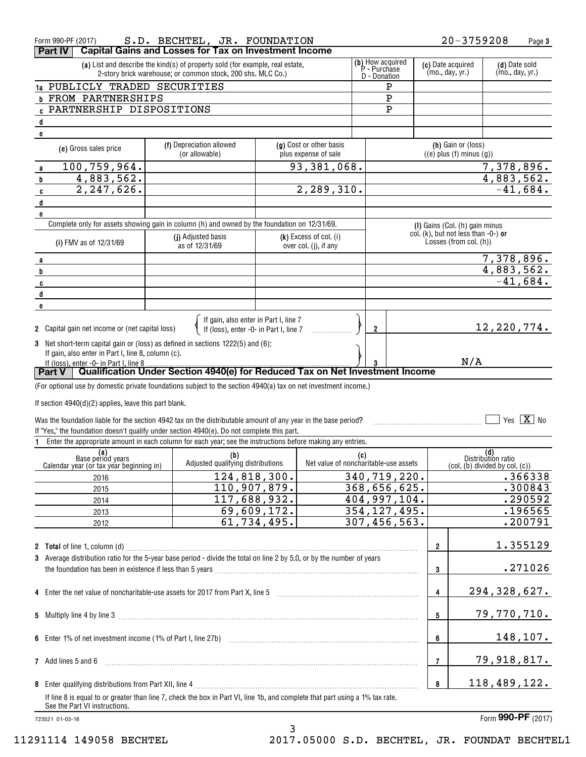Form 990-PF (2017) S.D. BECHTEL, JR. FOUNDATION 20-3759208

## Part IV Capital Gains and Losses for Tax on Investment Income

| | (a) List and describe the kind(s) of property sold (for example, real estate, 2-story brick warehouse; or common stock, 200 shs. MLC Co.) | (b) How acquired P - Purchase D - Donation | (c) Date acquired (mo., day, yr.) | (d) Date sold (mo., day, yr.) |
|---|---|---|---|---|
| 1a | PUBLICLY TRADED SECURITIES | P | | |
| b | FROM PARTNERSHIPS | P | | |
| c | PARTNERSHIP DISPOSITIONS | P | | |
| d | | | | |
| e | | | | |

| | (e) Gross sales price | (f) Depreciation allowed (or allowable) | (g) Cost or other basis plus expense of sale | (h) Gain or (loss) ((e) plus (f) minus (g)) |
|---|---|---|---|---|
| a | 100,759,964. | | 93,381,068. | 7,378,896. |
| b | 4,883,562. | | | 4,883,562. |
| c | 2,247,626. | | 2,289,310. | -41,684. |
| d | | | | |
| e | | | | |

Complete only for assets showing gain in column (h) and owned by the foundation on 12/31/69.

| | (i) FMV as of 12/31/69 | (j) Adjusted basis as of 12/31/69 | (k) Excess of col. (i) over col. (j), if any | (l) Gains (Col. (h) gain minus col. (k), but not less than -0-) or Losses (from col. (h)) |
|---|---|---|---|---|
| a | | | | 7,378,896. |
| b | | | | 4,883,562. |
| c | | | | -41,684. |
| d | | | | |
| e | | | | |

2 Capital gain net income or (net capital loss) { If gain, also enter in Part I, line 7 / If (loss), enter -0- in Part I, line 7 } — 2 — 12,220,774.

3 Net short-term capital gain or (loss) as defined in sections 1222(5) and (6): If gain, also enter in Part I, line 8, column (c). If (loss), enter -0- in Part I, line 8 — 3 — N/A

## Part V Qualification Under Section 4940(e) for Reduced Tax on Net Investment Income

(For optional use by domestic private foundations subject to the section 4940(a) tax on net investment income.)

If section 4940(d)(2) applies, leave this part blank.

Was the foundation liable for the section 4942 tax on the distributable amount of any year in the base period? ☐ Yes ☒ No

If "Yes," the foundation doesn't qualify under section 4940(e). Do not complete this part.

1 Enter the appropriate amount in each column for each year; see the instructions before making any entries.

| (a) Base period years Calendar year (or tax year beginning in) | (b) Adjusted qualifying distributions | (c) Net value of noncharitable-use assets | (d) Distribution ratio (col. (b) divided by col. (c)) |
|---|---|---|---|
| 2016 | 124,818,300. | 340,719,220. | .366338 |
| 2015 | 110,907,879. | 368,656,625. | .300843 |
| 2014 | 117,688,932. | 404,997,104. | .290592 |
| 2013 | 69,609,172. | 354,127,495. | .196565 |
| 2012 | 61,734,495. | 307,456,563. | .200791 |

| | | | |
|---|---|---|---|
| 2 | **Total** of line 1, column (d) | 2 | 1.355129 |
| 3 | Average distribution ratio for the 5-year base period - divide the total on line 2 by 5.0, or by the number of years the foundation has been in existence if less than 5 years | 3 | .271026 |
| 4 | Enter the net value of noncharitable-use assets for 2017 from Part X, line 5 | 4 | 294,328,627. |
| 5 | Multiply line 4 by line 3 | 5 | 79,770,710. |
| 6 | Enter 1% of net investment income (1% of Part I, line 27b) | 6 | 148,107. |
| 7 | Add lines 5 and 6 | 7 | 79,918,817. |
| 8 | Enter qualifying distributions from Part XII, line 4 | 8 | 118,489,122. |

If line 8 is equal to or greater than line 7, check the box in Part VI, line 1b, and complete that part using a 1% tax rate. See the Part VI instructions.

723521 01-03-18 Form **990-PF** (2017)

11291114 149058 BECHTEL 2017.05000 S.D. BECHTEL, JR. FOUNDAT BECHTEL1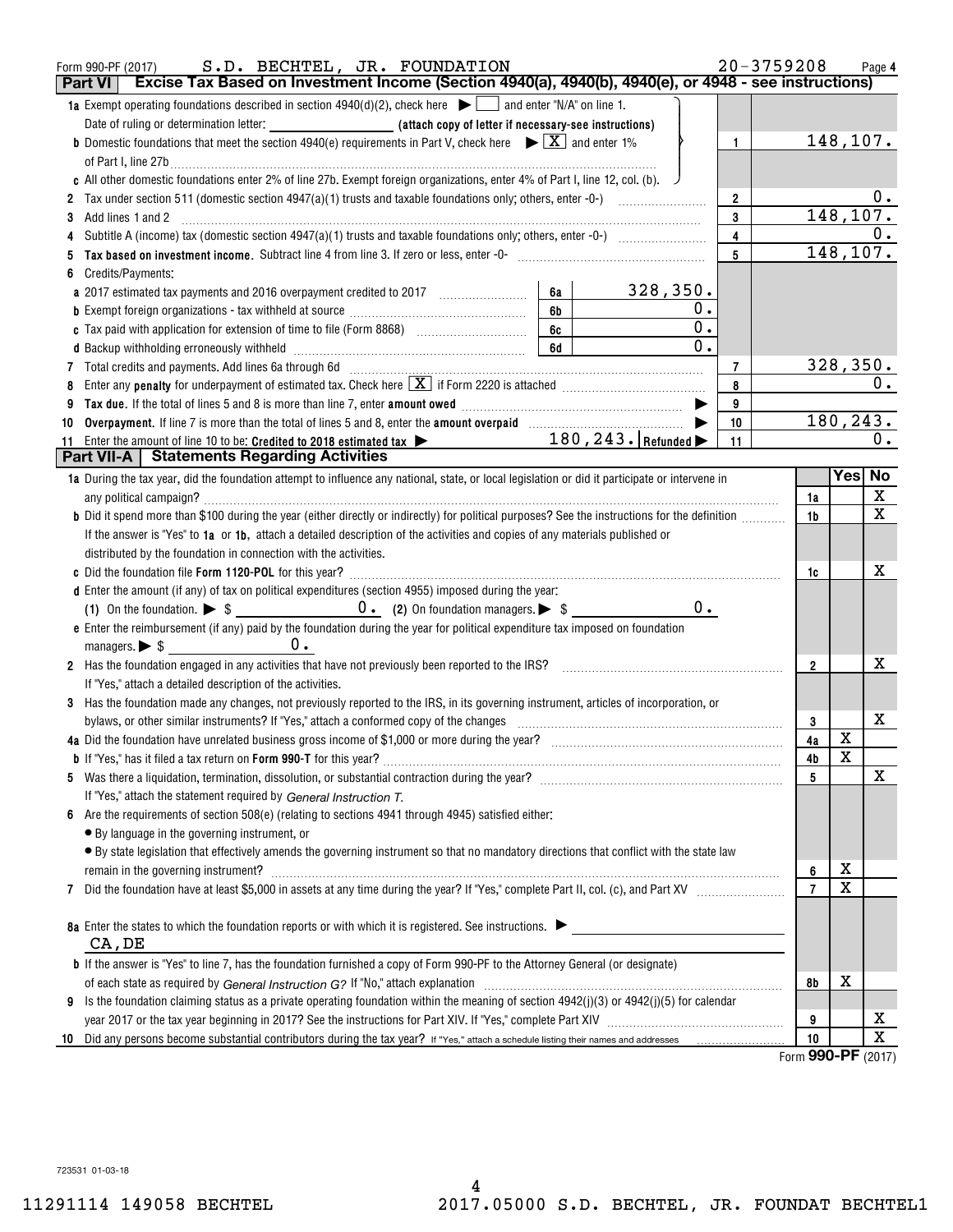Form 990-PF (2017) S.D. BECHTEL, JR. FOUNDATION 20-3759208 Page 4

## Part VI Excise Tax Based on Investment Income (Section 4940(a), 4940(b), 4940(e), or 4948 - see instructions)

| | | | | |
|---|---|---|---|---|
| **1a** Exempt operating foundations described in section 4940(d)(2), check here ▶ ☐ and enter "N/A" on line 1. Date of ruling or determination letter: ________ (attach copy of letter if necessary-see instructions) | | | | |
| **b** Domestic foundations that meet the section 4940(e) requirements in Part V, check here ▶ ☒ and enter 1% of Part I, line 27b | | | 1 | 148,107. |
| **c** All other domestic foundations enter 2% of line 27b. Exempt foreign organizations, enter 4% of Part I, line 12, col. (b). | | | | |
| **2** Tax under section 511 (domestic section 4947(a)(1) trusts and taxable foundations only; others, enter -0-) | | | 2 | 0. |
| **3** Add lines 1 and 2 | | | 3 | 148,107. |
| **4** Subtitle A (income) tax (domestic section 4947(a)(1) trusts and taxable foundations only; others, enter -0-) | | | 4 | 0. |
| **5** **Tax based on investment income.** Subtract line 4 from line 3. If zero or less, enter -0- | | | 5 | 148,107. |
| **6** Credits/Payments: | | | | |
| **a** 2017 estimated tax payments and 2016 overpayment credited to 2017 | 6a | 328,350. | | |
| **b** Exempt foreign organizations - tax withheld at source | 6b | 0. | | |
| **c** Tax paid with application for extension of time to file (Form 8868) | 6c | 0. | | |
| **d** Backup withholding erroneously withheld | 6d | 0. | | |
| **7** Total credits and payments. Add lines 6a through 6d | | | 7 | 328,350. |
| **8** Enter any **penalty** for underpayment of estimated tax. Check here ☒ if Form 2220 is attached | | | 8 | 0. |
| **9** **Tax due.** If the total of lines 5 and 8 is more than line 7, enter **amount owed** ▶ | | | 9 | |
| **10** **Overpayment.** If line 7 is more than the total of lines 5 and 8, enter the **amount overpaid** ▶ | | | 10 | 180,243. |
| **11** Enter the amount of line 10 to be: **Credited to 2018 estimated tax** ▶ 180,243. **Refunded** ▶ | | | 11 | 0. |

## Part VII-A Statements Regarding Activities

| | | Yes | No |
|---|---|---|---|
| **1a** During the tax year, did the foundation attempt to influence any national, state, or local legislation or did it participate or intervene in any political campaign? | 1a | | X |
| **b** Did it spend more than $100 during the year (either directly or indirectly) for political purposes? See the instructions for the definition | 1b | | X |
| If the answer is "Yes" to **1a** or **1b**, attach a detailed description of the activities and copies of any materials published or distributed by the foundation in connection with the activities. | | | |
| **c** Did the foundation file **Form 1120-POL** for this year? | 1c | | X |
| **d** Enter the amount (if any) of tax on political expenditures (section 4955) imposed during the year: (1) On the foundation. ▶ $ 0. (2) On foundation managers. ▶ $ 0. | | | |
| **e** Enter the reimbursement (if any) paid by the foundation during the year for political expenditure tax imposed on foundation managers. ▶ $ 0. | | | |
| **2** Has the foundation engaged in any activities that have not previously been reported to the IRS? | 2 | | X |
| If "Yes," attach a detailed description of the activities. | | | |
| **3** Has the foundation made any changes, not previously reported to the IRS, in its governing instrument, articles of incorporation, or bylaws, or other similar instruments? If "Yes," attach a conformed copy of the changes | 3 | | X |
| **4a** Did the foundation have unrelated business gross income of $1,000 or more during the year? | 4a | X | |
| **b** If "Yes," has it filed a tax return on **Form 990-T** for this year? | 4b | X | |
| **5** Was there a liquidation, termination, dissolution, or substantial contraction during the year? | 5 | | X |
| If "Yes," attach the statement required by *General Instruction T.* | | | |
| **6** Are the requirements of section 508(e) (relating to sections 4941 through 4945) satisfied either: • By language in the governing instrument, or • By state legislation that effectively amends the governing instrument so that no mandatory directions that conflict with the state law remain in the governing instrument? | 6 | X | |
| **7** Did the foundation have at least $5,000 in assets at any time during the year? If "Yes," complete Part II, col. (c), and Part XV | 7 | X | |
| **8a** Enter the states to which the foundation reports or with which it is registered. See instructions. ▶ CA,DE | | | |
| **b** If the answer is "Yes" to line 7, has the foundation furnished a copy of Form 990-PF to the Attorney General (or designate) of each state as required by *General Instruction G?* If "No," attach explanation | 8b | X | |
| **9** Is the foundation claiming status as a private operating foundation within the meaning of section 4942(j)(3) or 4942(j)(5) for calendar year 2017 or the tax year beginning in 2017? See the instructions for Part XIV. If "Yes," complete Part XIV | 9 | | X |
| **10** Did any persons become substantial contributors during the tax year? If "Yes," attach a schedule listing their names and addresses | 10 | | X |

Form **990-PF** (2017)

723531 01-03-18

11291114 149058 BECHTEL 2017.05000 S.D. BECHTEL, JR. FOUNDAT BECHTEL1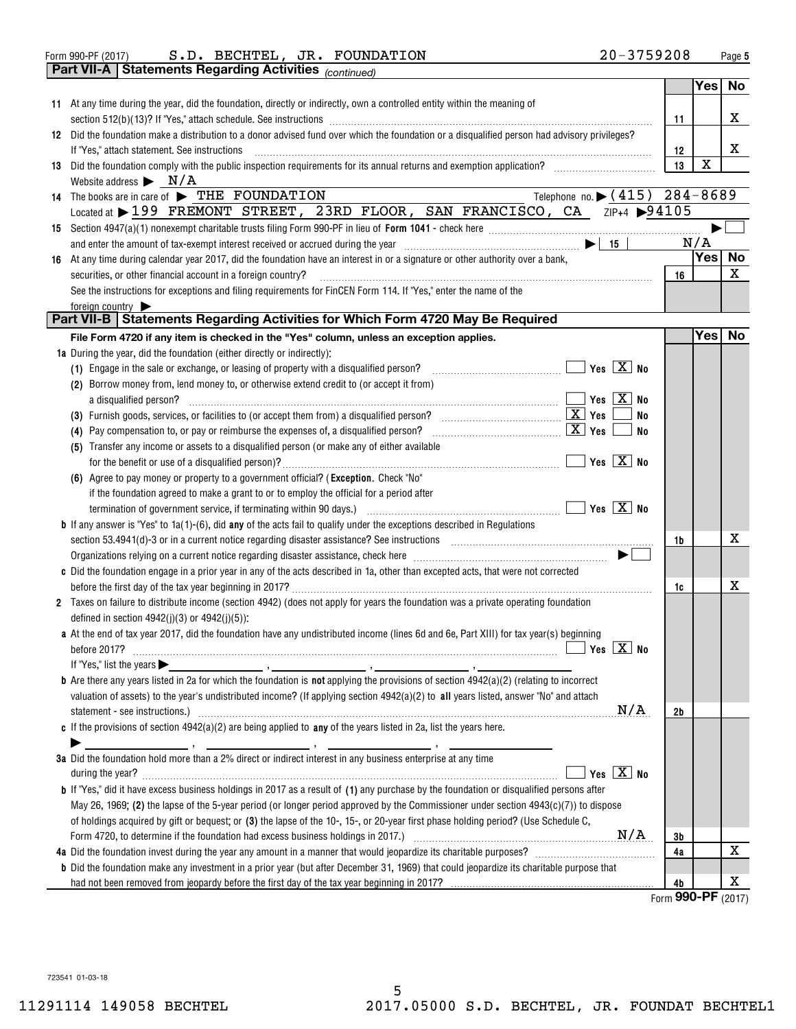Form 990-PF (2017) S.D. BECHTEL, JR. FOUNDATION 20-3759208 Page 5

**Part VII-A Statements Regarding Activities** *(continued)*

| | | | Yes | No |
|---|---|---|---|---|
| 11 | At any time during the year, did the foundation, directly or indirectly, own a controlled entity within the meaning of section 512(b)(13)? If "Yes," attach schedule. See instructions | 11 | | X |
| 12 | Did the foundation make a distribution to a donor advised fund over which the foundation or a disqualified person had advisory privileges? If "Yes," attach statement. See instructions | 12 | | X |
| 13 | Did the foundation comply with the public inspection requirements for its annual returns and exemption application? | 13 | X | |

Website address ▶ N/A

14 The books are in care of ▶ THE FOUNDATION Telephone no. ▶ (415) 284-8689

Located at ▶ 199 FREMONT STREET, 23RD FLOOR, SAN FRANCISCO, CA ZIP+4 ▶ 94105

15 Section 4947(a)(1) nonexempt charitable trusts filing Form 990-PF in lieu of **Form 1041** - check here ▶ ☐

and enter the amount of tax-exempt interest received or accrued during the year ▶ 15 N/A

| | | | Yes | No |
|---|---|---|---|---|
| 16 | At any time during calendar year 2017, did the foundation have an interest in or a signature or other authority over a bank, securities, or other financial account in a foreign country? | 16 | | X |

See the instructions for exceptions and filing requirements for FinCEN Form 114. If "Yes," enter the name of the foreign country ▶

**Part VII-B Statements Regarding Activities for Which Form 4720 May Be Required**

**File Form 4720 if any item is checked in the "Yes" column, unless an exception applies.**

**1a** During the year, did the foundation (either directly or indirectly):

(1) Engage in the sale or exchange, or leasing of property with a disqualified person? ☐ Yes ☒ No

(2) Borrow money from, lend money to, or otherwise extend credit to (or accept it from) a disqualified person? ☐ Yes ☒ No

(3) Furnish goods, services, or facilities to (or accept them from) a disqualified person? ☒ Yes ☐ No

(4) Pay compensation to, or pay or reimburse the expenses of, a disqualified person? ☒ Yes ☐ No

(5) Transfer any income or assets to a disqualified person (or make any of either available for the benefit or use of a disqualified person)? ☐ Yes ☒ No

(6) Agree to pay money or property to a government official? (**Exception**. Check "No" if the foundation agreed to make a grant to or to employ the official for a period after termination of government service, if terminating within 90 days.) ☐ Yes ☒ No

| | | | Yes | No |
|---|---|---|---|---|
| **b** | If any answer is "Yes" to 1a(1)-(6), did **any** of the acts fail to qualify under the exceptions described in Regulations section 53.4941(d)-3 or in a current notice regarding disaster assistance? See instructions | 1b | | X |
| | Organizations relying on a current notice regarding disaster assistance, check here ▶ ☐ | | | |
| **c** | Did the foundation engage in a prior year in any of the acts described in 1a, other than excepted acts, that were not corrected before the first day of the tax year beginning in 2017? | 1c | | X |

**2** Taxes on failure to distribute income (section 4942) (does not apply for years the foundation was a private operating foundation defined in section 4942(j)(3) or 4942(j)(5)):

**a** At the end of tax year 2017, did the foundation have any undistributed income (lines 6d and 6e, Part XIII) for tax year(s) beginning before 2017? ☐ Yes ☒ No

If "Yes," list the years ▶ , , ,

| | | | Yes | No |
|---|---|---|---|---|
| **b** | Are there any years listed in 2a for which the foundation is **not** applying the provisions of section 4942(a)(2) (relating to incorrect valuation of assets) to the year's undistributed income? (If applying section 4942(a)(2) to **all** years listed, answer "No" and attach statement - see instructions.) N/A | 2b | | |

**c** If the provisions of section 4942(a)(2) are being applied to **any** of the years listed in 2a, list the years here.

▶ , , ,

**3a** Did the foundation hold more than a 2% direct or indirect interest in any business enterprise at any time during the year? ☐ Yes ☒ No

| | | | Yes | No |
|---|---|---|---|---|
| **b** | If "Yes," did it have excess business holdings in 2017 as a result of **(1)** any purchase by the foundation or disqualified persons after May 26, 1969; **(2)** the lapse of the 5-year period (or longer period approved by the Commissioner under section 4943(c)(7)) to dispose of holdings acquired by gift or bequest; or **(3)** the lapse of the 10-, 15-, or 20-year first phase holding period? (Use Schedule C, Form 4720, to determine if the foundation had excess business holdings in 2017.) N/A | 3b | | |
| **4a** | Did the foundation invest during the year any amount in a manner that would jeopardize its charitable purposes? | 4a | | X |
| **b** | Did the foundation make any investment in a prior year (but after December 31, 1969) that could jeopardize its charitable purpose that had not been removed from jeopardy before the first day of the tax year beginning in 2017? | 4b | | X |

Form **990-PF** (2017)

723541 01-03-18

11291114 149058 BECHTEL 2017.05000 S.D. BECHTEL, JR. FOUNDAT BECHTEL1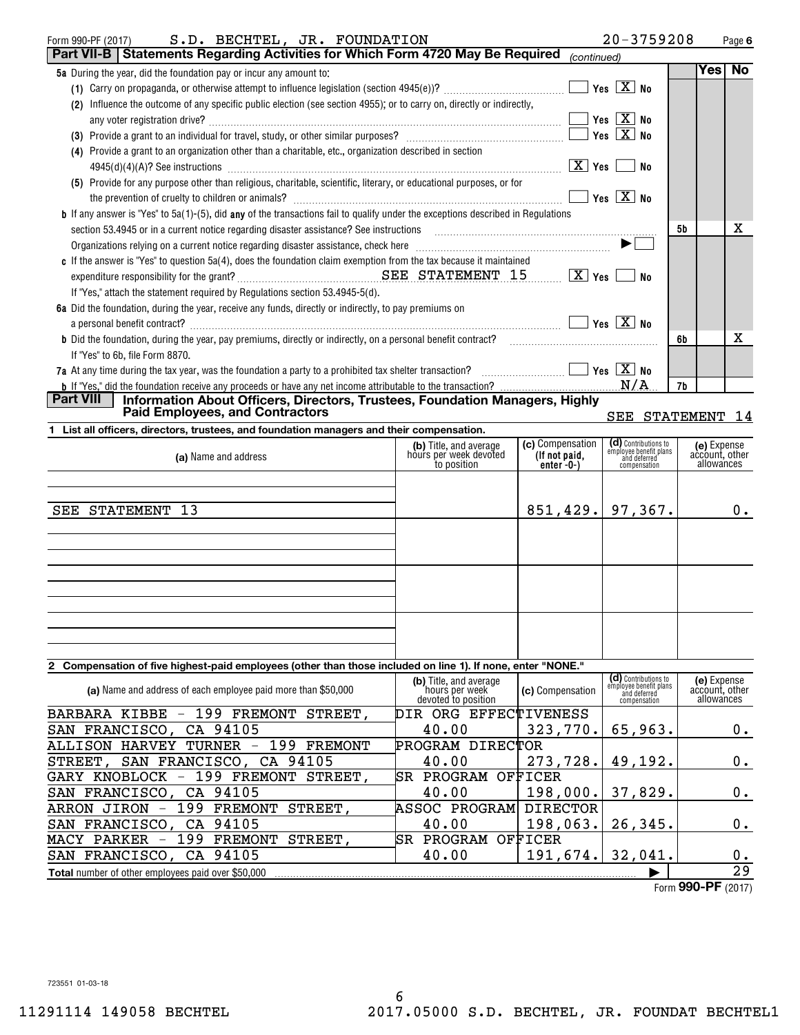Form 990-PF (2017) S.D. BECHTEL, JR. FOUNDATION 20-3759208

## Part VII-B Statements Regarding Activities for Which Form 4720 May Be Required *(continued)*

| | | Yes | No |
|---|---|---|---|
| **5a** During the year, did the foundation pay or incur any amount to: | | | |
| (1) Carry on propaganda, or otherwise attempt to influence legislation (section 4945(e))? ☐ Yes [X] No | | | |
| (2) Influence the outcome of any specific public election (see section 4955); or to carry on, directly or indirectly, any voter registration drive? ☐ Yes [X] No | | | |
| (3) Provide a grant to an individual for travel, study, or other similar purposes? ☐ Yes [X] No | | | |
| (4) Provide a grant to an organization other than a charitable, etc., organization described in section 4945(d)(4)(A)? See instructions [X] Yes ☐ No | | | |
| (5) Provide for any purpose other than religious, charitable, scientific, literary, or educational purposes, or for the prevention of cruelty to children or animals? ☐ Yes [X] No | | | |
| **b** If any answer is "Yes" to 5a(1)-(5), did **any** of the transactions fail to qualify under the exceptions described in Regulations section 53.4945 or in a current notice regarding disaster assistance? See instructions | 5b | | X |
| Organizations relying on a current notice regarding disaster assistance, check here ▶ ☐ | | | |
| **c** If the answer is "Yes" to question 5a(4), does the foundation claim exemption from the tax because it maintained expenditure responsibility for the grant? SEE STATEMENT 15 [X] Yes ☐ No | | | |
| If "Yes," attach the statement required by Regulations section 53.4945-5(d). | | | |
| **6a** Did the foundation, during the year, receive any funds, directly or indirectly, to pay premiums on a personal benefit contract? ☐ Yes [X] No | | | |
| **b** Did the foundation, during the year, pay premiums, directly or indirectly, on a personal benefit contract? | 6b | | X |
| If "Yes" to 6b, file Form 8870. | | | |
| **7a** At any time during the tax year, was the foundation a party to a prohibited tax shelter transaction? ☐ Yes [X] No | | | |
| **b** If "Yes," did the foundation receive any proceeds or have any net income attributable to the transaction? N/A | 7b | | |

## Part VIII Information About Officers, Directors, Trustees, Foundation Managers, Highly Paid Employees, and Contractors

SEE STATEMENT 14

**1 List all officers, directors, trustees, and foundation managers and their compensation.**

| (a) Name and address | (b) Title, and average hours per week devoted to position | (c) Compensation (If not paid, enter -0-) | (d) Contributions to employee benefit plans and deferred compensation | (e) Expense account, other allowances |
|---|---|---|---|---|
| SEE STATEMENT 13 | | 851,429. | 97,367. | 0. |

**2 Compensation of five highest-paid employees (other than those included on line 1). If none, enter "NONE."**

| (a) Name and address of each employee paid more than $50,000 | (b) Title, and average hours per week devoted to position | (c) Compensation | (d) Contributions to employee benefit plans and deferred compensation | (e) Expense account, other allowances |
|---|---|---|---|---|
| BARBARA KIBBE - 199 FREMONT STREET, SAN FRANCISCO, CA 94105 | DIR ORG EFFECTIVENESS 40.00 | 323,770. | 65,963. | 0. |
| ALLISON HARVEY TURNER - 199 FREMONT STREET, SAN FRANCISCO, CA 94105 | PROGRAM DIRECTOR 40.00 | 273,728. | 49,192. | 0. |
| GARY KNOBLOCK - 199 FREMONT STREET, SAN FRANCISCO, CA 94105 | SR PROGRAM OFFICER 40.00 | 198,000. | 37,829. | 0. |
| ARRON JIRON - 199 FREMONT STREET, SAN FRANCISCO, CA 94105 | ASSOC PROGRAM DIRECTOR 40.00 | 198,063. | 26,345. | 0. |
| MACY PARKER - 199 FREMONT STREET, SAN FRANCISCO, CA 94105 | SR PROGRAM OFFICER 40.00 | 191,674. | 32,041. | 0. |

**Total** number of other employees paid over $50,000 ▶ 29

Form **990-PF** (2017)

723551 01-03-18

11291114 149058 BECHTEL 2017.05000 S.D. BECHTEL, JR. FOUNDAT BECHTEL1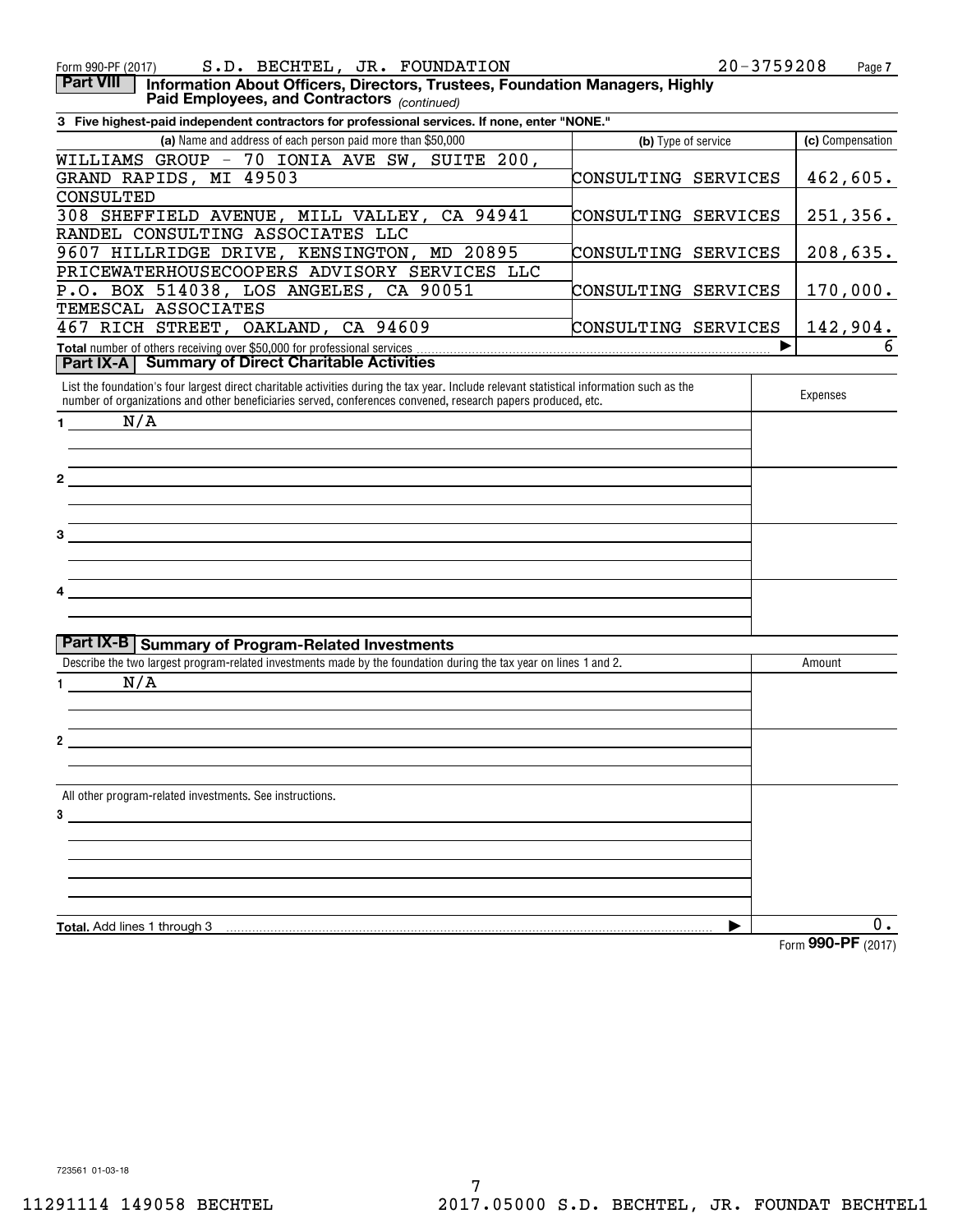Form 990-PF (2017) S.D. BECHTEL, JR. FOUNDATION 20-3759208 Page 7

**Part VIII** **Information About Officers, Directors, Trustees, Foundation Managers, Highly Paid Employees, and Contractors** *(continued)*

**3 Five highest-paid independent contractors for professional services. If none, enter "NONE."**

| (a) Name and address of each person paid more than $50,000 | (b) Type of service | (c) Compensation |
|---|---|---|
| WILLIAMS GROUP - 70 IONIA AVE SW, SUITE 200, GRAND RAPIDS, MI 49503 | CONSULTING SERVICES | 462,605. |
| CONSULTED 308 SHEFFIELD AVENUE, MILL VALLEY, CA 94941 | CONSULTING SERVICES | 251,356. |
| RANDEL CONSULTING ASSOCIATES LLC 9607 HILLRIDGE DRIVE, KENSINGTON, MD 20895 | CONSULTING SERVICES | 208,635. |
| PRICEWATERHOUSECOOPERS ADVISORY SERVICES LLC P.O. BOX 514038, LOS ANGELES, CA 90051 | CONSULTING SERVICES | 170,000. |
| TEMESCAL ASSOCIATES 467 RICH STREET, OAKLAND, CA 94609 | CONSULTING SERVICES | 142,904. |
| **Total** number of others receiving over $50,000 for professional services ▶ | | 6 |

**Part IX-A** **Summary of Direct Charitable Activities**

| List the foundation's four largest direct charitable activities during the tax year. Include relevant statistical information such as the number of organizations and other beneficiaries served, conferences convened, research papers produced, etc. | Expenses |
|---|---|
| 1 N/A | |
| 2 | |
| 3 | |
| 4 | |

**Part IX-B** **Summary of Program-Related Investments**

| Describe the two largest program-related investments made by the foundation during the tax year on lines 1 and 2. | Amount |
|---|---|
| 1 N/A | |
| 2 | |
| All other program-related investments. See instructions. 3 | |
| **Total.** Add lines 1 through 3 ▶ | 0. |

Form **990-PF** (2017)

723561 01-03-18

11291114 149058 BECHTEL 2017.05000 S.D. BECHTEL, JR. FOUNDAT BECHTEL1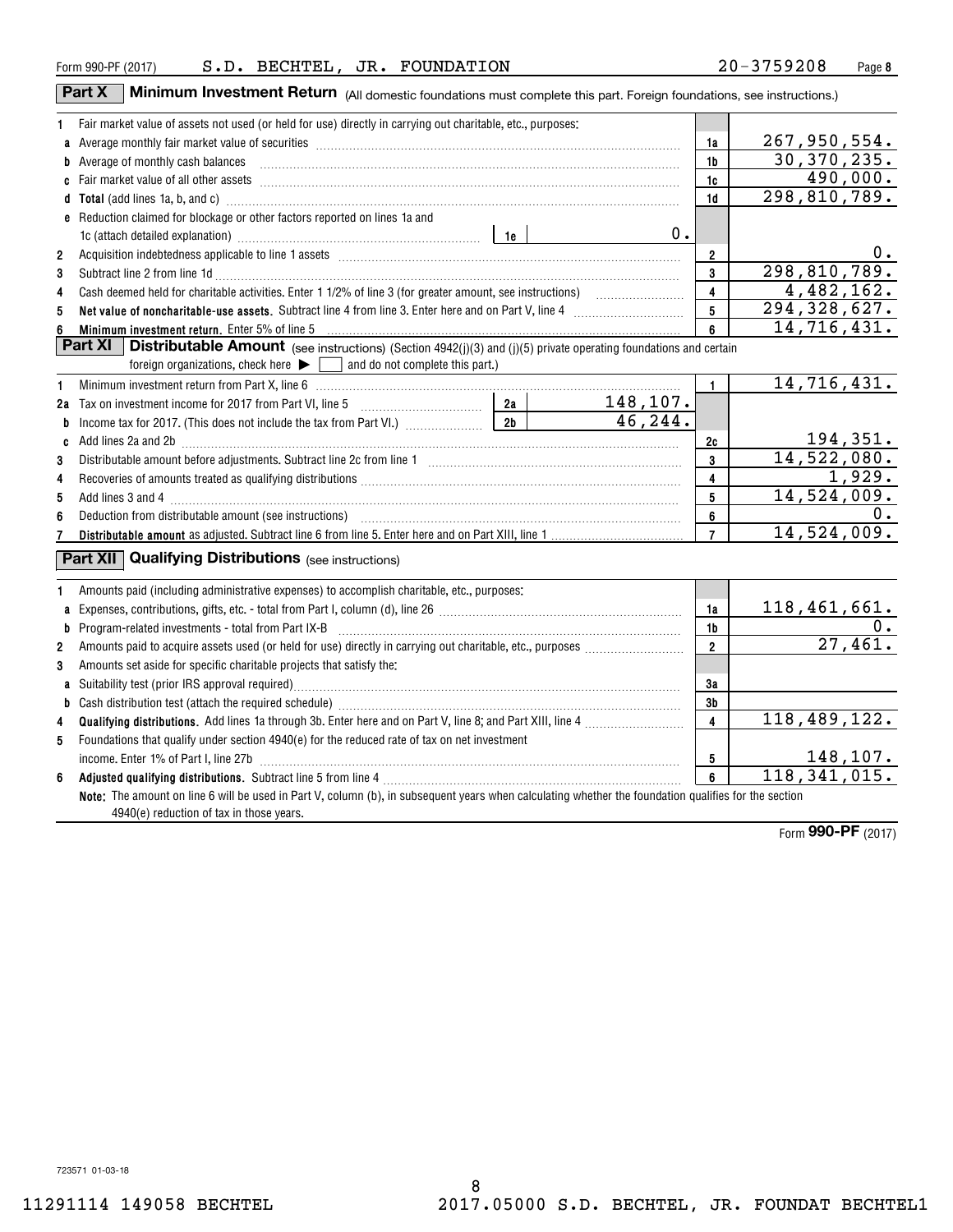Form 990-PF (2017) S.D. BECHTEL, JR. FOUNDATION 20-3759208

## Part X Minimum Investment Return (All domestic foundations must complete this part. Foreign foundations, see instructions.)

| | | | |
|---|---|---|---|
| 1 | Fair market value of assets not used (or held for use) directly in carrying out charitable, etc., purposes: | | |
| a | Average monthly fair market value of securities | 1a | 267,950,554. |
| b | Average of monthly cash balances | 1b | 30,370,235. |
| c | Fair market value of all other assets | 1c | 490,000. |
| d | **Total** (add lines 1a, b, and c) | 1d | 298,810,789. |
| e | Reduction claimed for blockage or other factors reported on lines 1a and 1c (attach detailed explanation) — 1e: 0. | | |
| 2 | Acquisition indebtedness applicable to line 1 assets | 2 | 0. |
| 3 | Subtract line 2 from line 1d | 3 | 298,810,789. |
| 4 | Cash deemed held for charitable activities. Enter 1 1/2% of line 3 (for greater amount, see instructions) | 4 | 4,482,162. |
| 5 | **Net value of noncharitable-use assets**. Subtract line 4 from line 3. Enter here and on Part V, line 4 | 5 | 294,328,627. |
| 6 | **Minimum investment return**. Enter 5% of line 5 | 6 | 14,716,431. |

## Part XI Distributable Amount (see instructions) (Section 4942(j)(3) and (j)(5) private operating foundations and certain foreign organizations, check here ▶ ☐ and do not complete this part.)

| | | | |
|---|---|---|---|
| 1 | Minimum investment return from Part X, line 6 | 1 | 14,716,431. |
| 2a | Tax on investment income for 2017 from Part VI, line 5 — 2a: 148,107. | | |
| b | Income tax for 2017. (This does not include the tax from Part VI.) — 2b: 46,244. | | |
| c | Add lines 2a and 2b | 2c | 194,351. |
| 3 | Distributable amount before adjustments. Subtract line 2c from line 1 | 3 | 14,522,080. |
| 4 | Recoveries of amounts treated as qualifying distributions | 4 | 1,929. |
| 5 | Add lines 3 and 4 | 5 | 14,524,009. |
| 6 | Deduction from distributable amount (see instructions) | 6 | 0. |
| 7 | **Distributable amount** as adjusted. Subtract line 6 from line 5. Enter here and on Part XIII, line 1 | 7 | 14,524,009. |

## Part XII Qualifying Distributions (see instructions)

| | | | |
|---|---|---|---|
| 1 | Amounts paid (including administrative expenses) to accomplish charitable, etc., purposes: | | |
| a | Expenses, contributions, gifts, etc. - total from Part I, column (d), line 26 | 1a | 118,461,661. |
| b | Program-related investments - total from Part IX-B | 1b | 0. |
| 2 | Amounts paid to acquire assets used (or held for use) directly in carrying out charitable, etc., purposes | 2 | 27,461. |
| 3 | Amounts set aside for specific charitable projects that satisfy the: | | |
| a | Suitability test (prior IRS approval required) | 3a | |
| b | Cash distribution test (attach the required schedule) | 3b | |
| 4 | **Qualifying distributions**. Add lines 1a through 3b. Enter here and on Part V, line 8; and Part XIII, line 4 | 4 | 118,489,122. |
| 5 | Foundations that qualify under section 4940(e) for the reduced rate of tax on net investment income. Enter 1% of Part I, line 27b | 5 | 148,107. |
| 6 | **Adjusted qualifying distributions**. Subtract line 5 from line 4 | 6 | 118,341,015. |

**Note:** The amount on line 6 will be used in Part V, column (b), in subsequent years when calculating whether the foundation qualifies for the section 4940(e) reduction of tax in those years.

Form **990-PF** (2017)

723571 01-03-18

11291114 149058 BECHTEL 2017.05000 S.D. BECHTEL, JR. FOUNDAT BECHTEL1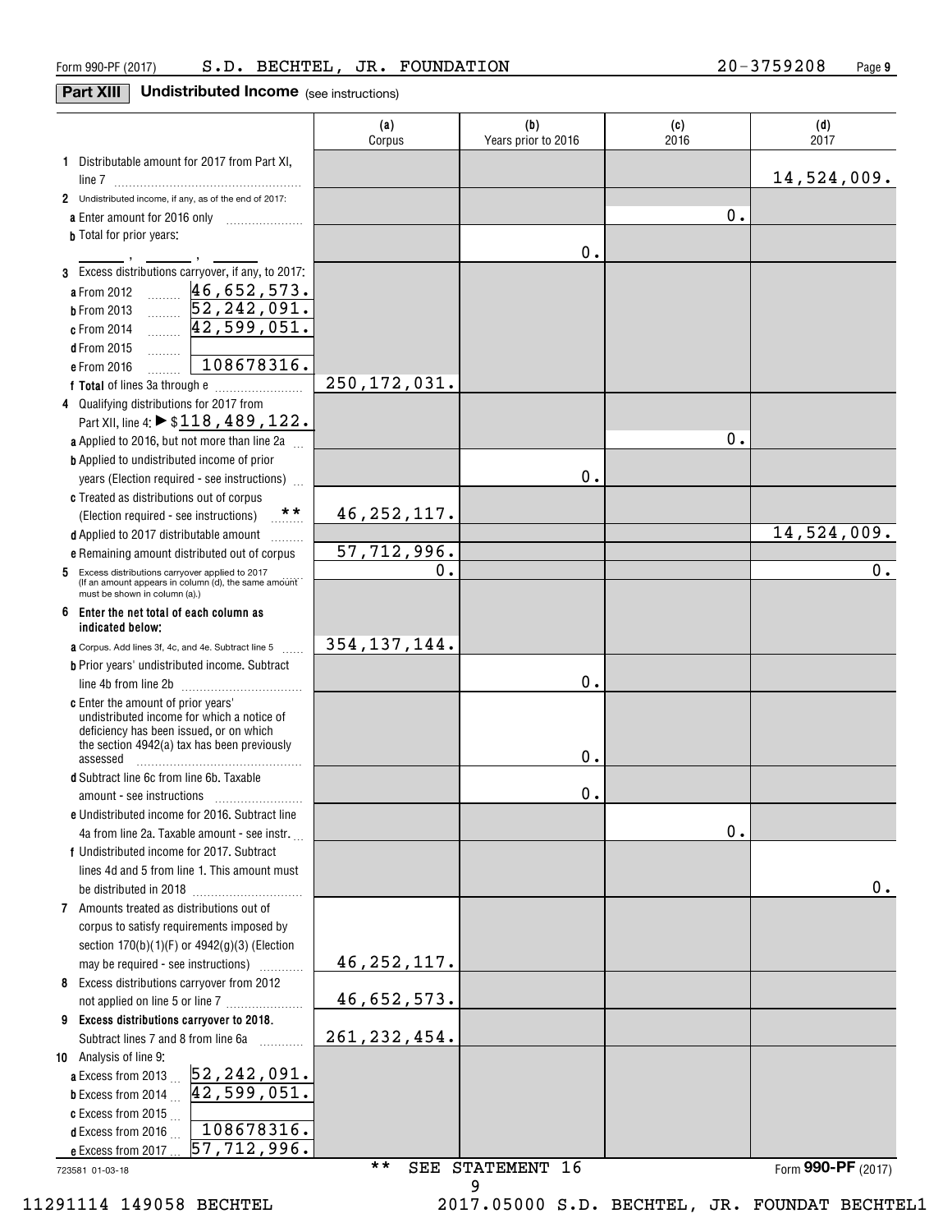Form 990-PF (2017) S.D. BECHTEL, JR. FOUNDATION 20-3759208 Page 9

## Part XIII Undistributed Income (see instructions)

| | (a) Corpus | (b) Years prior to 2016 | (c) 2016 | (d) 2017 |
|---|---|---|---|---|
| **1** Distributable amount for 2017 from Part XI, line 7 | | | | 14,524,009. |
| **2** Undistributed income, if any, as of the end of 2017: | | | | |
| **a** Enter amount for 2016 only | | | 0. | |
| **b** Total for prior years: ___ , ___ , ___ | | 0. | | |
| **3** Excess distributions carryover, if any, to 2017: | | | | |
| **a** From 2012 ... 46,652,573. | | | | |
| **b** From 2013 ... 52,242,091. | | | | |
| **c** From 2014 ... 42,599,051. | | | | |
| **d** From 2015 ... | | | | |
| **e** From 2016 ... 108678316. | | | | |
| **f Total** of lines 3a through e | 250,172,031. | | | |
| **4** Qualifying distributions for 2017 from Part XII, line 4: ▶ $118,489,122. | | | | |
| **a** Applied to 2016, but not more than line 2a | | | 0. | |
| **b** Applied to undistributed income of prior years (Election required - see instructions) | | 0. | | |
| **c** Treated as distributions out of corpus (Election required - see instructions) ** | 46,252,117. | | | |
| **d** Applied to 2017 distributable amount | | | | 14,524,009. |
| **e** Remaining amount distributed out of corpus | 57,712,996. | | | |
| **5** Excess distributions carryover applied to 2017 (If an amount appears in column (d), the same amount must be shown in column (a).) | 0. | | | 0. |
| **6 Enter the net total of each column as indicated below:** | | | | |
| **a** Corpus. Add lines 3f, 4c, and 4e. Subtract line 5 | 354,137,144. | | | |
| **b** Prior years' undistributed income. Subtract line 4b from line 2b | | 0. | | |
| **c** Enter the amount of prior years' undistributed income for which a notice of deficiency has been issued, or on which the section 4942(a) tax has been previously assessed | | 0. | | |
| **d** Subtract line 6c from line 6b. Taxable amount - see instructions | | 0. | | |
| **e** Undistributed income for 2016. Subtract line 4a from line 2a. Taxable amount - see instr. | | | 0. | |
| **f** Undistributed income for 2017. Subtract lines 4d and 5 from line 1. This amount must be distributed in 2018 | | | | 0. |
| **7** Amounts treated as distributions out of corpus to satisfy requirements imposed by section 170(b)(1)(F) or 4942(g)(3) (Election may be required - see instructions) | 46,252,117. | | | |
| **8** Excess distributions carryover from 2012 not applied on line 5 or line 7 | 46,652,573. | | | |
| **9 Excess distributions carryover to 2018.** Subtract lines 7 and 8 from line 6a | 261,232,454. | | | |
| **10** Analysis of line 9: | | | | |
| **a** Excess from 2013 ... 52,242,091. | | | | |
| **b** Excess from 2014 ... 42,599,051. | | | | |
| **c** Excess from 2015 ... | | | | |
| **d** Excess from 2016 ... 108678316. | | | | |
| **e** Excess from 2017 ... 57,712,996. | | | | |

** SEE STATEMENT 16

723581 01-03-18 Form **990-PF** (2017)

11291114 149058 BECHTEL 2017.05000 S.D. BECHTEL, JR. FOUNDAT BECHTEL1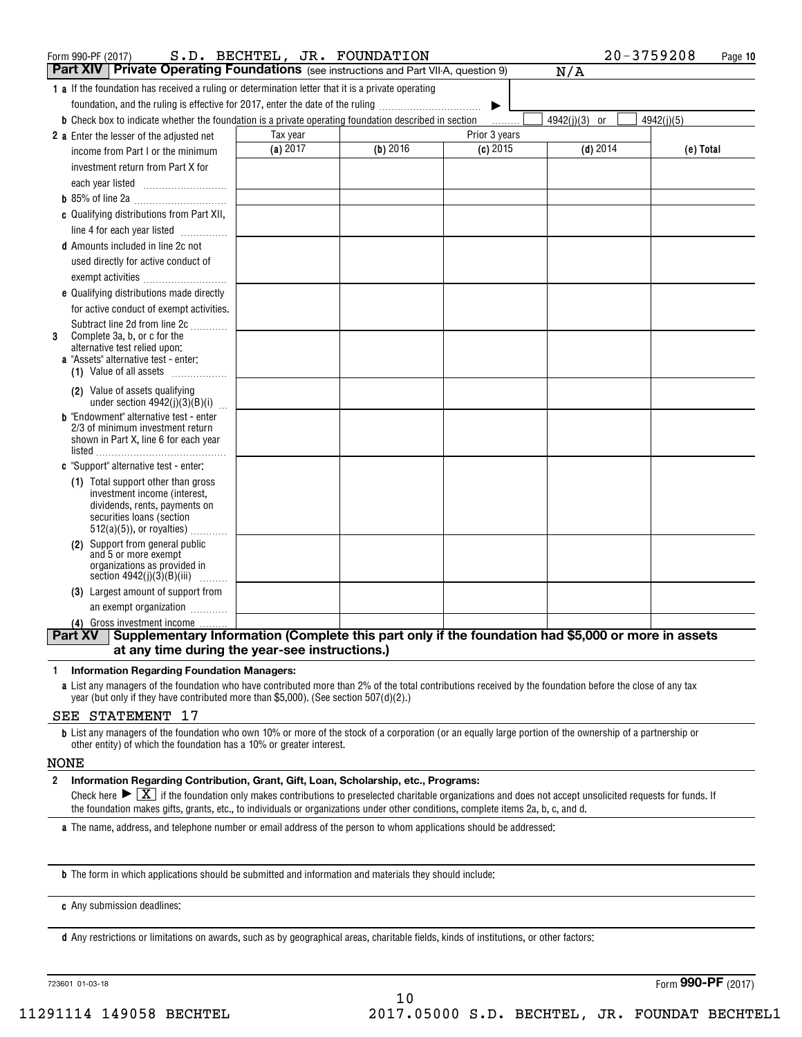Form 990-PF (2017) S.D. BECHTEL, JR. FOUNDATION 20-3759208 Page 10

**Part XIV | Private Operating Foundations** (see instructions and Part VII-A, question 9) N/A

**1 a** If the foundation has received a ruling or determination letter that it is a private operating foundation, and the ruling is effective for 2017, enter the date of the ruling ▶

**b** Check box to indicate whether the foundation is a private operating foundation described in section ☐ 4942(j)(3) or ☐ 4942(j)(5)

| | Tax year | Prior 3 years | | | |
|---|---|---|---|---|---|
| | **(a)** 2017 | **(b)** 2016 | **(c)** 2015 | **(d)** 2014 | **(e)** Total |
| **2 a** Enter the lesser of the adjusted net income from Part I or the minimum investment return from Part X for each year listed | | | | | |
| **b** 85% of line 2a | | | | | |
| **c** Qualifying distributions from Part XII, line 4 for each year listed | | | | | |
| **d** Amounts included in line 2c not used directly for active conduct of exempt activities | | | | | |
| **e** Qualifying distributions made directly for active conduct of exempt activities. Subtract line 2d from line 2c | | | | | |
| **3** Complete 3a, b, or c for the alternative test relied upon: **a** "Assets" alternative test - enter: **(1)** Value of all assets | | | | | |
| **(2)** Value of assets qualifying under section 4942(j)(3)(B)(i) | | | | | |
| **b** "Endowment" alternative test - enter 2/3 of minimum investment return shown in Part X, line 6 for each year listed | | | | | |
| **c** "Support" alternative test - enter: **(1)** Total support other than gross investment income (interest, dividends, rents, payments on securities loans (section 512(a)(5)), or royalties) | | | | | |
| **(2)** Support from general public and 5 or more exempt organizations as provided in section 4942(j)(3)(B)(iii) | | | | | |
| **(3)** Largest amount of support from an exempt organization | | | | | |
| **(4)** Gross investment income | | | | | |

**Part XV | Supplementary Information (Complete this part only if the foundation had $5,000 or more in assets at any time during the year-see instructions.)**

**1 Information Regarding Foundation Managers:**

**a** List any managers of the foundation who have contributed more than 2% of the total contributions received by the foundation before the close of any tax year (but only if they have contributed more than $5,000). (See section 507(d)(2).)

SEE STATEMENT 17

**b** List any managers of the foundation who own 10% or more of the stock of a corporation (or an equally large portion of the ownership of a partnership or other entity) of which the foundation has a 10% or greater interest.

NONE

**2 Information Regarding Contribution, Grant, Gift, Loan, Scholarship, etc., Programs:**

Check here ▶ ☒ if the foundation only makes contributions to preselected charitable organizations and does not accept unsolicited requests for funds. If the foundation makes gifts, grants, etc., to individuals or organizations under other conditions, complete items 2a, b, c, and d.

**a** The name, address, and telephone number or email address of the person to whom applications should be addressed:

**b** The form in which applications should be submitted and information and materials they should include:

**c** Any submission deadlines:

**d** Any restrictions or limitations on awards, such as by geographical areas, charitable fields, kinds of institutions, or other factors:

723601 01-03-18 Form **990-PF** (2017)

11291114 149058 BECHTEL 2017.05000 S.D. BECHTEL, JR. FOUNDAT BECHTEL1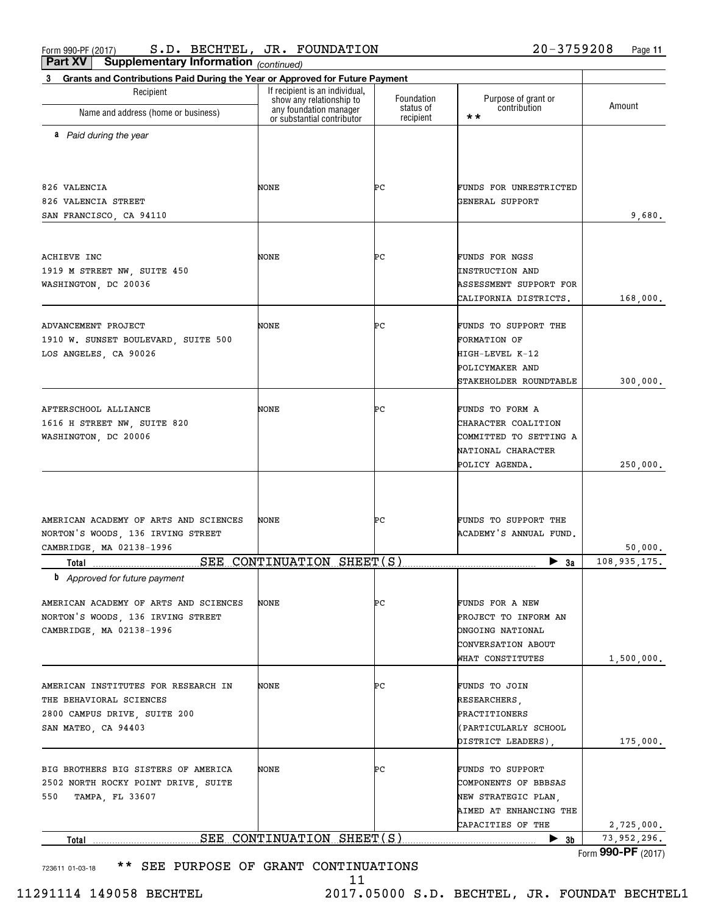Form 990-PF (2017) S.D. BECHTEL, JR. FOUNDATION 20-3759208 Page 11

**Part XV Supplementary Information** *(continued)*

**3 Grants and Contributions Paid During the Year or Approved for Future Payment**

| Recipient Name and address (home or business) | If recipient is an individual, show any relationship to any foundation manager or substantial contributor | Foundation status of recipient | Purpose of grant or contribution ** | Amount |
|---|---|---|---|---|
| ***a** Paid during the year* | | | | |
| 826 VALENCIA 826 VALENCIA STREET SAN FRANCISCO, CA 94110 | NONE | PC | FUNDS FOR UNRESTRICTED GENERAL SUPPORT | 9,680. |
| ACHIEVE INC 1919 M STREET NW, SUITE 450 WASHINGTON, DC 20036 | NONE | PC | FUNDS FOR NGSS INSTRUCTION AND ASSESSMENT SUPPORT FOR CALIFORNIA DISTRICTS. | 168,000. |
| ADVANCEMENT PROJECT 1910 W. SUNSET BOULEVARD, SUITE 500 LOS ANGELES, CA 90026 | NONE | PC | FUNDS TO SUPPORT THE FORMATION OF HIGH-LEVEL K-12 POLICYMAKER AND STAKEHOLDER ROUNDTABLE | 300,000. |
| AFTERSCHOOL ALLIANCE 1616 H STREET NW, SUITE 820 WASHINGTON, DC 20006 | NONE | PC | FUNDS TO FORM A CHARACTER COALITION COMMITTED TO SETTING A NATIONAL CHARACTER POLICY AGENDA. | 250,000. |
| AMERICAN ACADEMY OF ARTS AND SCIENCES NORTON'S WOODS, 136 IRVING STREET CAMBRIDGE, MA 02138-1996 | NONE | PC | FUNDS TO SUPPORT THE ACADEMY'S ANNUAL FUND. | 50,000. |
| **Total** SEE CONTINUATION SHEET(S) | | | ▶ **3a** | 108,935,175. |
| ***b** Approved for future payment* | | | | |
| AMERICAN ACADEMY OF ARTS AND SCIENCES NORTON'S WOODS, 136 IRVING STREET CAMBRIDGE, MA 02138-1996 | NONE | PC | FUNDS FOR A NEW PROJECT TO INFORM AN ONGOING NATIONAL CONVERSATION ABOUT WHAT CONSTITUTES | 1,500,000. |
| AMERICAN INSTITUTES FOR RESEARCH IN THE BEHAVIORAL SCIENCES 2800 CAMPUS DRIVE, SUITE 200 SAN MATEO, CA 94403 | NONE | PC | FUNDS TO JOIN RESEARCHERS, PRACTITIONERS (PARTICULARLY SCHOOL DISTRICT LEADERS), | 175,000. |
| BIG BROTHERS BIG SISTERS OF AMERICA 2502 NORTH ROCKY POINT DRIVE, SUITE 550 TAMPA, FL 33607 | NONE | PC | FUNDS TO SUPPORT COMPONENTS OF BBBSAS NEW STRATEGIC PLAN, AIMED AT ENHANCING THE CAPACITIES OF THE | 2,725,000. |
| **Total** SEE CONTINUATION SHEET(S) | | | ▶ **3b** | 73,952,296. |

Form **990-PF** (2017)

723611 01-03-18 ** SEE PURPOSE OF GRANT CONTINUATIONS

11291114 149058 BECHTEL 2017.05000 S.D. BECHTEL, JR. FOUNDAT BECHTEL1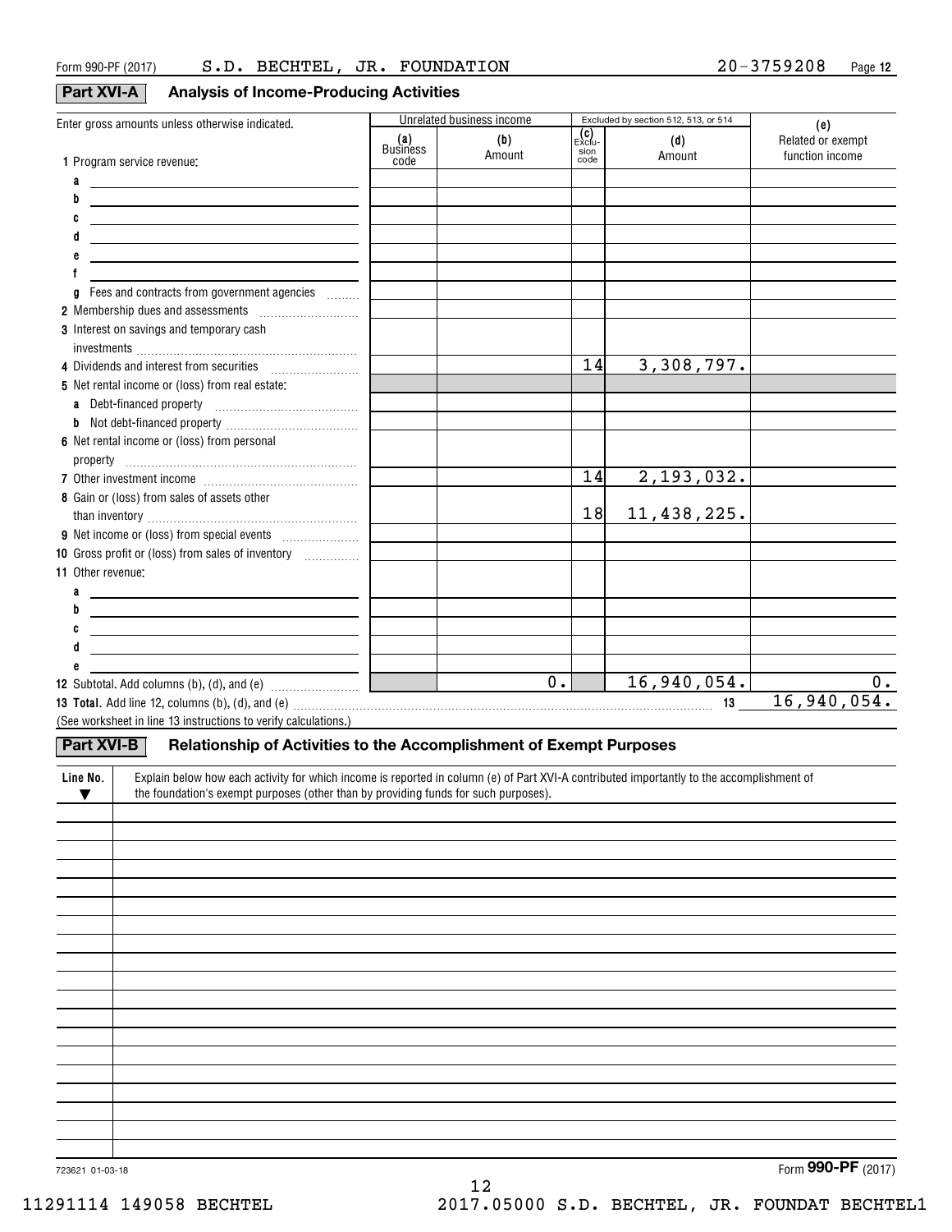Form 990-PF (2017) S.D. BECHTEL, JR. FOUNDATION 20-3759208

## Part XVI-A Analysis of Income-Producing Activities

| Enter gross amounts unless otherwise indicated. | Unrelated business income | | Excluded by section 512, 513, or 514 | | (e) |
|---|---|---|---|---|---|
| | (a) Business code | (b) Amount | (c) Exclusion code | (d) Amount | Related or exempt function income |
| 1 Program service revenue: | | | | | |
| a | | | | | |
| b | | | | | |
| c | | | | | |
| d | | | | | |
| e | | | | | |
| f | | | | | |
| g Fees and contracts from government agencies | | | | | |
| 2 Membership dues and assessments | | | | | |
| 3 Interest on savings and temporary cash investments | | | | | |
| 4 Dividends and interest from securities | | | 14 | 3,308,797. | |
| 5 Net rental income or (loss) from real estate: | | | | | |
| a Debt-financed property | | | | | |
| b Not debt-financed property | | | | | |
| 6 Net rental income or (loss) from personal property | | | | | |
| 7 Other investment income | | | 14 | 2,193,032. | |
| 8 Gain or (loss) from sales of assets other than inventory | | | 18 | 11,438,225. | |
| 9 Net income or (loss) from special events | | | | | |
| 10 Gross profit or (loss) from sales of inventory | | | | | |
| 11 Other revenue: | | | | | |
| a | | | | | |
| b | | | | | |
| c | | | | | |
| d | | | | | |
| e | | | | | |
| 12 Subtotal. Add columns (b), (d), and (e) | | 0. | | 16,940,054. | 0. |

13 Total. Add line 12, columns (b), (d), and (e) .......... 13 16,940,054.

(See worksheet in line 13 instructions to verify calculations.)

## Part XVI-B Relationship of Activities to the Accomplishment of Exempt Purposes

| Line No. ▼ | Explain below how each activity for which income is reported in column (e) of Part XVI-A contributed importantly to the accomplishment of the foundation's exempt purposes (other than by providing funds for such purposes). |
|---|---|
| | |

723621 01-03-18 Form 990-PF (2017)

11291114 149058 BECHTEL 2017.05000 S.D. BECHTEL, JR. FOUNDAT BECHTEL1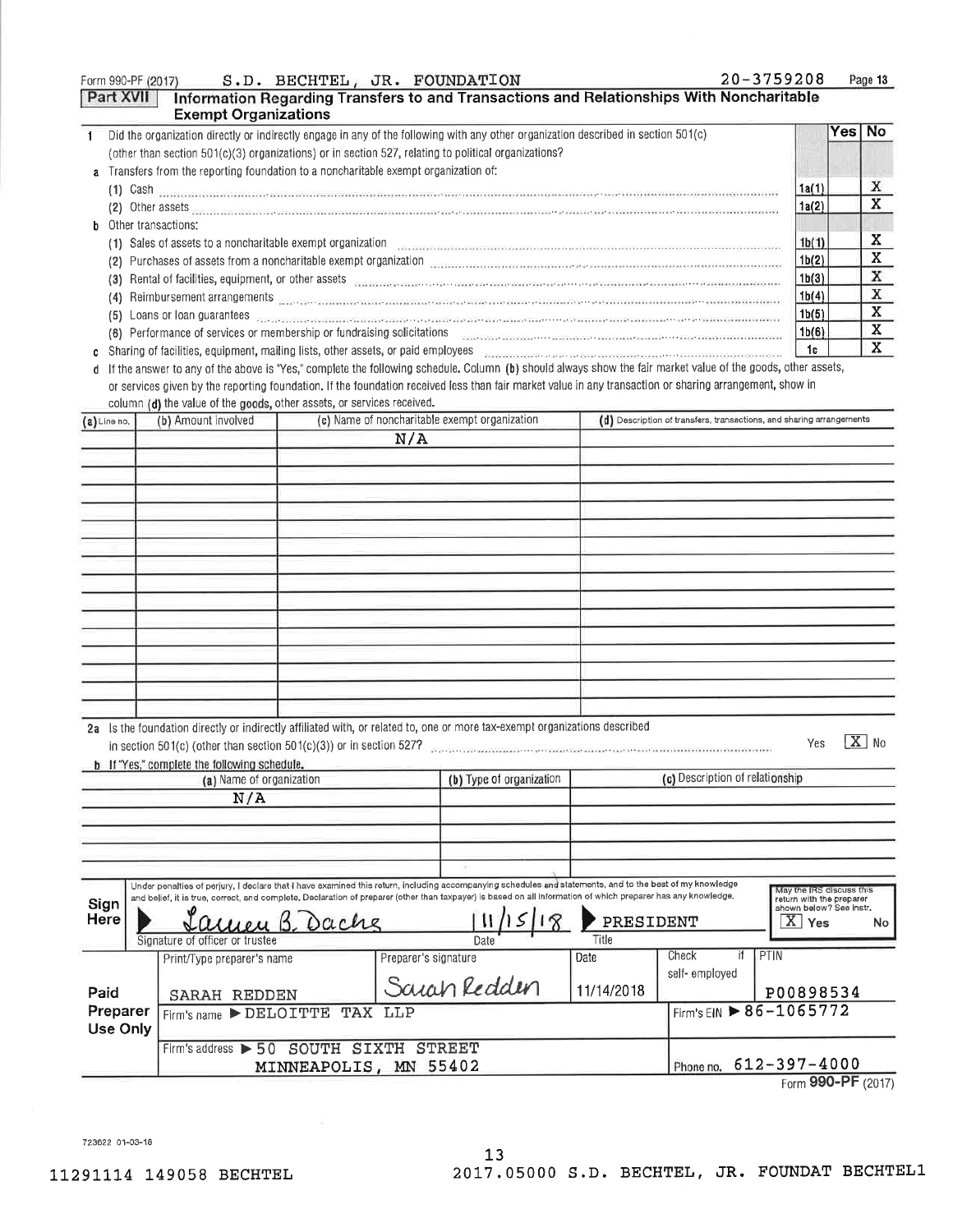Form 990-PF (2017) S.D. BECHTEL, JR. FOUNDATION 20-3759208

## Part XVII Information Regarding Transfers to and Transactions and Relationships With Noncharitable Exempt Organizations

| | | | Yes | No |
|---|---|---|---|---|
| 1 | Did the organization directly or indirectly engage in any of the following with any other organization described in section 501(c) (other than section 501(c)(3) organizations) or in section 527, relating to political organizations? | | | |
| a | Transfers from the reporting foundation to a noncharitable exempt organization of: | | | |
| | (1) Cash | 1a(1) | | X |
| | (2) Other assets | 1a(2) | | X |
| b | Other transactions: | | | |
| | (1) Sales of assets to a noncharitable exempt organization | 1b(1) | | X |
| | (2) Purchases of assets from a noncharitable exempt organization | 1b(2) | | X |
| | (3) Rental of facilities, equipment, or other assets | 1b(3) | | X |
| | (4) Reimbursement arrangements | 1b(4) | | X |
| | (5) Loans or loan guarantees | 1b(5) | | X |
| | (6) Performance of services or membership or fundraising solicitations | 1b(6) | | X |
| c | Sharing of facilities, equipment, mailing lists, other assets, or paid employees | 1c | | X |

d If the answer to any of the above is "Yes," complete the following schedule. Column (b) should always show the fair market value of the goods, other assets, or services given by the reporting foundation. If the foundation received less than fair market value in any transaction or sharing arrangement, show in column (d) the value of the goods, other assets, or services received.

| (a) Line no. | (b) Amount involved | (c) Name of noncharitable exempt organization | (d) Description of transfers, transactions, and sharing arrangements |
|---|---|---|---|
| | | N/A | |

2a Is the foundation directly or indirectly affiliated with, or related to, one or more tax-exempt organizations described in section 501(c) (other than section 501(c)(3)) or in section 527? Yes [X] No

b If "Yes," complete the following schedule.

| (a) Name of organization | (b) Type of organization | (c) Description of relationship |
|---|---|---|
| N/A | | |

**Sign Here**

Under penalties of perjury, I declare that I have examined this return, including accompanying schedules and statements, and to the best of my knowledge and belief, it is true, correct, and complete. Declaration of preparer (other than taxpayer) is based on all information of which preparer has any knowledge.

Signature of officer or trustee: Lauren B. Dachs | Date: 11/15/18 | Title: PRESIDENT

May the IRS discuss this return with the preparer shown below? See instr. [X] Yes No

**Paid Preparer Use Only**

| Print/Type preparer's name | Preparer's signature | Date | Check if self-employed | PTIN |
|---|---|---|---|---|
| SARAH REDDEN | Sarah Redden | 11/14/2018 | | P00898534 |

Firm's name ▶ DELOITTE TAX LLP — Firm's EIN ▶ 86-1065772

Firm's address ▶ 50 SOUTH SIXTH STREET MINNEAPOLIS, MN 55402 — Phone no. 612-397-4000

Form 990-PF (2017)

723622 01-03-18

11291114 149058 BECHTEL 2017.05000 S.D. BECHTEL, JR. FOUNDAT BECHTEL1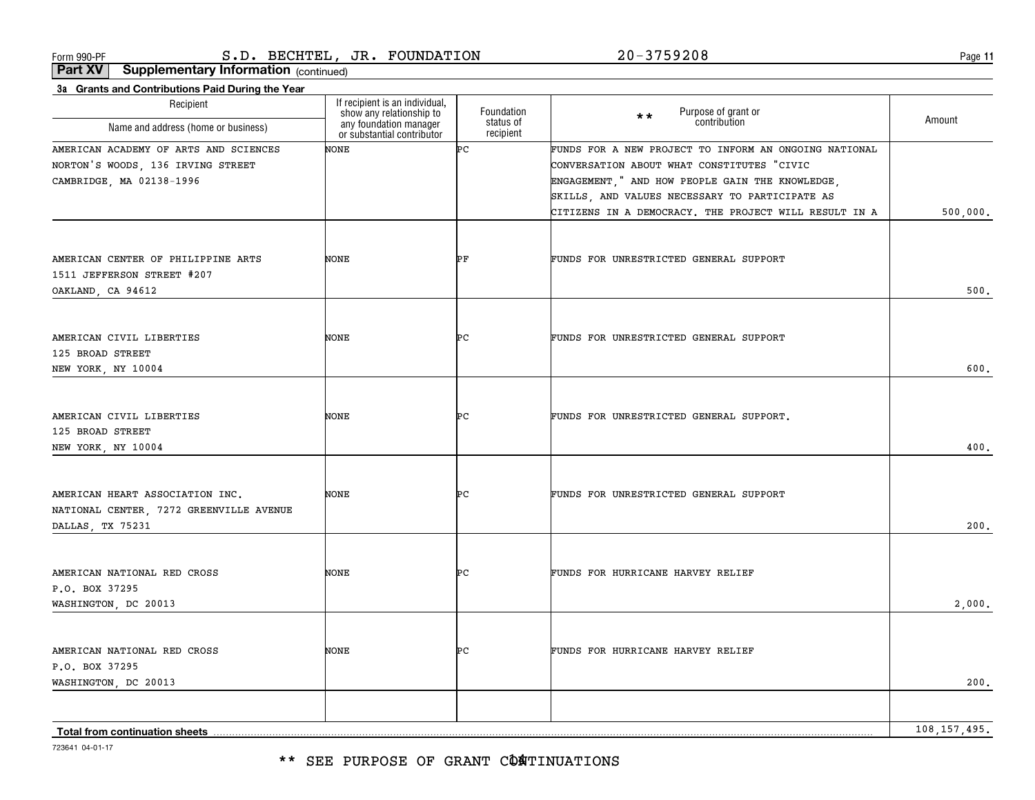Form 990-PF S.D. BECHTEL, JR. FOUNDATION 20-3759208

**Part XV Supplementary Information** *(continued)*

**3a Grants and Contributions Paid During the Year**

| Recipient<br>Name and address (home or business) | If recipient is an individual, show any relationship to any foundation manager or substantial contributor | Foundation status of recipient | ** Purpose of grant or contribution | Amount |
|---|---|---|---|---|
| AMERICAN ACADEMY OF ARTS AND SCIENCES<br>NORTON'S WOODS, 136 IRVING STREET<br>CAMBRIDGE, MA 02138-1996 | NONE | PC | FUNDS FOR A NEW PROJECT TO INFORM AN ONGOING NATIONAL CONVERSATION ABOUT WHAT CONSTITUTES "CIVIC ENGAGEMENT," AND HOW PEOPLE GAIN THE KNOWLEDGE, SKILLS, AND VALUES NECESSARY TO PARTICIPATE AS CITIZENS IN A DEMOCRACY. THE PROJECT WILL RESULT IN A | 500,000. |
| AMERICAN CENTER OF PHILIPPINE ARTS<br>1511 JEFFERSON STREET #207<br>OAKLAND, CA 94612 | NONE | PF | FUNDS FOR UNRESTRICTED GENERAL SUPPORT | 500. |
| AMERICAN CIVIL LIBERTIES<br>125 BROAD STREET<br>NEW YORK, NY 10004 | NONE | PC | FUNDS FOR UNRESTRICTED GENERAL SUPPORT | 600. |
| AMERICAN CIVIL LIBERTIES<br>125 BROAD STREET<br>NEW YORK, NY 10004 | NONE | PC | FUNDS FOR UNRESTRICTED GENERAL SUPPORT. | 400. |
| AMERICAN HEART ASSOCIATION INC.<br>NATIONAL CENTER, 7272 GREENVILLE AVENUE<br>DALLAS, TX 75231 | NONE | PC | FUNDS FOR UNRESTRICTED GENERAL SUPPORT | 200. |
| AMERICAN NATIONAL RED CROSS<br>P.O. BOX 37295<br>WASHINGTON, DC 20013 | NONE | PC | FUNDS FOR HURRICANE HARVEY RELIEF | 2,000. |
| AMERICAN NATIONAL RED CROSS<br>P.O. BOX 37295<br>WASHINGTON, DC 20013 | NONE | PC | FUNDS FOR HURRICANE HARVEY RELIEF | 200. |
| **Total from continuation sheets** | | | | 108,157,495. |

723641 04-01-17

** SEE PURPOSE OF GRANT CONTINUATIONS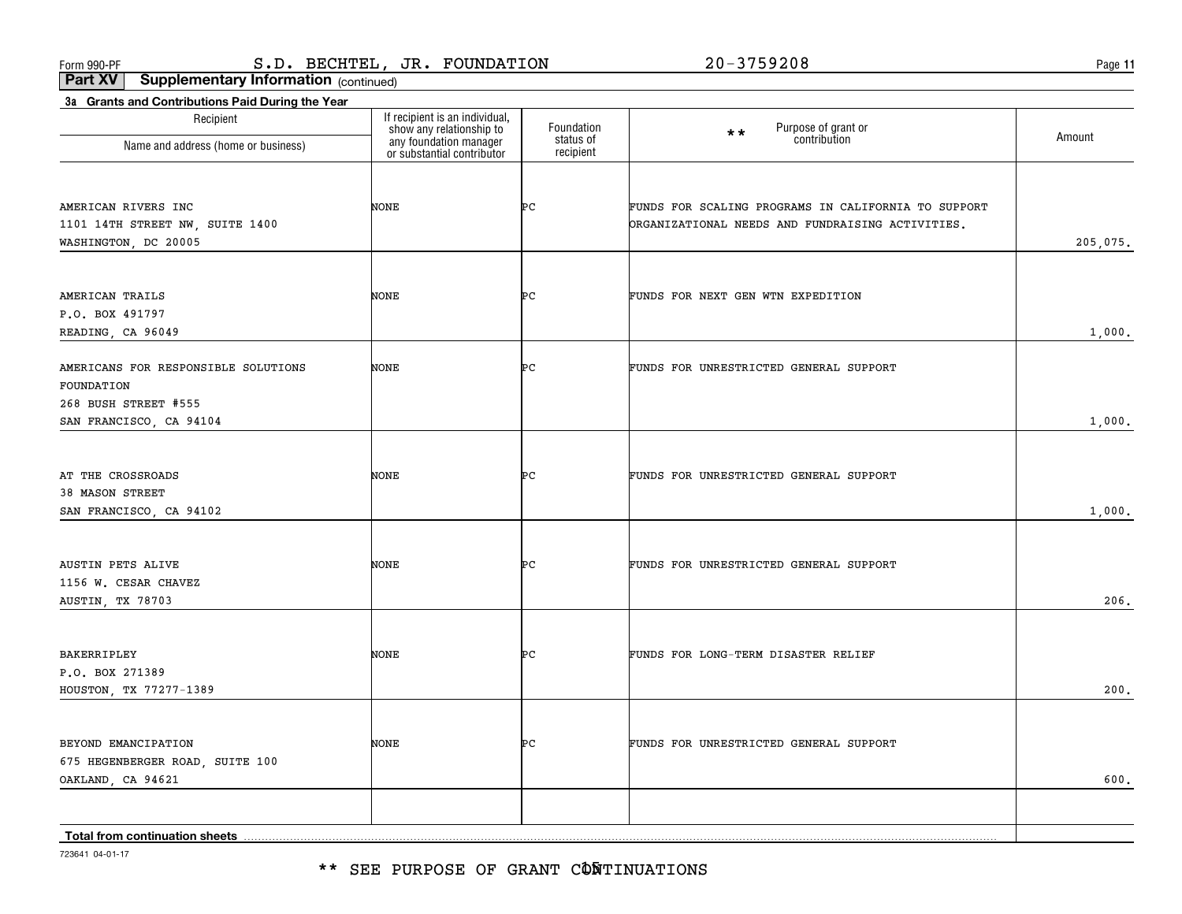Form 990-PF S.D. BECHTEL, JR. FOUNDATION 20-3759208

**Part XV Supplementary Information** (continued)

**3a Grants and Contributions Paid During the Year**

| Recipient<br>Name and address (home or business) | If recipient is an individual, show any relationship to any foundation manager or substantial contributor | Foundation status of recipient | ** Purpose of grant or contribution | Amount |
|---|---|---|---|---|
| AMERICAN RIVERS INC<br>1101 14TH STREET NW, SUITE 1400<br>WASHINGTON, DC 20005 | NONE | PC | FUNDS FOR SCALING PROGRAMS IN CALIFORNIA TO SUPPORT ORGANIZATIONAL NEEDS AND FUNDRAISING ACTIVITIES. | 205,075. |
| AMERICAN TRAILS<br>P.O. BOX 491797<br>READING, CA 96049 | NONE | PC | FUNDS FOR NEXT GEN WTN EXPEDITION | 1,000. |
| AMERICANS FOR RESPONSIBLE SOLUTIONS FOUNDATION<br>268 BUSH STREET #555<br>SAN FRANCISCO, CA 94104 | NONE | PC | FUNDS FOR UNRESTRICTED GENERAL SUPPORT | 1,000. |
| AT THE CROSSROADS<br>38 MASON STREET<br>SAN FRANCISCO, CA 94102 | NONE | PC | FUNDS FOR UNRESTRICTED GENERAL SUPPORT | 1,000. |
| AUSTIN PETS ALIVE<br>1156 W. CESAR CHAVEZ<br>AUSTIN, TX 78703 | NONE | PC | FUNDS FOR UNRESTRICTED GENERAL SUPPORT | 206. |
| BAKERRIPLEY<br>P.O. BOX 271389<br>HOUSTON, TX 77277-1389 | NONE | PC | FUNDS FOR LONG-TERM DISASTER RELIEF | 200. |
| BEYOND EMANCIPATION<br>675 HEGENBERGER ROAD, SUITE 100<br>OAKLAND, CA 94621 | NONE | PC | FUNDS FOR UNRESTRICTED GENERAL SUPPORT | 600. |
| | | | | |
| **Total from continuation sheets** | | | | |

723641 04-01-17

** SEE PURPOSE OF GRANT CONTINUATIONS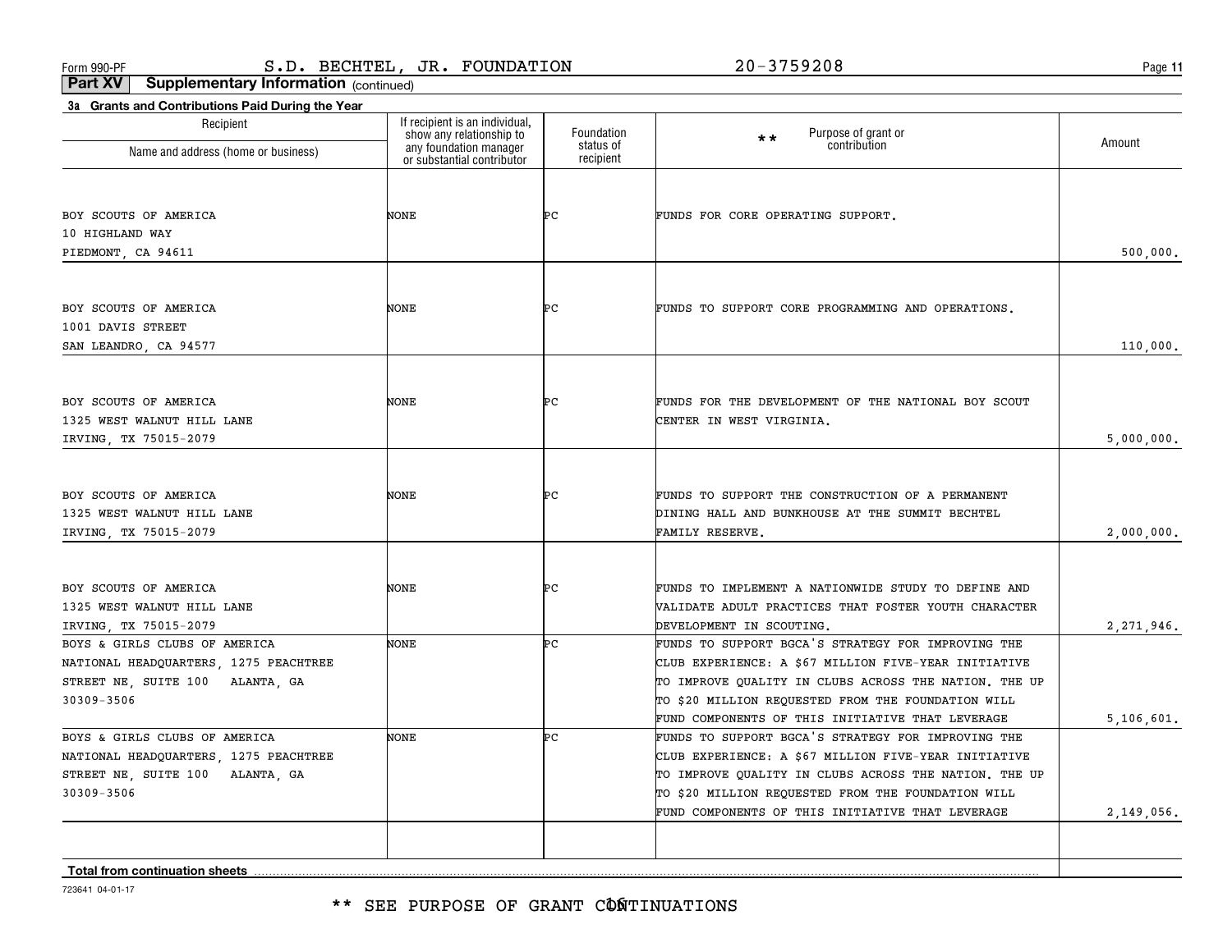Form 990-PF S.D. BECHTEL, JR. FOUNDATION 20-3759208

**Part XV Supplementary Information** (continued)

**3a Grants and Contributions Paid During the Year**

| Recipient<br>Name and address (home or business) | If recipient is an individual, show any relationship to any foundation manager or substantial contributor | Foundation status of recipient | ** Purpose of grant or contribution | Amount |
|---|---|---|---|---|
| BOY SCOUTS OF AMERICA<br>10 HIGHLAND WAY<br>PIEDMONT, CA 94611 | NONE | PC | FUNDS FOR CORE OPERATING SUPPORT. | 500,000. |
| BOY SCOUTS OF AMERICA<br>1001 DAVIS STREET<br>SAN LEANDRO, CA 94577 | NONE | PC | FUNDS TO SUPPORT CORE PROGRAMMING AND OPERATIONS. | 110,000. |
| BOY SCOUTS OF AMERICA<br>1325 WEST WALNUT HILL LANE<br>IRVING, TX 75015-2079 | NONE | PC | FUNDS FOR THE DEVELOPMENT OF THE NATIONAL BOY SCOUT CENTER IN WEST VIRGINIA. | 5,000,000. |
| BOY SCOUTS OF AMERICA<br>1325 WEST WALNUT HILL LANE<br>IRVING, TX 75015-2079 | NONE | PC | FUNDS TO SUPPORT THE CONSTRUCTION OF A PERMANENT DINING HALL AND BUNKHOUSE AT THE SUMMIT BECHTEL FAMILY RESERVE. | 2,000,000. |
| BOY SCOUTS OF AMERICA<br>1325 WEST WALNUT HILL LANE<br>IRVING, TX 75015-2079 | NONE | PC | FUNDS TO IMPLEMENT A NATIONWIDE STUDY TO DEFINE AND VALIDATE ADULT PRACTICES THAT FOSTER YOUTH CHARACTER DEVELOPMENT IN SCOUTING. | 2,271,946. |
| BOYS & GIRLS CLUBS OF AMERICA<br>NATIONAL HEADQUARTERS, 1275 PEACHTREE STREET NE, SUITE 100 ALANTA, GA 30309-3506 | NONE | PC | FUNDS TO SUPPORT BGCA'S STRATEGY FOR IMPROVING THE CLUB EXPERIENCE: A $67 MILLION FIVE-YEAR INITIATIVE TO IMPROVE QUALITY IN CLUBS ACROSS THE NATION. THE UP TO $20 MILLION REQUESTED FROM THE FOUNDATION WILL FUND COMPONENTS OF THIS INITIATIVE THAT LEVERAGE | 5,106,601. |
| BOYS & GIRLS CLUBS OF AMERICA<br>NATIONAL HEADQUARTERS, 1275 PEACHTREE STREET NE, SUITE 100 ALANTA, GA 30309-3506 | NONE | PC | FUNDS TO SUPPORT BGCA'S STRATEGY FOR IMPROVING THE CLUB EXPERIENCE: A $67 MILLION FIVE-YEAR INITIATIVE TO IMPROVE QUALITY IN CLUBS ACROSS THE NATION. THE UP TO $20 MILLION REQUESTED FROM THE FOUNDATION WILL FUND COMPONENTS OF THIS INITIATIVE THAT LEVERAGE | 2,149,056. |
| | | | | |
| **Total from continuation sheets** | | | | |

723641 04-01-17

** SEE PURPOSE OF GRANT CONTINUATIONS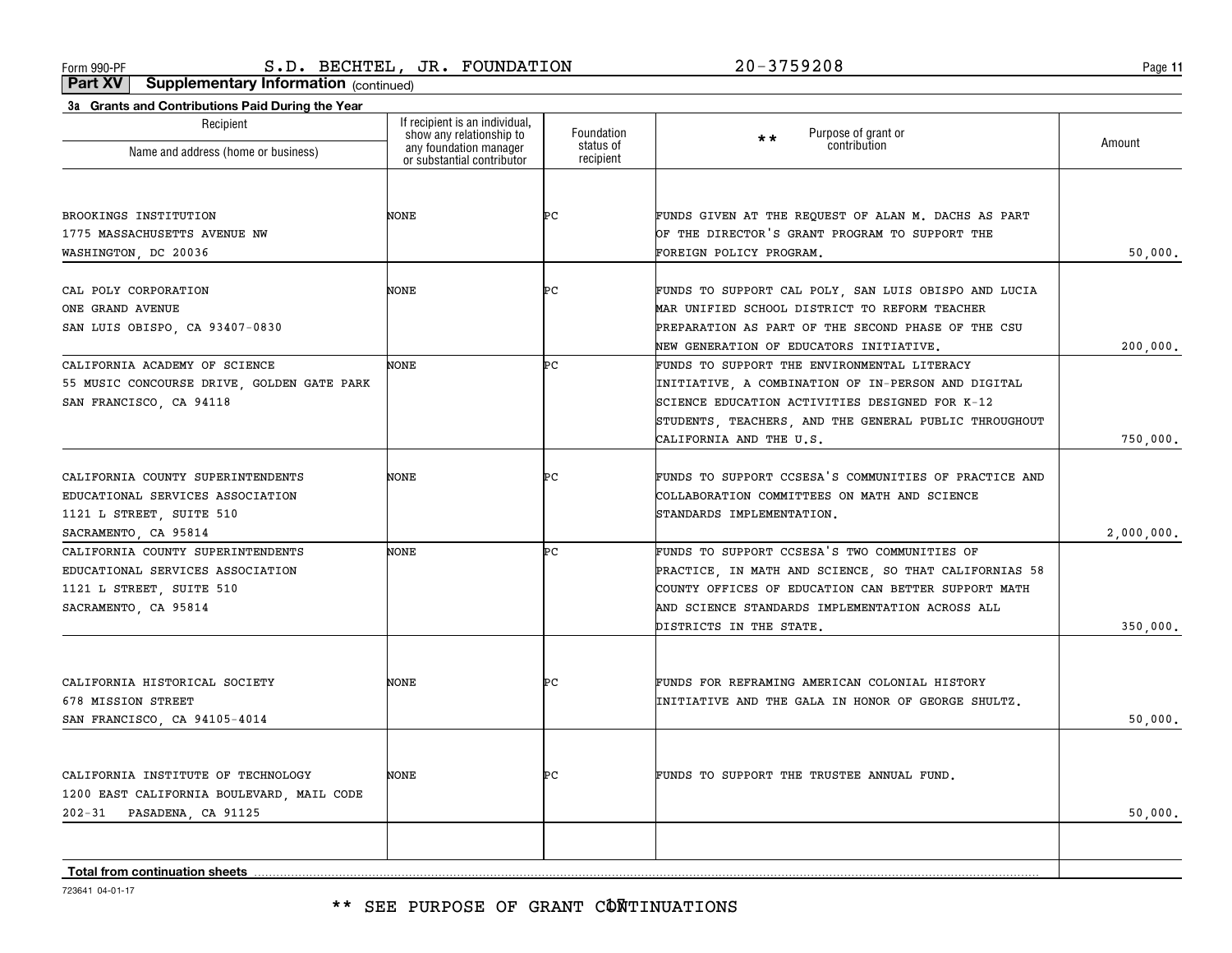Form 990-PF S.D. BECHTEL, JR. FOUNDATION 20-3759208

**Part XV Supplementary Information** (continued)

**3a Grants and Contributions Paid During the Year**

| Recipient Name and address (home or business) | If recipient is an individual, show any relationship to any foundation manager or substantial contributor | Foundation status of recipient | ** Purpose of grant or contribution | Amount |
|---|---|---|---|---|
| BROOKINGS INSTITUTION<br>1775 MASSACHUSETTS AVENUE NW<br>WASHINGTON, DC 20036 | NONE | PC | FUNDS GIVEN AT THE REQUEST OF ALAN M. DACHS AS PART OF THE DIRECTOR'S GRANT PROGRAM TO SUPPORT THE FOREIGN POLICY PROGRAM. | 50,000. |
| CAL POLY CORPORATION<br>ONE GRAND AVENUE<br>SAN LUIS OBISPO, CA 93407-0830 | NONE | PC | FUNDS TO SUPPORT CAL POLY, SAN LUIS OBISPO AND LUCIA MAR UNIFIED SCHOOL DISTRICT TO REFORM TEACHER PREPARATION AS PART OF THE SECOND PHASE OF THE CSU NEW GENERATION OF EDUCATORS INITIATIVE. | 200,000. |
| CALIFORNIA ACADEMY OF SCIENCE<br>55 MUSIC CONCOURSE DRIVE, GOLDEN GATE PARK<br>SAN FRANCISCO, CA 94118 | NONE | PC | FUNDS TO SUPPORT THE ENVIRONMENTAL LITERACY INITIATIVE, A COMBINATION OF IN-PERSON AND DIGITAL SCIENCE EDUCATION ACTIVITIES DESIGNED FOR K-12 STUDENTS, TEACHERS, AND THE GENERAL PUBLIC THROUGHOUT CALIFORNIA AND THE U.S. | 750,000. |
| CALIFORNIA COUNTY SUPERINTENDENTS EDUCATIONAL SERVICES ASSOCIATION<br>1121 L STREET, SUITE 510<br>SACRAMENTO, CA 95814 | NONE | PC | FUNDS TO SUPPORT CCSESA'S COMMUNITIES OF PRACTICE AND COLLABORATION COMMITTEES ON MATH AND SCIENCE STANDARDS IMPLEMENTATION. | 2,000,000. |
| CALIFORNIA COUNTY SUPERINTENDENTS EDUCATIONAL SERVICES ASSOCIATION<br>1121 L STREET, SUITE 510<br>SACRAMENTO, CA 95814 | NONE | PC | FUNDS TO SUPPORT CCSESA'S TWO COMMUNITIES OF PRACTICE, IN MATH AND SCIENCE, SO THAT CALIFORNIAS 58 COUNTY OFFICES OF EDUCATION CAN BETTER SUPPORT MATH AND SCIENCE STANDARDS IMPLEMENTATION ACROSS ALL DISTRICTS IN THE STATE. | 350,000. |
| CALIFORNIA HISTORICAL SOCIETY<br>678 MISSION STREET<br>SAN FRANCISCO, CA 94105-4014 | NONE | PC | FUNDS FOR REFRAMING AMERICAN COLONIAL HISTORY INITIATIVE AND THE GALA IN HONOR OF GEORGE SHULTZ. | 50,000. |
| CALIFORNIA INSTITUTE OF TECHNOLOGY<br>1200 EAST CALIFORNIA BOULEVARD, MAIL CODE 202-31 PASADENA, CA 91125 | NONE | PC | FUNDS TO SUPPORT THE TRUSTEE ANNUAL FUND. | 50,000. |
| **Total from continuation sheets** | | | | |

723641 04-01-17

** SEE PURPOSE OF GRANT CONTINUATIONS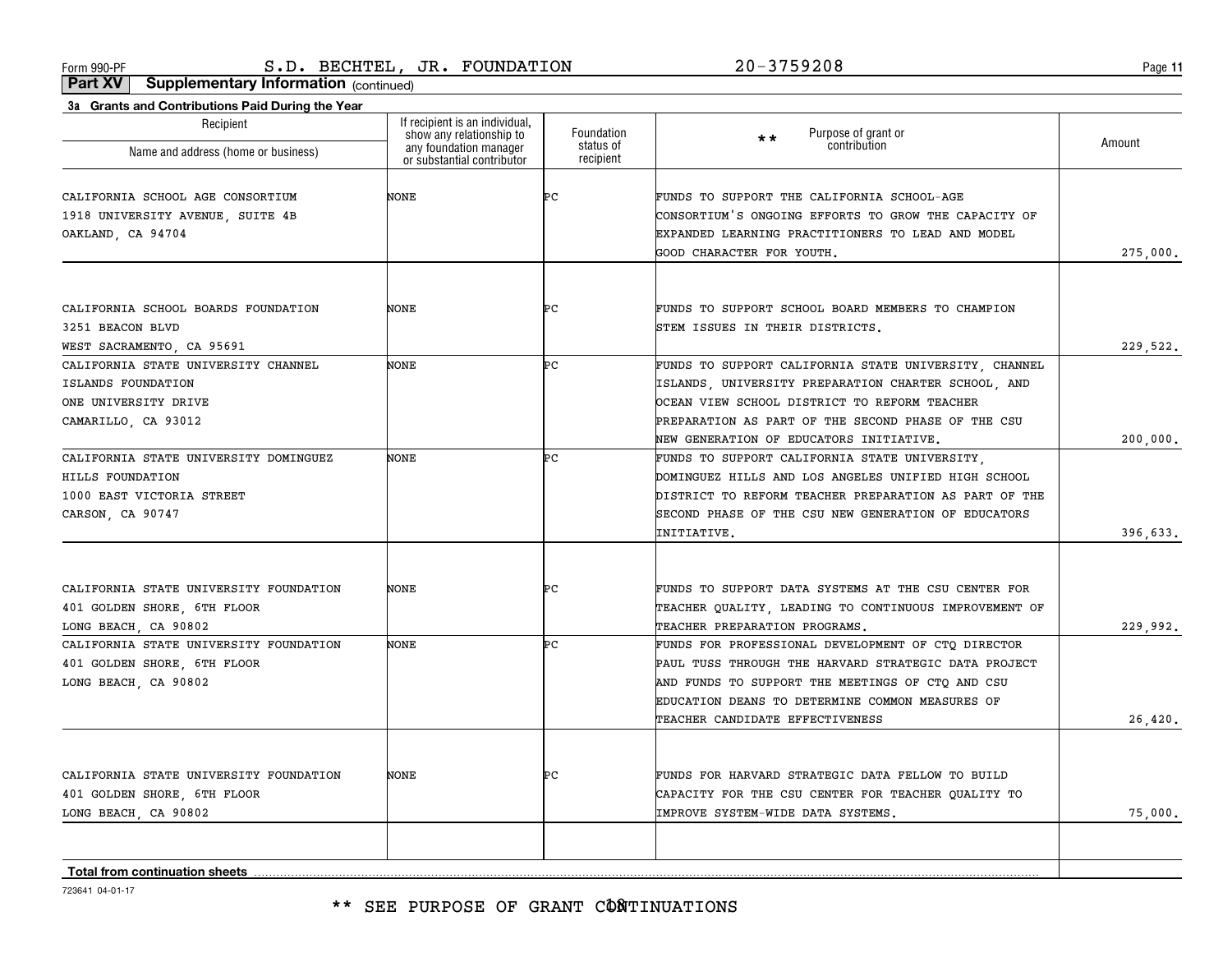Form 990-PF S.D. BECHTEL, JR. FOUNDATION 20-3759208

**Part XV Supplementary Information** (continued)

**3a Grants and Contributions Paid During the Year**

| Recipient Name and address (home or business) | If recipient is an individual, show any relationship to any foundation manager or substantial contributor | Foundation status of recipient | ** Purpose of grant or contribution | Amount |
|---|---|---|---|---|
| CALIFORNIA SCHOOL AGE CONSORTIUM 1918 UNIVERSITY AVENUE, SUITE 4B OAKLAND, CA 94704 | NONE | PC | FUNDS TO SUPPORT THE CALIFORNIA SCHOOL-AGE CONSORTIUM'S ONGOING EFFORTS TO GROW THE CAPACITY OF EXPANDED LEARNING PRACTITIONERS TO LEAD AND MODEL GOOD CHARACTER FOR YOUTH. | 275,000. |
| CALIFORNIA SCHOOL BOARDS FOUNDATION 3251 BEACON BLVD WEST SACRAMENTO, CA 95691 | NONE | PC | FUNDS TO SUPPORT SCHOOL BOARD MEMBERS TO CHAMPION STEM ISSUES IN THEIR DISTRICTS. | 229,522. |
| CALIFORNIA STATE UNIVERSITY CHANNEL ISLANDS FOUNDATION ONE UNIVERSITY DRIVE CAMARILLO, CA 93012 | NONE | PC | FUNDS TO SUPPORT CALIFORNIA STATE UNIVERSITY, CHANNEL ISLANDS, UNIVERSITY PREPARATION CHARTER SCHOOL, AND OCEAN VIEW SCHOOL DISTRICT TO REFORM TEACHER PREPARATION AS PART OF THE SECOND PHASE OF THE CSU NEW GENERATION OF EDUCATORS INITIATIVE. | 200,000. |
| CALIFORNIA STATE UNIVERSITY DOMINGUEZ HILLS FOUNDATION 1000 EAST VICTORIA STREET CARSON, CA 90747 | NONE | PC | FUNDS TO SUPPORT CALIFORNIA STATE UNIVERSITY, DOMINGUEZ HILLS AND LOS ANGELES UNIFIED HIGH SCHOOL DISTRICT TO REFORM TEACHER PREPARATION AS PART OF THE SECOND PHASE OF THE CSU NEW GENERATION OF EDUCATORS INITIATIVE. | 396,633. |
| CALIFORNIA STATE UNIVERSITY FOUNDATION 401 GOLDEN SHORE, 6TH FLOOR LONG BEACH, CA 90802 | NONE | PC | FUNDS TO SUPPORT DATA SYSTEMS AT THE CSU CENTER FOR TEACHER QUALITY, LEADING TO CONTINUOUS IMPROVEMENT OF TEACHER PREPARATION PROGRAMS. | 229,992. |
| CALIFORNIA STATE UNIVERSITY FOUNDATION 401 GOLDEN SHORE, 6TH FLOOR LONG BEACH, CA 90802 | NONE | PC | FUNDS FOR PROFESSIONAL DEVELOPMENT OF CTQ DIRECTOR PAUL TUSS THROUGH THE HARVARD STRATEGIC DATA PROJECT AND FUNDS TO SUPPORT THE MEETINGS OF CTQ AND CSU EDUCATION DEANS TO DETERMINE COMMON MEASURES OF TEACHER CANDIDATE EFFECTIVENESS | 26,420. |
| CALIFORNIA STATE UNIVERSITY FOUNDATION 401 GOLDEN SHORE, 6TH FLOOR LONG BEACH, CA 90802 | NONE | PC | FUNDS FOR HARVARD STRATEGIC DATA FELLOW TO BUILD CAPACITY FOR THE CSU CENTER FOR TEACHER QUALITY TO IMPROVE SYSTEM-WIDE DATA SYSTEMS. | 75,000. |
| **Total from continuation sheets** | | | | |

723641 04-01-17

** SEE PURPOSE OF GRANT CONTINUATIONS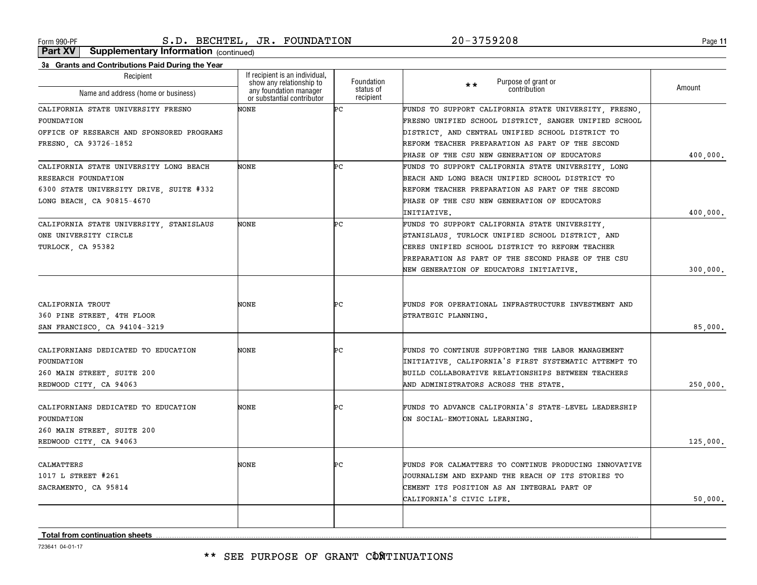Form 990-PF S.D. BECHTEL, JR. FOUNDATION 20-3759208

**Part XV Supplementary Information** (continued)

**3a Grants and Contributions Paid During the Year**

| Recipient<br>Name and address (home or business) | If recipient is an individual, show any relationship to any foundation manager or substantial contributor | Foundation status of recipient | ** Purpose of grant or contribution | Amount |
|---|---|---|---|---|
| CALIFORNIA STATE UNIVERSITY FRESNO FOUNDATION<br>OFFICE OF RESEARCH AND SPONSORED PROGRAMS<br>FRESNO, CA 93726-1852 | NONE | PC | FUNDS TO SUPPORT CALIFORNIA STATE UNIVERSITY, FRESNO, FRESNO UNIFIED SCHOOL DISTRICT, SANGER UNIFIED SCHOOL DISTRICT, AND CENTRAL UNIFIED SCHOOL DISTRICT TO REFORM TEACHER PREPARATION AS PART OF THE SECOND PHASE OF THE CSU NEW GENERATION OF EDUCATORS | 400,000. |
| CALIFORNIA STATE UNIVERSITY LONG BEACH RESEARCH FOUNDATION<br>6300 STATE UNIVERSITY DRIVE, SUITE #332<br>LONG BEACH, CA 90815-4670 | NONE | PC | FUNDS TO SUPPORT CALIFORNIA STATE UNIVERSITY, LONG BEACH AND LONG BEACH UNIFIED SCHOOL DISTRICT TO REFORM TEACHER PREPARATION AS PART OF THE SECOND PHASE OF THE CSU NEW GENERATION OF EDUCATORS INITIATIVE. | 400,000. |
| CALIFORNIA STATE UNIVERSITY, STANISLAUS<br>ONE UNIVERSITY CIRCLE<br>TURLOCK, CA 95382 | NONE | PC | FUNDS TO SUPPORT CALIFORNIA STATE UNIVERSITY, STANISLAUS, TURLOCK UNIFIED SCHOOL DISTRICT, AND CERES UNIFIED SCHOOL DISTRICT TO REFORM TEACHER PREPARATION AS PART OF THE SECOND PHASE OF THE CSU NEW GENERATION OF EDUCATORS INITIATIVE. | 300,000. |
| CALIFORNIA TROUT<br>360 PINE STREET, 4TH FLOOR<br>SAN FRANCISCO, CA 94104-3219 | NONE | PC | FUNDS FOR OPERATIONAL INFRASTRUCTURE INVESTMENT AND STRATEGIC PLANNING. | 85,000. |
| CALIFORNIANS DEDICATED TO EDUCATION FOUNDATION<br>260 MAIN STREET, SUITE 200<br>REDWOOD CITY, CA 94063 | NONE | PC | FUNDS TO CONTINUE SUPPORTING THE LABOR MANAGEMENT INITIATIVE, CALIFORNIA'S FIRST SYSTEMATIC ATTEMPT TO BUILD COLLABORATIVE RELATIONSHIPS BETWEEN TEACHERS AND ADMINISTRATORS ACROSS THE STATE. | 250,000. |
| CALIFORNIANS DEDICATED TO EDUCATION FOUNDATION<br>260 MAIN STREET, SUITE 200<br>REDWOOD CITY, CA 94063 | NONE | PC | FUNDS TO ADVANCE CALIFORNIA'S STATE-LEVEL LEADERSHIP ON SOCIAL-EMOTIONAL LEARNING. | 125,000. |
| CALMATTERS<br>1017 L STREET #261<br>SACRAMENTO, CA 95814 | NONE | PC | FUNDS FOR CALMATTERS TO CONTINUE PRODUCING INNOVATIVE JOURNALISM AND EXPAND THE REACH OF ITS STORIES TO CEMENT ITS POSITION AS AN INTEGRAL PART OF CALIFORNIA'S CIVIC LIFE. | 50,000. |
| | | | | |
| **Total from continuation sheets** | | | | |

723641 04-01-17

** SEE PURPOSE OF GRANT CONTINUATIONS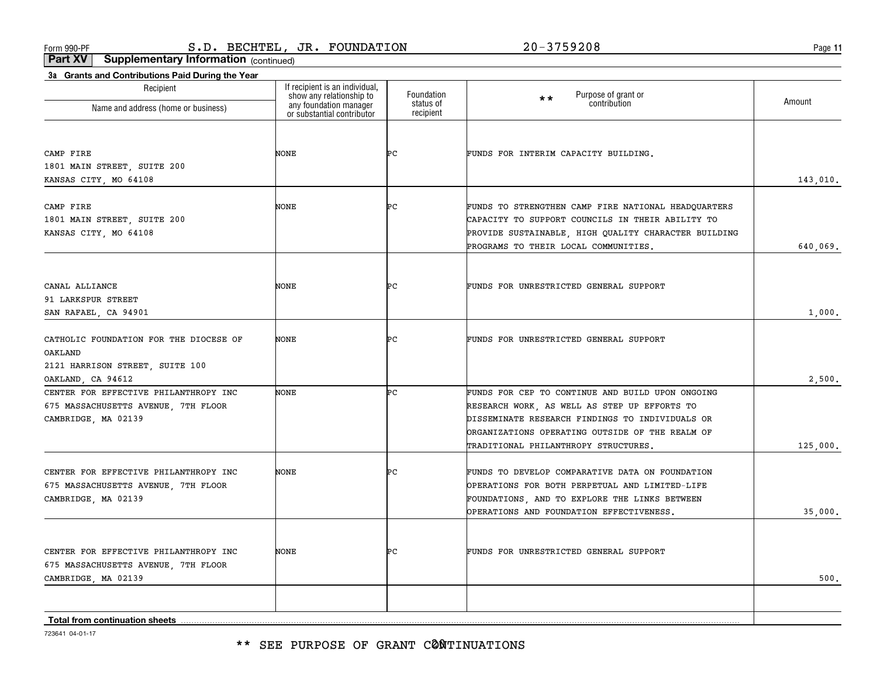Form 990-PF S.D. BECHTEL, JR. FOUNDATION 20-3759208

**Part XV Supplementary Information** (continued)

**3a Grants and Contributions Paid During the Year**

| Recipient Name and address (home or business) | If recipient is an individual, show any relationship to any foundation manager or substantial contributor | Foundation status of recipient | ** Purpose of grant or contribution | Amount |
|---|---|---|---|---|
| CAMP FIRE<br>1801 MAIN STREET, SUITE 200<br>KANSAS CITY, MO 64108 | NONE | PC | FUNDS FOR INTERIM CAPACITY BUILDING. | 143,010. |
| CAMP FIRE<br>1801 MAIN STREET, SUITE 200<br>KANSAS CITY, MO 64108 | NONE | PC | FUNDS TO STRENGTHEN CAMP FIRE NATIONAL HEADQUARTERS CAPACITY TO SUPPORT COUNCILS IN THEIR ABILITY TO PROVIDE SUSTAINABLE, HIGH QUALITY CHARACTER BUILDING PROGRAMS TO THEIR LOCAL COMMUNITIES. | 640,069. |
| CANAL ALLIANCE<br>91 LARKSPUR STREET<br>SAN RAFAEL, CA 94901 | NONE | PC | FUNDS FOR UNRESTRICTED GENERAL SUPPORT | 1,000. |
| CATHOLIC FOUNDATION FOR THE DIOCESE OF OAKLAND<br>2121 HARRISON STREET, SUITE 100<br>OAKLAND, CA 94612 | NONE | PC | FUNDS FOR UNRESTRICTED GENERAL SUPPORT | 2,500. |
| CENTER FOR EFFECTIVE PHILANTHROPY INC<br>675 MASSACHUSETTS AVENUE, 7TH FLOOR<br>CAMBRIDGE, MA 02139 | NONE | PC | FUNDS FOR CEP TO CONTINUE AND BUILD UPON ONGOING RESEARCH WORK, AS WELL AS STEP UP EFFORTS TO DISSEMINATE RESEARCH FINDINGS TO INDIVIDUALS OR ORGANIZATIONS OPERATING OUTSIDE OF THE REALM OF TRADITIONAL PHILANTHROPY STRUCTURES. | 125,000. |
| CENTER FOR EFFECTIVE PHILANTHROPY INC<br>675 MASSACHUSETTS AVENUE, 7TH FLOOR<br>CAMBRIDGE, MA 02139 | NONE | PC | FUNDS TO DEVELOP COMPARATIVE DATA ON FOUNDATION OPERATIONS FOR BOTH PERPETUAL AND LIMITED-LIFE FOUNDATIONS, AND TO EXPLORE THE LINKS BETWEEN OPERATIONS AND FOUNDATION EFFECTIVENESS. | 35,000. |
| CENTER FOR EFFECTIVE PHILANTHROPY INC<br>675 MASSACHUSETTS AVENUE, 7TH FLOOR<br>CAMBRIDGE, MA 02139 | NONE | PC | FUNDS FOR UNRESTRICTED GENERAL SUPPORT | 500. |
| **Total from continuation sheets** | | | | |

723641 04-01-17

** SEE PURPOSE OF GRANT CONTINUATIONS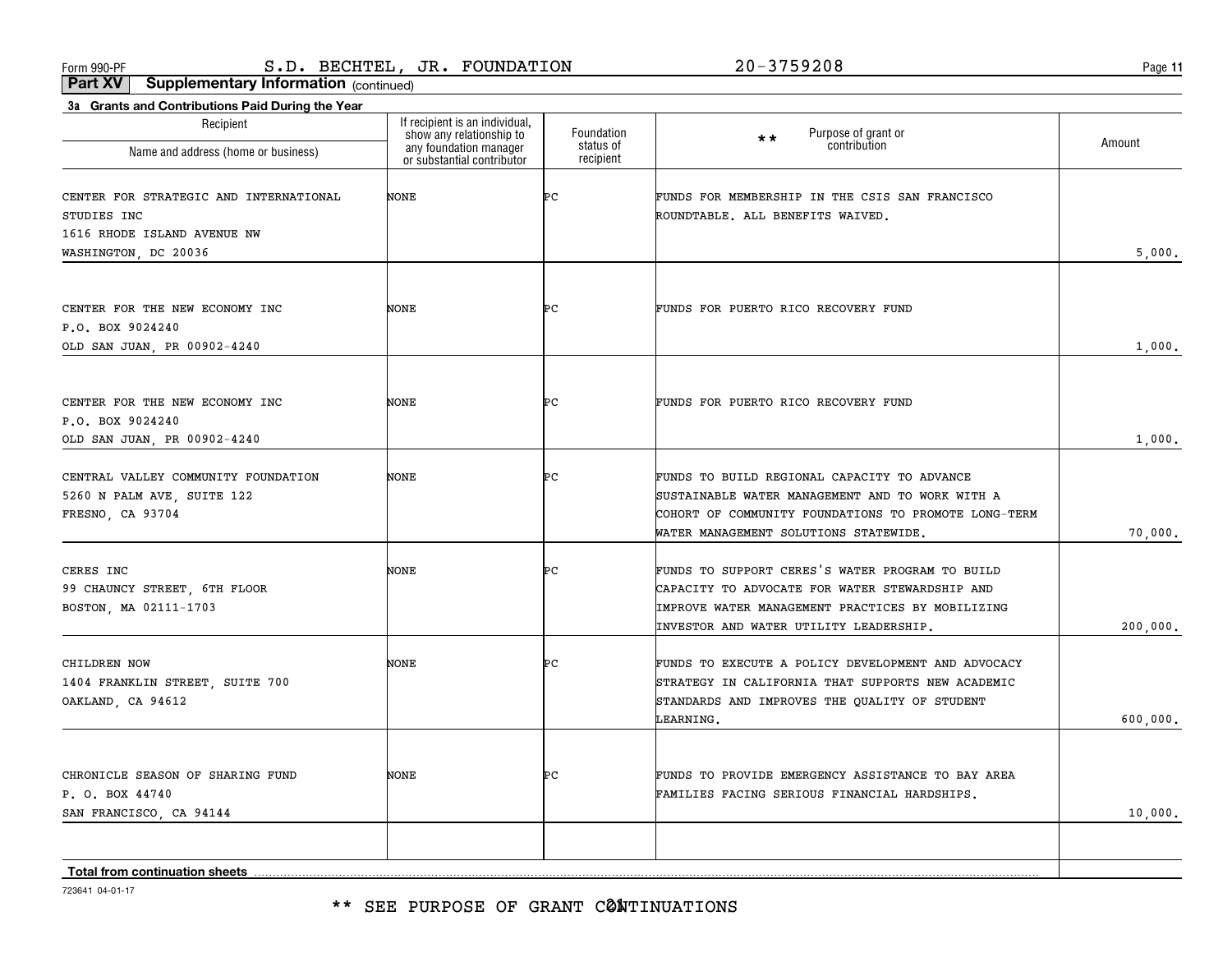Form 990-PF S.D. BECHTEL, JR. FOUNDATION 20-3759208

**Part XV Supplementary Information** *(continued)*

**3a Grants and Contributions Paid During the Year**

| Recipient<br>Name and address (home or business) | If recipient is an individual, show any relationship to any foundation manager or substantial contributor | Foundation status of recipient | ** Purpose of grant or contribution | Amount |
|---|---|---|---|---|
| CENTER FOR STRATEGIC AND INTERNATIONAL STUDIES INC<br>1616 RHODE ISLAND AVENUE NW<br>WASHINGTON, DC 20036 | NONE | PC | FUNDS FOR MEMBERSHIP IN THE CSIS SAN FRANCISCO ROUNDTABLE. ALL BENEFITS WAIVED. | 5,000. |
| CENTER FOR THE NEW ECONOMY INC<br>P.O. BOX 9024240<br>OLD SAN JUAN, PR 00902-4240 | NONE | PC | FUNDS FOR PUERTO RICO RECOVERY FUND | 1,000. |
| CENTER FOR THE NEW ECONOMY INC<br>P.O. BOX 9024240<br>OLD SAN JUAN, PR 00902-4240 | NONE | PC | FUNDS FOR PUERTO RICO RECOVERY FUND | 1,000. |
| CENTRAL VALLEY COMMUNITY FOUNDATION<br>5260 N PALM AVE, SUITE 122<br>FRESNO, CA 93704 | NONE | PC | FUNDS TO BUILD REGIONAL CAPACITY TO ADVANCE SUSTAINABLE WATER MANAGEMENT AND TO WORK WITH A COHORT OF COMMUNITY FOUNDATIONS TO PROMOTE LONG-TERM WATER MANAGEMENT SOLUTIONS STATEWIDE. | 70,000. |
| CERES INC<br>99 CHAUNCY STREET, 6TH FLOOR<br>BOSTON, MA 02111-1703 | NONE | PC | FUNDS TO SUPPORT CERES'S WATER PROGRAM TO BUILD CAPACITY TO ADVOCATE FOR WATER STEWARDSHIP AND IMPROVE WATER MANAGEMENT PRACTICES BY MOBILIZING INVESTOR AND WATER UTILITY LEADERSHIP. | 200,000. |
| CHILDREN NOW<br>1404 FRANKLIN STREET, SUITE 700<br>OAKLAND, CA 94612 | NONE | PC | FUNDS TO EXECUTE A POLICY DEVELOPMENT AND ADVOCACY STRATEGY IN CALIFORNIA THAT SUPPORTS NEW ACADEMIC STANDARDS AND IMPROVES THE QUALITY OF STUDENT LEARNING. | 600,000. |
| CHRONICLE SEASON OF SHARING FUND<br>P. O. BOX 44740<br>SAN FRANCISCO, CA 94144 | NONE | PC | FUNDS TO PROVIDE EMERGENCY ASSISTANCE TO BAY AREA FAMILIES FACING SERIOUS FINANCIAL HARDSHIPS. | 10,000. |
| **Total from continuation sheets** | | | | |

723641 04-01-17

** SEE PURPOSE OF GRANT CONTINUATIONS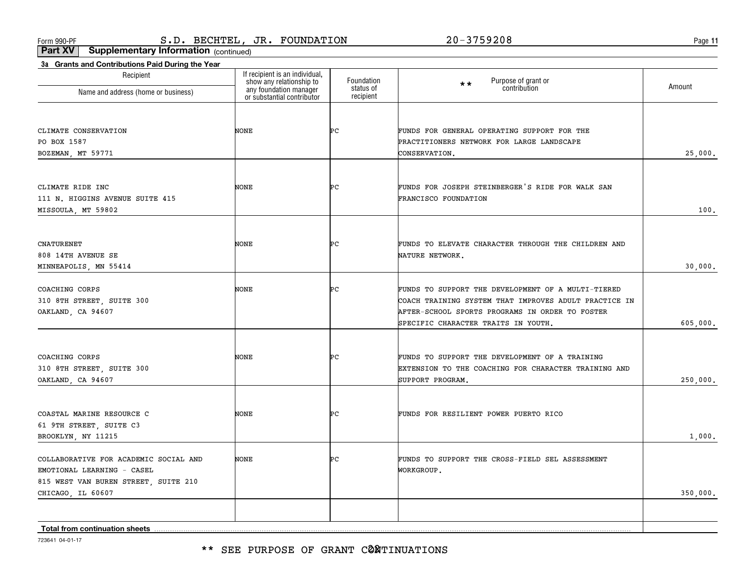Form 990-PF S.D. BECHTEL, JR. FOUNDATION 20-3759208

**Part XV Supplementary Information** (continued)

**3a Grants and Contributions Paid During the Year**

| Recipient Name and address (home or business) | If recipient is an individual, show any relationship to any foundation manager or substantial contributor | Foundation status of recipient | ** Purpose of grant or contribution | Amount |
|---|---|---|---|---|
| CLIMATE CONSERVATION<br>PO BOX 1587<br>BOZEMAN, MT 59771 | NONE | PC | FUNDS FOR GENERAL OPERATING SUPPORT FOR THE PRACTITIONERS NETWORK FOR LARGE LANDSCAPE CONSERVATION. | 25,000. |
| CLIMATE RIDE INC<br>111 N. HIGGINS AVENUE SUITE 415<br>MISSOULA, MT 59802 | NONE | PC | FUNDS FOR JOSEPH STEINBERGER'S RIDE FOR WALK SAN FRANCISCO FOUNDATION | 100. |
| CNATURENET<br>808 14TH AVENUE SE<br>MINNEAPOLIS, MN 55414 | NONE | PC | FUNDS TO ELEVATE CHARACTER THROUGH THE CHILDREN AND NATURE NETWORK. | 30,000. |
| COACHING CORPS<br>310 8TH STREET, SUITE 300<br>OAKLAND, CA 94607 | NONE | PC | FUNDS TO SUPPORT THE DEVELOPMENT OF A MULTI-TIERED COACH TRAINING SYSTEM THAT IMPROVES ADULT PRACTICE IN AFTER-SCHOOL SPORTS PROGRAMS IN ORDER TO FOSTER SPECIFIC CHARACTER TRAITS IN YOUTH. | 605,000. |
| COACHING CORPS<br>310 8TH STREET, SUITE 300<br>OAKLAND, CA 94607 | NONE | PC | FUNDS TO SUPPORT THE DEVELOPMENT OF A TRAINING EXTENSION TO THE COACHING FOR CHARACTER TRAINING AND SUPPORT PROGRAM. | 250,000. |
| COASTAL MARINE RESOURCE C<br>61 9TH STREET, SUITE C3<br>BROOKLYN, NY 11215 | NONE | PC | FUNDS FOR RESILIENT POWER PUERTO RICO | 1,000. |
| COLLABORATIVE FOR ACADEMIC SOCIAL AND EMOTIONAL LEARNING - CASEL<br>815 WEST VAN BUREN STREET, SUITE 210<br>CHICAGO, IL 60607 | NONE | PC | FUNDS TO SUPPORT THE CROSS-FIELD SEL ASSESSMENT WORKGROUP. | 350,000. |
| **Total from continuation sheets** | | | | |

723641 04-01-17

** SEE PURPOSE OF GRANT CONTINUATIONS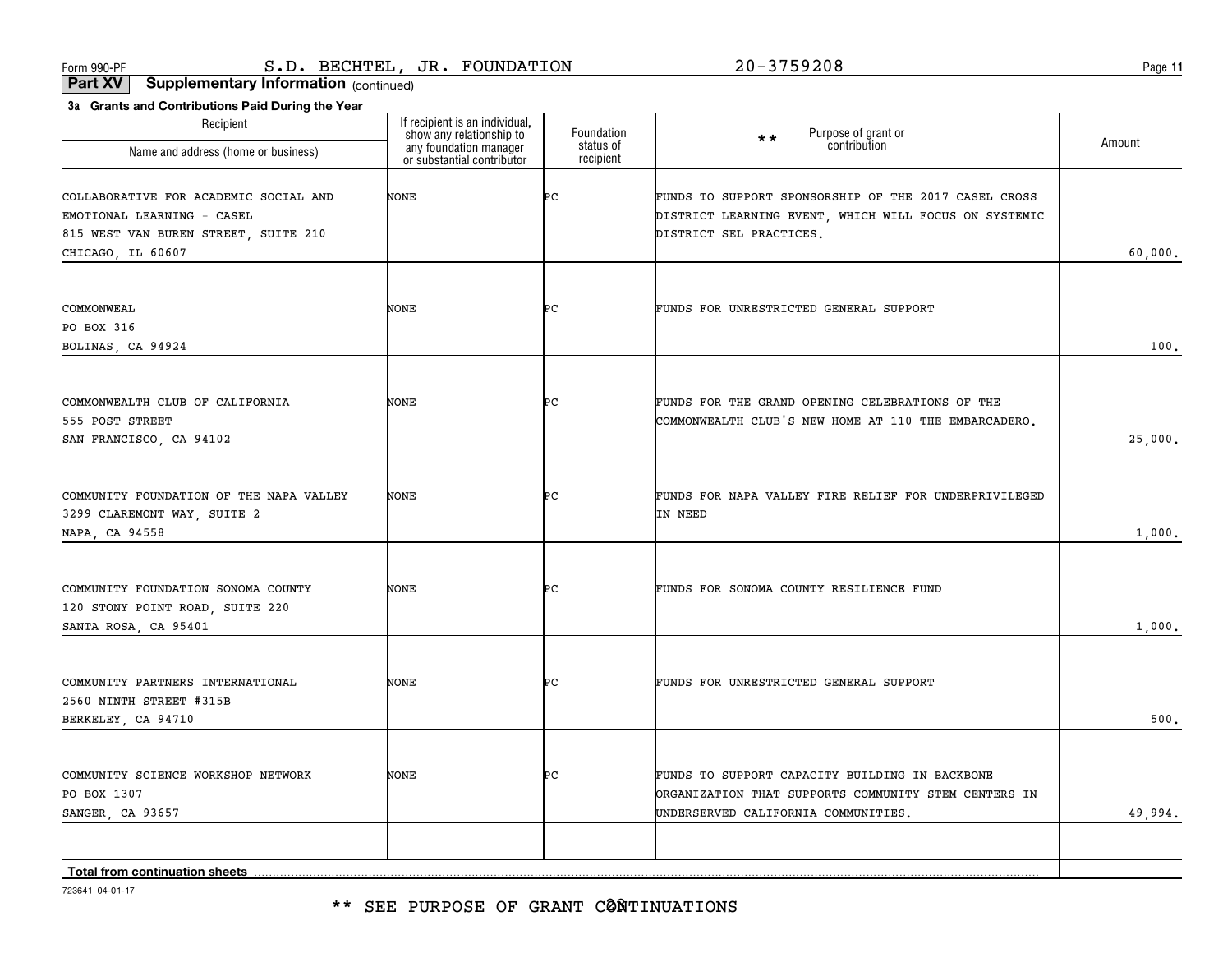Form 990-PF S.D. BECHTEL, JR. FOUNDATION 20-3759208

**Part XV Supplementary Information** (continued)

**3a Grants and Contributions Paid During the Year**

| Recipient<br>Name and address (home or business) | If recipient is an individual, show any relationship to any foundation manager or substantial contributor | Foundation status of recipient | ** Purpose of grant or contribution | Amount |
|---|---|---|---|---|
| COLLABORATIVE FOR ACADEMIC SOCIAL AND EMOTIONAL LEARNING - CASEL<br>815 WEST VAN BUREN STREET, SUITE 210<br>CHICAGO, IL 60607 | NONE | PC | FUNDS TO SUPPORT SPONSORSHIP OF THE 2017 CASEL CROSS DISTRICT LEARNING EVENT, WHICH WILL FOCUS ON SYSTEMIC DISTRICT SEL PRACTICES. | 60,000. |
| COMMONWEAL<br>PO BOX 316<br>BOLINAS, CA 94924 | NONE | PC | FUNDS FOR UNRESTRICTED GENERAL SUPPORT | 100. |
| COMMONWEALTH CLUB OF CALIFORNIA<br>555 POST STREET<br>SAN FRANCISCO, CA 94102 | NONE | PC | FUNDS FOR THE GRAND OPENING CELEBRATIONS OF THE COMMONWEALTH CLUB'S NEW HOME AT 110 THE EMBARCADERO. | 25,000. |
| COMMUNITY FOUNDATION OF THE NAPA VALLEY<br>3299 CLAREMONT WAY, SUITE 2<br>NAPA, CA 94558 | NONE | PC | FUNDS FOR NAPA VALLEY FIRE RELIEF FOR UNDERPRIVILEGED IN NEED | 1,000. |
| COMMUNITY FOUNDATION SONOMA COUNTY<br>120 STONY POINT ROAD, SUITE 220<br>SANTA ROSA, CA 95401 | NONE | PC | FUNDS FOR SONOMA COUNTY RESILIENCE FUND | 1,000. |
| COMMUNITY PARTNERS INTERNATIONAL<br>2560 NINTH STREET #315B<br>BERKELEY, CA 94710 | NONE | PC | FUNDS FOR UNRESTRICTED GENERAL SUPPORT | 500. |
| COMMUNITY SCIENCE WORKSHOP NETWORK<br>PO BOX 1307<br>SANGER, CA 93657 | NONE | PC | FUNDS TO SUPPORT CAPACITY BUILDING IN BACKBONE ORGANIZATION THAT SUPPORTS COMMUNITY STEM CENTERS IN UNDERSERVED CALIFORNIA COMMUNITIES. | 49,994. |
| | | | | |
| **Total from continuation sheets** | | | | |

723641 04-01-17

** SEE PURPOSE OF GRANT CONTINUATIONS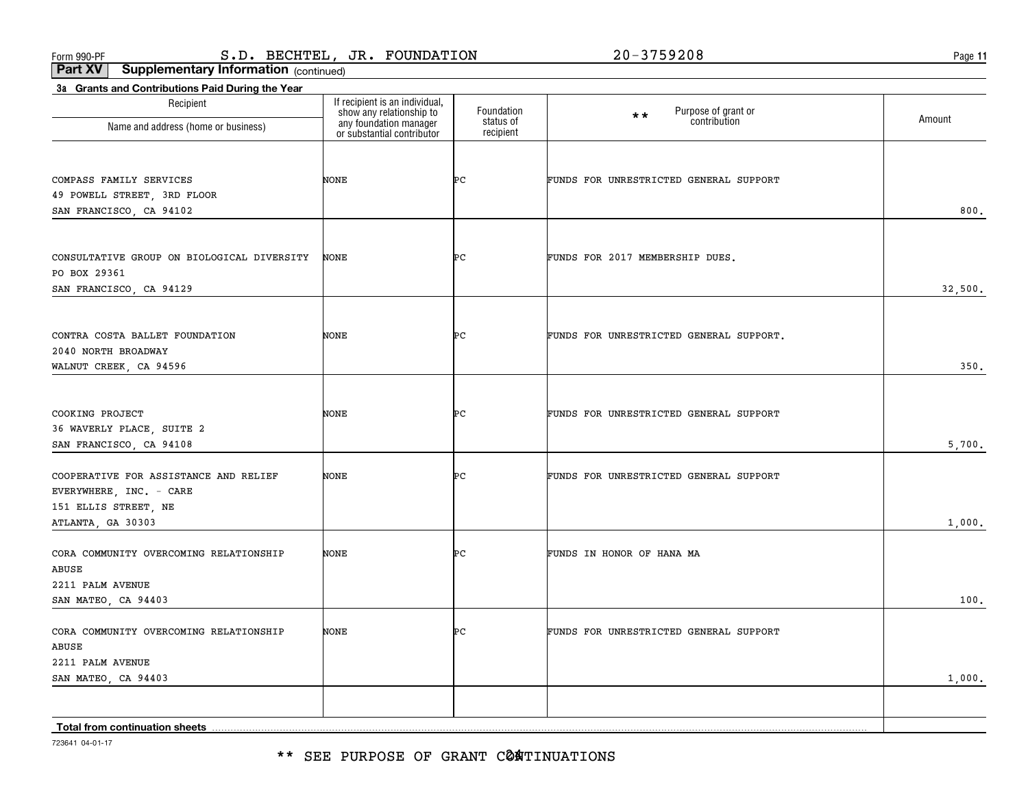Form 990-PF    S.D. BECHTEL, JR. FOUNDATION    20-3759208

**Part XV Supplementary Information** *(continued)*

**3a Grants and Contributions Paid During the Year**

| Recipient Name and address (home or business) | If recipient is an individual, show any relationship to any foundation manager or substantial contributor | Foundation status of recipient | ** Purpose of grant or contribution | Amount |
|---|---|---|---|---|
| COMPASS FAMILY SERVICES<br>49 POWELL STREET, 3RD FLOOR<br>SAN FRANCISCO, CA 94102 | NONE | PC | FUNDS FOR UNRESTRICTED GENERAL SUPPORT | 800. |
| CONSULTATIVE GROUP ON BIOLOGICAL DIVERSITY<br>PO BOX 29361<br>SAN FRANCISCO, CA 94129 | NONE | PC | FUNDS FOR 2017 MEMBERSHIP DUES. | 32,500. |
| CONTRA COSTA BALLET FOUNDATION<br>2040 NORTH BROADWAY<br>WALNUT CREEK, CA 94596 | NONE | PC | FUNDS FOR UNRESTRICTED GENERAL SUPPORT. | 350. |
| COOKING PROJECT<br>36 WAVERLY PLACE, SUITE 2<br>SAN FRANCISCO, CA 94108 | NONE | PC | FUNDS FOR UNRESTRICTED GENERAL SUPPORT | 5,700. |
| COOPERATIVE FOR ASSISTANCE AND RELIEF EVERYWHERE, INC. - CARE<br>151 ELLIS STREET, NE<br>ATLANTA, GA 30303 | NONE | PC | FUNDS FOR UNRESTRICTED GENERAL SUPPORT | 1,000. |
| CORA COMMUNITY OVERCOMING RELATIONSHIP ABUSE<br>2211 PALM AVENUE<br>SAN MATEO, CA 94403 | NONE | PC | FUNDS IN HONOR OF HANA MA | 100. |
| CORA COMMUNITY OVERCOMING RELATIONSHIP ABUSE<br>2211 PALM AVENUE<br>SAN MATEO, CA 94403 | NONE | PC | FUNDS FOR UNRESTRICTED GENERAL SUPPORT | 1,000. |
| **Total from continuation sheets** | | | | |

723641 04-01-17

** SEE PURPOSE OF GRANT CONTINUATIONS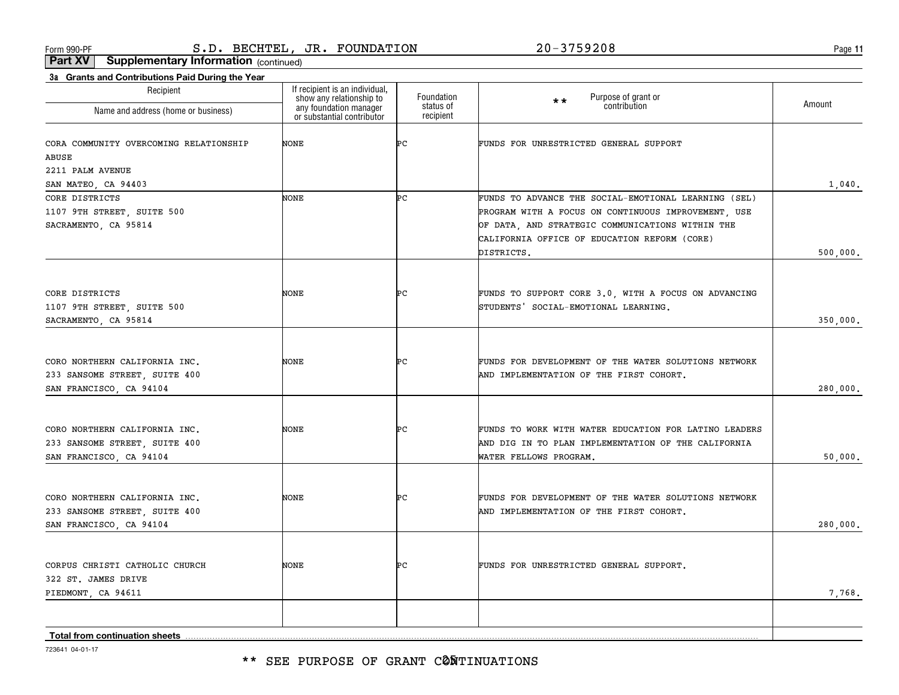Form 990-PF S.D. BECHTEL, JR. FOUNDATION 20-3759208

**Part XV Supplementary Information** (continued)

**3a Grants and Contributions Paid During the Year**

| Recipient Name and address (home or business) | If recipient is an individual, show any relationship to any foundation manager or substantial contributor | Foundation status of recipient | ** Purpose of grant or contribution | Amount |
|---|---|---|---|---|
| CORA COMMUNITY OVERCOMING RELATIONSHIP ABUSE 2211 PALM AVENUE SAN MATEO, CA 94403 | NONE | PC | FUNDS FOR UNRESTRICTED GENERAL SUPPORT | 1,040. |
| CORE DISTRICTS 1107 9TH STREET, SUITE 500 SACRAMENTO, CA 95814 | NONE | PC | FUNDS TO ADVANCE THE SOCIAL-EMOTIONAL LEARNING (SEL) PROGRAM WITH A FOCUS ON CONTINUOUS IMPROVEMENT, USE OF DATA, AND STRATEGIC COMMUNICATIONS WITHIN THE CALIFORNIA OFFICE OF EDUCATION REFORM (CORE) DISTRICTS. | 500,000. |
| CORE DISTRICTS 1107 9TH STREET, SUITE 500 SACRAMENTO, CA 95814 | NONE | PC | FUNDS TO SUPPORT CORE 3.0, WITH A FOCUS ON ADVANCING STUDENTS' SOCIAL-EMOTIONAL LEARNING. | 350,000. |
| CORO NORTHERN CALIFORNIA INC. 233 SANSOME STREET, SUITE 400 SAN FRANCISCO, CA 94104 | NONE | PC | FUNDS FOR DEVELOPMENT OF THE WATER SOLUTIONS NETWORK AND IMPLEMENTATION OF THE FIRST COHORT. | 280,000. |
| CORO NORTHERN CALIFORNIA INC. 233 SANSOME STREET, SUITE 400 SAN FRANCISCO, CA 94104 | NONE | PC | FUNDS TO WORK WITH WATER EDUCATION FOR LATINO LEADERS AND DIG IN TO PLAN IMPLEMENTATION OF THE CALIFORNIA WATER FELLOWS PROGRAM. | 50,000. |
| CORO NORTHERN CALIFORNIA INC. 233 SANSOME STREET, SUITE 400 SAN FRANCISCO, CA 94104 | NONE | PC | FUNDS FOR DEVELOPMENT OF THE WATER SOLUTIONS NETWORK AND IMPLEMENTATION OF THE FIRST COHORT. | 280,000. |
| CORPUS CHRISTI CATHOLIC CHURCH 322 ST. JAMES DRIVE PIEDMONT, CA 94611 | NONE | PC | FUNDS FOR UNRESTRICTED GENERAL SUPPORT. | 7,768. |
| | | | | |
| **Total from continuation sheets** | | | | |

723641 04-01-17

** SEE PURPOSE OF GRANT CONTINUATIONS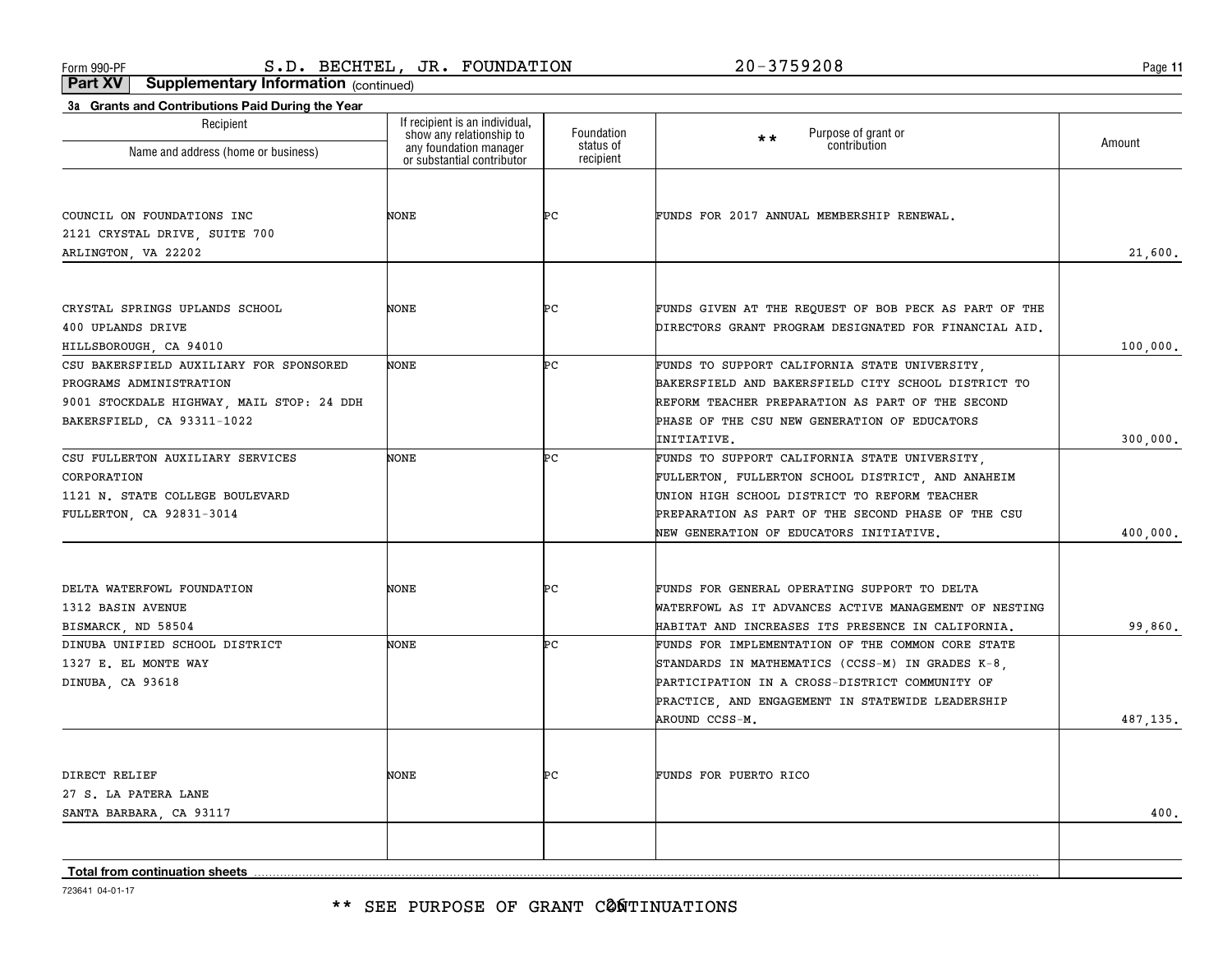Form 990-PF S.D. BECHTEL, JR. FOUNDATION 20-3759208

**Part XV Supplementary Information** (continued)

**3a Grants and Contributions Paid During the Year**

| Recipient<br>Name and address (home or business) | If recipient is an individual, show any relationship to any foundation manager or substantial contributor | Foundation status of recipient | ** Purpose of grant or contribution | Amount |
|---|---|---|---|---|
| COUNCIL ON FOUNDATIONS INC<br>2121 CRYSTAL DRIVE, SUITE 700<br>ARLINGTON, VA 22202 | NONE | PC | FUNDS FOR 2017 ANNUAL MEMBERSHIP RENEWAL. | 21,600. |
| CRYSTAL SPRINGS UPLANDS SCHOOL<br>400 UPLANDS DRIVE<br>HILLSBOROUGH, CA 94010 | NONE | PC | FUNDS GIVEN AT THE REQUEST OF BOB PECK AS PART OF THE DIRECTORS GRANT PROGRAM DESIGNATED FOR FINANCIAL AID. | 100,000. |
| CSU BAKERSFIELD AUXILIARY FOR SPONSORED PROGRAMS ADMINISTRATION<br>9001 STOCKDALE HIGHWAY, MAIL STOP: 24 DDH<br>BAKERSFIELD, CA 93311-1022 | NONE | PC | FUNDS TO SUPPORT CALIFORNIA STATE UNIVERSITY, BAKERSFIELD AND BAKERSFIELD CITY SCHOOL DISTRICT TO REFORM TEACHER PREPARATION AS PART OF THE SECOND PHASE OF THE CSU NEW GENERATION OF EDUCATORS INITIATIVE. | 300,000. |
| CSU FULLERTON AUXILIARY SERVICES CORPORATION<br>1121 N. STATE COLLEGE BOULEVARD<br>FULLERTON, CA 92831-3014 | NONE | PC | FUNDS TO SUPPORT CALIFORNIA STATE UNIVERSITY, FULLERTON, FULLERTON SCHOOL DISTRICT, AND ANAHEIM UNION HIGH SCHOOL DISTRICT TO REFORM TEACHER PREPARATION AS PART OF THE SECOND PHASE OF THE CSU NEW GENERATION OF EDUCATORS INITIATIVE. | 400,000. |
| DELTA WATERFOWL FOUNDATION<br>1312 BASIN AVENUE<br>BISMARCK, ND 58504 | NONE | PC | FUNDS FOR GENERAL OPERATING SUPPORT TO DELTA WATERFOWL AS IT ADVANCES ACTIVE MANAGEMENT OF NESTING HABITAT AND INCREASES ITS PRESENCE IN CALIFORNIA. | 99,860. |
| DINUBA UNIFIED SCHOOL DISTRICT<br>1327 E. EL MONTE WAY<br>DINUBA, CA 93618 | NONE | PC | FUNDS FOR IMPLEMENTATION OF THE COMMON CORE STATE STANDARDS IN MATHEMATICS (CCSS-M) IN GRADES K-8, PARTICIPATION IN A CROSS-DISTRICT COMMUNITY OF PRACTICE, AND ENGAGEMENT IN STATEWIDE LEADERSHIP AROUND CCSS-M. | 487,135. |
| DIRECT RELIEF<br>27 S. LA PATERA LANE<br>SANTA BARBARA, CA 93117 | NONE | PC | FUNDS FOR PUERTO RICO | 400. |
| **Total from continuation sheets** | | | | |

723641 04-01-17

** SEE PURPOSE OF GRANT CONTINUATIONS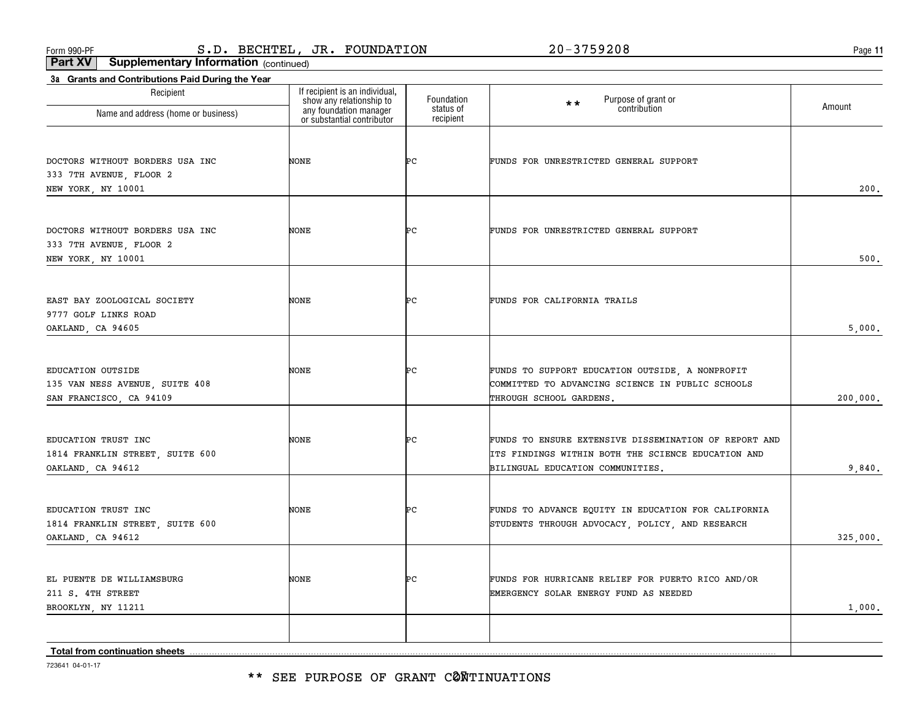Form 990-PF S.D. BECHTEL, JR. FOUNDATION 20-3759208

**Part XV Supplementary Information** *(continued)*

**3a Grants and Contributions Paid During the Year**

| Recipient Name and address (home or business) | If recipient is an individual, show any relationship to any foundation manager or substantial contributor | Foundation status of recipient | ** Purpose of grant or contribution | Amount |
|---|---|---|---|---|
| DOCTORS WITHOUT BORDERS USA INC<br>333 7TH AVENUE, FLOOR 2<br>NEW YORK, NY 10001 | NONE | PC | FUNDS FOR UNRESTRICTED GENERAL SUPPORT | 200. |
| DOCTORS WITHOUT BORDERS USA INC<br>333 7TH AVENUE, FLOOR 2<br>NEW YORK, NY 10001 | NONE | PC | FUNDS FOR UNRESTRICTED GENERAL SUPPORT | 500. |
| EAST BAY ZOOLOGICAL SOCIETY<br>9777 GOLF LINKS ROAD<br>OAKLAND, CA 94605 | NONE | PC | FUNDS FOR CALIFORNIA TRAILS | 5,000. |
| EDUCATION OUTSIDE<br>135 VAN NESS AVENUE, SUITE 408<br>SAN FRANCISCO, CA 94109 | NONE | PC | FUNDS TO SUPPORT EDUCATION OUTSIDE, A NONPROFIT COMMITTED TO ADVANCING SCIENCE IN PUBLIC SCHOOLS THROUGH SCHOOL GARDENS. | 200,000. |
| EDUCATION TRUST INC<br>1814 FRANKLIN STREET, SUITE 600<br>OAKLAND, CA 94612 | NONE | PC | FUNDS TO ENSURE EXTENSIVE DISSEMINATION OF REPORT AND ITS FINDINGS WITHIN BOTH THE SCIENCE EDUCATION AND BILINGUAL EDUCATION COMMUNITIES. | 9,840. |
| EDUCATION TRUST INC<br>1814 FRANKLIN STREET, SUITE 600<br>OAKLAND, CA 94612 | NONE | PC | FUNDS TO ADVANCE EQUITY IN EDUCATION FOR CALIFORNIA STUDENTS THROUGH ADVOCACY, POLICY, AND RESEARCH | 325,000. |
| EL PUENTE DE WILLIAMSBURG<br>211 S. 4TH STREET<br>BROOKLYN, NY 11211 | NONE | PC | FUNDS FOR HURRICANE RELIEF FOR PUERTO RICO AND/OR EMERGENCY SOLAR ENERGY FUND AS NEEDED | 1,000. |
| | | | | |
| **Total from continuation sheets** | | | | |

723641 04-01-17

** SEE PURPOSE OF GRANT CONTINUATIONS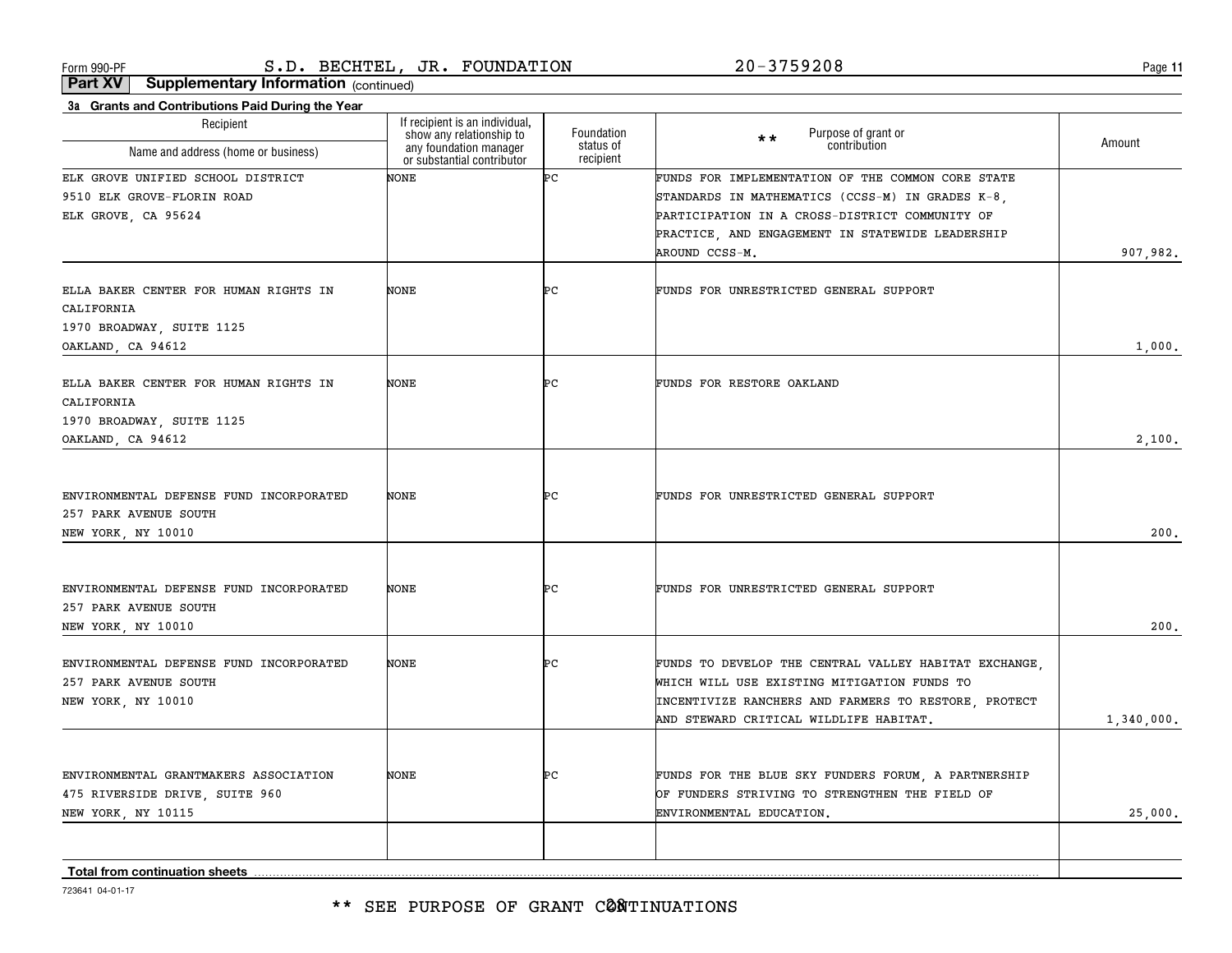Form 990-PF S.D. BECHTEL, JR. FOUNDATION 20-3759208

**Part XV Supplementary Information** (continued)

**3a Grants and Contributions Paid During the Year**

| Recipient Name and address (home or business) | If recipient is an individual, show any relationship to any foundation manager or substantial contributor | Foundation status of recipient | ** Purpose of grant or contribution | Amount |
|---|---|---|---|---|
| ELK GROVE UNIFIED SCHOOL DISTRICT 9510 ELK GROVE-FLORIN ROAD ELK GROVE, CA 95624 | NONE | PC | FUNDS FOR IMPLEMENTATION OF THE COMMON CORE STATE STANDARDS IN MATHEMATICS (CCSS-M) IN GRADES K-8, PARTICIPATION IN A CROSS-DISTRICT COMMUNITY OF PRACTICE, AND ENGAGEMENT IN STATEWIDE LEADERSHIP AROUND CCSS-M. | 907,982. |
| ELLA BAKER CENTER FOR HUMAN RIGHTS IN CALIFORNIA 1970 BROADWAY, SUITE 1125 OAKLAND, CA 94612 | NONE | PC | FUNDS FOR UNRESTRICTED GENERAL SUPPORT | 1,000. |
| ELLA BAKER CENTER FOR HUMAN RIGHTS IN CALIFORNIA 1970 BROADWAY, SUITE 1125 OAKLAND, CA 94612 | NONE | PC | FUNDS FOR RESTORE OAKLAND | 2,100. |
| ENVIRONMENTAL DEFENSE FUND INCORPORATED 257 PARK AVENUE SOUTH NEW YORK, NY 10010 | NONE | PC | FUNDS FOR UNRESTRICTED GENERAL SUPPORT | 200. |
| ENVIRONMENTAL DEFENSE FUND INCORPORATED 257 PARK AVENUE SOUTH NEW YORK, NY 10010 | NONE | PC | FUNDS FOR UNRESTRICTED GENERAL SUPPORT | 200. |
| ENVIRONMENTAL DEFENSE FUND INCORPORATED 257 PARK AVENUE SOUTH NEW YORK, NY 10010 | NONE | PC | FUNDS TO DEVELOP THE CENTRAL VALLEY HABITAT EXCHANGE, WHICH WILL USE EXISTING MITIGATION FUNDS TO INCENTIVIZE RANCHERS AND FARMERS TO RESTORE, PROTECT AND STEWARD CRITICAL WILDLIFE HABITAT. | 1,340,000. |
| ENVIRONMENTAL GRANTMAKERS ASSOCIATION 475 RIVERSIDE DRIVE, SUITE 960 NEW YORK, NY 10115 | NONE | PC | FUNDS FOR THE BLUE SKY FUNDERS FORUM, A PARTNERSHIP OF FUNDERS STRIVING TO STRENGTHEN THE FIELD OF ENVIRONMENTAL EDUCATION. | 25,000. |
| | | | | |
| **Total from continuation sheets** | | | | |

723641 04-01-17

** SEE PURPOSE OF GRANT CONTINUATIONS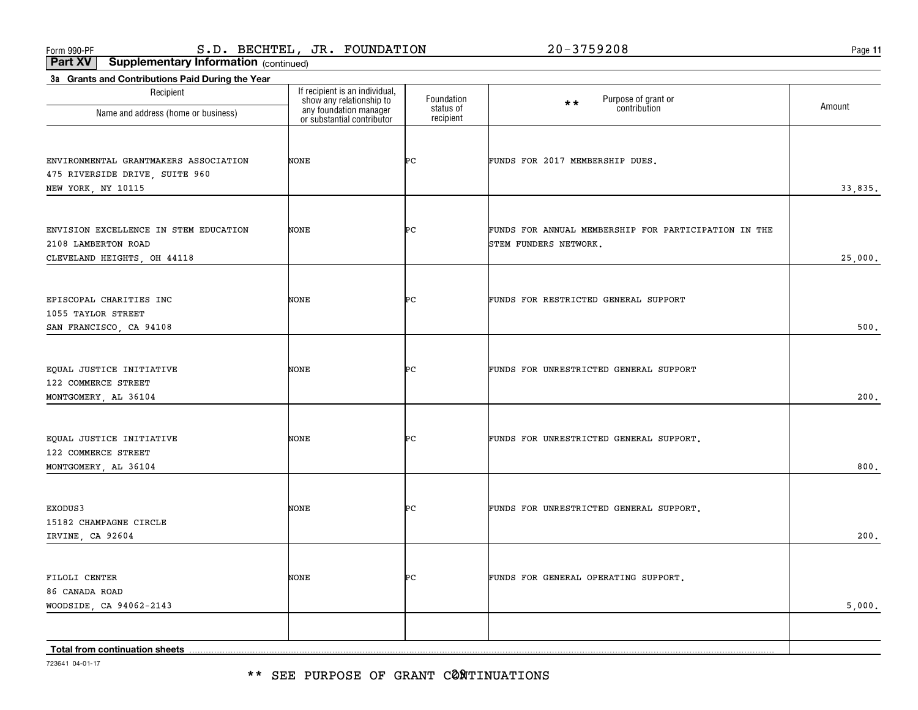Form 990-PF S.D. BECHTEL, JR. FOUNDATION 20-3759208

**Part XV Supplementary Information** (continued)

**3a Grants and Contributions Paid During the Year**

| Recipient<br>Name and address (home or business) | If recipient is an individual, show any relationship to any foundation manager or substantial contributor | Foundation status of recipient | ** Purpose of grant or contribution | Amount |
|---|---|---|---|---|
| ENVIRONMENTAL GRANTMAKERS ASSOCIATION<br>475 RIVERSIDE DRIVE, SUITE 960<br>NEW YORK, NY 10115 | NONE | PC | FUNDS FOR 2017 MEMBERSHIP DUES. | 33,835. |
| ENVISION EXCELLENCE IN STEM EDUCATION<br>2108 LAMBERTON ROAD<br>CLEVELAND HEIGHTS, OH 44118 | NONE | PC | FUNDS FOR ANNUAL MEMBERSHIP FOR PARTICIPATION IN THE STEM FUNDERS NETWORK. | 25,000. |
| EPISCOPAL CHARITIES INC<br>1055 TAYLOR STREET<br>SAN FRANCISCO, CA 94108 | NONE | PC | FUNDS FOR RESTRICTED GENERAL SUPPORT | 500. |
| EQUAL JUSTICE INITIATIVE<br>122 COMMERCE STREET<br>MONTGOMERY, AL 36104 | NONE | PC | FUNDS FOR UNRESTRICTED GENERAL SUPPORT | 200. |
| EQUAL JUSTICE INITIATIVE<br>122 COMMERCE STREET<br>MONTGOMERY, AL 36104 | NONE | PC | FUNDS FOR UNRESTRICTED GENERAL SUPPORT. | 800. |
| EXODUS3<br>15182 CHAMPAGNE CIRCLE<br>IRVINE, CA 92604 | NONE | PC | FUNDS FOR UNRESTRICTED GENERAL SUPPORT. | 200. |
| FILOLI CENTER<br>86 CANADA ROAD<br>WOODSIDE, CA 94062-2143 | NONE | PC | FUNDS FOR GENERAL OPERATING SUPPORT. | 5,000. |
| | | | | |
| **Total from continuation sheets** | | | | |

723641 04-01-17

** SEE PURPOSE OF GRANT CONTINUATIONS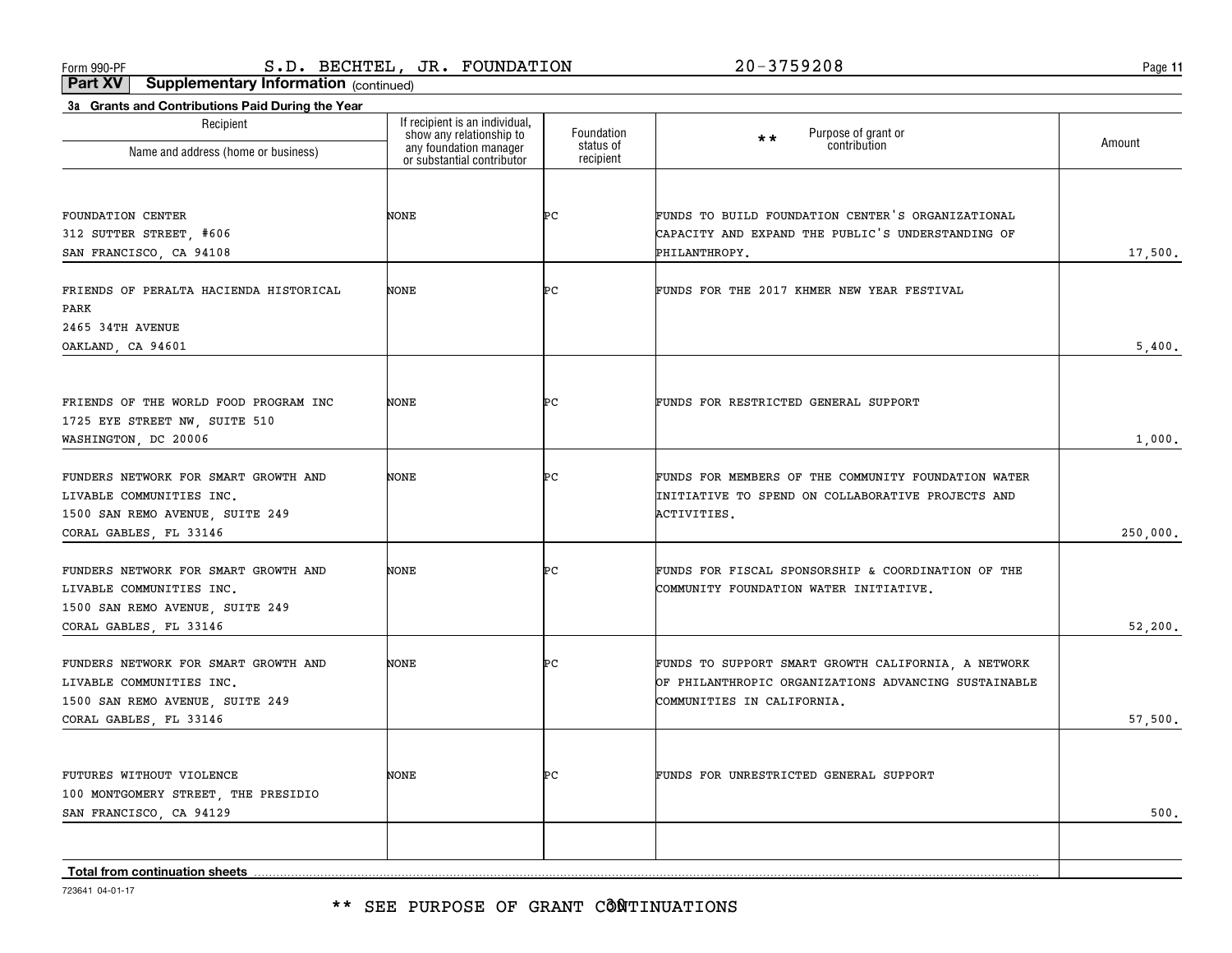Form 990-PF S.D. BECHTEL, JR. FOUNDATION 20-3759208

**Part XV Supplementary Information** (continued)

**3a Grants and Contributions Paid During the Year**

| Recipient Name and address (home or business) | If recipient is an individual, show any relationship to any foundation manager or substantial contributor | Foundation status of recipient | ** Purpose of grant or contribution | Amount |
|---|---|---|---|---|
| FOUNDATION CENTER<br>312 SUTTER STREET, #606<br>SAN FRANCISCO, CA 94108 | NONE | PC | FUNDS TO BUILD FOUNDATION CENTER'S ORGANIZATIONAL CAPACITY AND EXPAND THE PUBLIC'S UNDERSTANDING OF PHILANTHROPY. | 17,500. |
| FRIENDS OF PERALTA HACIENDA HISTORICAL PARK<br>2465 34TH AVENUE<br>OAKLAND, CA 94601 | NONE | PC | FUNDS FOR THE 2017 KHMER NEW YEAR FESTIVAL | 5,400. |
| FRIENDS OF THE WORLD FOOD PROGRAM INC<br>1725 EYE STREET NW, SUITE 510<br>WASHINGTON, DC 20006 | NONE | PC | FUNDS FOR RESTRICTED GENERAL SUPPORT | 1,000. |
| FUNDERS NETWORK FOR SMART GROWTH AND LIVABLE COMMUNITIES INC.<br>1500 SAN REMO AVENUE, SUITE 249<br>CORAL GABLES, FL 33146 | NONE | PC | FUNDS FOR MEMBERS OF THE COMMUNITY FOUNDATION WATER INITIATIVE TO SPEND ON COLLABORATIVE PROJECTS AND ACTIVITIES. | 250,000. |
| FUNDERS NETWORK FOR SMART GROWTH AND LIVABLE COMMUNITIES INC.<br>1500 SAN REMO AVENUE, SUITE 249<br>CORAL GABLES, FL 33146 | NONE | PC | FUNDS FOR FISCAL SPONSORSHIP & COORDINATION OF THE COMMUNITY FOUNDATION WATER INITIATIVE. | 52,200. |
| FUNDERS NETWORK FOR SMART GROWTH AND LIVABLE COMMUNITIES INC.<br>1500 SAN REMO AVENUE, SUITE 249<br>CORAL GABLES, FL 33146 | NONE | PC | FUNDS TO SUPPORT SMART GROWTH CALIFORNIA, A NETWORK OF PHILANTHROPIC ORGANIZATIONS ADVANCING SUSTAINABLE COMMUNITIES IN CALIFORNIA. | 57,500. |
| FUTURES WITHOUT VIOLENCE<br>100 MONTGOMERY STREET, THE PRESIDIO<br>SAN FRANCISCO, CA 94129 | NONE | PC | FUNDS FOR UNRESTRICTED GENERAL SUPPORT | 500. |
| **Total from continuation sheets** | | | | |

723641 04-01-17

** SEE PURPOSE OF GRANT CONTINUATIONS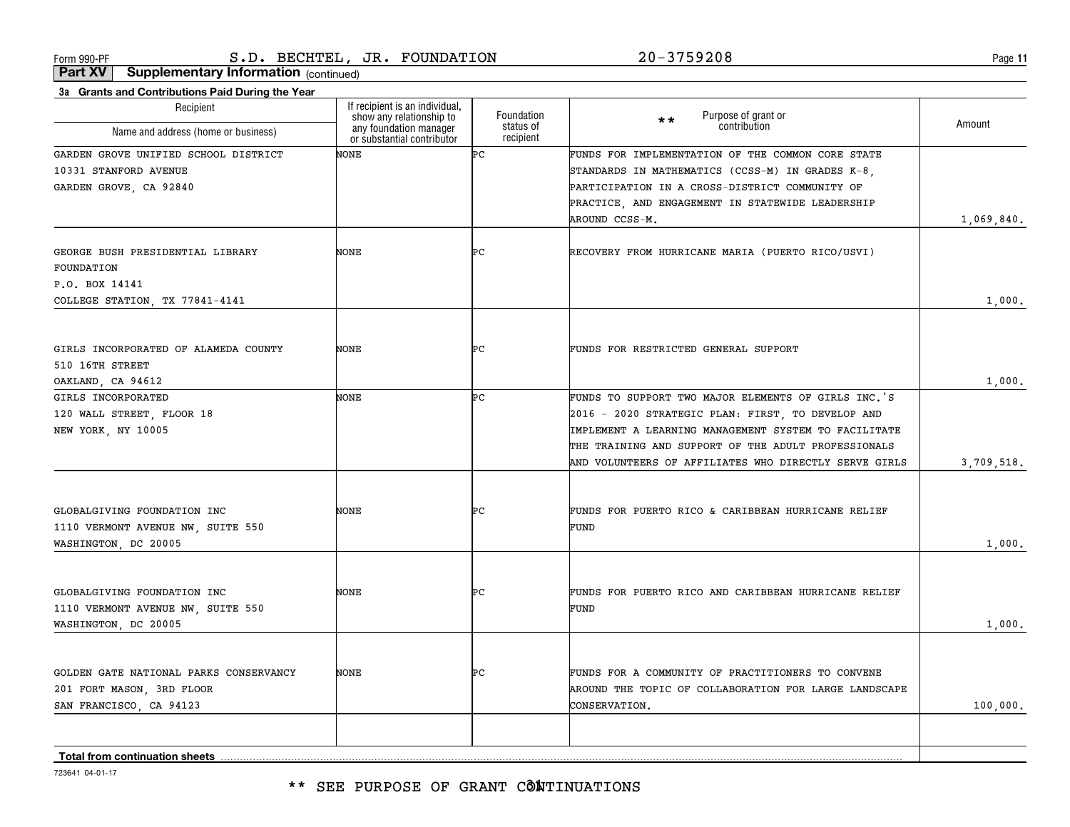Form 990-PF S.D. BECHTEL, JR. FOUNDATION 20-3759208

**Part XV Supplementary Information** (continued)

**3a Grants and Contributions Paid During the Year**

| Recipient Name and address (home or business) | If recipient is an individual, show any relationship to any foundation manager or substantial contributor | Foundation status of recipient | ** Purpose of grant or contribution | Amount |
|---|---|---|---|---|
| GARDEN GROVE UNIFIED SCHOOL DISTRICT 10331 STANFORD AVENUE GARDEN GROVE, CA 92840 | NONE | PC | FUNDS FOR IMPLEMENTATION OF THE COMMON CORE STATE STANDARDS IN MATHEMATICS (CCSS-M) IN GRADES K-8, PARTICIPATION IN A CROSS-DISTRICT COMMUNITY OF PRACTICE, AND ENGAGEMENT IN STATEWIDE LEADERSHIP AROUND CCSS-M. | 1,069,840. |
| GEORGE BUSH PRESIDENTIAL LIBRARY FOUNDATION P.O. BOX 14141 COLLEGE STATION, TX 77841-4141 | NONE | PC | RECOVERY FROM HURRICANE MARIA (PUERTO RICO/USVI) | 1,000. |
| GIRLS INCORPORATED OF ALAMEDA COUNTY 510 16TH STREET OAKLAND, CA 94612 | NONE | PC | FUNDS FOR RESTRICTED GENERAL SUPPORT | 1,000. |
| GIRLS INCORPORATED 120 WALL STREET, FLOOR 18 NEW YORK, NY 10005 | NONE | PC | FUNDS TO SUPPORT TWO MAJOR ELEMENTS OF GIRLS INC.'S 2016 - 2020 STRATEGIC PLAN: FIRST, TO DEVELOP AND IMPLEMENT A LEARNING MANAGEMENT SYSTEM TO FACILITATE THE TRAINING AND SUPPORT OF THE ADULT PROFESSIONALS AND VOLUNTEERS OF AFFILIATES WHO DIRECTLY SERVE GIRLS | 3,709,518. |
| GLOBALGIVING FOUNDATION INC 1110 VERMONT AVENUE NW, SUITE 550 WASHINGTON, DC 20005 | NONE | PC | FUNDS FOR PUERTO RICO & CARIBBEAN HURRICANE RELIEF FUND | 1,000. |
| GLOBALGIVING FOUNDATION INC 1110 VERMONT AVENUE NW, SUITE 550 WASHINGTON, DC 20005 | NONE | PC | FUNDS FOR PUERTO RICO AND CARIBBEAN HURRICANE RELIEF FUND | 1,000. |
| GOLDEN GATE NATIONAL PARKS CONSERVANCY 201 FORT MASON, 3RD FLOOR SAN FRANCISCO, CA 94123 | NONE | PC | FUNDS FOR A COMMUNITY OF PRACTITIONERS TO CONVENE AROUND THE TOPIC OF COLLABORATION FOR LARGE LANDSCAPE CONSERVATION. | 100,000. |
| | | | | |
| **Total from continuation sheets** | | | | |

723641 04-01-17

** SEE PURPOSE OF GRANT CONTINUATIONS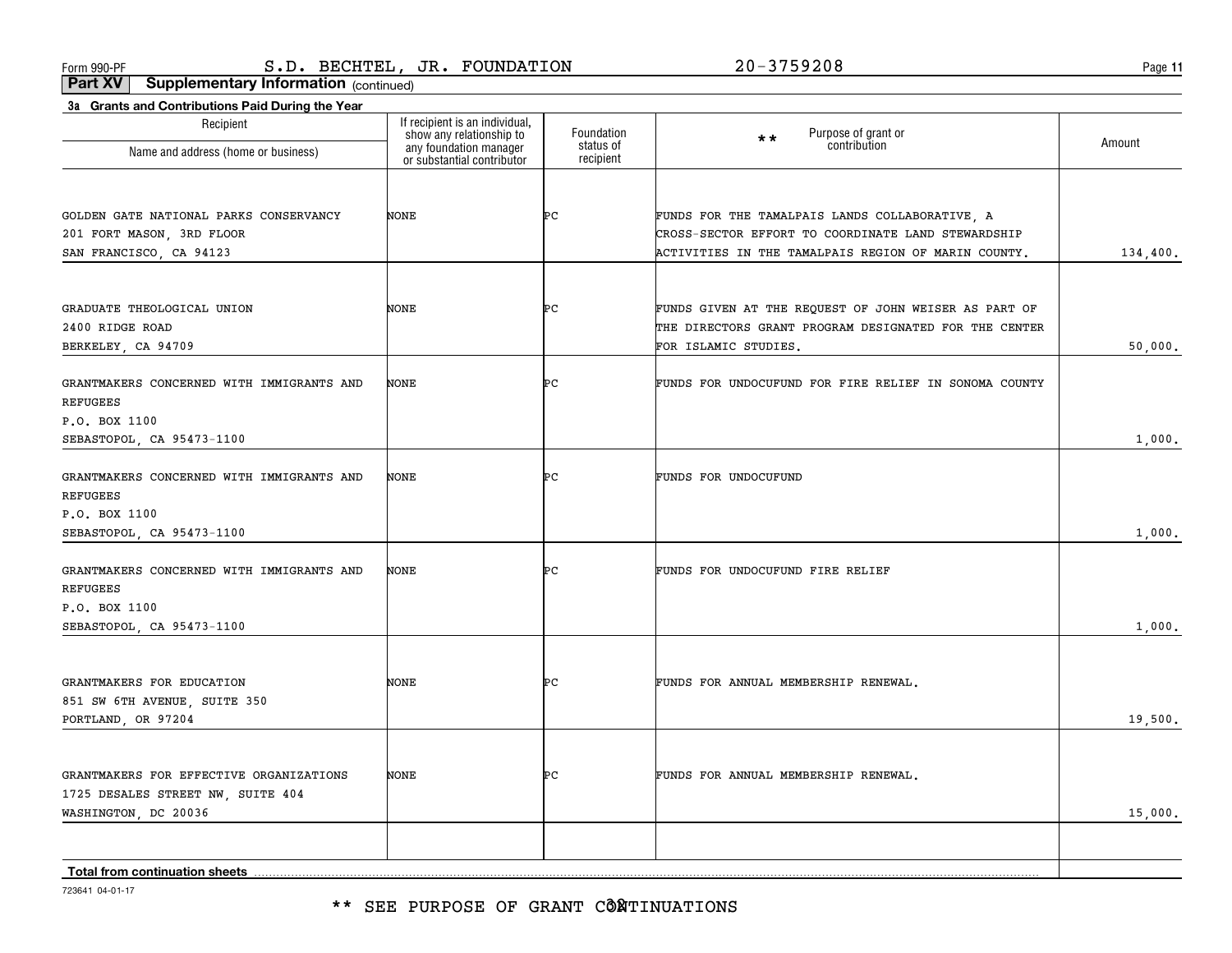Form 990-PF S.D. BECHTEL, JR. FOUNDATION 20-3759208

**Part XV Supplementary Information** (continued)

**3a Grants and Contributions Paid During the Year**

| Recipient<br>Name and address (home or business) | If recipient is an individual, show any relationship to any foundation manager or substantial contributor | Foundation status of recipient | ** Purpose of grant or contribution | Amount |
|---|---|---|---|---|
| GOLDEN GATE NATIONAL PARKS CONSERVANCY<br>201 FORT MASON, 3RD FLOOR<br>SAN FRANCISCO, CA 94123 | NONE | PC | FUNDS FOR THE TAMALPAIS LANDS COLLABORATIVE, A CROSS-SECTOR EFFORT TO COORDINATE LAND STEWARDSHIP ACTIVITIES IN THE TAMALPAIS REGION OF MARIN COUNTY. | 134,400. |
| GRADUATE THEOLOGICAL UNION<br>2400 RIDGE ROAD<br>BERKELEY, CA 94709 | NONE | PC | FUNDS GIVEN AT THE REQUEST OF JOHN WEISER AS PART OF THE DIRECTORS GRANT PROGRAM DESIGNATED FOR THE CENTER FOR ISLAMIC STUDIES. | 50,000. |
| GRANTMAKERS CONCERNED WITH IMMIGRANTS AND REFUGEES<br>P.O. BOX 1100<br>SEBASTOPOL, CA 95473-1100 | NONE | PC | FUNDS FOR UNDOCUFUND FOR FIRE RELIEF IN SONOMA COUNTY | 1,000. |
| GRANTMAKERS CONCERNED WITH IMMIGRANTS AND REFUGEES<br>P.O. BOX 1100<br>SEBASTOPOL, CA 95473-1100 | NONE | PC | FUNDS FOR UNDOCUFUND | 1,000. |
| GRANTMAKERS CONCERNED WITH IMMIGRANTS AND REFUGEES<br>P.O. BOX 1100<br>SEBASTOPOL, CA 95473-1100 | NONE | PC | FUNDS FOR UNDOCUFUND FIRE RELIEF | 1,000. |
| GRANTMAKERS FOR EDUCATION<br>851 SW 6TH AVENUE, SUITE 350<br>PORTLAND, OR 97204 | NONE | PC | FUNDS FOR ANNUAL MEMBERSHIP RENEWAL. | 19,500. |
| GRANTMAKERS FOR EFFECTIVE ORGANIZATIONS<br>1725 DESALES STREET NW, SUITE 404<br>WASHINGTON, DC 20036 | NONE | PC | FUNDS FOR ANNUAL MEMBERSHIP RENEWAL. | 15,000. |
| | | | | |
| **Total from continuation sheets** | | | | |

723641 04-01-17

** SEE PURPOSE OF GRANT CONTINUATIONS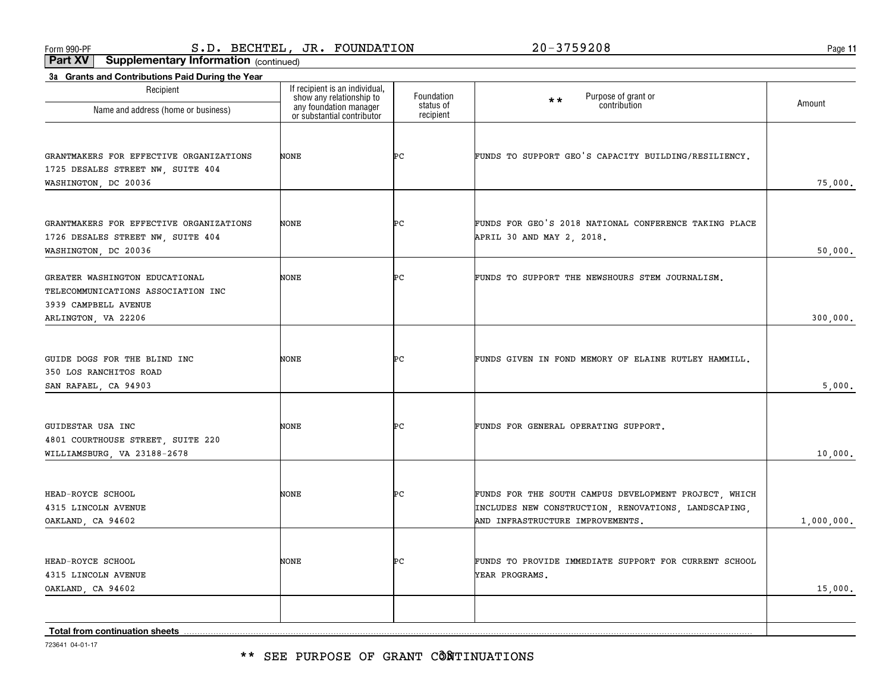Form 990-PF S.D. BECHTEL, JR. FOUNDATION 20-3759208

**Part XV Supplementary Information** (continued)

**3a Grants and Contributions Paid During the Year**

| Recipient Name and address (home or business) | If recipient is an individual, show any relationship to any foundation manager or substantial contributor | Foundation status of recipient | ** Purpose of grant or contribution | Amount |
|---|---|---|---|---|
| GRANTMAKERS FOR EFFECTIVE ORGANIZATIONS 1725 DESALES STREET NW, SUITE 404 WASHINGTON, DC 20036 | NONE | PC | FUNDS TO SUPPORT GEO'S CAPACITY BUILDING/RESILIENCY. | 75,000. |
| GRANTMAKERS FOR EFFECTIVE ORGANIZATIONS 1726 DESALES STREET NW, SUITE 404 WASHINGTON, DC 20036 | NONE | PC | FUNDS FOR GEO'S 2018 NATIONAL CONFERENCE TAKING PLACE APRIL 30 AND MAY 2, 2018. | 50,000. |
| GREATER WASHINGTON EDUCATIONAL TELECOMMUNICATIONS ASSOCIATION INC 3939 CAMPBELL AVENUE ARLINGTON, VA 22206 | NONE | PC | FUNDS TO SUPPORT THE NEWSHOURS STEM JOURNALISM. | 300,000. |
| GUIDE DOGS FOR THE BLIND INC 350 LOS RANCHITOS ROAD SAN RAFAEL, CA 94903 | NONE | PC | FUNDS GIVEN IN FOND MEMORY OF ELAINE RUTLEY HAMMILL. | 5,000. |
| GUIDESTAR USA INC 4801 COURTHOUSE STREET, SUITE 220 WILLIAMSBURG, VA 23188-2678 | NONE | PC | FUNDS FOR GENERAL OPERATING SUPPORT. | 10,000. |
| HEAD-ROYCE SCHOOL 4315 LINCOLN AVENUE OAKLAND, CA 94602 | NONE | PC | FUNDS FOR THE SOUTH CAMPUS DEVELOPMENT PROJECT, WHICH INCLUDES NEW CONSTRUCTION, RENOVATIONS, LANDSCAPING, AND INFRASTRUCTURE IMPROVEMENTS. | 1,000,000. |
| HEAD-ROYCE SCHOOL 4315 LINCOLN AVENUE OAKLAND, CA 94602 | NONE | PC | FUNDS TO PROVIDE IMMEDIATE SUPPORT FOR CURRENT SCHOOL YEAR PROGRAMS. | 15,000. |
| | | | | |
| **Total from continuation sheets** | | | | |

723641 04-01-17

** SEE PURPOSE OF GRANT CONTINUATIONS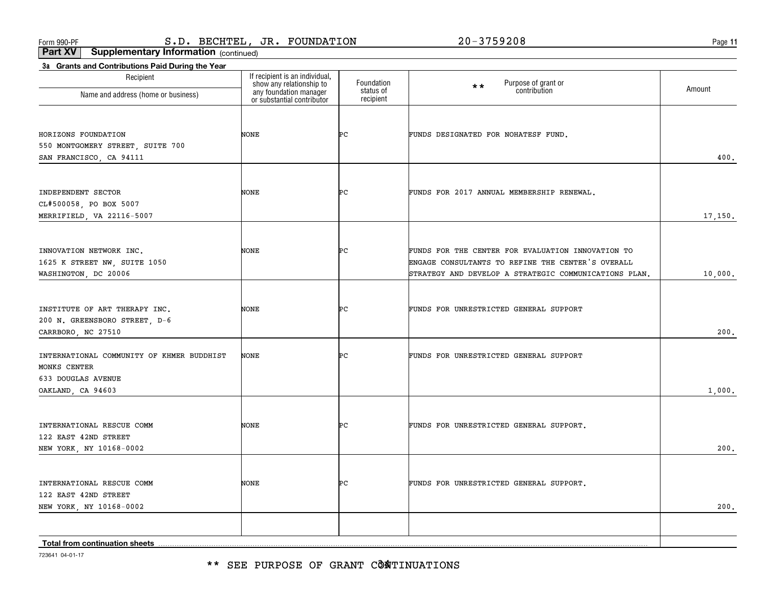Form 990-PF S.D. BECHTEL, JR. FOUNDATION 20-3759208

**Part XV Supplementary Information** (continued)

**3a Grants and Contributions Paid During the Year**

| Recipient Name and address (home or business) | If recipient is an individual, show any relationship to any foundation manager or substantial contributor | Foundation status of recipient | ** Purpose of grant or contribution | Amount |
|---|---|---|---|---|
| HORIZONS FOUNDATION<br>550 MONTGOMERY STREET, SUITE 700<br>SAN FRANCISCO, CA 94111 | NONE | PC | FUNDS DESIGNATED FOR NOHATESF FUND. | 400. |
| INDEPENDENT SECTOR<br>CL#500058, PO BOX 5007<br>MERRIFIELD, VA 22116-5007 | NONE | PC | FUNDS FOR 2017 ANNUAL MEMBERSHIP RENEWAL. | 17,150. |
| INNOVATION NETWORK INC.<br>1625 K STREET NW, SUITE 1050<br>WASHINGTON, DC 20006 | NONE | PC | FUNDS FOR THE CENTER FOR EVALUATION INNOVATION TO ENGAGE CONSULTANTS TO REFINE THE CENTER'S OVERALL STRATEGY AND DEVELOP A STRATEGIC COMMUNICATIONS PLAN. | 10,000. |
| INSTITUTE OF ART THERAPY INC.<br>200 N. GREENSBORO STREET, D-6<br>CARRBORO, NC 27510 | NONE | PC | FUNDS FOR UNRESTRICTED GENERAL SUPPORT | 200. |
| INTERNATIONAL COMMUNITY OF KHMER BUDDHIST MONKS CENTER<br>633 DOUGLAS AVENUE<br>OAKLAND, CA 94603 | NONE | PC | FUNDS FOR UNRESTRICTED GENERAL SUPPORT | 1,000. |
| INTERNATIONAL RESCUE COMM<br>122 EAST 42ND STREET<br>NEW YORK, NY 10168-0002 | NONE | PC | FUNDS FOR UNRESTRICTED GENERAL SUPPORT. | 200. |
| INTERNATIONAL RESCUE COMM<br>122 EAST 42ND STREET<br>NEW YORK, NY 10168-0002 | NONE | PC | FUNDS FOR UNRESTRICTED GENERAL SUPPORT. | 200. |
| | | | | |
| **Total from continuation sheets** | | | | |

723641 04-01-17

** SEE PURPOSE OF GRANT CONTINUATIONS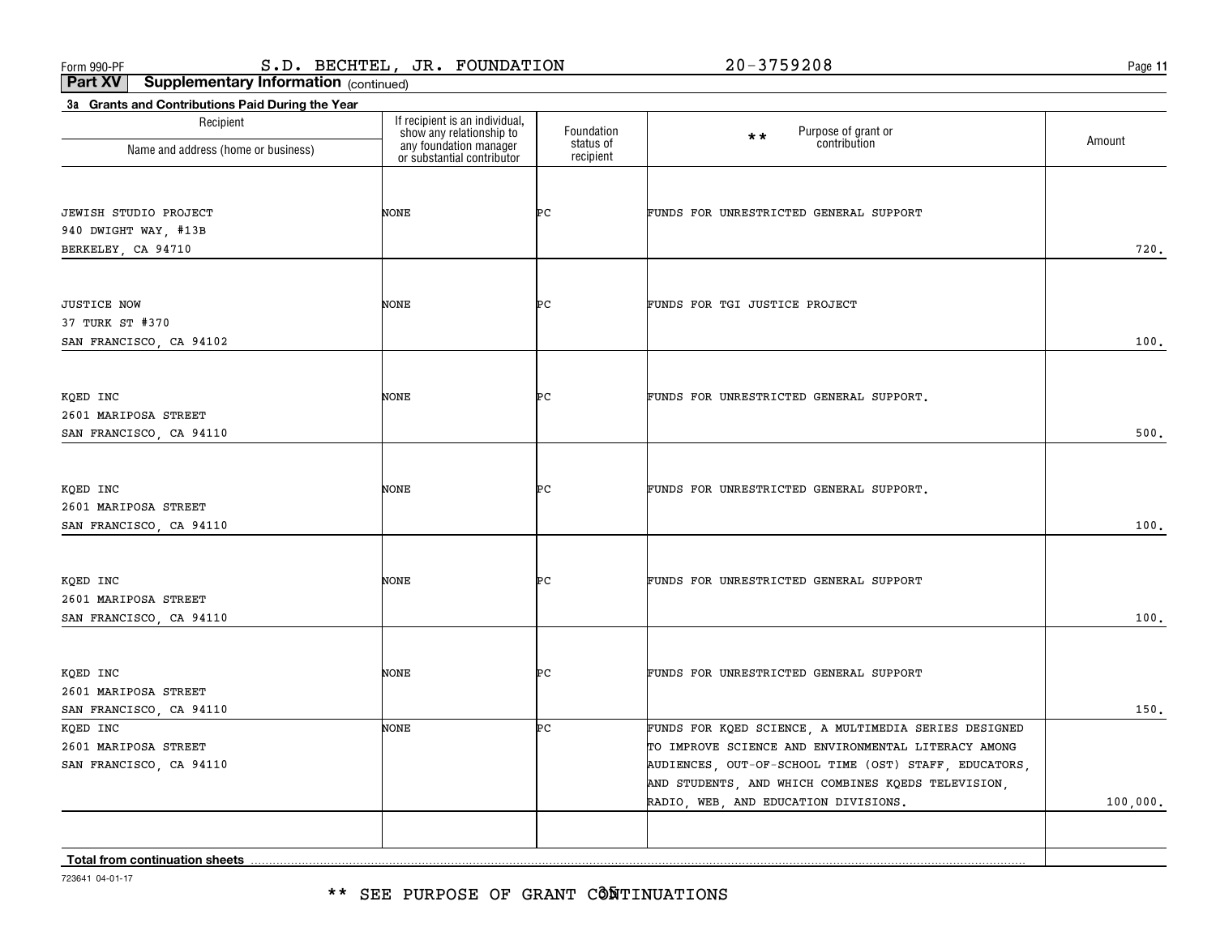Form 990-PF S.D. BECHTEL, JR. FOUNDATION 20-3759208

**Part XV Supplementary Information** (continued)

**3a Grants and Contributions Paid During the Year**

| Recipient Name and address (home or business) | If recipient is an individual, show any relationship to any foundation manager or substantial contributor | Foundation status of recipient | ** Purpose of grant or contribution | Amount |
|---|---|---|---|---|
| JEWISH STUDIO PROJECT<br>940 DWIGHT WAY, #13B<br>BERKELEY, CA 94710 | NONE | PC | FUNDS FOR UNRESTRICTED GENERAL SUPPORT | 720. |
| JUSTICE NOW<br>37 TURK ST #370<br>SAN FRANCISCO, CA 94102 | NONE | PC | FUNDS FOR TGI JUSTICE PROJECT | 100. |
| KQED INC<br>2601 MARIPOSA STREET<br>SAN FRANCISCO, CA 94110 | NONE | PC | FUNDS FOR UNRESTRICTED GENERAL SUPPORT. | 500. |
| KQED INC<br>2601 MARIPOSA STREET<br>SAN FRANCISCO, CA 94110 | NONE | PC | FUNDS FOR UNRESTRICTED GENERAL SUPPORT. | 100. |
| KQED INC<br>2601 MARIPOSA STREET<br>SAN FRANCISCO, CA 94110 | NONE | PC | FUNDS FOR UNRESTRICTED GENERAL SUPPORT | 100. |
| KQED INC<br>2601 MARIPOSA STREET<br>SAN FRANCISCO, CA 94110 | NONE | PC | FUNDS FOR UNRESTRICTED GENERAL SUPPORT | 150. |
| KQED INC<br>2601 MARIPOSA STREET<br>SAN FRANCISCO, CA 94110 | NONE | PC | FUNDS FOR KQED SCIENCE, A MULTIMEDIA SERIES DESIGNED TO IMPROVE SCIENCE AND ENVIRONMENTAL LITERACY AMONG AUDIENCES, OUT-OF-SCHOOL TIME (OST) STAFF, EDUCATORS, AND STUDENTS, AND WHICH COMBINES KQEDS TELEVISION, RADIO, WEB, AND EDUCATION DIVISIONS. | 100,000. |
| **Total from continuation sheets** | | | | |

723641 04-01-17

** SEE PURPOSE OF GRANT CONTINUATIONS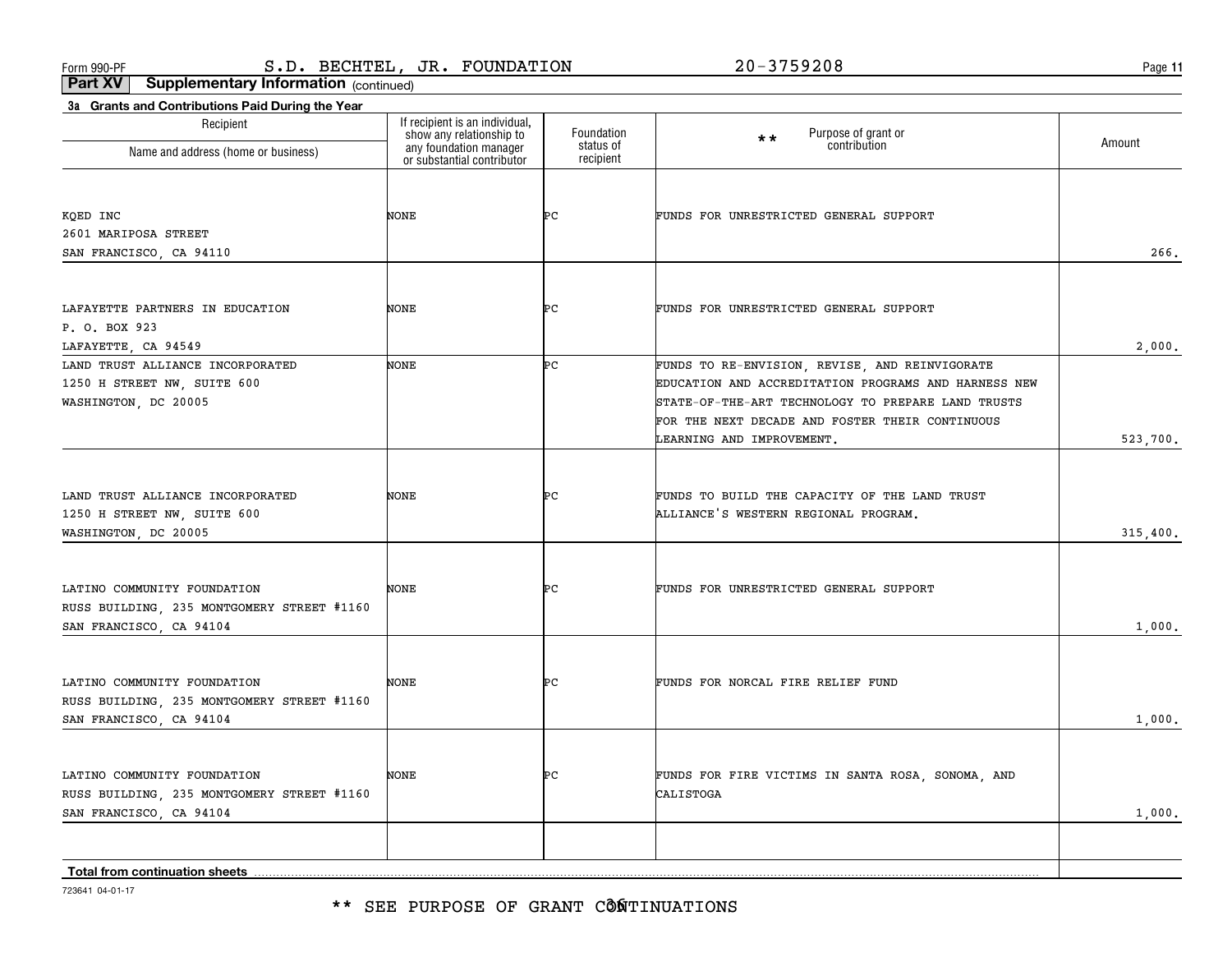Form 990-PF S.D. BECHTEL, JR. FOUNDATION 20-3759208

**Part XV Supplementary Information** (continued)

**3a Grants and Contributions Paid During the Year**

| Recipient Name and address (home or business) | If recipient is an individual, show any relationship to any foundation manager or substantial contributor | Foundation status of recipient | ** Purpose of grant or contribution | Amount |
|---|---|---|---|---|
| KQED INC 2601 MARIPOSA STREET SAN FRANCISCO, CA 94110 | NONE | PC | FUNDS FOR UNRESTRICTED GENERAL SUPPORT | 266. |
| LAFAYETTE PARTNERS IN EDUCATION P. O. BOX 923 LAFAYETTE, CA 94549 | NONE | PC | FUNDS FOR UNRESTRICTED GENERAL SUPPORT | 2,000. |
| LAND TRUST ALLIANCE INCORPORATED 1250 H STREET NW, SUITE 600 WASHINGTON, DC 20005 | NONE | PC | FUNDS TO RE-ENVISION, REVISE, AND REINVIGORATE EDUCATION AND ACCREDITATION PROGRAMS AND HARNESS NEW STATE-OF-THE-ART TECHNOLOGY TO PREPARE LAND TRUSTS FOR THE NEXT DECADE AND FOSTER THEIR CONTINUOUS LEARNING AND IMPROVEMENT. | 523,700. |
| LAND TRUST ALLIANCE INCORPORATED 1250 H STREET NW, SUITE 600 WASHINGTON, DC 20005 | NONE | PC | FUNDS TO BUILD THE CAPACITY OF THE LAND TRUST ALLIANCE'S WESTERN REGIONAL PROGRAM. | 315,400. |
| LATINO COMMUNITY FOUNDATION RUSS BUILDING, 235 MONTGOMERY STREET #1160 SAN FRANCISCO, CA 94104 | NONE | PC | FUNDS FOR UNRESTRICTED GENERAL SUPPORT | 1,000. |
| LATINO COMMUNITY FOUNDATION RUSS BUILDING, 235 MONTGOMERY STREET #1160 SAN FRANCISCO, CA 94104 | NONE | PC | FUNDS FOR NORCAL FIRE RELIEF FUND | 1,000. |
| LATINO COMMUNITY FOUNDATION RUSS BUILDING, 235 MONTGOMERY STREET #1160 SAN FRANCISCO, CA 94104 | NONE | PC | FUNDS FOR FIRE VICTIMS IN SANTA ROSA, SONOMA, AND CALISTOGA | 1,000. |
| | | | | |
| **Total from continuation sheets** | | | | |

723641 04-01-17

** SEE PURPOSE OF GRANT CONTINUATIONS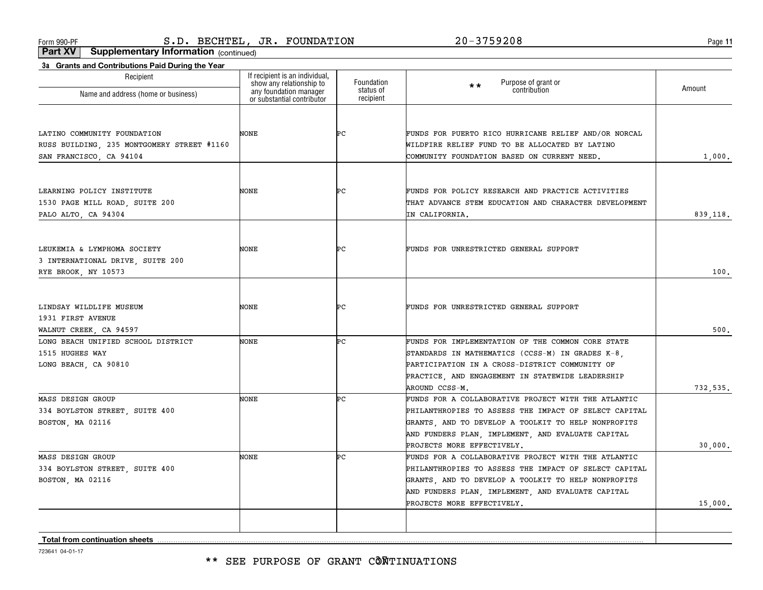Form 990-PF S.D. BECHTEL, JR. FOUNDATION 20-3759208

**Part XV Supplementary Information** (continued)

**3a Grants and Contributions Paid During the Year**

| Recipient Name and address (home or business) | If recipient is an individual, show any relationship to any foundation manager or substantial contributor | Foundation status of recipient | ** Purpose of grant or contribution | Amount |
|---|---|---|---|---|
| LATINO COMMUNITY FOUNDATION RUSS BUILDING, 235 MONTGOMERY STREET #1160 SAN FRANCISCO, CA 94104 | NONE | PC | FUNDS FOR PUERTO RICO HURRICANE RELIEF AND/OR NORCAL WILDFIRE RELIEF FUND TO BE ALLOCATED BY LATINO COMMUNITY FOUNDATION BASED ON CURRENT NEED. | 1,000. |
| LEARNING POLICY INSTITUTE 1530 PAGE MILL ROAD, SUITE 200 PALO ALTO, CA 94304 | NONE | PC | FUNDS FOR POLICY RESEARCH AND PRACTICE ACTIVITIES THAT ADVANCE STEM EDUCATION AND CHARACTER DEVELOPMENT IN CALIFORNIA. | 839,118. |
| LEUKEMIA & LYMPHOMA SOCIETY 3 INTERNATIONAL DRIVE, SUITE 200 RYE BROOK, NY 10573 | NONE | PC | FUNDS FOR UNRESTRICTED GENERAL SUPPORT | 100. |
| LINDSAY WILDLIFE MUSEUM 1931 FIRST AVENUE WALNUT CREEK, CA 94597 | NONE | PC | FUNDS FOR UNRESTRICTED GENERAL SUPPORT | 500. |
| LONG BEACH UNIFIED SCHOOL DISTRICT 1515 HUGHES WAY LONG BEACH, CA 90810 | NONE | PC | FUNDS FOR IMPLEMENTATION OF THE COMMON CORE STATE STANDARDS IN MATHEMATICS (CCSS-M) IN GRADES K-8, PARTICIPATION IN A CROSS-DISTRICT COMMUNITY OF PRACTICE, AND ENGAGEMENT IN STATEWIDE LEADERSHIP AROUND CCSS-M. | 732,535. |
| MASS DESIGN GROUP 334 BOYLSTON STREET, SUITE 400 BOSTON, MA 02116 | NONE | PC | FUNDS FOR A COLLABORATIVE PROJECT WITH THE ATLANTIC PHILANTHROPIES TO ASSESS THE IMPACT OF SELECT CAPITAL GRANTS, AND TO DEVELOP A TOOLKIT TO HELP NONPROFITS AND FUNDERS PLAN, IMPLEMENT, AND EVALUATE CAPITAL PROJECTS MORE EFFECTIVELY. | 30,000. |
| MASS DESIGN GROUP 334 BOYLSTON STREET, SUITE 400 BOSTON, MA 02116 | NONE | PC | FUNDS FOR A COLLABORATIVE PROJECT WITH THE ATLANTIC PHILANTHROPIES TO ASSESS THE IMPACT OF SELECT CAPITAL GRANTS, AND TO DEVELOP A TOOLKIT TO HELP NONPROFITS AND FUNDERS PLAN, IMPLEMENT, AND EVALUATE CAPITAL PROJECTS MORE EFFECTIVELY. | 15,000. |
| | | | | |
| **Total from continuation sheets** | | | | |

723641 04-01-17

** SEE PURPOSE OF GRANT CONTINUATIONS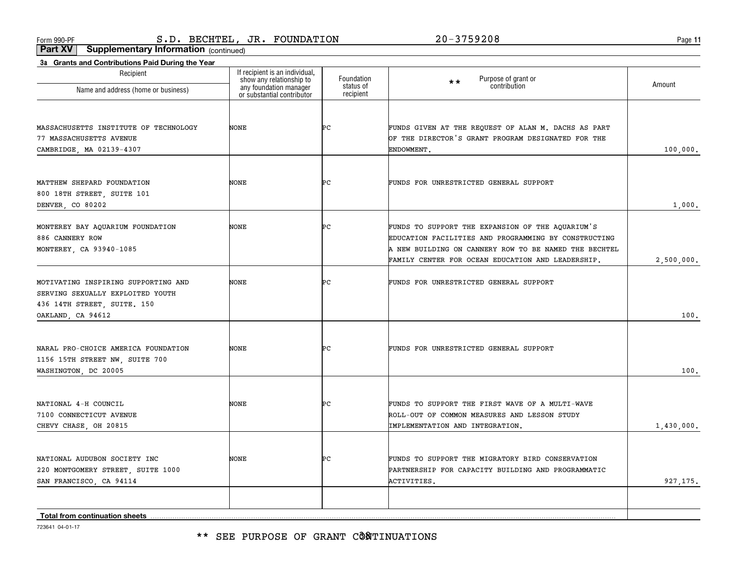Form 990-PF S.D. BECHTEL, JR. FOUNDATION 20-3759208

**Part XV Supplementary Information** (continued)

**3a Grants and Contributions Paid During the Year**

| Recipient<br>Name and address (home or business) | If recipient is an individual, show any relationship to any foundation manager or substantial contributor | Foundation status of recipient | ** Purpose of grant or contribution | Amount |
|---|---|---|---|---|
| MASSACHUSETTS INSTITUTE OF TECHNOLOGY<br>77 MASSACHUSETTS AVENUE<br>CAMBRIDGE, MA 02139-4307 | NONE | PC | FUNDS GIVEN AT THE REQUEST OF ALAN M. DACHS AS PART OF THE DIRECTOR'S GRANT PROGRAM DESIGNATED FOR THE ENDOWMENT. | 100,000. |
| MATTHEW SHEPARD FOUNDATION<br>800 18TH STREET, SUITE 101<br>DENVER, CO 80202 | NONE | PC | FUNDS FOR UNRESTRICTED GENERAL SUPPORT | 1,000. |
| MONTEREY BAY AQUARIUM FOUNDATION<br>886 CANNERY ROW<br>MONTEREY, CA 93940-1085 | NONE | PC | FUNDS TO SUPPORT THE EXPANSION OF THE AQUARIUM'S EDUCATION FACILITIES AND PROGRAMMING BY CONSTRUCTING A NEW BUILDING ON CANNERY ROW TO BE NAMED THE BECHTEL FAMILY CENTER FOR OCEAN EDUCATION AND LEADERSHIP. | 2,500,000. |
| MOTIVATING INSPIRING SUPPORTING AND SERVING SEXUALLY EXPLOITED YOUTH<br>436 14TH STREET, SUITE. 150<br>OAKLAND, CA 94612 | NONE | PC | FUNDS FOR UNRESTRICTED GENERAL SUPPORT | 100. |
| NARAL PRO-CHOICE AMERICA FOUNDATION<br>1156 15TH STREET NW, SUITE 700<br>WASHINGTON, DC 20005 | NONE | PC | FUNDS FOR UNRESTRICTED GENERAL SUPPORT | 100. |
| NATIONAL 4-H COUNCIL<br>7100 CONNECTICUT AVENUE<br>CHEVY CHASE, OH 20815 | NONE | PC | FUNDS TO SUPPORT THE FIRST WAVE OF A MULTI-WAVE ROLL-OUT OF COMMON MEASURES AND LESSON STUDY IMPLEMENTATION AND INTEGRATION. | 1,430,000. |
| NATIONAL AUDUBON SOCIETY INC<br>220 MONTGOMERY STREET, SUITE 1000<br>SAN FRANCISCO, CA 94114 | NONE | PC | FUNDS TO SUPPORT THE MIGRATORY BIRD CONSERVATION PARTNERSHIP FOR CAPACITY BUILDING AND PROGRAMMATIC ACTIVITIES. | 927,175. |
| **Total from continuation sheets** | | | | |

723641 04-01-17

** SEE PURPOSE OF GRANT CONTINUATIONS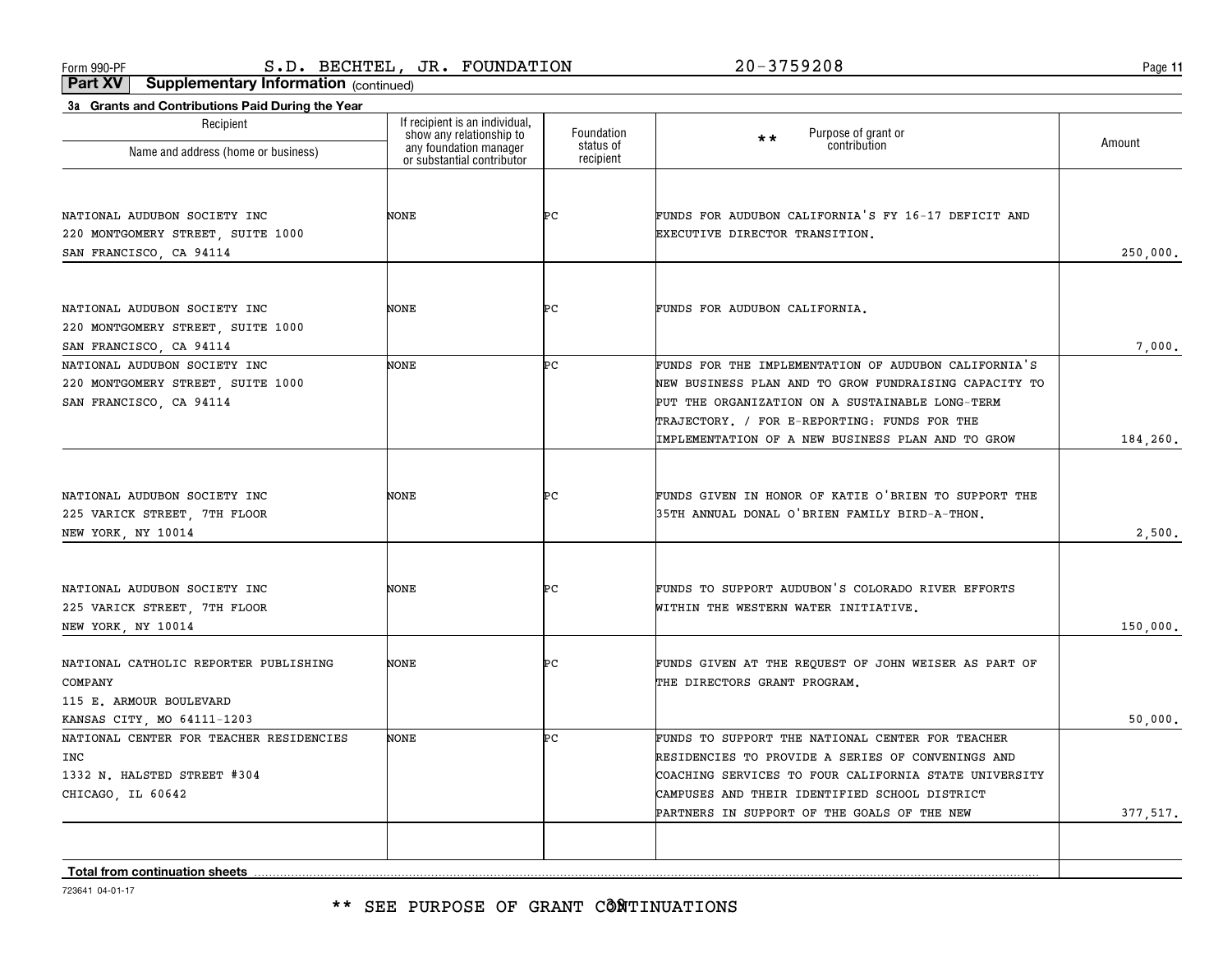Form 990-PF S.D. BECHTEL, JR. FOUNDATION 20-3759208

**Part XV Supplementary Information** (continued)

**3a Grants and Contributions Paid During the Year**

| Recipient<br>Name and address (home or business) | If recipient is an individual, show any relationship to any foundation manager or substantial contributor | Foundation status of recipient | ** Purpose of grant or contribution | Amount |
|---|---|---|---|---|
| NATIONAL AUDUBON SOCIETY INC<br>220 MONTGOMERY STREET, SUITE 1000<br>SAN FRANCISCO, CA 94114 | NONE | PC | FUNDS FOR AUDUBON CALIFORNIA'S FY 16-17 DEFICIT AND EXECUTIVE DIRECTOR TRANSITION. | 250,000. |
| NATIONAL AUDUBON SOCIETY INC<br>220 MONTGOMERY STREET, SUITE 1000<br>SAN FRANCISCO, CA 94114 | NONE | PC | FUNDS FOR AUDUBON CALIFORNIA. | 7,000. |
| NATIONAL AUDUBON SOCIETY INC<br>220 MONTGOMERY STREET, SUITE 1000<br>SAN FRANCISCO, CA 94114 | NONE | PC | FUNDS FOR THE IMPLEMENTATION OF AUDUBON CALIFORNIA'S NEW BUSINESS PLAN AND TO GROW FUNDRAISING CAPACITY TO PUT THE ORGANIZATION ON A SUSTAINABLE LONG-TERM TRAJECTORY. / FOR E-REPORTING: FUNDS FOR THE IMPLEMENTATION OF A NEW BUSINESS PLAN AND TO GROW | 184,260. |
| NATIONAL AUDUBON SOCIETY INC<br>225 VARICK STREET, 7TH FLOOR<br>NEW YORK, NY 10014 | NONE | PC | FUNDS GIVEN IN HONOR OF KATIE O'BRIEN TO SUPPORT THE 35TH ANNUAL DONAL O'BRIEN FAMILY BIRD-A-THON. | 2,500. |
| NATIONAL AUDUBON SOCIETY INC<br>225 VARICK STREET, 7TH FLOOR<br>NEW YORK, NY 10014 | NONE | PC | FUNDS TO SUPPORT AUDUBON'S COLORADO RIVER EFFORTS WITHIN THE WESTERN WATER INITIATIVE. | 150,000. |
| NATIONAL CATHOLIC REPORTER PUBLISHING COMPANY<br>115 E. ARMOUR BOULEVARD<br>KANSAS CITY, MO 64111-1203 | NONE | PC | FUNDS GIVEN AT THE REQUEST OF JOHN WEISER AS PART OF THE DIRECTORS GRANT PROGRAM. | 50,000. |
| NATIONAL CENTER FOR TEACHER RESIDENCIES INC<br>1332 N. HALSTED STREET #304<br>CHICAGO, IL 60642 | NONE | PC | FUNDS TO SUPPORT THE NATIONAL CENTER FOR TEACHER RESIDENCIES TO PROVIDE A SERIES OF CONVENINGS AND COACHING SERVICES TO FOUR CALIFORNIA STATE UNIVERSITY CAMPUSES AND THEIR IDENTIFIED SCHOOL DISTRICT PARTNERS IN SUPPORT OF THE GOALS OF THE NEW | 377,517. |
| | | | | |
| **Total from continuation sheets** | | | | |

723641 04-01-17

** SEE PURPOSE OF GRANT CONTINUATIONS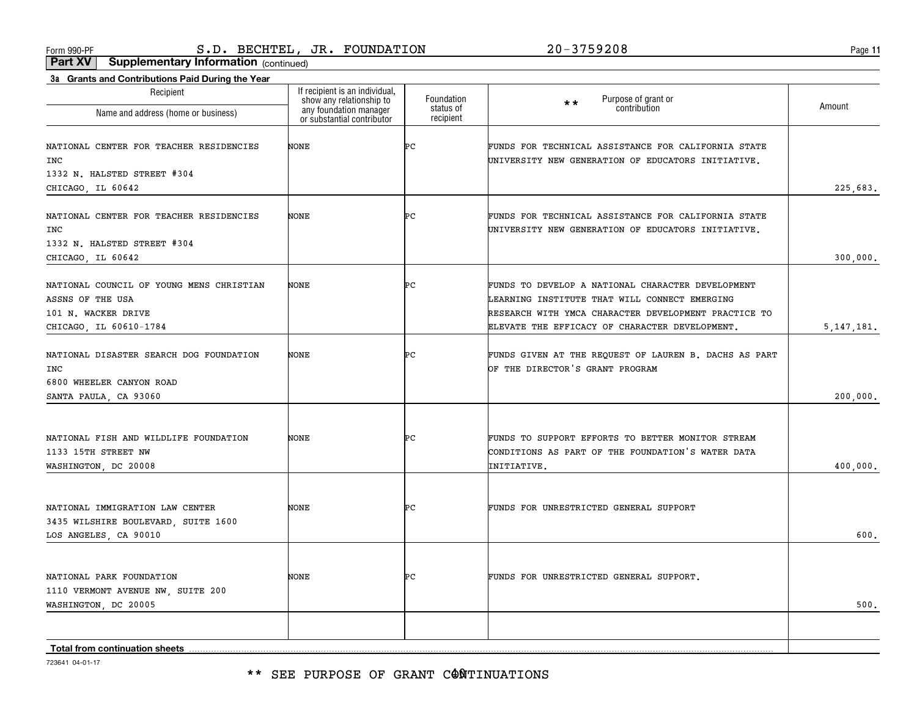Form 990-PF S.D. BECHTEL, JR. FOUNDATION 20-3759208

**Part XV Supplementary Information** (continued)

**3a Grants and Contributions Paid During the Year**

| Recipient Name and address (home or business) | If recipient is an individual, show any relationship to any foundation manager or substantial contributor | Foundation status of recipient | ** Purpose of grant or contribution | Amount |
|---|---|---|---|---|
| NATIONAL CENTER FOR TEACHER RESIDENCIES INC 1332 N. HALSTED STREET #304 CHICAGO, IL 60642 | NONE | PC | FUNDS FOR TECHNICAL ASSISTANCE FOR CALIFORNIA STATE UNIVERSITY NEW GENERATION OF EDUCATORS INITIATIVE. | 225,683. |
| NATIONAL CENTER FOR TEACHER RESIDENCIES INC 1332 N. HALSTED STREET #304 CHICAGO, IL 60642 | NONE | PC | FUNDS FOR TECHNICAL ASSISTANCE FOR CALIFORNIA STATE UNIVERSITY NEW GENERATION OF EDUCATORS INITIATIVE. | 300,000. |
| NATIONAL COUNCIL OF YOUNG MENS CHRISTIAN ASSNS OF THE USA 101 N. WACKER DRIVE CHICAGO, IL 60610-1784 | NONE | PC | FUNDS TO DEVELOP A NATIONAL CHARACTER DEVELOPMENT LEARNING INSTITUTE THAT WILL CONNECT EMERGING RESEARCH WITH YMCA CHARACTER DEVELOPMENT PRACTICE TO ELEVATE THE EFFICACY OF CHARACTER DEVELOPMENT. | 5,147,181. |
| NATIONAL DISASTER SEARCH DOG FOUNDATION INC 6800 WHEELER CANYON ROAD SANTA PAULA, CA 93060 | NONE | PC | FUNDS GIVEN AT THE REQUEST OF LAUREN B. DACHS AS PART OF THE DIRECTOR'S GRANT PROGRAM | 200,000. |
| NATIONAL FISH AND WILDLIFE FOUNDATION 1133 15TH STREET NW WASHINGTON, DC 20008 | NONE | PC | FUNDS TO SUPPORT EFFORTS TO BETTER MONITOR STREAM CONDITIONS AS PART OF THE FOUNDATION'S WATER DATA INITIATIVE. | 400,000. |
| NATIONAL IMMIGRATION LAW CENTER 3435 WILSHIRE BOULEVARD, SUITE 1600 LOS ANGELES, CA 90010 | NONE | PC | FUNDS FOR UNRESTRICTED GENERAL SUPPORT | 600. |
| NATIONAL PARK FOUNDATION 1110 VERMONT AVENUE NW, SUITE 200 WASHINGTON, DC 20005 | NONE | PC | FUNDS FOR UNRESTRICTED GENERAL SUPPORT. | 500. |
| | | | | |
| **Total from continuation sheets** | | | | |

723641 04-01-17

** SEE PURPOSE OF GRANT CONTINUATIONS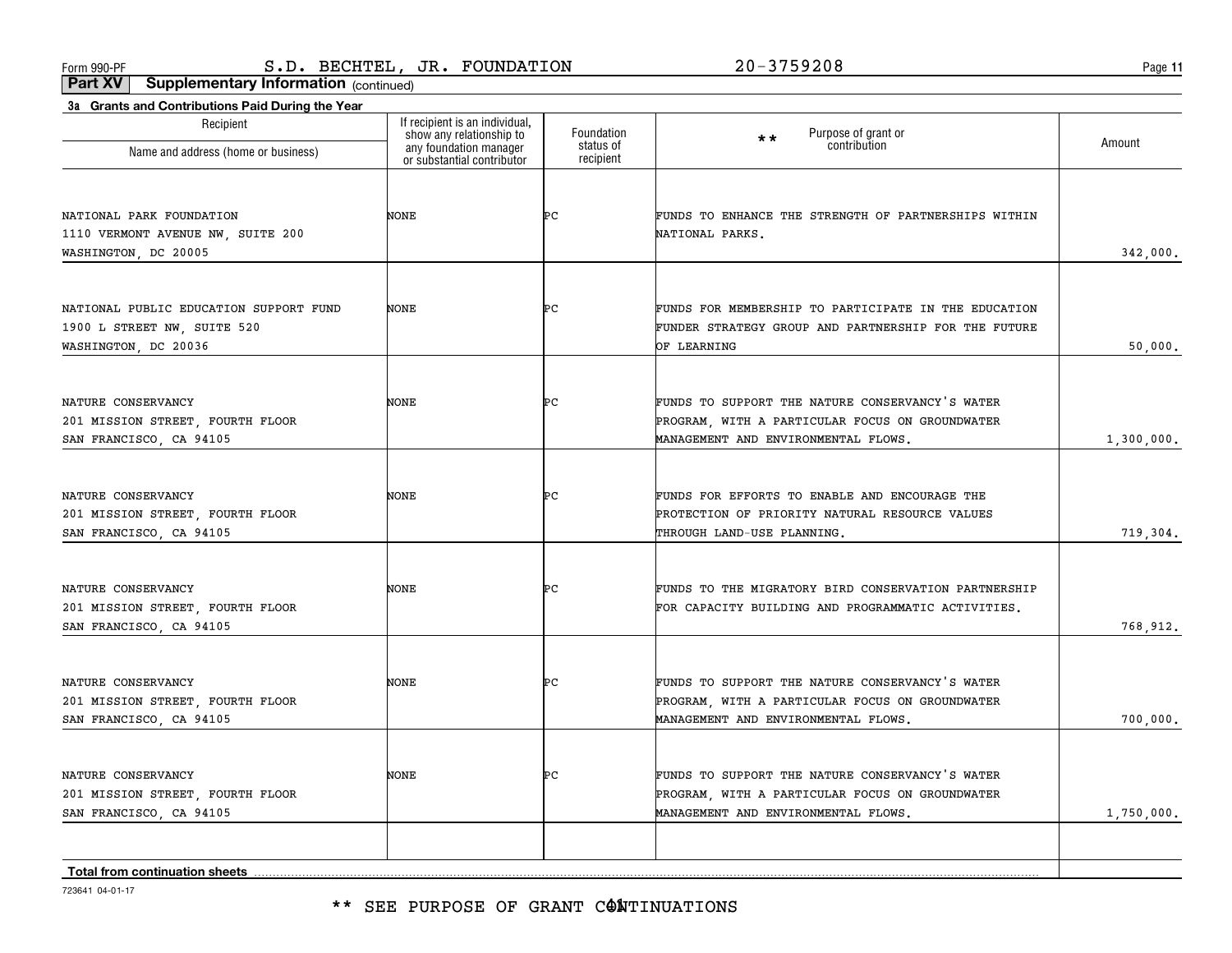Form 990-PF S.D. BECHTEL, JR. FOUNDATION 20-3759208

**Part XV Supplementary Information** (continued)

**3a Grants and Contributions Paid During the Year**

| Recipient<br>Name and address (home or business) | If recipient is an individual, show any relationship to any foundation manager or substantial contributor | Foundation status of recipient | ** Purpose of grant or contribution | Amount |
|---|---|---|---|---|
| NATIONAL PARK FOUNDATION<br>1110 VERMONT AVENUE NW, SUITE 200<br>WASHINGTON, DC 20005 | NONE | PC | FUNDS TO ENHANCE THE STRENGTH OF PARTNERSHIPS WITHIN NATIONAL PARKS. | 342,000. |
| NATIONAL PUBLIC EDUCATION SUPPORT FUND<br>1900 L STREET NW, SUITE 520<br>WASHINGTON, DC 20036 | NONE | PC | FUNDS FOR MEMBERSHIP TO PARTICIPATE IN THE EDUCATION FUNDER STRATEGY GROUP AND PARTNERSHIP FOR THE FUTURE OF LEARNING | 50,000. |
| NATURE CONSERVANCY<br>201 MISSION STREET, FOURTH FLOOR<br>SAN FRANCISCO, CA 94105 | NONE | PC | FUNDS TO SUPPORT THE NATURE CONSERVANCY'S WATER PROGRAM, WITH A PARTICULAR FOCUS ON GROUNDWATER MANAGEMENT AND ENVIRONMENTAL FLOWS. | 1,300,000. |
| NATURE CONSERVANCY<br>201 MISSION STREET, FOURTH FLOOR<br>SAN FRANCISCO, CA 94105 | NONE | PC | FUNDS FOR EFFORTS TO ENABLE AND ENCOURAGE THE PROTECTION OF PRIORITY NATURAL RESOURCE VALUES THROUGH LAND-USE PLANNING. | 719,304. |
| NATURE CONSERVANCY<br>201 MISSION STREET, FOURTH FLOOR<br>SAN FRANCISCO, CA 94105 | NONE | PC | FUNDS TO THE MIGRATORY BIRD CONSERVATION PARTNERSHIP FOR CAPACITY BUILDING AND PROGRAMMATIC ACTIVITIES. | 768,912. |
| NATURE CONSERVANCY<br>201 MISSION STREET, FOURTH FLOOR<br>SAN FRANCISCO, CA 94105 | NONE | PC | FUNDS TO SUPPORT THE NATURE CONSERVANCY'S WATER PROGRAM, WITH A PARTICULAR FOCUS ON GROUNDWATER MANAGEMENT AND ENVIRONMENTAL FLOWS. | 700,000. |
| NATURE CONSERVANCY<br>201 MISSION STREET, FOURTH FLOOR<br>SAN FRANCISCO, CA 94105 | NONE | PC | FUNDS TO SUPPORT THE NATURE CONSERVANCY'S WATER PROGRAM, WITH A PARTICULAR FOCUS ON GROUNDWATER MANAGEMENT AND ENVIRONMENTAL FLOWS. | 1,750,000. |
| **Total from continuation sheets** | | | | |

723641 04-01-17

** SEE PURPOSE OF GRANT CONTINUATIONS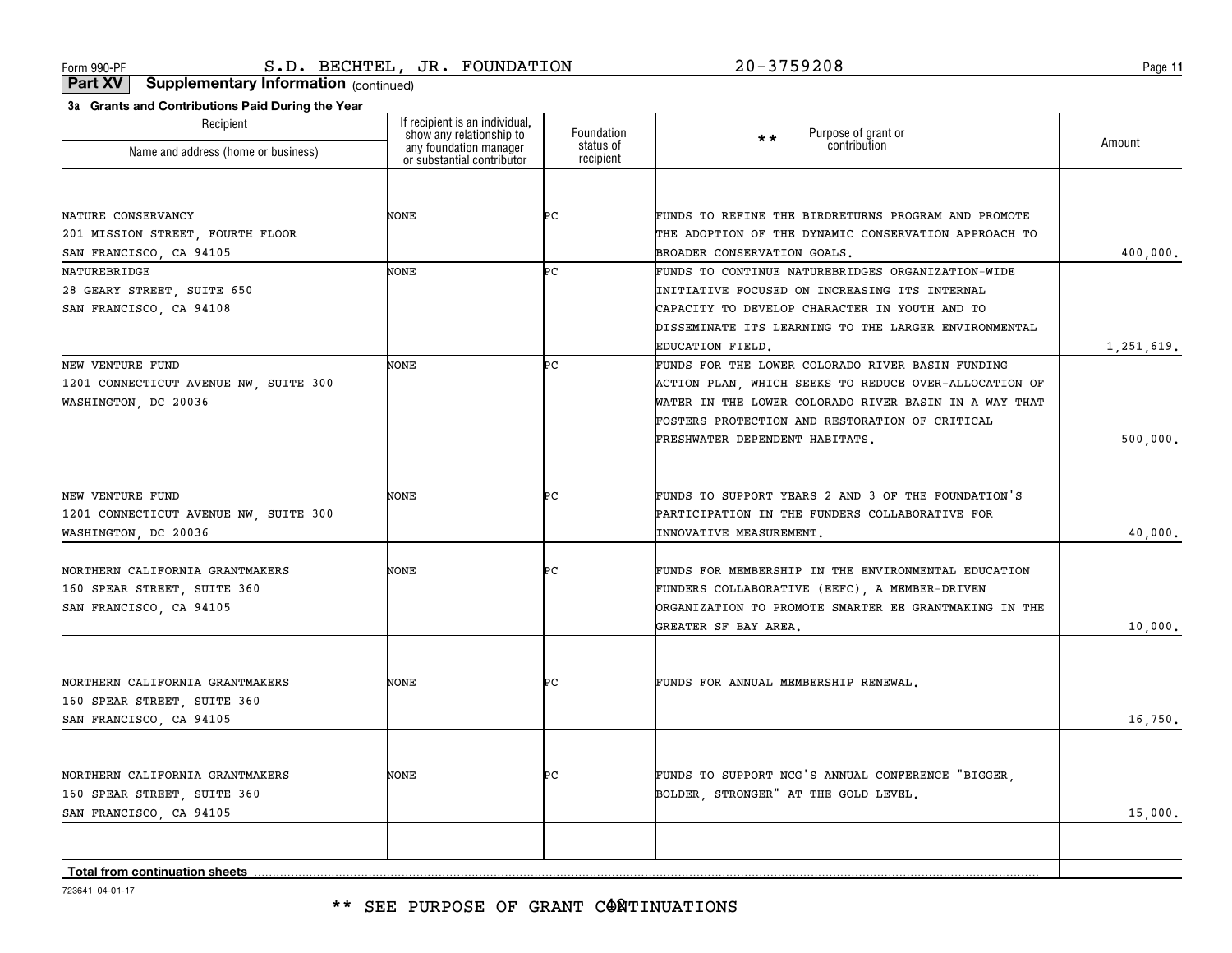Form 990-PF S.D. BECHTEL, JR. FOUNDATION 20-3759208

**Part XV Supplementary Information** (continued)

**3a Grants and Contributions Paid During the Year**

| Recipient<br>Name and address (home or business) | If recipient is an individual, show any relationship to any foundation manager or substantial contributor | Foundation status of recipient | ** Purpose of grant or contribution | Amount |
|---|---|---|---|---|
| NATURE CONSERVANCY<br>201 MISSION STREET, FOURTH FLOOR<br>SAN FRANCISCO, CA 94105 | NONE | PC | FUNDS TO REFINE THE BIRDRETURNS PROGRAM AND PROMOTE THE ADOPTION OF THE DYNAMIC CONSERVATION APPROACH TO BROADER CONSERVATION GOALS. | 400,000. |
| NATUREBRIDGE<br>28 GEARY STREET, SUITE 650<br>SAN FRANCISCO, CA 94108 | NONE | PC | FUNDS TO CONTINUE NATUREBRIDGES ORGANIZATION-WIDE INITIATIVE FOCUSED ON INCREASING ITS INTERNAL CAPACITY TO DEVELOP CHARACTER IN YOUTH AND TO DISSEMINATE ITS LEARNING TO THE LARGER ENVIRONMENTAL EDUCATION FIELD. | 1,251,619. |
| NEW VENTURE FUND<br>1201 CONNECTICUT AVENUE NW, SUITE 300<br>WASHINGTON, DC 20036 | NONE | PC | FUNDS FOR THE LOWER COLORADO RIVER BASIN FUNDING ACTION PLAN, WHICH SEEKS TO REDUCE OVER-ALLOCATION OF WATER IN THE LOWER COLORADO RIVER BASIN IN A WAY THAT FOSTERS PROTECTION AND RESTORATION OF CRITICAL FRESHWATER DEPENDENT HABITATS. | 500,000. |
| NEW VENTURE FUND<br>1201 CONNECTICUT AVENUE NW, SUITE 300<br>WASHINGTON, DC 20036 | NONE | PC | FUNDS TO SUPPORT YEARS 2 AND 3 OF THE FOUNDATION'S PARTICIPATION IN THE FUNDERS COLLABORATIVE FOR INNOVATIVE MEASUREMENT. | 40,000. |
| NORTHERN CALIFORNIA GRANTMAKERS<br>160 SPEAR STREET, SUITE 360<br>SAN FRANCISCO, CA 94105 | NONE | PC | FUNDS FOR MEMBERSHIP IN THE ENVIRONMENTAL EDUCATION FUNDERS COLLABORATIVE (EEFC), A MEMBER-DRIVEN ORGANIZATION TO PROMOTE SMARTER EE GRANTMAKING IN THE GREATER SF BAY AREA. | 10,000. |
| NORTHERN CALIFORNIA GRANTMAKERS<br>160 SPEAR STREET, SUITE 360<br>SAN FRANCISCO, CA 94105 | NONE | PC | FUNDS FOR ANNUAL MEMBERSHIP RENEWAL. | 16,750. |
| NORTHERN CALIFORNIA GRANTMAKERS<br>160 SPEAR STREET, SUITE 360<br>SAN FRANCISCO, CA 94105 | NONE | PC | FUNDS TO SUPPORT NCG'S ANNUAL CONFERENCE "BIGGER, BOLDER, STRONGER" AT THE GOLD LEVEL. | 15,000. |
| **Total from continuation sheets** | | | | |

723641 04-01-17

** SEE PURPOSE OF GRANT CONTINUATIONS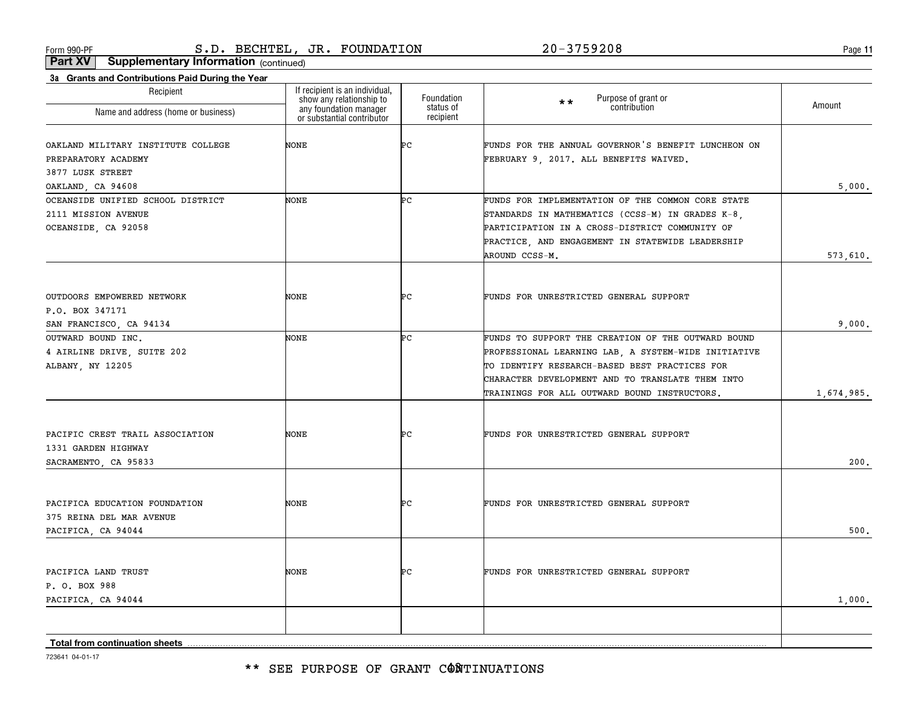Form 990-PF S.D. BECHTEL, JR. FOUNDATION 20-3759208

**Part XV Supplementary Information** (continued)

**3a Grants and Contributions Paid During the Year**

| Recipient Name and address (home or business) | If recipient is an individual, show any relationship to any foundation manager or substantial contributor | Foundation status of recipient | ** Purpose of grant or contribution | Amount |
|---|---|---|---|---|
| OAKLAND MILITARY INSTITUTE COLLEGE PREPARATORY ACADEMY<br>3877 LUSK STREET<br>OAKLAND, CA 94608 | NONE | PC | FUNDS FOR THE ANNUAL GOVERNOR'S BENEFIT LUNCHEON ON FEBRUARY 9, 2017. ALL BENEFITS WAIVED. | 5,000. |
| OCEANSIDE UNIFIED SCHOOL DISTRICT<br>2111 MISSION AVENUE<br>OCEANSIDE, CA 92058 | NONE | PC | FUNDS FOR IMPLEMENTATION OF THE COMMON CORE STATE STANDARDS IN MATHEMATICS (CCSS-M) IN GRADES K-8, PARTICIPATION IN A CROSS-DISTRICT COMMUNITY OF PRACTICE, AND ENGAGEMENT IN STATEWIDE LEADERSHIP AROUND CCSS-M. | 573,610. |
| OUTDOORS EMPOWERED NETWORK<br>P.O. BOX 347171<br>SAN FRANCISCO, CA 94134 | NONE | PC | FUNDS FOR UNRESTRICTED GENERAL SUPPORT | 9,000. |
| OUTWARD BOUND INC.<br>4 AIRLINE DRIVE, SUITE 202<br>ALBANY, NY 12205 | NONE | PC | FUNDS TO SUPPORT THE CREATION OF THE OUTWARD BOUND PROFESSIONAL LEARNING LAB, A SYSTEM-WIDE INITIATIVE TO IDENTIFY RESEARCH-BASED BEST PRACTICES FOR CHARACTER DEVELOPMENT AND TO TRANSLATE THEM INTO TRAININGS FOR ALL OUTWARD BOUND INSTRUCTORS. | 1,674,985. |
| PACIFIC CREST TRAIL ASSOCIATION<br>1331 GARDEN HIGHWAY<br>SACRAMENTO, CA 95833 | NONE | PC | FUNDS FOR UNRESTRICTED GENERAL SUPPORT | 200. |
| PACIFICA EDUCATION FOUNDATION<br>375 REINA DEL MAR AVENUE<br>PACIFICA, CA 94044 | NONE | PC | FUNDS FOR UNRESTRICTED GENERAL SUPPORT | 500. |
| PACIFICA LAND TRUST<br>P. O. BOX 988<br>PACIFICA, CA 94044 | NONE | PC | FUNDS FOR UNRESTRICTED GENERAL SUPPORT | 1,000. |
| | | | | |
| **Total from continuation sheets** | | | | |

723641 04-01-17

** SEE PURPOSE OF GRANT CONTINUATIONS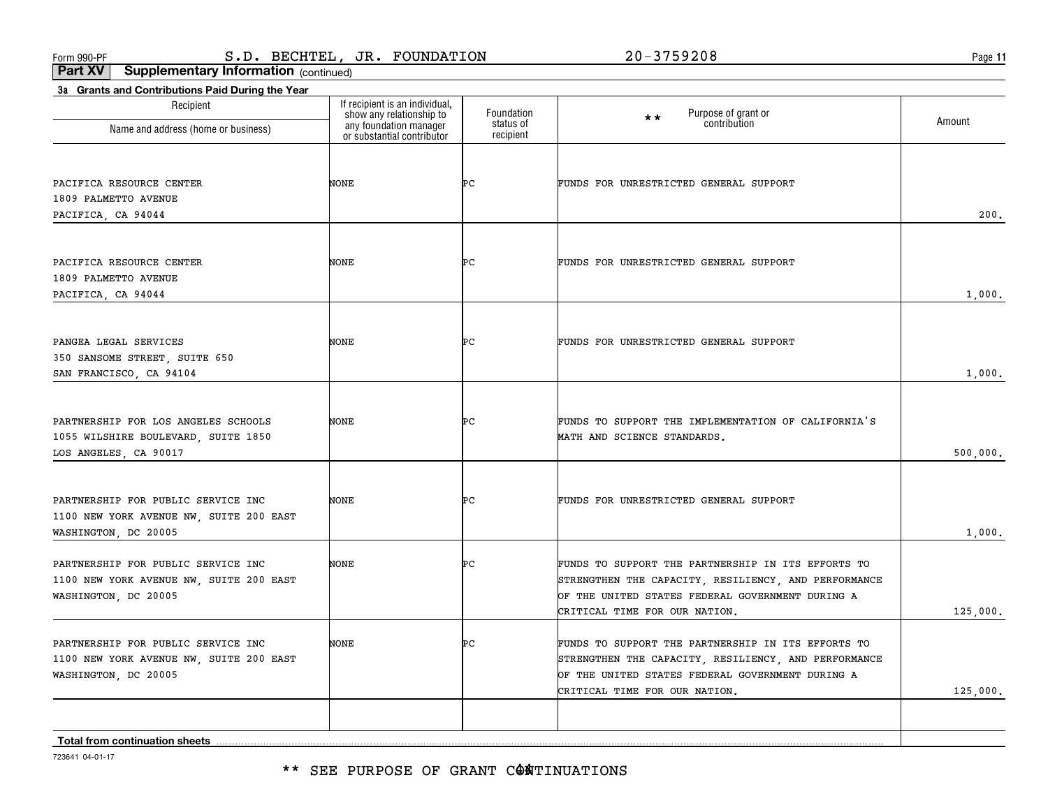Form 990-PF S.D. BECHTEL, JR. FOUNDATION 20-3759208

**Part XV Supplementary Information** *(continued)*

**3a Grants and Contributions Paid During the Year**

| Recipient<br>Name and address (home or business) | If recipient is an individual, show any relationship to any foundation manager or substantial contributor | Foundation status of recipient | ** Purpose of grant or contribution | Amount |
|---|---|---|---|---|
| PACIFICA RESOURCE CENTER<br>1809 PALMETTO AVENUE<br>PACIFICA, CA 94044 | NONE | PC | FUNDS FOR UNRESTRICTED GENERAL SUPPORT | 200. |
| PACIFICA RESOURCE CENTER<br>1809 PALMETTO AVENUE<br>PACIFICA, CA 94044 | NONE | PC | FUNDS FOR UNRESTRICTED GENERAL SUPPORT | 1,000. |
| PANGEA LEGAL SERVICES<br>350 SANSOME STREET, SUITE 650<br>SAN FRANCISCO, CA 94104 | NONE | PC | FUNDS FOR UNRESTRICTED GENERAL SUPPORT | 1,000. |
| PARTNERSHIP FOR LOS ANGELES SCHOOLS<br>1055 WILSHIRE BOULEVARD, SUITE 1850<br>LOS ANGELES, CA 90017 | NONE | PC | FUNDS TO SUPPORT THE IMPLEMENTATION OF CALIFORNIA'S MATH AND SCIENCE STANDARDS. | 500,000. |
| PARTNERSHIP FOR PUBLIC SERVICE INC<br>1100 NEW YORK AVENUE NW, SUITE 200 EAST<br>WASHINGTON, DC 20005 | NONE | PC | FUNDS FOR UNRESTRICTED GENERAL SUPPORT | 1,000. |
| PARTNERSHIP FOR PUBLIC SERVICE INC<br>1100 NEW YORK AVENUE NW, SUITE 200 EAST<br>WASHINGTON, DC 20005 | NONE | PC | FUNDS TO SUPPORT THE PARTNERSHIP IN ITS EFFORTS TO STRENGTHEN THE CAPACITY, RESILIENCY, AND PERFORMANCE OF THE UNITED STATES FEDERAL GOVERNMENT DURING A CRITICAL TIME FOR OUR NATION. | 125,000. |
| PARTNERSHIP FOR PUBLIC SERVICE INC<br>1100 NEW YORK AVENUE NW, SUITE 200 EAST<br>WASHINGTON, DC 20005 | NONE | PC | FUNDS TO SUPPORT THE PARTNERSHIP IN ITS EFFORTS TO STRENGTHEN THE CAPACITY, RESILIENCY, AND PERFORMANCE OF THE UNITED STATES FEDERAL GOVERNMENT DURING A CRITICAL TIME FOR OUR NATION. | 125,000. |
| | | | | |
| **Total from continuation sheets** | | | | |

723641 04-01-17

** SEE PURPOSE OF GRANT CONTINUATIONS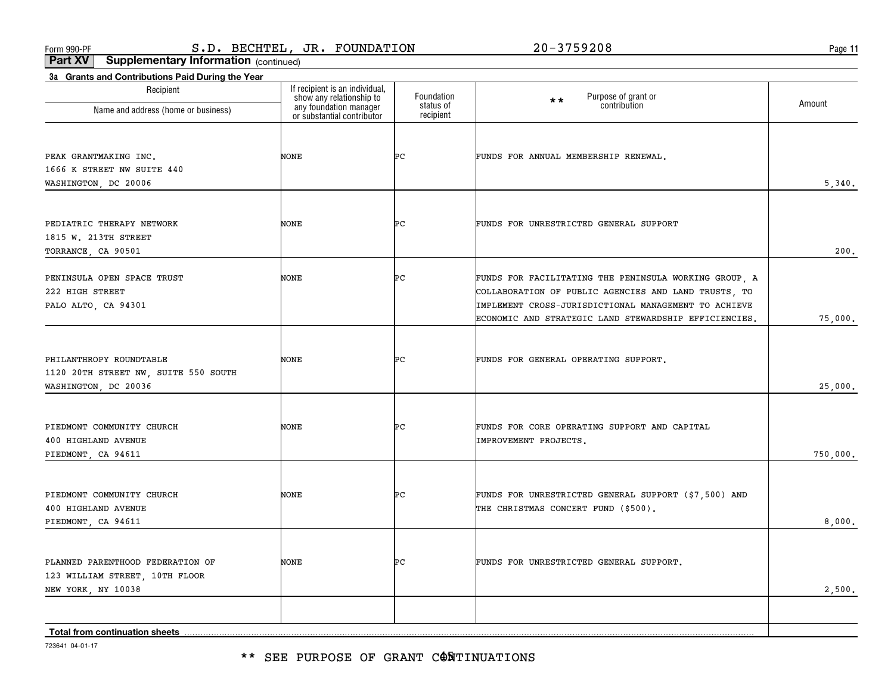Form 990-PF S.D. BECHTEL, JR. FOUNDATION 20-3759208

**Part XV Supplementary Information** (continued)

**3a Grants and Contributions Paid During the Year**

| Recipient Name and address (home or business) | If recipient is an individual, show any relationship to any foundation manager or substantial contributor | Foundation status of recipient | ** Purpose of grant or contribution | Amount |
|---|---|---|---|---|
| PEAK GRANTMAKING INC.<br>1666 K STREET NW SUITE 440<br>WASHINGTON, DC 20006 | NONE | PC | FUNDS FOR ANNUAL MEMBERSHIP RENEWAL. | 5,340. |
| PEDIATRIC THERAPY NETWORK<br>1815 W. 213TH STREET<br>TORRANCE, CA 90501 | NONE | PC | FUNDS FOR UNRESTRICTED GENERAL SUPPORT | 200. |
| PENINSULA OPEN SPACE TRUST<br>222 HIGH STREET<br>PALO ALTO, CA 94301 | NONE | PC | FUNDS FOR FACILITATING THE PENINSULA WORKING GROUP, A COLLABORATION OF PUBLIC AGENCIES AND LAND TRUSTS, TO IMPLEMENT CROSS-JURISDICTIONAL MANAGEMENT TO ACHIEVE ECONOMIC AND STRATEGIC LAND STEWARDSHIP EFFICIENCIES. | 75,000. |
| PHILANTHROPY ROUNDTABLE<br>1120 20TH STREET NW, SUITE 550 SOUTH<br>WASHINGTON, DC 20036 | NONE | PC | FUNDS FOR GENERAL OPERATING SUPPORT. | 25,000. |
| PIEDMONT COMMUNITY CHURCH<br>400 HIGHLAND AVENUE<br>PIEDMONT, CA 94611 | NONE | PC | FUNDS FOR CORE OPERATING SUPPORT AND CAPITAL IMPROVEMENT PROJECTS. | 750,000. |
| PIEDMONT COMMUNITY CHURCH<br>400 HIGHLAND AVENUE<br>PIEDMONT, CA 94611 | NONE | PC | FUNDS FOR UNRESTRICTED GENERAL SUPPORT ($7,500) AND THE CHRISTMAS CONCERT FUND ($500). | 8,000. |
| PLANNED PARENTHOOD FEDERATION OF<br>123 WILLIAM STREET, 10TH FLOOR<br>NEW YORK, NY 10038 | NONE | PC | FUNDS FOR UNRESTRICTED GENERAL SUPPORT. | 2,500. |
| **Total from continuation sheets** | | | | |

723641 04-01-17

** SEE PURPOSE OF GRANT CONTINUATIONS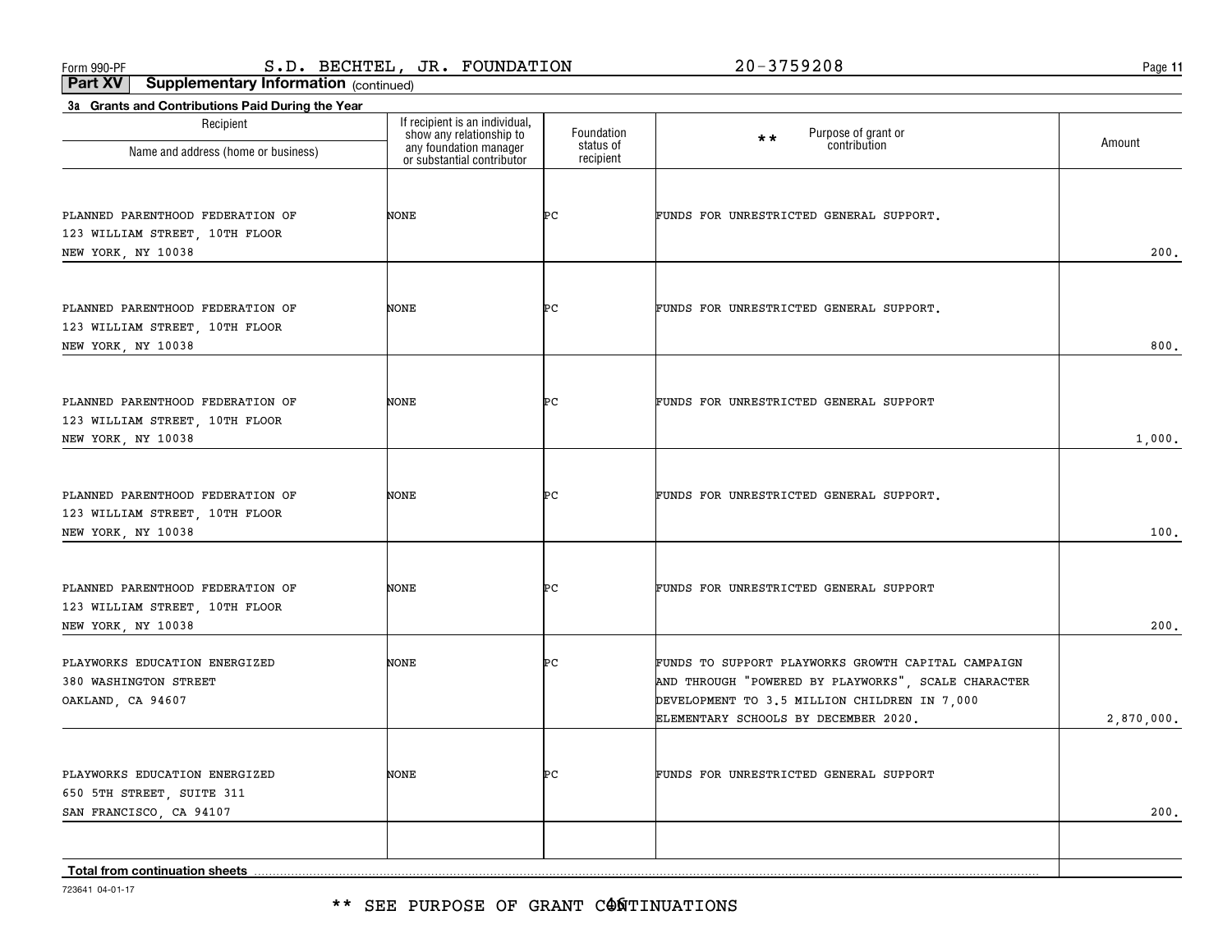Form 990-PF S.D. BECHTEL, JR. FOUNDATION 20-3759208

**Part XV Supplementary Information** (continued)

**3a Grants and Contributions Paid During the Year**

| Recipient<br>Name and address (home or business) | If recipient is an individual, show any relationship to any foundation manager or substantial contributor | Foundation status of recipient | ** Purpose of grant or contribution | Amount |
|---|---|---|---|---|
| PLANNED PARENTHOOD FEDERATION OF<br>123 WILLIAM STREET, 10TH FLOOR<br>NEW YORK, NY 10038 | NONE | PC | FUNDS FOR UNRESTRICTED GENERAL SUPPORT. | 200. |
| PLANNED PARENTHOOD FEDERATION OF<br>123 WILLIAM STREET, 10TH FLOOR<br>NEW YORK, NY 10038 | NONE | PC | FUNDS FOR UNRESTRICTED GENERAL SUPPORT. | 800. |
| PLANNED PARENTHOOD FEDERATION OF<br>123 WILLIAM STREET, 10TH FLOOR<br>NEW YORK, NY 10038 | NONE | PC | FUNDS FOR UNRESTRICTED GENERAL SUPPORT | 1,000. |
| PLANNED PARENTHOOD FEDERATION OF<br>123 WILLIAM STREET, 10TH FLOOR<br>NEW YORK, NY 10038 | NONE | PC | FUNDS FOR UNRESTRICTED GENERAL SUPPORT. | 100. |
| PLANNED PARENTHOOD FEDERATION OF<br>123 WILLIAM STREET, 10TH FLOOR<br>NEW YORK, NY 10038 | NONE | PC | FUNDS FOR UNRESTRICTED GENERAL SUPPORT | 200. |
| PLAYWORKS EDUCATION ENERGIZED<br>380 WASHINGTON STREET<br>OAKLAND, CA 94607 | NONE | PC | FUNDS TO SUPPORT PLAYWORKS GROWTH CAPITAL CAMPAIGN AND THROUGH "POWERED BY PLAYWORKS", SCALE CHARACTER DEVELOPMENT TO 3.5 MILLION CHILDREN IN 7,000 ELEMENTARY SCHOOLS BY DECEMBER 2020. | 2,870,000. |
| PLAYWORKS EDUCATION ENERGIZED<br>650 5TH STREET, SUITE 311<br>SAN FRANCISCO, CA 94107 | NONE | PC | FUNDS FOR UNRESTRICTED GENERAL SUPPORT | 200. |
| | | | | |
| **Total from continuation sheets** | | | | |

723641 04-01-17

** SEE PURPOSE OF GRANT CONTINUATIONS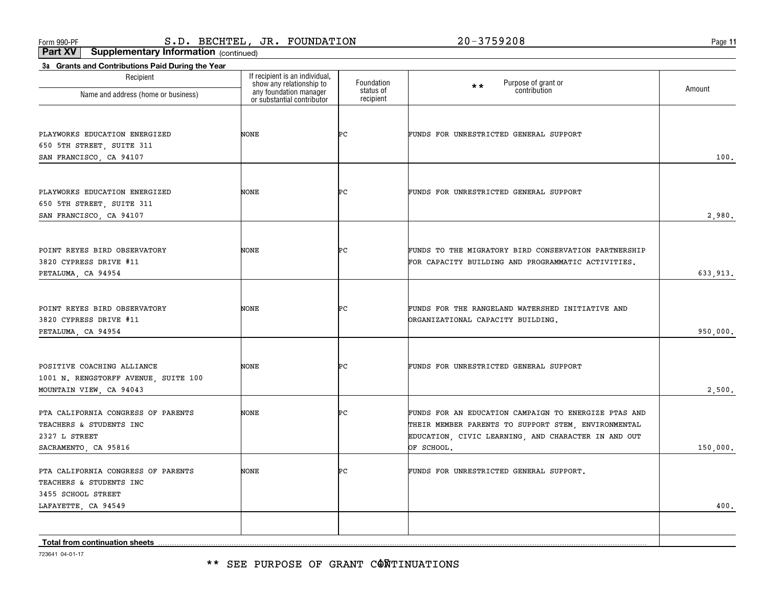Form 990-PF S.D. BECHTEL, JR. FOUNDATION 20-3759208

**Part XV Supplementary Information** (continued)

**3a Grants and Contributions Paid During the Year**

| Recipient<br>Name and address (home or business) | If recipient is an individual, show any relationship to any foundation manager or substantial contributor | Foundation status of recipient | ** Purpose of grant or contribution | Amount |
|---|---|---|---|---|
| PLAYWORKS EDUCATION ENERGIZED<br>650 5TH STREET, SUITE 311<br>SAN FRANCISCO, CA 94107 | NONE | PC | FUNDS FOR UNRESTRICTED GENERAL SUPPORT | 100. |
| PLAYWORKS EDUCATION ENERGIZED<br>650 5TH STREET, SUITE 311<br>SAN FRANCISCO, CA 94107 | NONE | PC | FUNDS FOR UNRESTRICTED GENERAL SUPPORT | 2,980. |
| POINT REYES BIRD OBSERVATORY<br>3820 CYPRESS DRIVE #11<br>PETALUMA, CA 94954 | NONE | PC | FUNDS TO THE MIGRATORY BIRD CONSERVATION PARTNERSHIP FOR CAPACITY BUILDING AND PROGRAMMATIC ACTIVITIES. | 633,913. |
| POINT REYES BIRD OBSERVATORY<br>3820 CYPRESS DRIVE #11<br>PETALUMA, CA 94954 | NONE | PC | FUNDS FOR THE RANGELAND WATERSHED INITIATIVE AND ORGANIZATIONAL CAPACITY BUILDING. | 950,000. |
| POSITIVE COACHING ALLIANCE<br>1001 N. RENGSTORFF AVENUE, SUITE 100<br>MOUNTAIN VIEW, CA 94043 | NONE | PC | FUNDS FOR UNRESTRICTED GENERAL SUPPORT | 2,500. |
| PTA CALIFORNIA CONGRESS OF PARENTS TEACHERS & STUDENTS INC<br>2327 L STREET<br>SACRAMENTO, CA 95816 | NONE | PC | FUNDS FOR AN EDUCATION CAMPAIGN TO ENERGIZE PTAS AND THEIR MEMBER PARENTS TO SUPPORT STEM, ENVIRONMENTAL EDUCATION, CIVIC LEARNING, AND CHARACTER IN AND OUT OF SCHOOL. | 150,000. |
| PTA CALIFORNIA CONGRESS OF PARENTS TEACHERS & STUDENTS INC<br>3455 SCHOOL STREET<br>LAFAYETTE, CA 94549 | NONE | PC | FUNDS FOR UNRESTRICTED GENERAL SUPPORT. | 400. |
| | | | | |
| **Total from continuation sheets** | | | | |

723641 04-01-17

** SEE PURPOSE OF GRANT CONTINUATIONS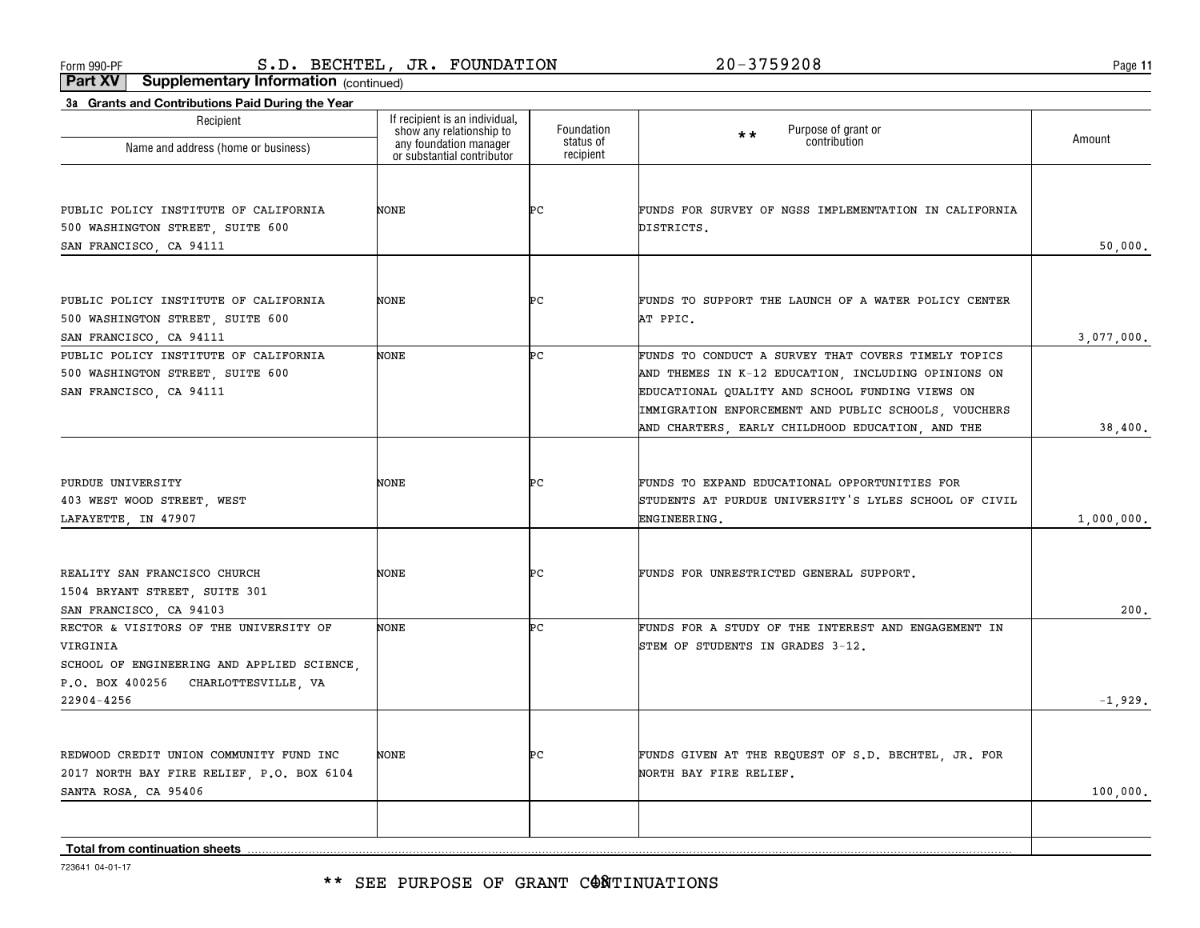Form 990-PF S.D. BECHTEL, JR. FOUNDATION 20-3759208

**Part XV Supplementary Information** (continued)

**3a Grants and Contributions Paid During the Year**

| Recipient<br>Name and address (home or business) | If recipient is an individual, show any relationship to any foundation manager or substantial contributor | Foundation status of recipient | ** Purpose of grant or contribution | Amount |
|---|---|---|---|---|
| PUBLIC POLICY INSTITUTE OF CALIFORNIA<br>500 WASHINGTON STREET, SUITE 600<br>SAN FRANCISCO, CA 94111 | NONE | PC | FUNDS FOR SURVEY OF NGSS IMPLEMENTATION IN CALIFORNIA DISTRICTS. | 50,000. |
| PUBLIC POLICY INSTITUTE OF CALIFORNIA<br>500 WASHINGTON STREET, SUITE 600<br>SAN FRANCISCO, CA 94111 | NONE | PC | FUNDS TO SUPPORT THE LAUNCH OF A WATER POLICY CENTER AT PPIC. | 3,077,000. |
| PUBLIC POLICY INSTITUTE OF CALIFORNIA<br>500 WASHINGTON STREET, SUITE 600<br>SAN FRANCISCO, CA 94111 | NONE | PC | FUNDS TO CONDUCT A SURVEY THAT COVERS TIMELY TOPICS AND THEMES IN K-12 EDUCATION, INCLUDING OPINIONS ON EDUCATIONAL QUALITY AND SCHOOL FUNDING VIEWS ON IMMIGRATION ENFORCEMENT AND PUBLIC SCHOOLS, VOUCHERS AND CHARTERS, EARLY CHILDHOOD EDUCATION, AND THE | 38,400. |
| PURDUE UNIVERSITY<br>403 WEST WOOD STREET, WEST<br>LAFAYETTE, IN 47907 | NONE | PC | FUNDS TO EXPAND EDUCATIONAL OPPORTUNITIES FOR STUDENTS AT PURDUE UNIVERSITY'S LYLES SCHOOL OF CIVIL ENGINEERING. | 1,000,000. |
| REALITY SAN FRANCISCO CHURCH<br>1504 BRYANT STREET, SUITE 301<br>SAN FRANCISCO, CA 94103 | NONE | PC | FUNDS FOR UNRESTRICTED GENERAL SUPPORT. | 200. |
| RECTOR & VISITORS OF THE UNIVERSITY OF VIRGINIA<br>SCHOOL OF ENGINEERING AND APPLIED SCIENCE,<br>P.O. BOX 400256 CHARLOTTESVILLE, VA 22904-4256 | NONE | PC | FUNDS FOR A STUDY OF THE INTEREST AND ENGAGEMENT IN STEM OF STUDENTS IN GRADES 3-12. | -1,929. |
| REDWOOD CREDIT UNION COMMUNITY FUND INC<br>2017 NORTH BAY FIRE RELIEF, P.O. BOX 6104<br>SANTA ROSA, CA 95406 | NONE | PC | FUNDS GIVEN AT THE REQUEST OF S.D. BECHTEL, JR. FOR NORTH BAY FIRE RELIEF. | 100,000. |
| | | | | |
| **Total from continuation sheets** | | | | |

723641 04-01-17

** SEE PURPOSE OF GRANT CONTINUATIONS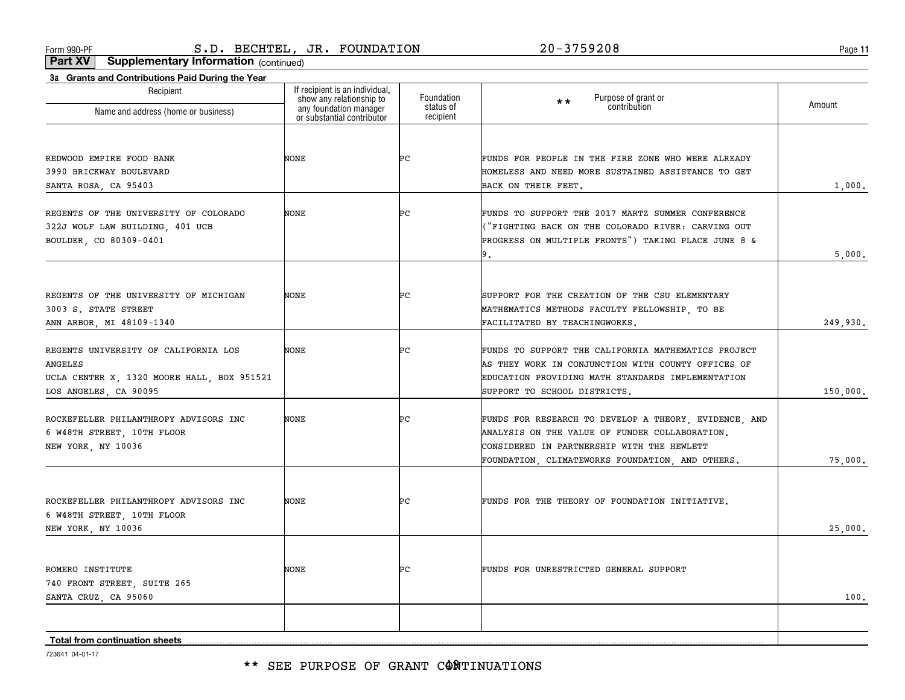Form 990-PF S.D. BECHTEL, JR. FOUNDATION 20-3759208

**Part XV Supplementary Information** (continued)

**3a Grants and Contributions Paid During the Year**

| Recipient Name and address (home or business) | If recipient is an individual, show any relationship to any foundation manager or substantial contributor | Foundation status of recipient | ** Purpose of grant or contribution | Amount |
|---|---|---|---|---|
| REDWOOD EMPIRE FOOD BANK 3990 BRICKWAY BOULEVARD SANTA ROSA, CA 95403 | NONE | PC | FUNDS FOR PEOPLE IN THE FIRE ZONE WHO WERE ALREADY HOMELESS AND NEED MORE SUSTAINED ASSISTANCE TO GET BACK ON THEIR FEET. | 1,000. |
| REGENTS OF THE UNIVERSITY OF COLORADO 322J WOLF LAW BUILDING, 401 UCB BOULDER, CO 80309-0401 | NONE | PC | FUNDS TO SUPPORT THE 2017 MARTZ SUMMER CONFERENCE ("FIGHTING BACK ON THE COLORADO RIVER: CARVING OUT PROGRESS ON MULTIPLE FRONTS") TAKING PLACE JUNE 8 & 9. | 5,000. |
| REGENTS OF THE UNIVERSITY OF MICHIGAN 3003 S. STATE STREET ANN ARBOR, MI 48109-1340 | NONE | PC | SUPPORT FOR THE CREATION OF THE CSU ELEMENTARY MATHEMATICS METHODS FACULTY FELLOWSHIP, TO BE FACILITATED BY TEACHINGWORKS. | 249,930. |
| REGENTS UNIVERSITY OF CALIFORNIA LOS ANGELES UCLA CENTER X, 1320 MOORE HALL, BOX 951521 LOS ANGELES, CA 90095 | NONE | PC | FUNDS TO SUPPORT THE CALIFORNIA MATHEMATICS PROJECT AS THEY WORK IN CONJUNCTION WITH COUNTY OFFICES OF EDUCATION PROVIDING MATH STANDARDS IMPLEMENTATION SUPPORT TO SCHOOL DISTRICTS. | 150,000. |
| ROCKEFELLER PHILANTHROPY ADVISORS INC 6 W48TH STREET, 10TH FLOOR NEW YORK, NY 10036 | NONE | PC | FUNDS FOR RESEARCH TO DEVELOP A THEORY, EVIDENCE, AND ANALYSIS ON THE VALUE OF FUNDER COLLABORATION. CONSIDERED IN PARTNERSHIP WITH THE HEWLETT FOUNDATION, CLIMATEWORKS FOUNDATION, AND OTHERS. | 75,000. |
| ROCKEFELLER PHILANTHROPY ADVISORS INC 6 W48TH STREET, 10TH FLOOR NEW YORK, NY 10036 | NONE | PC | FUNDS FOR THE THEORY OF FOUNDATION INITIATIVE. | 25,000. |
| ROMERO INSTITUTE 740 FRONT STREET, SUITE 265 SANTA CRUZ, CA 95060 | NONE | PC | FUNDS FOR UNRESTRICTED GENERAL SUPPORT | 100. |
| | | | | |
| **Total from continuation sheets** | | | | |

723641 04-01-17

** SEE PURPOSE OF GRANT CONTINUATIONS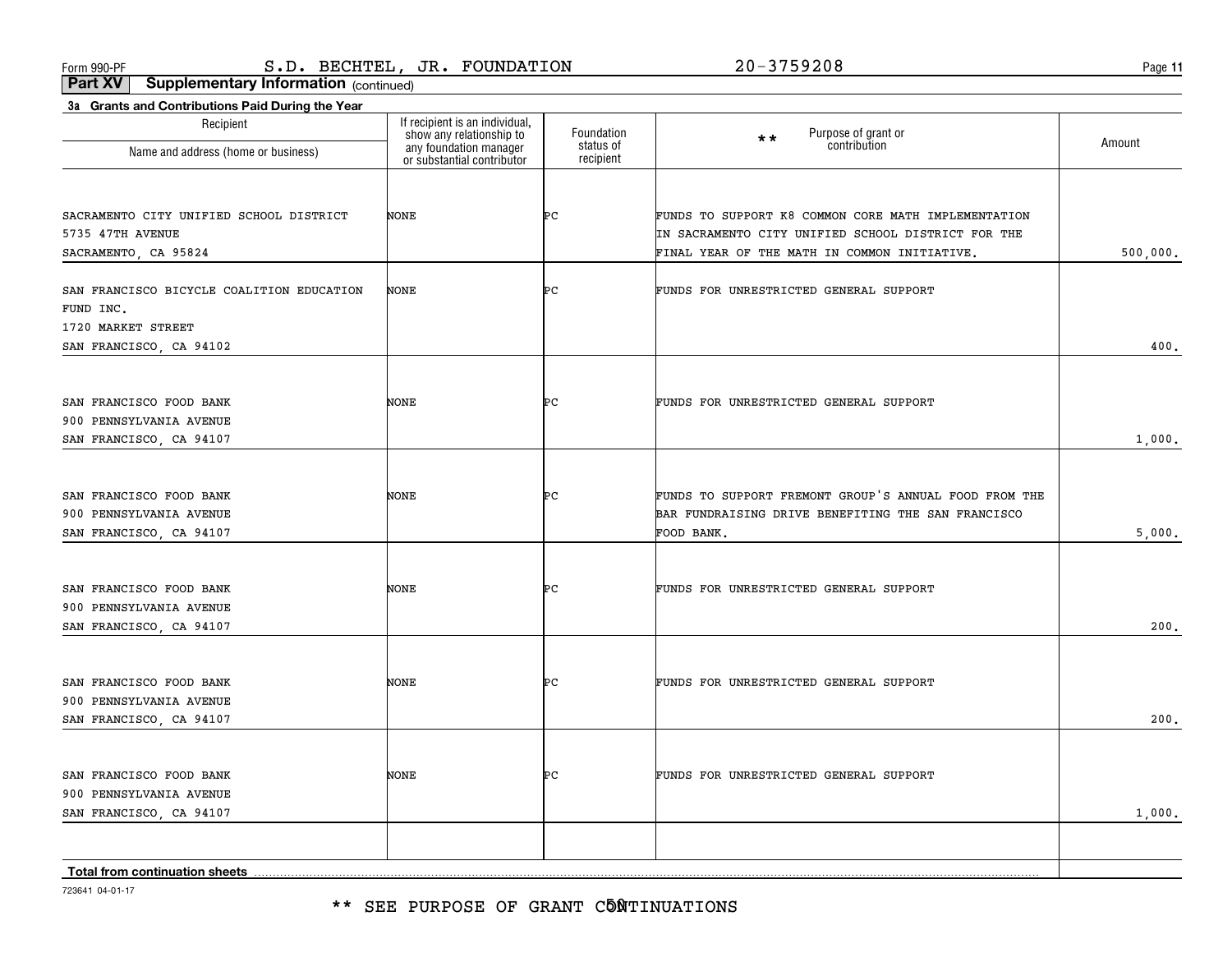Form 990-PF S.D. BECHTEL, JR. FOUNDATION 20-3759208

**Part XV Supplementary Information** (continued)

**3a Grants and Contributions Paid During the Year**

| Recipient<br>Name and address (home or business) | If recipient is an individual, show any relationship to any foundation manager or substantial contributor | Foundation status of recipient | ** Purpose of grant or contribution | Amount |
|---|---|---|---|---|
| SACRAMENTO CITY UNIFIED SCHOOL DISTRICT<br>5735 47TH AVENUE<br>SACRAMENTO, CA 95824 | NONE | PC | FUNDS TO SUPPORT K8 COMMON CORE MATH IMPLEMENTATION IN SACRAMENTO CITY UNIFIED SCHOOL DISTRICT FOR THE FINAL YEAR OF THE MATH IN COMMON INITIATIVE. | 500,000. |
| SAN FRANCISCO BICYCLE COALITION EDUCATION FUND INC.<br>1720 MARKET STREET<br>SAN FRANCISCO, CA 94102 | NONE | PC | FUNDS FOR UNRESTRICTED GENERAL SUPPORT | 400. |
| SAN FRANCISCO FOOD BANK<br>900 PENNSYLVANIA AVENUE<br>SAN FRANCISCO, CA 94107 | NONE | PC | FUNDS FOR UNRESTRICTED GENERAL SUPPORT | 1,000. |
| SAN FRANCISCO FOOD BANK<br>900 PENNSYLVANIA AVENUE<br>SAN FRANCISCO, CA 94107 | NONE | PC | FUNDS TO SUPPORT FREMONT GROUP'S ANNUAL FOOD FROM THE BAR FUNDRAISING DRIVE BENEFITING THE SAN FRANCISCO FOOD BANK. | 5,000. |
| SAN FRANCISCO FOOD BANK<br>900 PENNSYLVANIA AVENUE<br>SAN FRANCISCO, CA 94107 | NONE | PC | FUNDS FOR UNRESTRICTED GENERAL SUPPORT | 200. |
| SAN FRANCISCO FOOD BANK<br>900 PENNSYLVANIA AVENUE<br>SAN FRANCISCO, CA 94107 | NONE | PC | FUNDS FOR UNRESTRICTED GENERAL SUPPORT | 200. |
| SAN FRANCISCO FOOD BANK<br>900 PENNSYLVANIA AVENUE<br>SAN FRANCISCO, CA 94107 | NONE | PC | FUNDS FOR UNRESTRICTED GENERAL SUPPORT | 1,000. |
| **Total from continuation sheets** | | | | |

723641 04-01-17

** SEE PURPOSE OF GRANT CONTINUATIONS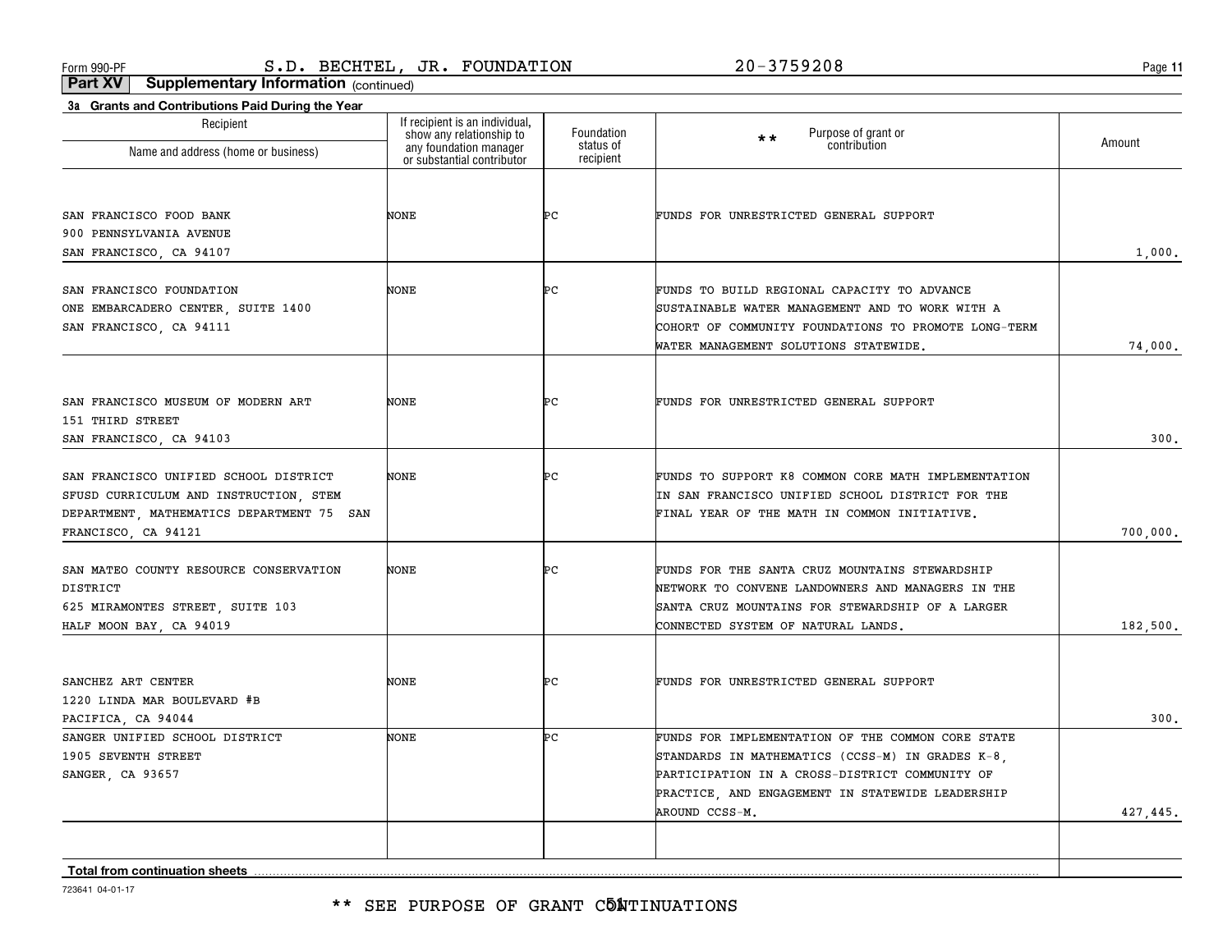Form 990-PF S.D. BECHTEL, JR. FOUNDATION 20-3759208

**Part XV Supplementary Information** (continued)

**3a Grants and Contributions Paid During the Year**

| Recipient<br>Name and address (home or business) | If recipient is an individual, show any relationship to any foundation manager or substantial contributor | Foundation status of recipient | ** Purpose of grant or contribution | Amount |
|---|---|---|---|---|
| SAN FRANCISCO FOOD BANK<br>900 PENNSYLVANIA AVENUE<br>SAN FRANCISCO, CA 94107 | NONE | PC | FUNDS FOR UNRESTRICTED GENERAL SUPPORT | 1,000. |
| SAN FRANCISCO FOUNDATION<br>ONE EMBARCADERO CENTER, SUITE 1400<br>SAN FRANCISCO, CA 94111 | NONE | PC | FUNDS TO BUILD REGIONAL CAPACITY TO ADVANCE SUSTAINABLE WATER MANAGEMENT AND TO WORK WITH A COHORT OF COMMUNITY FOUNDATIONS TO PROMOTE LONG-TERM WATER MANAGEMENT SOLUTIONS STATEWIDE. | 74,000. |
| SAN FRANCISCO MUSEUM OF MODERN ART<br>151 THIRD STREET<br>SAN FRANCISCO, CA 94103 | NONE | PC | FUNDS FOR UNRESTRICTED GENERAL SUPPORT | 300. |
| SAN FRANCISCO UNIFIED SCHOOL DISTRICT<br>SFUSD CURRICULUM AND INSTRUCTION, STEM DEPARTMENT, MATHEMATICS DEPARTMENT 75 SAN FRANCISCO, CA 94121 | NONE | PC | FUNDS TO SUPPORT K8 COMMON CORE MATH IMPLEMENTATION IN SAN FRANCISCO UNIFIED SCHOOL DISTRICT FOR THE FINAL YEAR OF THE MATH IN COMMON INITIATIVE. | 700,000. |
| SAN MATEO COUNTY RESOURCE CONSERVATION DISTRICT<br>625 MIRAMONTES STREET, SUITE 103<br>HALF MOON BAY, CA 94019 | NONE | PC | FUNDS FOR THE SANTA CRUZ MOUNTAINS STEWARDSHIP NETWORK TO CONVENE LANDOWNERS AND MANAGERS IN THE SANTA CRUZ MOUNTAINS FOR STEWARDSHIP OF A LARGER CONNECTED SYSTEM OF NATURAL LANDS. | 182,500. |
| SANCHEZ ART CENTER<br>1220 LINDA MAR BOULEVARD #B<br>PACIFICA, CA 94044 | NONE | PC | FUNDS FOR UNRESTRICTED GENERAL SUPPORT | 300. |
| SANGER UNIFIED SCHOOL DISTRICT<br>1905 SEVENTH STREET<br>SANGER, CA 93657 | NONE | PC | FUNDS FOR IMPLEMENTATION OF THE COMMON CORE STATE STANDARDS IN MATHEMATICS (CCSS-M) IN GRADES K-8, PARTICIPATION IN A CROSS-DISTRICT COMMUNITY OF PRACTICE, AND ENGAGEMENT IN STATEWIDE LEADERSHIP AROUND CCSS-M. | 427,445. |
| | | | | |
| **Total from continuation sheets** | | | | |

723641 04-01-17

** SEE PURPOSE OF GRANT CONTINUATIONS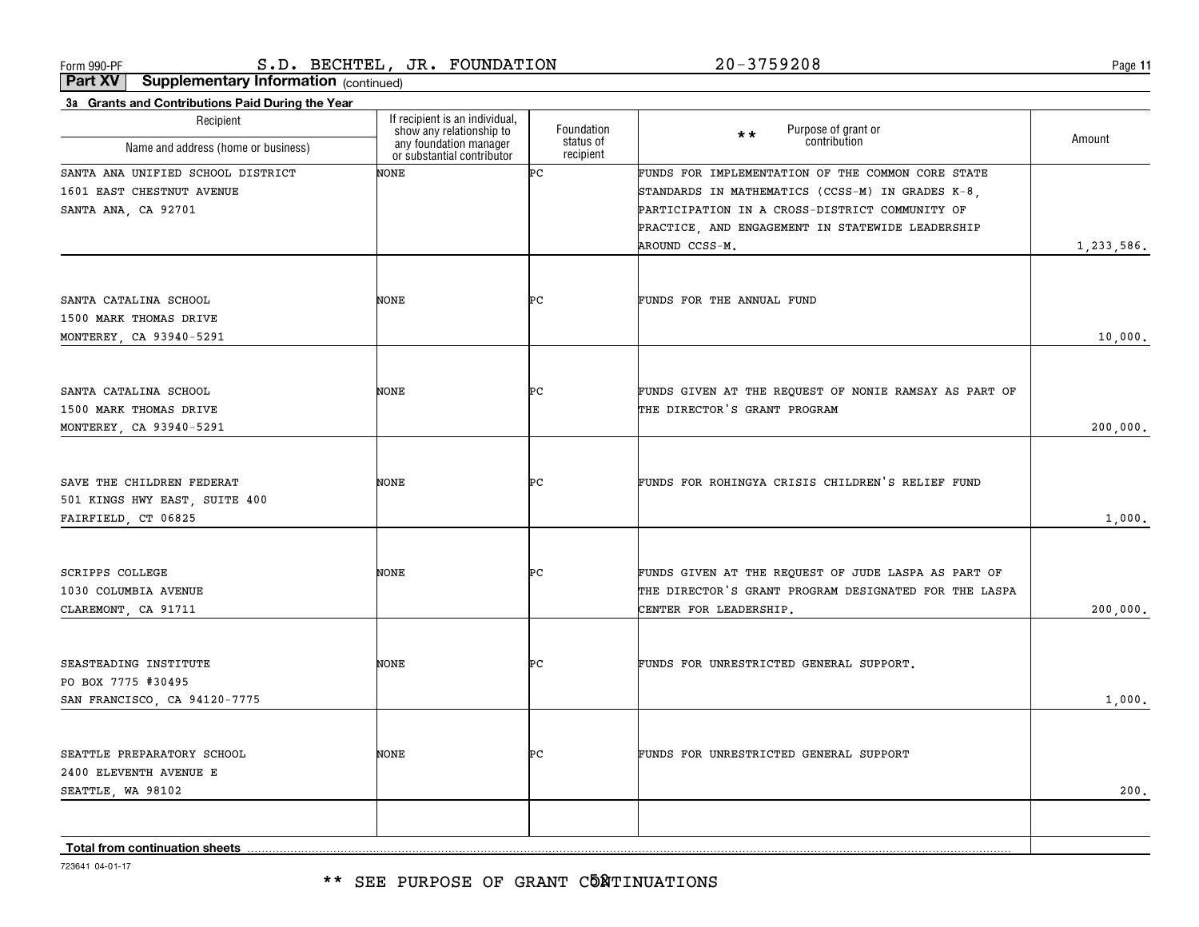Form 990-PF S.D. BECHTEL, JR. FOUNDATION 20-3759208

**Part XV Supplementary Information** (continued)

**3a Grants and Contributions Paid During the Year**

| Recipient<br>Name and address (home or business) | If recipient is an individual, show any relationship to any foundation manager or substantial contributor | Foundation status of recipient | ** Purpose of grant or contribution | Amount |
|---|---|---|---|---|
| SANTA ANA UNIFIED SCHOOL DISTRICT<br>1601 EAST CHESTNUT AVENUE<br>SANTA ANA, CA 92701 | NONE | PC | FUNDS FOR IMPLEMENTATION OF THE COMMON CORE STATE STANDARDS IN MATHEMATICS (CCSS-M) IN GRADES K-8, PARTICIPATION IN A CROSS-DISTRICT COMMUNITY OF PRACTICE, AND ENGAGEMENT IN STATEWIDE LEADERSHIP AROUND CCSS-M. | 1,233,586. |
| SANTA CATALINA SCHOOL<br>1500 MARK THOMAS DRIVE<br>MONTEREY, CA 93940-5291 | NONE | PC | FUNDS FOR THE ANNUAL FUND | 10,000. |
| SANTA CATALINA SCHOOL<br>1500 MARK THOMAS DRIVE<br>MONTEREY, CA 93940-5291 | NONE | PC | FUNDS GIVEN AT THE REQUEST OF NONIE RAMSAY AS PART OF THE DIRECTOR'S GRANT PROGRAM | 200,000. |
| SAVE THE CHILDREN FEDERAT<br>501 KINGS HWY EAST, SUITE 400<br>FAIRFIELD, CT 06825 | NONE | PC | FUNDS FOR ROHINGYA CRISIS CHILDREN'S RELIEF FUND | 1,000. |
| SCRIPPS COLLEGE<br>1030 COLUMBIA AVENUE<br>CLAREMONT, CA 91711 | NONE | PC | FUNDS GIVEN AT THE REQUEST OF JUDE LASPA AS PART OF THE DIRECTOR'S GRANT PROGRAM DESIGNATED FOR THE LASPA CENTER FOR LEADERSHIP. | 200,000. |
| SEASTEADING INSTITUTE<br>PO BOX 7775 #30495<br>SAN FRANCISCO, CA 94120-7775 | NONE | PC | FUNDS FOR UNRESTRICTED GENERAL SUPPORT. | 1,000. |
| SEATTLE PREPARATORY SCHOOL<br>2400 ELEVENTH AVENUE E<br>SEATTLE, WA 98102 | NONE | PC | FUNDS FOR UNRESTRICTED GENERAL SUPPORT | 200. |
| | | | | |
| **Total from continuation sheets** | | | | |

723641 04-01-17

** SEE PURPOSE OF GRANT CONTINUATIONS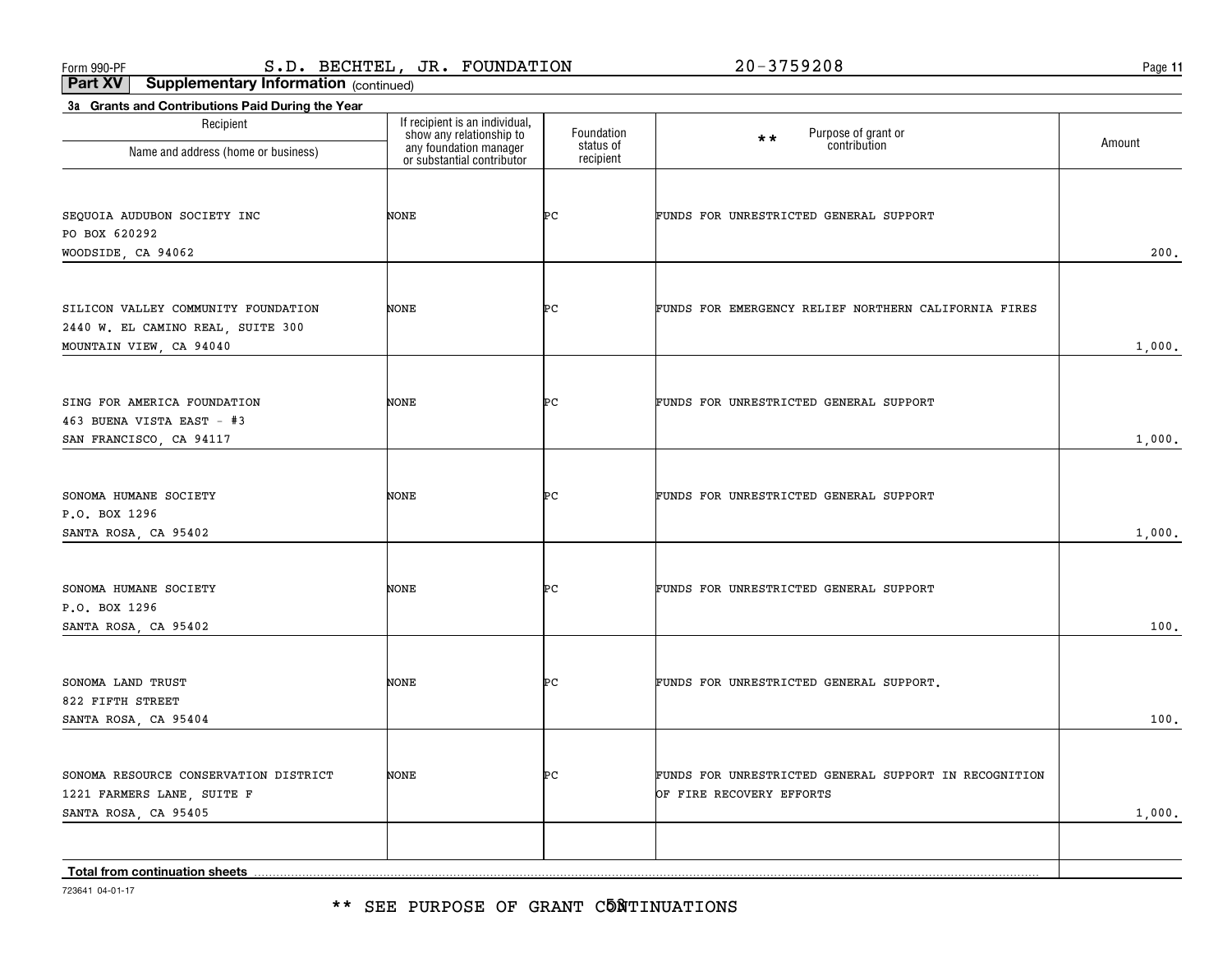Form 990-PF S.D. BECHTEL, JR. FOUNDATION 20-3759208

**Part XV Supplementary Information** (continued)

**3a Grants and Contributions Paid During the Year**

| Recipient Name and address (home or business) | If recipient is an individual, show any relationship to any foundation manager or substantial contributor | Foundation status of recipient | ** Purpose of grant or contribution | Amount |
|---|---|---|---|---|
| SEQUOIA AUDUBON SOCIETY INC<br>PO BOX 620292<br>WOODSIDE, CA 94062 | NONE | PC | FUNDS FOR UNRESTRICTED GENERAL SUPPORT | 200. |
| SILICON VALLEY COMMUNITY FOUNDATION<br>2440 W. EL CAMINO REAL, SUITE 300<br>MOUNTAIN VIEW, CA 94040 | NONE | PC | FUNDS FOR EMERGENCY RELIEF NORTHERN CALIFORNIA FIRES | 1,000. |
| SING FOR AMERICA FOUNDATION<br>463 BUENA VISTA EAST - #3<br>SAN FRANCISCO, CA 94117 | NONE | PC | FUNDS FOR UNRESTRICTED GENERAL SUPPORT | 1,000. |
| SONOMA HUMANE SOCIETY<br>P.O. BOX 1296<br>SANTA ROSA, CA 95402 | NONE | PC | FUNDS FOR UNRESTRICTED GENERAL SUPPORT | 1,000. |
| SONOMA HUMANE SOCIETY<br>P.O. BOX 1296<br>SANTA ROSA, CA 95402 | NONE | PC | FUNDS FOR UNRESTRICTED GENERAL SUPPORT | 100. |
| SONOMA LAND TRUST<br>822 FIFTH STREET<br>SANTA ROSA, CA 95404 | NONE | PC | FUNDS FOR UNRESTRICTED GENERAL SUPPORT. | 100. |
| SONOMA RESOURCE CONSERVATION DISTRICT<br>1221 FARMERS LANE, SUITE F<br>SANTA ROSA, CA 95405 | NONE | PC | FUNDS FOR UNRESTRICTED GENERAL SUPPORT IN RECOGNITION OF FIRE RECOVERY EFFORTS | 1,000. |
| | | | | |
| **Total from continuation sheets** | | | | |

723641 04-01-17

** SEE PURPOSE OF GRANT CONTINUATIONS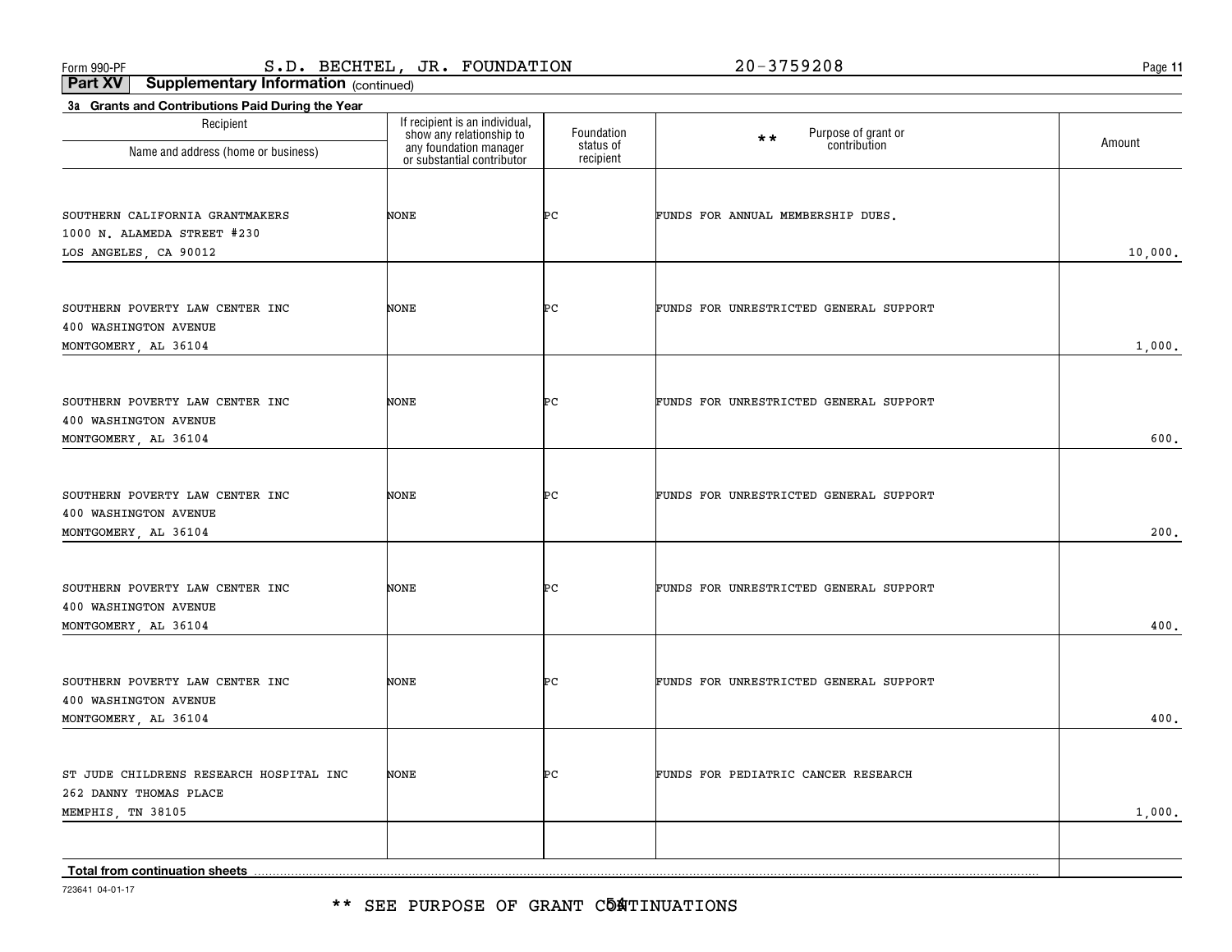Form 990-PF S.D. BECHTEL, JR. FOUNDATION 20-3759208

**Part XV Supplementary Information** (continued)

**3a Grants and Contributions Paid During the Year**

| Recipient Name and address (home or business) | If recipient is an individual, show any relationship to any foundation manager or substantial contributor | Foundation status of recipient | ** Purpose of grant or contribution | Amount |
|---|---|---|---|---|
| SOUTHERN CALIFORNIA GRANTMAKERS<br>1000 N. ALAMEDA STREET #230<br>LOS ANGELES, CA 90012 | NONE | PC | FUNDS FOR ANNUAL MEMBERSHIP DUES. | 10,000. |
| SOUTHERN POVERTY LAW CENTER INC<br>400 WASHINGTON AVENUE<br>MONTGOMERY, AL 36104 | NONE | PC | FUNDS FOR UNRESTRICTED GENERAL SUPPORT | 1,000. |
| SOUTHERN POVERTY LAW CENTER INC<br>400 WASHINGTON AVENUE<br>MONTGOMERY, AL 36104 | NONE | PC | FUNDS FOR UNRESTRICTED GENERAL SUPPORT | 600. |
| SOUTHERN POVERTY LAW CENTER INC<br>400 WASHINGTON AVENUE<br>MONTGOMERY, AL 36104 | NONE | PC | FUNDS FOR UNRESTRICTED GENERAL SUPPORT | 200. |
| SOUTHERN POVERTY LAW CENTER INC<br>400 WASHINGTON AVENUE<br>MONTGOMERY, AL 36104 | NONE | PC | FUNDS FOR UNRESTRICTED GENERAL SUPPORT | 400. |
| SOUTHERN POVERTY LAW CENTER INC<br>400 WASHINGTON AVENUE<br>MONTGOMERY, AL 36104 | NONE | PC | FUNDS FOR UNRESTRICTED GENERAL SUPPORT | 400. |
| ST JUDE CHILDRENS RESEARCH HOSPITAL INC<br>262 DANNY THOMAS PLACE<br>MEMPHIS, TN 38105 | NONE | PC | FUNDS FOR PEDIATRIC CANCER RESEARCH | 1,000. |
| | | | | |
| **Total from continuation sheets** | | | | |

723641 04-01-17

** SEE PURPOSE OF GRANT CONTINUATIONS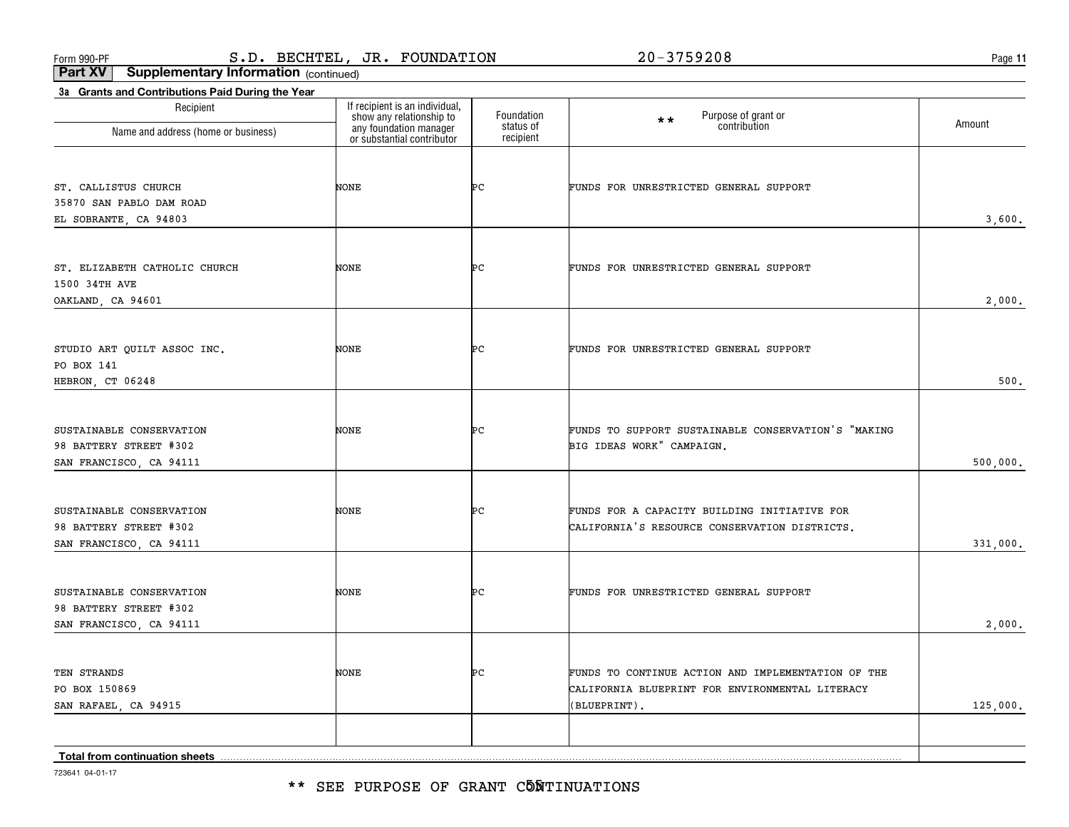Form 990-PF S.D. BECHTEL, JR. FOUNDATION 20-3759208

**Part XV Supplementary Information** *(continued)*

**3a Grants and Contributions Paid During the Year**

| Recipient<br>Name and address (home or business) | If recipient is an individual, show any relationship to any foundation manager or substantial contributor | Foundation status of recipient | ** Purpose of grant or contribution | Amount |
|---|---|---|---|---|
| ST. CALLISTUS CHURCH<br>35870 SAN PABLO DAM ROAD<br>EL SOBRANTE, CA 94803 | NONE | PC | FUNDS FOR UNRESTRICTED GENERAL SUPPORT | 3,600. |
| ST. ELIZABETH CATHOLIC CHURCH<br>1500 34TH AVE<br>OAKLAND, CA 94601 | NONE | PC | FUNDS FOR UNRESTRICTED GENERAL SUPPORT | 2,000. |
| STUDIO ART QUILT ASSOC INC.<br>PO BOX 141<br>HEBRON, CT 06248 | NONE | PC | FUNDS FOR UNRESTRICTED GENERAL SUPPORT | 500. |
| SUSTAINABLE CONSERVATION<br>98 BATTERY STREET #302<br>SAN FRANCISCO, CA 94111 | NONE | PC | FUNDS TO SUPPORT SUSTAINABLE CONSERVATION'S "MAKING BIG IDEAS WORK" CAMPAIGN. | 500,000. |
| SUSTAINABLE CONSERVATION<br>98 BATTERY STREET #302<br>SAN FRANCISCO, CA 94111 | NONE | PC | FUNDS FOR A CAPACITY BUILDING INITIATIVE FOR CALIFORNIA'S RESOURCE CONSERVATION DISTRICTS. | 331,000. |
| SUSTAINABLE CONSERVATION<br>98 BATTERY STREET #302<br>SAN FRANCISCO, CA 94111 | NONE | PC | FUNDS FOR UNRESTRICTED GENERAL SUPPORT | 2,000. |
| TEN STRANDS<br>PO BOX 150869<br>SAN RAFAEL, CA 94915 | NONE | PC | FUNDS TO CONTINUE ACTION AND IMPLEMENTATION OF THE CALIFORNIA BLUEPRINT FOR ENVIRONMENTAL LITERACY (BLUEPRINT). | 125,000. |
| | | | | |
| **Total from continuation sheets** | | | | |

723641 04-01-17

** SEE PURPOSE OF GRANT CONTINUATIONS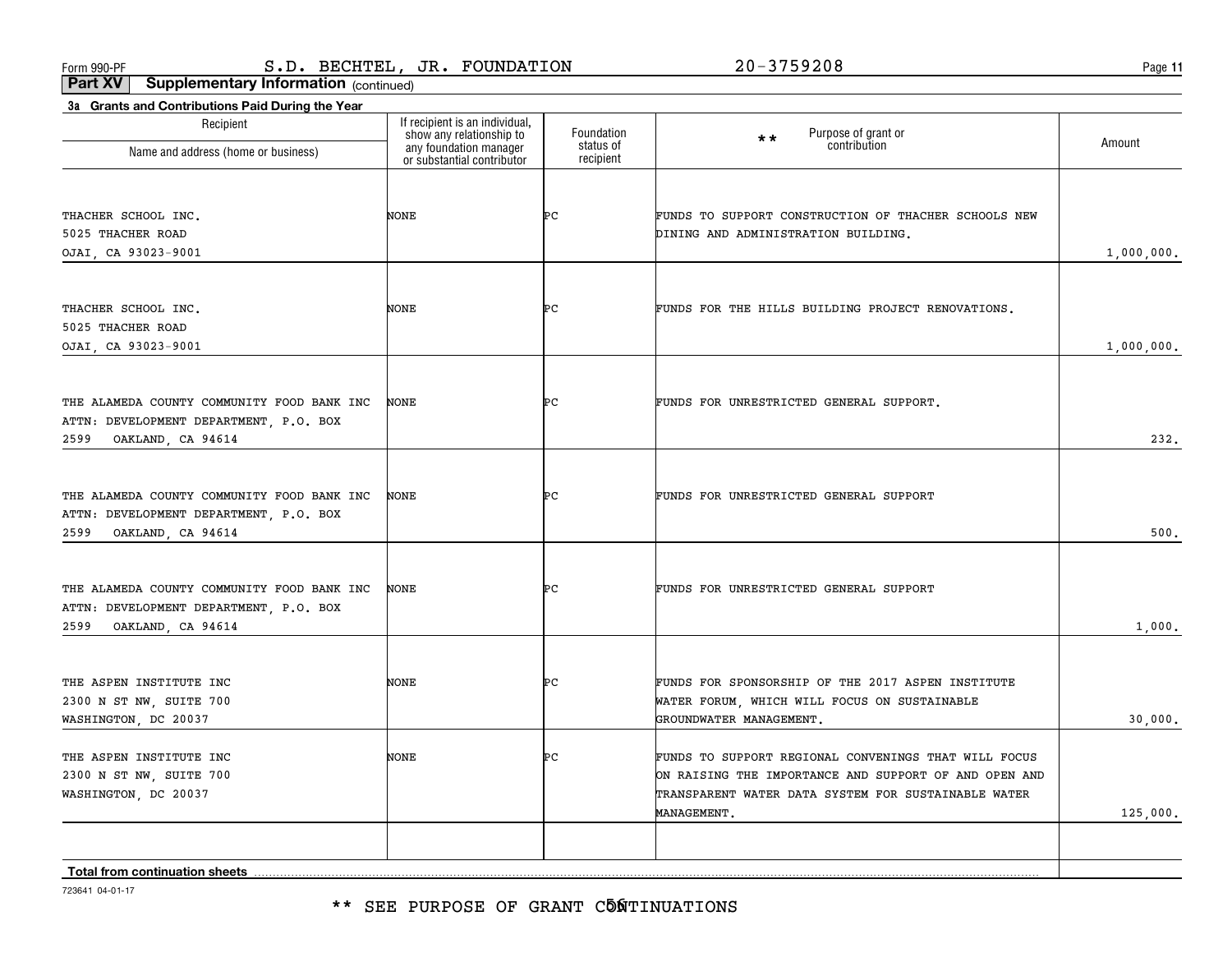Form 990-PF S.D. BECHTEL, JR. FOUNDATION 20-3759208

**Part XV Supplementary Information** (continued)

**3a Grants and Contributions Paid During the Year**

| Recipient Name and address (home or business) | If recipient is an individual, show any relationship to any foundation manager or substantial contributor | Foundation status of recipient | ** Purpose of grant or contribution | Amount |
|---|---|---|---|---|
| THACHER SCHOOL INC. 5025 THACHER ROAD OJAI, CA 93023-9001 | NONE | PC | FUNDS TO SUPPORT CONSTRUCTION OF THACHER SCHOOLS NEW DINING AND ADMINISTRATION BUILDING. | 1,000,000. |
| THACHER SCHOOL INC. 5025 THACHER ROAD OJAI, CA 93023-9001 | NONE | PC | FUNDS FOR THE HILLS BUILDING PROJECT RENOVATIONS. | 1,000,000. |
| THE ALAMEDA COUNTY COMMUNITY FOOD BANK INC ATTN: DEVELOPMENT DEPARTMENT, P.O. BOX 2599 OAKLAND, CA 94614 | NONE | PC | FUNDS FOR UNRESTRICTED GENERAL SUPPORT. | 232. |
| THE ALAMEDA COUNTY COMMUNITY FOOD BANK INC ATTN: DEVELOPMENT DEPARTMENT, P.O. BOX 2599 OAKLAND, CA 94614 | NONE | PC | FUNDS FOR UNRESTRICTED GENERAL SUPPORT | 500. |
| THE ALAMEDA COUNTY COMMUNITY FOOD BANK INC ATTN: DEVELOPMENT DEPARTMENT, P.O. BOX 2599 OAKLAND, CA 94614 | NONE | PC | FUNDS FOR UNRESTRICTED GENERAL SUPPORT | 1,000. |
| THE ASPEN INSTITUTE INC 2300 N ST NW, SUITE 700 WASHINGTON, DC 20037 | NONE | PC | FUNDS FOR SPONSORSHIP OF THE 2017 ASPEN INSTITUTE WATER FORUM, WHICH WILL FOCUS ON SUSTAINABLE GROUNDWATER MANAGEMENT. | 30,000. |
| THE ASPEN INSTITUTE INC 2300 N ST NW, SUITE 700 WASHINGTON, DC 20037 | NONE | PC | FUNDS TO SUPPORT REGIONAL CONVENINGS THAT WILL FOCUS ON RAISING THE IMPORTANCE AND SUPPORT OF AND OPEN AND TRANSPARENT WATER DATA SYSTEM FOR SUSTAINABLE WATER MANAGEMENT. | 125,000. |
| **Total from continuation sheets** | | | | |

723641 04-01-17

** SEE PURPOSE OF GRANT CONTINUATIONS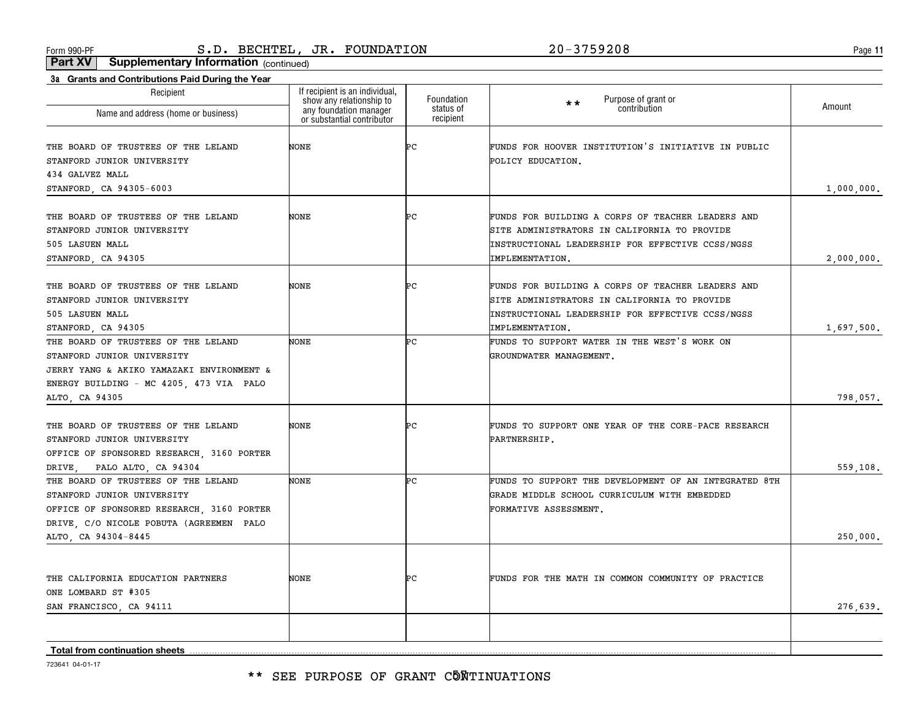Form 990-PF S.D. BECHTEL, JR. FOUNDATION 20-3759208

**Part XV Supplementary Information** *(continued)*

**3a Grants and Contributions Paid During the Year**

| Recipient<br>Name and address (home or business) | If recipient is an individual, show any relationship to any foundation manager or substantial contributor | Foundation status of recipient | ** Purpose of grant or contribution | Amount |
|---|---|---|---|---|
| THE BOARD OF TRUSTEES OF THE LELAND STANFORD JUNIOR UNIVERSITY<br>434 GALVEZ MALL<br>STANFORD, CA 94305-6003 | NONE | PC | FUNDS FOR HOOVER INSTITUTION'S INITIATIVE IN PUBLIC POLICY EDUCATION. | 1,000,000. |
| THE BOARD OF TRUSTEES OF THE LELAND STANFORD JUNIOR UNIVERSITY<br>505 LASUEN MALL<br>STANFORD, CA 94305 | NONE | PC | FUNDS FOR BUILDING A CORPS OF TEACHER LEADERS AND SITE ADMINISTRATORS IN CALIFORNIA TO PROVIDE INSTRUCTIONAL LEADERSHIP FOR EFFECTIVE CCSS/NGSS IMPLEMENTATION. | 2,000,000. |
| THE BOARD OF TRUSTEES OF THE LELAND STANFORD JUNIOR UNIVERSITY<br>505 LASUEN MALL<br>STANFORD, CA 94305 | NONE | PC | FUNDS FOR BUILDING A CORPS OF TEACHER LEADERS AND SITE ADMINISTRATORS IN CALIFORNIA TO PROVIDE INSTRUCTIONAL LEADERSHIP FOR EFFECTIVE CCSS/NGSS IMPLEMENTATION. | 1,697,500. |
| THE BOARD OF TRUSTEES OF THE LELAND STANFORD JUNIOR UNIVERSITY<br>JERRY YANG & AKIKO YAMAZAKI ENVIRONMENT & ENERGY BUILDING - MC 4205, 473 VIA PALO ALTO, CA 94305 | NONE | PC | FUNDS TO SUPPORT WATER IN THE WEST'S WORK ON GROUNDWATER MANAGEMENT. | 798,057. |
| THE BOARD OF TRUSTEES OF THE LELAND STANFORD JUNIOR UNIVERSITY<br>OFFICE OF SPONSORED RESEARCH, 3160 PORTER DRIVE, PALO ALTO, CA 94304 | NONE | PC | FUNDS TO SUPPORT ONE YEAR OF THE CORE-PACE RESEARCH PARTNERSHIP. | 559,108. |
| THE BOARD OF TRUSTEES OF THE LELAND STANFORD JUNIOR UNIVERSITY<br>OFFICE OF SPONSORED RESEARCH, 3160 PORTER DRIVE, C/O NICOLE POBUTA (AGREEMEN PALO ALTO, CA 94304-8445 | NONE | PC | FUNDS TO SUPPORT THE DEVELOPMENT OF AN INTEGRATED 8TH GRADE MIDDLE SCHOOL CURRICULUM WITH EMBEDDED FORMATIVE ASSESSMENT. | 250,000. |
| THE CALIFORNIA EDUCATION PARTNERS<br>ONE LOMBARD ST #305<br>SAN FRANCISCO, CA 94111 | NONE | PC | FUNDS FOR THE MATH IN COMMON COMMUNITY OF PRACTICE | 276,639. |
| | | | | |
| **Total from continuation sheets** | | | | |

723641 04-01-17

** SEE PURPOSE OF GRANT CONTINUATIONS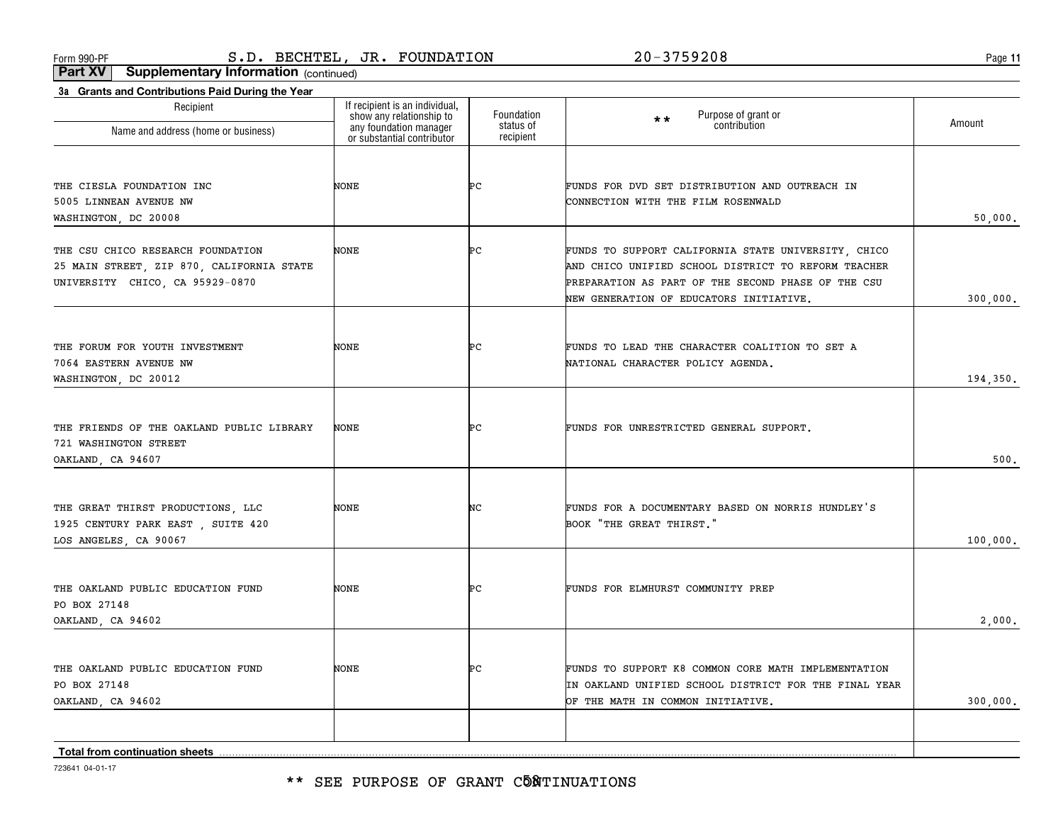Form 990-PF S.D. BECHTEL, JR. FOUNDATION 20-3759208

**Part XV Supplementary Information** (continued)

**3a Grants and Contributions Paid During the Year**

| Recipient Name and address (home or business) | If recipient is an individual, show any relationship to any foundation manager or substantial contributor | Foundation status of recipient | ** Purpose of grant or contribution | Amount |
|---|---|---|---|---|
| THE CIESLA FOUNDATION INC 5005 LINNEAN AVENUE NW WASHINGTON, DC 20008 | NONE | PC | FUNDS FOR DVD SET DISTRIBUTION AND OUTREACH IN CONNECTION WITH THE FILM ROSENWALD | 50,000. |
| THE CSU CHICO RESEARCH FOUNDATION 25 MAIN STREET, ZIP 870, CALIFORNIA STATE UNIVERSITY CHICO, CA 95929-0870 | NONE | PC | FUNDS TO SUPPORT CALIFORNIA STATE UNIVERSITY, CHICO AND CHICO UNIFIED SCHOOL DISTRICT TO REFORM TEACHER PREPARATION AS PART OF THE SECOND PHASE OF THE CSU NEW GENERATION OF EDUCATORS INITIATIVE. | 300,000. |
| THE FORUM FOR YOUTH INVESTMENT 7064 EASTERN AVENUE NW WASHINGTON, DC 20012 | NONE | PC | FUNDS TO LEAD THE CHARACTER COALITION TO SET A NATIONAL CHARACTER POLICY AGENDA. | 194,350. |
| THE FRIENDS OF THE OAKLAND PUBLIC LIBRARY 721 WASHINGTON STREET OAKLAND, CA 94607 | NONE | PC | FUNDS FOR UNRESTRICTED GENERAL SUPPORT. | 500. |
| THE GREAT THIRST PRODUCTIONS, LLC 1925 CENTURY PARK EAST , SUITE 420 LOS ANGELES, CA 90067 | NONE | NC | FUNDS FOR A DOCUMENTARY BASED ON NORRIS HUNDLEY'S BOOK "THE GREAT THIRST." | 100,000. |
| THE OAKLAND PUBLIC EDUCATION FUND PO BOX 27148 OAKLAND, CA 94602 | NONE | PC | FUNDS FOR ELMHURST COMMUNITY PREP | 2,000. |
| THE OAKLAND PUBLIC EDUCATION FUND PO BOX 27148 OAKLAND, CA 94602 | NONE | PC | FUNDS TO SUPPORT K8 COMMON CORE MATH IMPLEMENTATION IN OAKLAND UNIFIED SCHOOL DISTRICT FOR THE FINAL YEAR OF THE MATH IN COMMON INITIATIVE. | 300,000. |
| **Total from continuation sheets** | | | | |

723641 04-01-17

** SEE PURPOSE OF GRANT CONTINUATIONS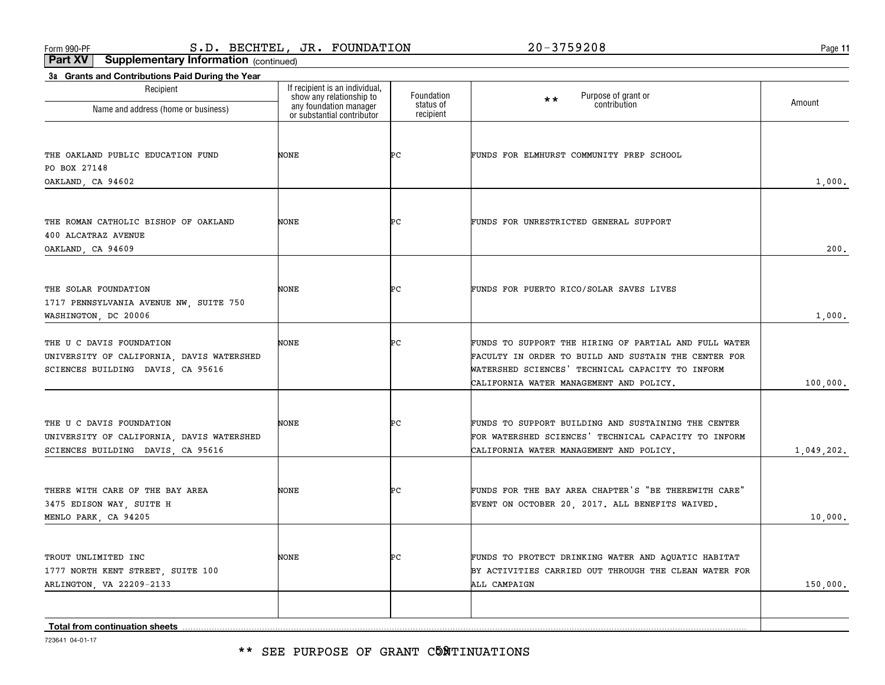Form 990-PF S.D. BECHTEL, JR. FOUNDATION 20-3759208

**Part XV Supplementary Information** *(continued)*

**3a Grants and Contributions Paid During the Year**

| Recipient<br>Name and address (home or business) | If recipient is an individual, show any relationship to any foundation manager or substantial contributor | Foundation status of recipient | ** Purpose of grant or contribution | Amount |
|---|---|---|---|---|
| THE OAKLAND PUBLIC EDUCATION FUND<br>PO BOX 27148<br>OAKLAND, CA 94602 | NONE | PC | FUNDS FOR ELMHURST COMMUNITY PREP SCHOOL | 1,000. |
| THE ROMAN CATHOLIC BISHOP OF OAKLAND<br>400 ALCATRAZ AVENUE<br>OAKLAND, CA 94609 | NONE | PC | FUNDS FOR UNRESTRICTED GENERAL SUPPORT | 200. |
| THE SOLAR FOUNDATION<br>1717 PENNSYLVANIA AVENUE NW, SUITE 750<br>WASHINGTON, DC 20006 | NONE | PC | FUNDS FOR PUERTO RICO/SOLAR SAVES LIVES | 1,000. |
| THE U C DAVIS FOUNDATION<br>UNIVERSITY OF CALIFORNIA, DAVIS WATERSHED<br>SCIENCES BUILDING DAVIS, CA 95616 | NONE | PC | FUNDS TO SUPPORT THE HIRING OF PARTIAL AND FULL WATER FACULTY IN ORDER TO BUILD AND SUSTAIN THE CENTER FOR WATERSHED SCIENCES' TECHNICAL CAPACITY TO INFORM CALIFORNIA WATER MANAGEMENT AND POLICY. | 100,000. |
| THE U C DAVIS FOUNDATION<br>UNIVERSITY OF CALIFORNIA, DAVIS WATERSHED<br>SCIENCES BUILDING DAVIS, CA 95616 | NONE | PC | FUNDS TO SUPPORT BUILDING AND SUSTAINING THE CENTER FOR WATERSHED SCIENCES' TECHNICAL CAPACITY TO INFORM CALIFORNIA WATER MANAGEMENT AND POLICY. | 1,049,202. |
| THERE WITH CARE OF THE BAY AREA<br>3475 EDISON WAY, SUITE H<br>MENLO PARK, CA 94205 | NONE | PC | FUNDS FOR THE BAY AREA CHAPTER'S "BE THEREWITH CARE" EVENT ON OCTOBER 20, 2017. ALL BENEFITS WAIVED. | 10,000. |
| TROUT UNLIMITED INC<br>1777 NORTH KENT STREET, SUITE 100<br>ARLINGTON, VA 22209-2133 | NONE | PC | FUNDS TO PROTECT DRINKING WATER AND AQUATIC HABITAT BY ACTIVITIES CARRIED OUT THROUGH THE CLEAN WATER FOR ALL CAMPAIGN | 150,000. |
| | | | | |
| **Total from continuation sheets** | | | | |

723641 04-01-17

** SEE PURPOSE OF GRANT CONTINUATIONS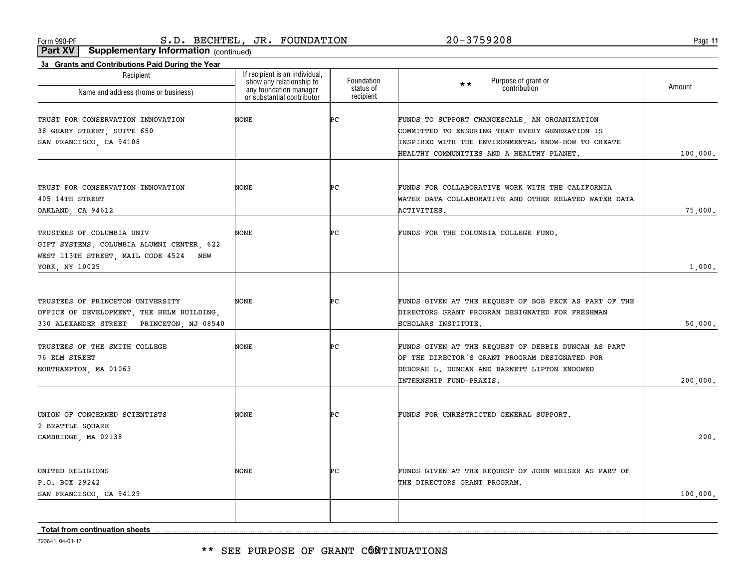Form 990-PF S.D. BECHTEL, JR. FOUNDATION 20-3759208

**Part XV Supplementary Information** *(continued)*

**3a Grants and Contributions Paid During the Year**

| Recipient Name and address (home or business) | If recipient is an individual, show any relationship to any foundation manager or substantial contributor | Foundation status of recipient | ** Purpose of grant or contribution | Amount |
|---|---|---|---|---|
| TRUST FOR CONSERVATION INNOVATION 38 GEARY STREET, SUITE 650 SAN FRANCISCO, CA 94108 | NONE | PC | FUNDS TO SUPPORT CHANGESCALE, AN ORGANIZATION COMMITTED TO ENSURING THAT EVERY GENERATION IS INSPIRED WITH THE ENVIRONMENTAL KNOW-HOW TO CREATE HEALTHY COMMUNITIES AND A HEALTHY PLANET. | 100,000. |
| TRUST FOR CONSERVATION INNOVATION 405 14TH STREET OAKLAND, CA 94612 | NONE | PC | FUNDS FOR COLLABORATIVE WORK WITH THE CALIFORNIA WATER DATA COLLABORATIVE AND OTHER RELATED WATER DATA ACTIVITIES. | 75,000. |
| TRUSTEES OF COLUMBIA UNIV GIFT SYSTEMS, COLUMBIA ALUMNI CENTER, 622 WEST 113TH STREET, MAIL CODE 4524 NEW YORK, NY 10025 | NONE | PC | FUNDS FOR THE COLUMBIA COLLEGE FUND. | 1,000. |
| TRUSTEES OF PRINCETON UNIVERSITY OFFICE OF DEVELOPMENT, THE HELM BUILDING, 330 ALEXANDER STREET PRINCETON, NJ 08540 | NONE | PC | FUNDS GIVEN AT THE REQUEST OF BOB PECK AS PART OF THE DIRECTORS GRANT PROGRAM DESIGNATED FOR FRESHMAN SCHOLARS INSTITUTE. | 50,000. |
| TRUSTEES OF THE SMITH COLLEGE 76 ELM STREET NORTHAMPTON, MA 01063 | NONE | PC | FUNDS GIVEN AT THE REQUEST OF DEBBIE DUNCAN AS PART OF THE DIRECTOR'S GRANT PROGRAM DESIGNATED FOR DEBORAH L. DUNCAN AND BARNETT LIPTON ENDOWED INTERNSHIP FUND-PRAXIS. | 200,000. |
| UNION OF CONCERNED SCIENTISTS 2 BRATTLE SQUARE CAMBRIDGE, MA 02138 | NONE | PC | FUNDS FOR UNRESTRICTED GENERAL SUPPORT. | 200. |
| UNITED RELIGIONS P.O. BOX 29242 SAN FRANCISCO, CA 94129 | NONE | PC | FUNDS GIVEN AT THE REQUEST OF JOHN WEISER AS PART OF THE DIRECTORS GRANT PROGRAM. | 100,000. |
| | | | | |
| **Total from continuation sheets** | | | | |

723641 04-01-17

** SEE PURPOSE OF GRANT CONTINUATIONS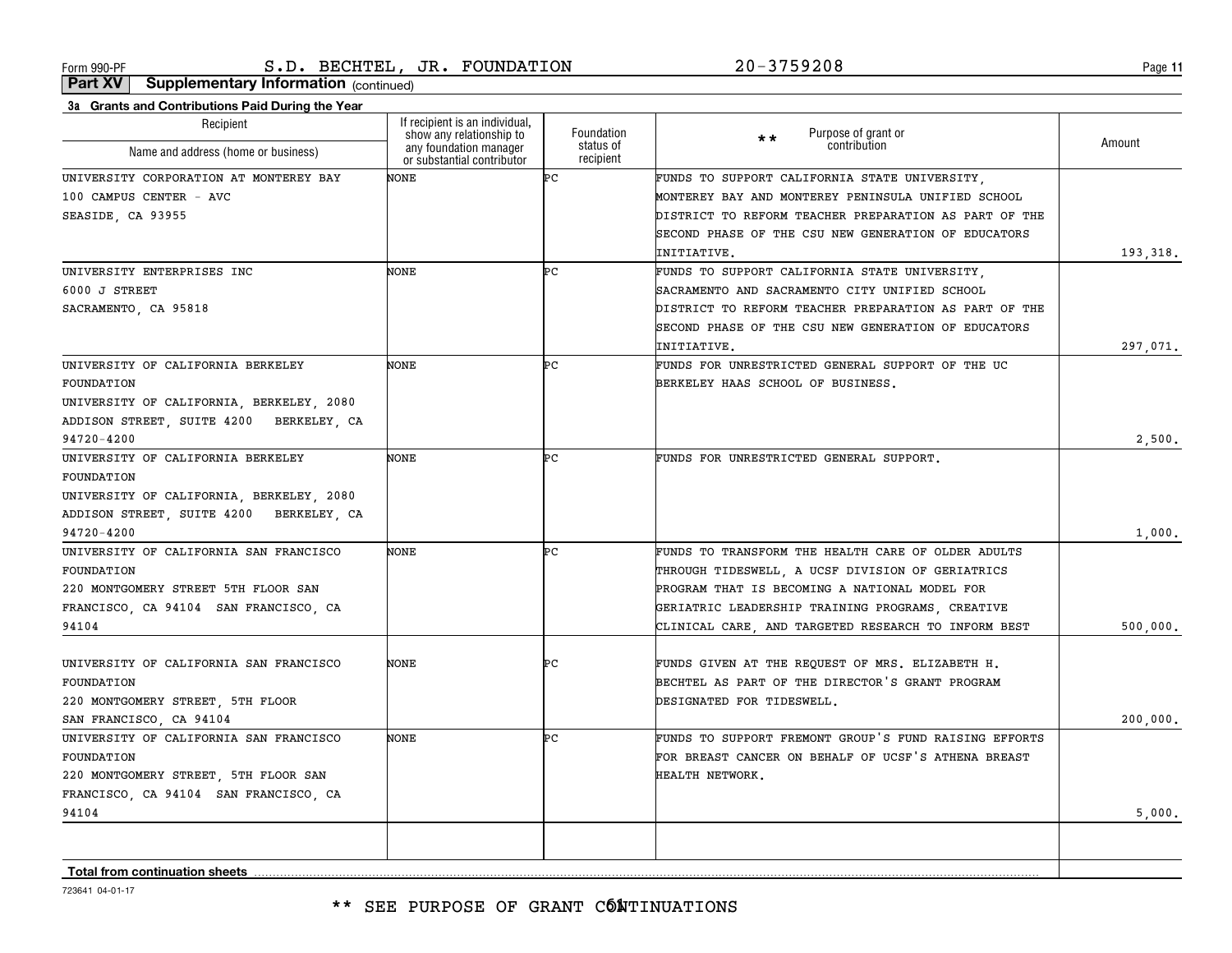Form 990-PF S.D. BECHTEL, JR. FOUNDATION 20-3759208

**Part XV Supplementary Information** (continued)

**3a Grants and Contributions Paid During the Year**

| Recipient Name and address (home or business) | If recipient is an individual, show any relationship to any foundation manager or substantial contributor | Foundation status of recipient | ** Purpose of grant or contribution | Amount |
|---|---|---|---|---|
| UNIVERSITY CORPORATION AT MONTEREY BAY 100 CAMPUS CENTER - AVC SEASIDE, CA 93955 | NONE | PC | FUNDS TO SUPPORT CALIFORNIA STATE UNIVERSITY, MONTEREY BAY AND MONTEREY PENINSULA UNIFIED SCHOOL DISTRICT TO REFORM TEACHER PREPARATION AS PART OF THE SECOND PHASE OF THE CSU NEW GENERATION OF EDUCATORS INITIATIVE. | 193,318. |
| UNIVERSITY ENTERPRISES INC 6000 J STREET SACRAMENTO, CA 95818 | NONE | PC | FUNDS TO SUPPORT CALIFORNIA STATE UNIVERSITY, SACRAMENTO AND SACRAMENTO CITY UNIFIED SCHOOL DISTRICT TO REFORM TEACHER PREPARATION AS PART OF THE SECOND PHASE OF THE CSU NEW GENERATION OF EDUCATORS INITIATIVE. | 297,071. |
| UNIVERSITY OF CALIFORNIA BERKELEY FOUNDATION UNIVERSITY OF CALIFORNIA, BERKELEY, 2080 ADDISON STREET, SUITE 4200 BERKELEY, CA 94720-4200 | NONE | PC | FUNDS FOR UNRESTRICTED GENERAL SUPPORT OF THE UC BERKELEY HAAS SCHOOL OF BUSINESS. | 2,500. |
| UNIVERSITY OF CALIFORNIA BERKELEY FOUNDATION UNIVERSITY OF CALIFORNIA, BERKELEY, 2080 ADDISON STREET, SUITE 4200 BERKELEY, CA 94720-4200 | NONE | PC | FUNDS FOR UNRESTRICTED GENERAL SUPPORT. | 1,000. |
| UNIVERSITY OF CALIFORNIA SAN FRANCISCO FOUNDATION 220 MONTGOMERY STREET 5TH FLOOR SAN FRANCISCO, CA 94104 SAN FRANCISCO, CA 94104 | NONE | PC | FUNDS TO TRANSFORM THE HEALTH CARE OF OLDER ADULTS THROUGH TIDESWELL, A UCSF DIVISION OF GERIATRICS PROGRAM THAT IS BECOMING A NATIONAL MODEL FOR GERIATRIC LEADERSHIP TRAINING PROGRAMS, CREATIVE CLINICAL CARE, AND TARGETED RESEARCH TO INFORM BEST | 500,000. |
| UNIVERSITY OF CALIFORNIA SAN FRANCISCO FOUNDATION 220 MONTGOMERY STREET, 5TH FLOOR SAN FRANCISCO, CA 94104 | NONE | PC | FUNDS GIVEN AT THE REQUEST OF MRS. ELIZABETH H. BECHTEL AS PART OF THE DIRECTOR'S GRANT PROGRAM DESIGNATED FOR TIDESWELL. | 200,000. |
| UNIVERSITY OF CALIFORNIA SAN FRANCISCO FOUNDATION 220 MONTGOMERY STREET, 5TH FLOOR SAN FRANCISCO, CA 94104 SAN FRANCISCO, CA 94104 | NONE | PC | FUNDS TO SUPPORT FREMONT GROUP'S FUND RAISING EFFORTS FOR BREAST CANCER ON BEHALF OF UCSF'S ATHENA BREAST HEALTH NETWORK. | 5,000. |
| | | | | |
| **Total from continuation sheets** | | | | |

723641 04-01-17

** SEE PURPOSE OF GRANT CONTINUATIONS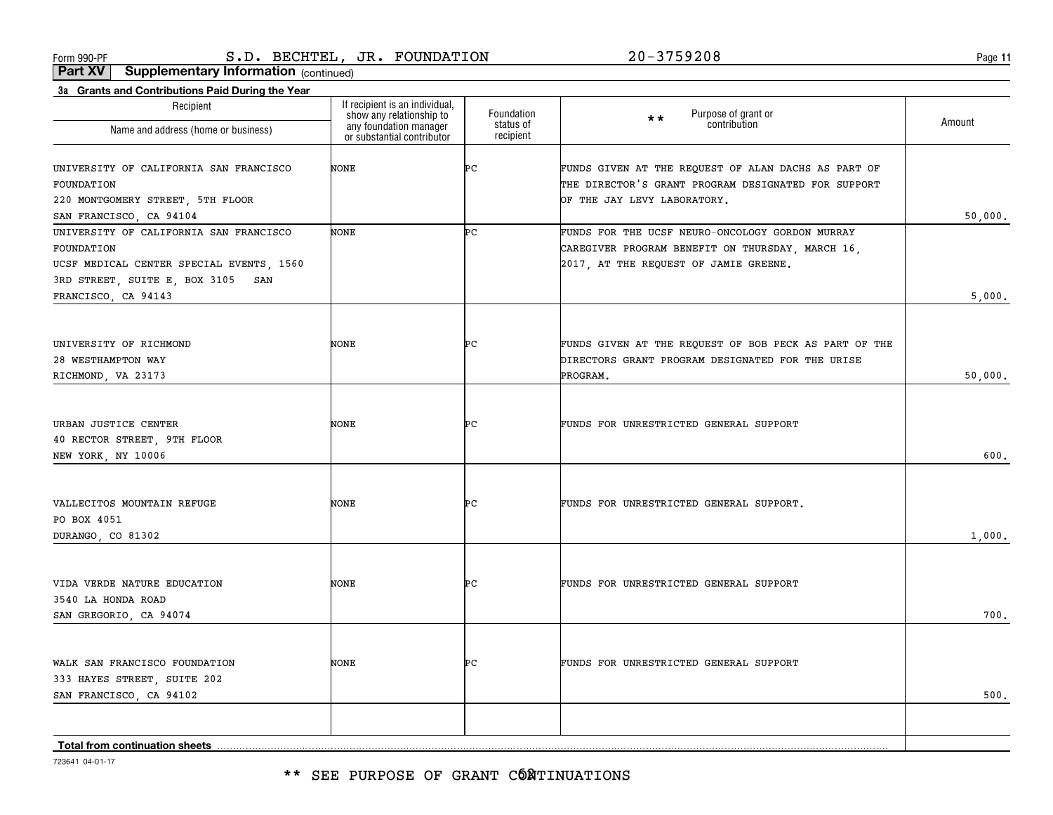Form 990-PF S.D. BECHTEL, JR. FOUNDATION 20-3759208

**Part XV Supplementary Information** *(continued)*

**3a Grants and Contributions Paid During the Year**

| Recipient<br>Name and address (home or business) | If recipient is an individual, show any relationship to any foundation manager or substantial contributor | Foundation status of recipient | ** Purpose of grant or contribution | Amount |
|---|---|---|---|---|
| UNIVERSITY OF CALIFORNIA SAN FRANCISCO FOUNDATION<br>220 MONTGOMERY STREET, 5TH FLOOR<br>SAN FRANCISCO, CA 94104 | NONE | PC | FUNDS GIVEN AT THE REQUEST OF ALAN DACHS AS PART OF THE DIRECTOR'S GRANT PROGRAM DESIGNATED FOR SUPPORT OF THE JAY LEVY LABORATORY. | 50,000. |
| UNIVERSITY OF CALIFORNIA SAN FRANCISCO FOUNDATION<br>UCSF MEDICAL CENTER SPECIAL EVENTS, 1560 3RD STREET, SUITE E, BOX 3105 SAN FRANCISCO, CA 94143 | NONE | PC | FUNDS FOR THE UCSF NEURO-ONCOLOGY GORDON MURRAY CAREGIVER PROGRAM BENEFIT ON THURSDAY, MARCH 16, 2017, AT THE REQUEST OF JAMIE GREENE. | 5,000. |
| UNIVERSITY OF RICHMOND<br>28 WESTHAMPTON WAY<br>RICHMOND, VA 23173 | NONE | PC | FUNDS GIVEN AT THE REQUEST OF BOB PECK AS PART OF THE DIRECTORS GRANT PROGRAM DESIGNATED FOR THE URISE PROGRAM. | 50,000. |
| URBAN JUSTICE CENTER<br>40 RECTOR STREET, 9TH FLOOR<br>NEW YORK, NY 10006 | NONE | PC | FUNDS FOR UNRESTRICTED GENERAL SUPPORT | 600. |
| VALLECITOS MOUNTAIN REFUGE<br>PO BOX 4051<br>DURANGO, CO 81302 | NONE | PC | FUNDS FOR UNRESTRICTED GENERAL SUPPORT. | 1,000. |
| VIDA VERDE NATURE EDUCATION<br>3540 LA HONDA ROAD<br>SAN GREGORIO, CA 94074 | NONE | PC | FUNDS FOR UNRESTRICTED GENERAL SUPPORT | 700. |
| WALK SAN FRANCISCO FOUNDATION<br>333 HAYES STREET, SUITE 202<br>SAN FRANCISCO, CA 94102 | NONE | PC | FUNDS FOR UNRESTRICTED GENERAL SUPPORT | 500. |
| | | | | |
| **Total from continuation sheets** | | | | |

723641 04-01-17

** SEE PURPOSE OF GRANT CONTINUATIONS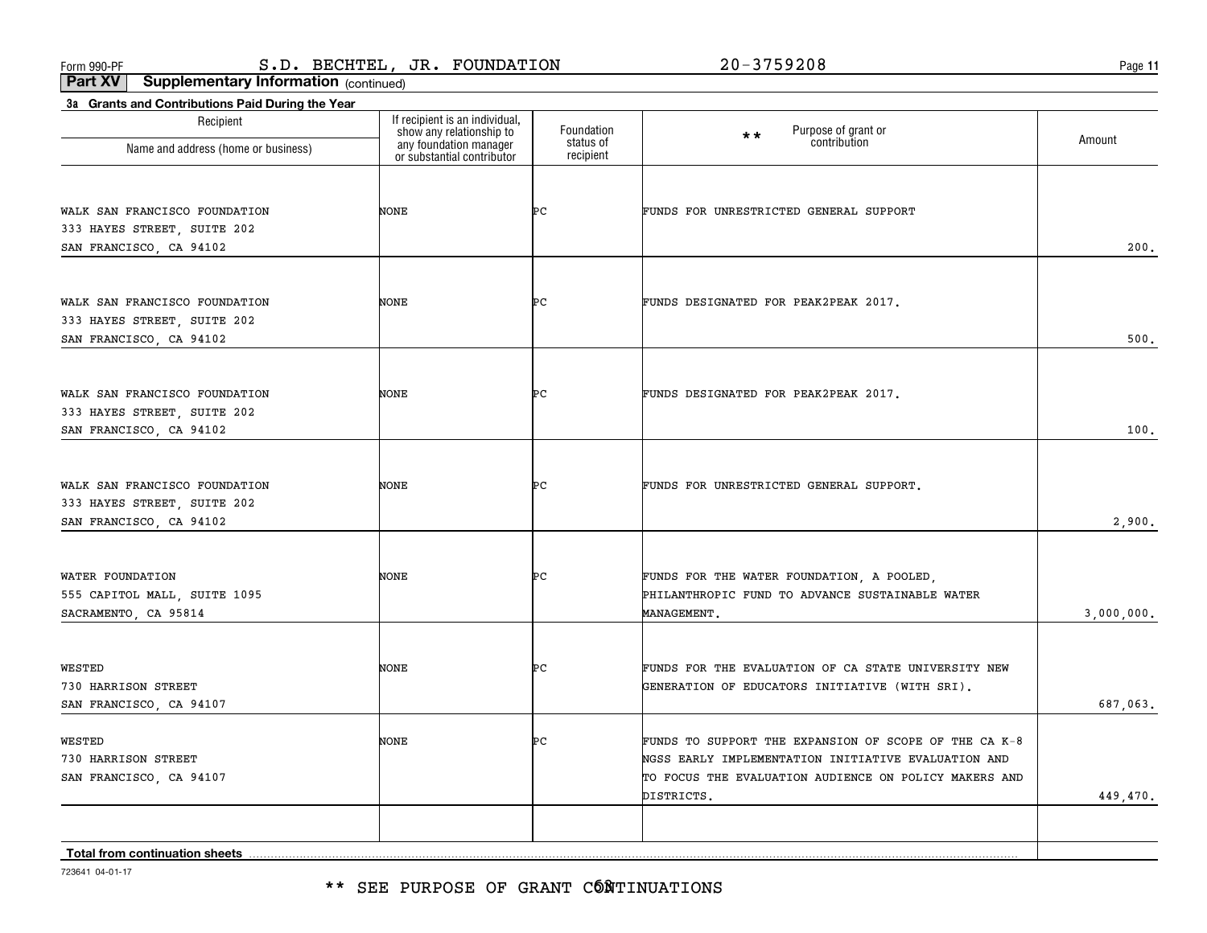Form 990-PF S.D. BECHTEL, JR. FOUNDATION 20-3759208

**Part XV Supplementary Information** (continued)

**3a Grants and Contributions Paid During the Year**

| Recipient Name and address (home or business) | If recipient is an individual, show any relationship to any foundation manager or substantial contributor | Foundation status of recipient | ** Purpose of grant or contribution | Amount |
|---|---|---|---|---|
| WALK SAN FRANCISCO FOUNDATION<br>333 HAYES STREET, SUITE 202<br>SAN FRANCISCO, CA 94102 | NONE | PC | FUNDS FOR UNRESTRICTED GENERAL SUPPORT | 200. |
| WALK SAN FRANCISCO FOUNDATION<br>333 HAYES STREET, SUITE 202<br>SAN FRANCISCO, CA 94102 | NONE | PC | FUNDS DESIGNATED FOR PEAK2PEAK 2017. | 500. |
| WALK SAN FRANCISCO FOUNDATION<br>333 HAYES STREET, SUITE 202<br>SAN FRANCISCO, CA 94102 | NONE | PC | FUNDS DESIGNATED FOR PEAK2PEAK 2017. | 100. |
| WALK SAN FRANCISCO FOUNDATION<br>333 HAYES STREET, SUITE 202<br>SAN FRANCISCO, CA 94102 | NONE | PC | FUNDS FOR UNRESTRICTED GENERAL SUPPORT. | 2,900. |
| WATER FOUNDATION<br>555 CAPITOL MALL, SUITE 1095<br>SACRAMENTO, CA 95814 | NONE | PC | FUNDS FOR THE WATER FOUNDATION, A POOLED, PHILANTHROPIC FUND TO ADVANCE SUSTAINABLE WATER MANAGEMENT. | 3,000,000. |
| WESTED<br>730 HARRISON STREET<br>SAN FRANCISCO, CA 94107 | NONE | PC | FUNDS FOR THE EVALUATION OF CA STATE UNIVERSITY NEW GENERATION OF EDUCATORS INITIATIVE (WITH SRI). | 687,063. |
| WESTED<br>730 HARRISON STREET<br>SAN FRANCISCO, CA 94107 | NONE | PC | FUNDS TO SUPPORT THE EXPANSION OF SCOPE OF THE CA K-8 NGSS EARLY IMPLEMENTATION INITIATIVE EVALUATION AND TO FOCUS THE EVALUATION AUDIENCE ON POLICY MAKERS AND DISTRICTS. | 449,470. |
| | | | | |
| **Total from continuation sheets** | | | | |

723641 04-01-17

** SEE PURPOSE OF GRANT CONTINUATIONS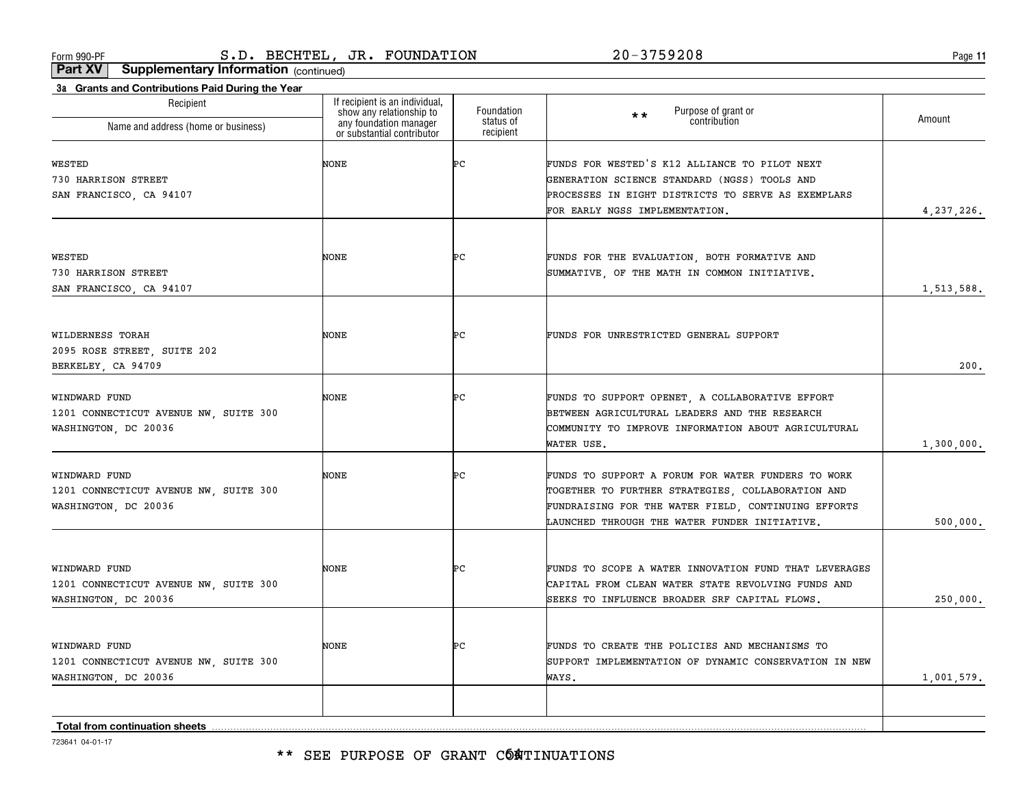Form 990-PF S.D. BECHTEL, JR. FOUNDATION 20-3759208

**Part XV Supplementary Information** (continued)

**3a Grants and Contributions Paid During the Year**

| Recipient<br>Name and address (home or business) | If recipient is an individual, show any relationship to any foundation manager or substantial contributor | Foundation status of recipient | ** Purpose of grant or contribution | Amount |
|---|---|---|---|---|
| WESTED<br>730 HARRISON STREET<br>SAN FRANCISCO, CA 94107 | NONE | PC | FUNDS FOR WESTED'S K12 ALLIANCE TO PILOT NEXT GENERATION SCIENCE STANDARD (NGSS) TOOLS AND PROCESSES IN EIGHT DISTRICTS TO SERVE AS EXEMPLARS FOR EARLY NGSS IMPLEMENTATION. | 4,237,226. |
| WESTED<br>730 HARRISON STREET<br>SAN FRANCISCO, CA 94107 | NONE | PC | FUNDS FOR THE EVALUATION, BOTH FORMATIVE AND SUMMATIVE, OF THE MATH IN COMMON INITIATIVE. | 1,513,588. |
| WILDERNESS TORAH<br>2095 ROSE STREET, SUITE 202<br>BERKELEY, CA 94709 | NONE | PC | FUNDS FOR UNRESTRICTED GENERAL SUPPORT | 200. |
| WINDWARD FUND<br>1201 CONNECTICUT AVENUE NW, SUITE 300<br>WASHINGTON, DC 20036 | NONE | PC | FUNDS TO SUPPORT OPENET, A COLLABORATIVE EFFORT BETWEEN AGRICULTURAL LEADERS AND THE RESEARCH COMMUNITY TO IMPROVE INFORMATION ABOUT AGRICULTURAL WATER USE. | 1,300,000. |
| WINDWARD FUND<br>1201 CONNECTICUT AVENUE NW, SUITE 300<br>WASHINGTON, DC 20036 | NONE | PC | FUNDS TO SUPPORT A FORUM FOR WATER FUNDERS TO WORK TOGETHER TO FURTHER STRATEGIES, COLLABORATION AND FUNDRAISING FOR THE WATER FIELD, CONTINUING EFFORTS LAUNCHED THROUGH THE WATER FUNDER INITIATIVE. | 500,000. |
| WINDWARD FUND<br>1201 CONNECTICUT AVENUE NW, SUITE 300<br>WASHINGTON, DC 20036 | NONE | PC | FUNDS TO SCOPE A WATER INNOVATION FUND THAT LEVERAGES CAPITAL FROM CLEAN WATER STATE REVOLVING FUNDS AND SEEKS TO INFLUENCE BROADER SRF CAPITAL FLOWS. | 250,000. |
| WINDWARD FUND<br>1201 CONNECTICUT AVENUE NW, SUITE 300<br>WASHINGTON, DC 20036 | NONE | PC | FUNDS TO CREATE THE POLICIES AND MECHANISMS TO SUPPORT IMPLEMENTATION OF DYNAMIC CONSERVATION IN NEW WAYS. | 1,001,579. |
| **Total from continuation sheets** | | | | |

723641 04-01-17

** SEE PURPOSE OF GRANT CONTINUATIONS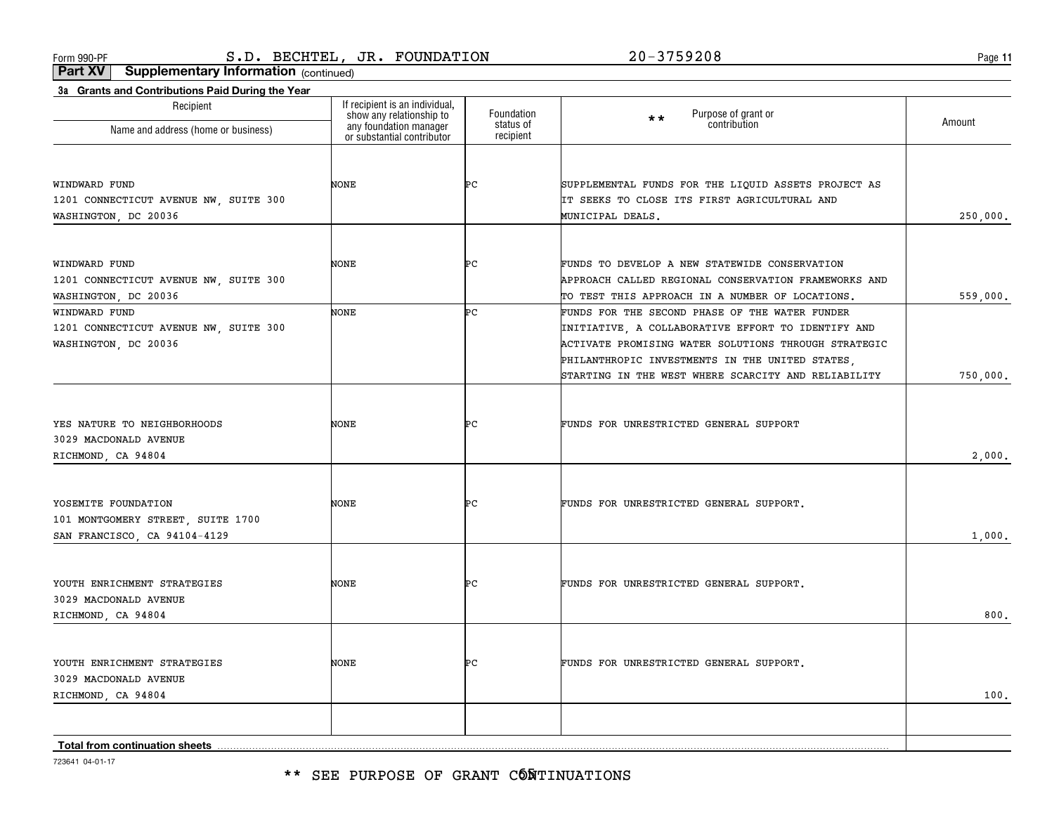Form 990-PF S.D. BECHTEL, JR. FOUNDATION 20-3759208

**Part XV Supplementary Information** (continued)

**3a Grants and Contributions Paid During the Year**

| Recipient<br>Name and address (home or business) | If recipient is an individual, show any relationship to any foundation manager or substantial contributor | Foundation status of recipient | ** Purpose of grant or contribution | Amount |
|---|---|---|---|---|
| WINDWARD FUND<br>1201 CONNECTICUT AVENUE NW, SUITE 300<br>WASHINGTON, DC 20036 | NONE | PC | SUPPLEMENTAL FUNDS FOR THE LIQUID ASSETS PROJECT AS IT SEEKS TO CLOSE ITS FIRST AGRICULTURAL AND MUNICIPAL DEALS. | 250,000. |
| WINDWARD FUND<br>1201 CONNECTICUT AVENUE NW, SUITE 300<br>WASHINGTON, DC 20036 | NONE | PC | FUNDS TO DEVELOP A NEW STATEWIDE CONSERVATION APPROACH CALLED REGIONAL CONSERVATION FRAMEWORKS AND TO TEST THIS APPROACH IN A NUMBER OF LOCATIONS. | 559,000. |
| WINDWARD FUND<br>1201 CONNECTICUT AVENUE NW, SUITE 300<br>WASHINGTON, DC 20036 | NONE | PC | FUNDS FOR THE SECOND PHASE OF THE WATER FUNDER INITIATIVE, A COLLABORATIVE EFFORT TO IDENTIFY AND ACTIVATE PROMISING WATER SOLUTIONS THROUGH STRATEGIC PHILANTHROPIC INVESTMENTS IN THE UNITED STATES, STARTING IN THE WEST WHERE SCARCITY AND RELIABILITY | 750,000. |
| YES NATURE TO NEIGHBORHOODS<br>3029 MACDONALD AVENUE<br>RICHMOND, CA 94804 | NONE | PC | FUNDS FOR UNRESTRICTED GENERAL SUPPORT | 2,000. |
| YOSEMITE FOUNDATION<br>101 MONTGOMERY STREET, SUITE 1700<br>SAN FRANCISCO, CA 94104-4129 | NONE | PC | FUNDS FOR UNRESTRICTED GENERAL SUPPORT. | 1,000. |
| YOUTH ENRICHMENT STRATEGIES<br>3029 MACDONALD AVENUE<br>RICHMOND, CA 94804 | NONE | PC | FUNDS FOR UNRESTRICTED GENERAL SUPPORT. | 800. |
| YOUTH ENRICHMENT STRATEGIES<br>3029 MACDONALD AVENUE<br>RICHMOND, CA 94804 | NONE | PC | FUNDS FOR UNRESTRICTED GENERAL SUPPORT. | 100. |
| | | | | |
| **Total from continuation sheets** | | | | |

723641 04-01-17

** SEE PURPOSE OF GRANT CONTINUATIONS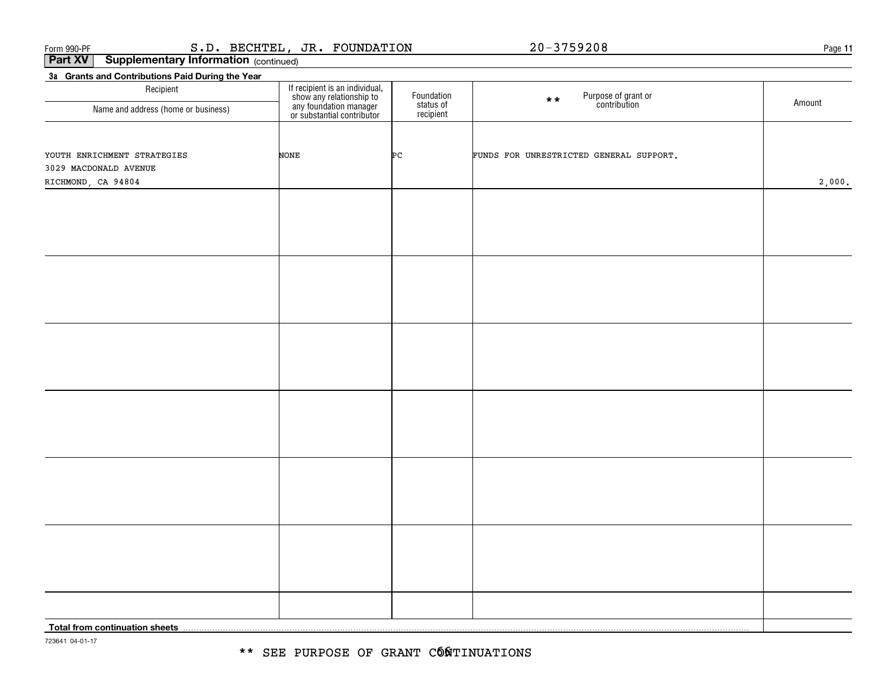Form 990-PF S.D. BECHTEL, JR. FOUNDATION 20-3759208

**Part XV Supplementary Information** (continued)

**3a Grants and Contributions Paid During the Year**

| Recipient<br>Name and address (home or business) | If recipient is an individual, show any relationship to any foundation manager or substantial contributor | Foundation status of recipient | ** Purpose of grant or contribution | Amount |
|---|---|---|---|---|
| YOUTH ENRICHMENT STRATEGIES<br>3029 MACDONALD AVENUE<br>RICHMOND, CA 94804 | NONE | PC | FUNDS FOR UNRESTRICTED GENERAL SUPPORT. | 2,000. |
| | | | | |
| | | | | |
| | | | | |
| | | | | |
| | | | | |
| | | | | |
| | | | | |
| **Total from continuation sheets** | | | | |

723641 04-01-17

** SEE PURPOSE OF GRANT CONTINUATIONS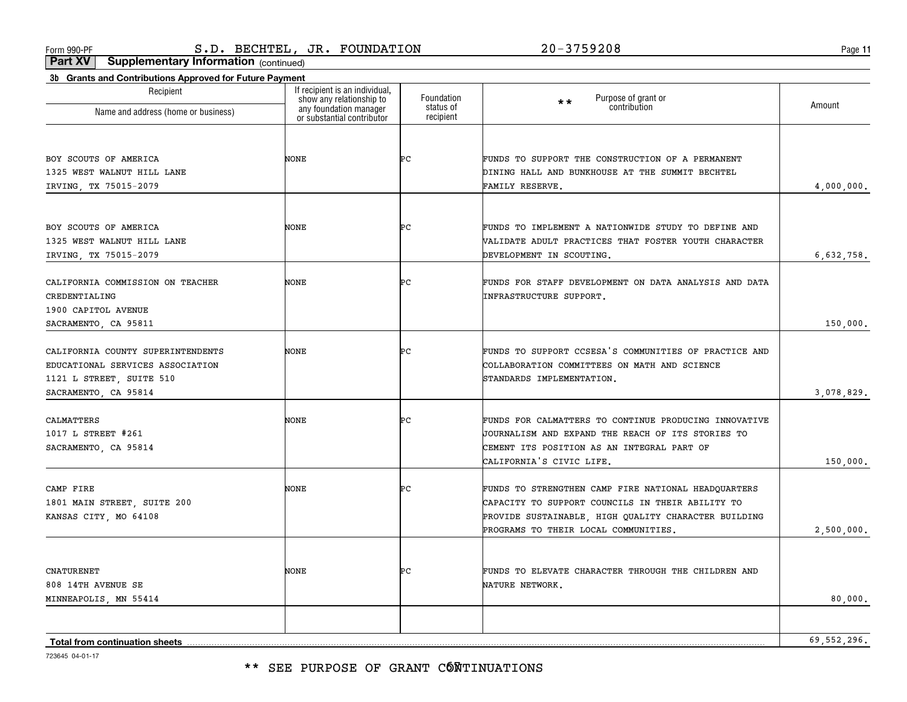Form 990-PF S.D. BECHTEL, JR. FOUNDATION 20-3759208

**Part XV Supplementary Information** (continued)

**3b Grants and Contributions Approved for Future Payment**

| Recipient Name and address (home or business) | If recipient is an individual, show any relationship to any foundation manager or substantial contributor | Foundation status of recipient | ** Purpose of grant or contribution | Amount |
|---|---|---|---|---|
| BOY SCOUTS OF AMERICA<br>1325 WEST WALNUT HILL LANE<br>IRVING, TX 75015-2079 | NONE | PC | FUNDS TO SUPPORT THE CONSTRUCTION OF A PERMANENT DINING HALL AND BUNKHOUSE AT THE SUMMIT BECHTEL FAMILY RESERVE. | 4,000,000. |
| BOY SCOUTS OF AMERICA<br>1325 WEST WALNUT HILL LANE<br>IRVING, TX 75015-2079 | NONE | PC | FUNDS TO IMPLEMENT A NATIONWIDE STUDY TO DEFINE AND VALIDATE ADULT PRACTICES THAT FOSTER YOUTH CHARACTER DEVELOPMENT IN SCOUTING. | 6,632,758. |
| CALIFORNIA COMMISSION ON TEACHER CREDENTIALING<br>1900 CAPITOL AVENUE<br>SACRAMENTO, CA 95811 | NONE | PC | FUNDS FOR STAFF DEVELOPMENT ON DATA ANALYSIS AND DATA INFRASTRUCTURE SUPPORT. | 150,000. |
| CALIFORNIA COUNTY SUPERINTENDENTS EDUCATIONAL SERVICES ASSOCIATION<br>1121 L STREET, SUITE 510<br>SACRAMENTO, CA 95814 | NONE | PC | FUNDS TO SUPPORT CCSESA'S COMMUNITIES OF PRACTICE AND COLLABORATION COMMITTEES ON MATH AND SCIENCE STANDARDS IMPLEMENTATION. | 3,078,829. |
| CALMATTERS<br>1017 L STREET #261<br>SACRAMENTO, CA 95814 | NONE | PC | FUNDS FOR CALMATTERS TO CONTINUE PRODUCING INNOVATIVE JOURNALISM AND EXPAND THE REACH OF ITS STORIES TO CEMENT ITS POSITION AS AN INTEGRAL PART OF CALIFORNIA'S CIVIC LIFE. | 150,000. |
| CAMP FIRE<br>1801 MAIN STREET, SUITE 200<br>KANSAS CITY, MO 64108 | NONE | PC | FUNDS TO STRENGTHEN CAMP FIRE NATIONAL HEADQUARTERS CAPACITY TO SUPPORT COUNCILS IN THEIR ABILITY TO PROVIDE SUSTAINABLE, HIGH QUALITY CHARACTER BUILDING PROGRAMS TO THEIR LOCAL COMMUNITIES. | 2,500,000. |
| CNATURENET<br>808 14TH AVENUE SE<br>MINNEAPOLIS, MN 55414 | NONE | PC | FUNDS TO ELEVATE CHARACTER THROUGH THE CHILDREN AND NATURE NETWORK. | 80,000. |
| **Total from continuation sheets** | | | | 69,552,296. |

723645 04-01-17

** SEE PURPOSE OF GRANT CONTINUATIONS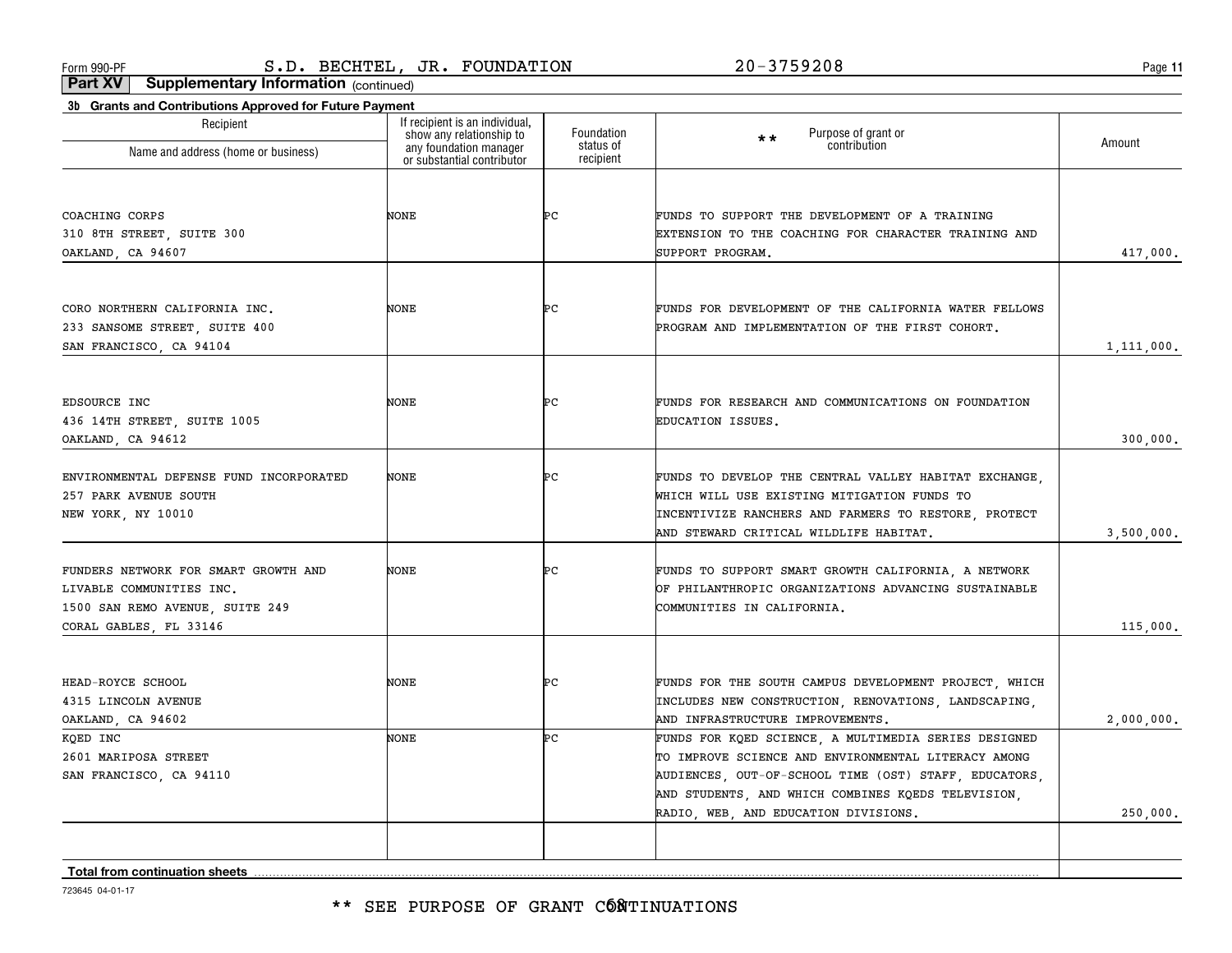Form 990-PF S.D. BECHTEL, JR. FOUNDATION 20-3759208

**Part XV Supplementary Information** (continued)

**3b Grants and Contributions Approved for Future Payment**

| Recipient<br>Name and address (home or business) | If recipient is an individual, show any relationship to any foundation manager or substantial contributor | Foundation status of recipient | ** Purpose of grant or contribution | Amount |
|---|---|---|---|---|
| COACHING CORPS<br>310 8TH STREET, SUITE 300<br>OAKLAND, CA 94607 | NONE | PC | FUNDS TO SUPPORT THE DEVELOPMENT OF A TRAINING EXTENSION TO THE COACHING FOR CHARACTER TRAINING AND SUPPORT PROGRAM. | 417,000. |
| CORO NORTHERN CALIFORNIA INC.<br>233 SANSOME STREET, SUITE 400<br>SAN FRANCISCO, CA 94104 | NONE | PC | FUNDS FOR DEVELOPMENT OF THE CALIFORNIA WATER FELLOWS PROGRAM AND IMPLEMENTATION OF THE FIRST COHORT. | 1,111,000. |
| EDSOURCE INC<br>436 14TH STREET, SUITE 1005<br>OAKLAND, CA 94612 | NONE | PC | FUNDS FOR RESEARCH AND COMMUNICATIONS ON FOUNDATION EDUCATION ISSUES. | 300,000. |
| ENVIRONMENTAL DEFENSE FUND INCORPORATED<br>257 PARK AVENUE SOUTH<br>NEW YORK, NY 10010 | NONE | PC | FUNDS TO DEVELOP THE CENTRAL VALLEY HABITAT EXCHANGE, WHICH WILL USE EXISTING MITIGATION FUNDS TO INCENTIVIZE RANCHERS AND FARMERS TO RESTORE, PROTECT AND STEWARD CRITICAL WILDLIFE HABITAT. | 3,500,000. |
| FUNDERS NETWORK FOR SMART GROWTH AND LIVABLE COMMUNITIES INC.<br>1500 SAN REMO AVENUE, SUITE 249<br>CORAL GABLES, FL 33146 | NONE | PC | FUNDS TO SUPPORT SMART GROWTH CALIFORNIA, A NETWORK OF PHILANTHROPIC ORGANIZATIONS ADVANCING SUSTAINABLE COMMUNITIES IN CALIFORNIA. | 115,000. |
| HEAD-ROYCE SCHOOL<br>4315 LINCOLN AVENUE<br>OAKLAND, CA 94602 | NONE | PC | FUNDS FOR THE SOUTH CAMPUS DEVELOPMENT PROJECT, WHICH INCLUDES NEW CONSTRUCTION, RENOVATIONS, LANDSCAPING, AND INFRASTRUCTURE IMPROVEMENTS. | 2,000,000. |
| KQED INC<br>2601 MARIPOSA STREET<br>SAN FRANCISCO, CA 94110 | NONE | PC | FUNDS FOR KQED SCIENCE, A MULTIMEDIA SERIES DESIGNED TO IMPROVE SCIENCE AND ENVIRONMENTAL LITERACY AMONG AUDIENCES, OUT-OF-SCHOOL TIME (OST) STAFF, EDUCATORS, AND STUDENTS, AND WHICH COMBINES KQEDS TELEVISION, RADIO, WEB, AND EDUCATION DIVISIONS. | 250,000. |
| | | | | |
| **Total from continuation sheets** | | | | |

723645 04-01-17

** SEE PURPOSE OF GRANT CONTINUATIONS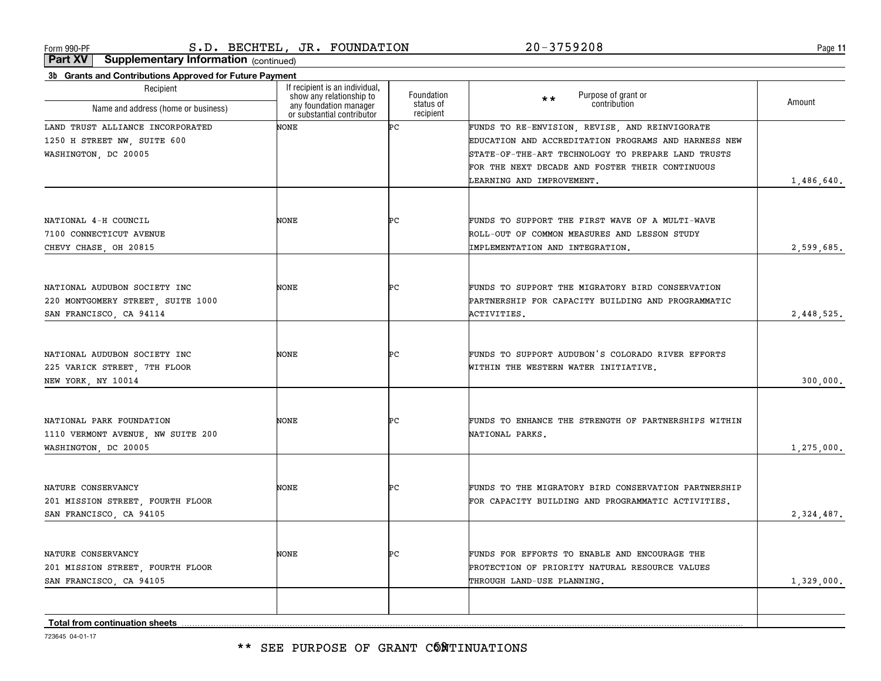Form 990-PF S.D. BECHTEL, JR. FOUNDATION 20-3759208

**Part XV Supplementary Information** (continued)

**3b Grants and Contributions Approved for Future Payment**

| Recipient<br>Name and address (home or business) | If recipient is an individual, show any relationship to any foundation manager or substantial contributor | Foundation status of recipient | ** Purpose of grant or contribution | Amount |
|---|---|---|---|---|
| LAND TRUST ALLIANCE INCORPORATED<br>1250 H STREET NW, SUITE 600<br>WASHINGTON, DC 20005 | NONE | PC | FUNDS TO RE-ENVISION, REVISE, AND REINVIGORATE EDUCATION AND ACCREDITATION PROGRAMS AND HARNESS NEW STATE-OF-THE-ART TECHNOLOGY TO PREPARE LAND TRUSTS FOR THE NEXT DECADE AND FOSTER THEIR CONTINUOUS LEARNING AND IMPROVEMENT. | 1,486,640. |
| NATIONAL 4-H COUNCIL<br>7100 CONNECTICUT AVENUE<br>CHEVY CHASE, OH 20815 | NONE | PC | FUNDS TO SUPPORT THE FIRST WAVE OF A MULTI-WAVE ROLL-OUT OF COMMON MEASURES AND LESSON STUDY IMPLEMENTATION AND INTEGRATION. | 2,599,685. |
| NATIONAL AUDUBON SOCIETY INC<br>220 MONTGOMERY STREET, SUITE 1000<br>SAN FRANCISCO, CA 94114 | NONE | PC | FUNDS TO SUPPORT THE MIGRATORY BIRD CONSERVATION PARTNERSHIP FOR CAPACITY BUILDING AND PROGRAMMATIC ACTIVITIES. | 2,448,525. |
| NATIONAL AUDUBON SOCIETY INC<br>225 VARICK STREET, 7TH FLOOR<br>NEW YORK, NY 10014 | NONE | PC | FUNDS TO SUPPORT AUDUBON'S COLORADO RIVER EFFORTS WITHIN THE WESTERN WATER INITIATIVE. | 300,000. |
| NATIONAL PARK FOUNDATION<br>1110 VERMONT AVENUE, NW SUITE 200<br>WASHINGTON, DC 20005 | NONE | PC | FUNDS TO ENHANCE THE STRENGTH OF PARTNERSHIPS WITHIN NATIONAL PARKS. | 1,275,000. |
| NATURE CONSERVANCY<br>201 MISSION STREET, FOURTH FLOOR<br>SAN FRANCISCO, CA 94105 | NONE | PC | FUNDS TO THE MIGRATORY BIRD CONSERVATION PARTNERSHIP FOR CAPACITY BUILDING AND PROGRAMMATIC ACTIVITIES. | 2,324,487. |
| NATURE CONSERVANCY<br>201 MISSION STREET, FOURTH FLOOR<br>SAN FRANCISCO, CA 94105 | NONE | PC | FUNDS FOR EFFORTS TO ENABLE AND ENCOURAGE THE PROTECTION OF PRIORITY NATURAL RESOURCE VALUES THROUGH LAND-USE PLANNING. | 1,329,000. |
| | | | | |
| **Total from continuation sheets** | | | | |

723645 04-01-17

** SEE PURPOSE OF GRANT CONTINUATIONS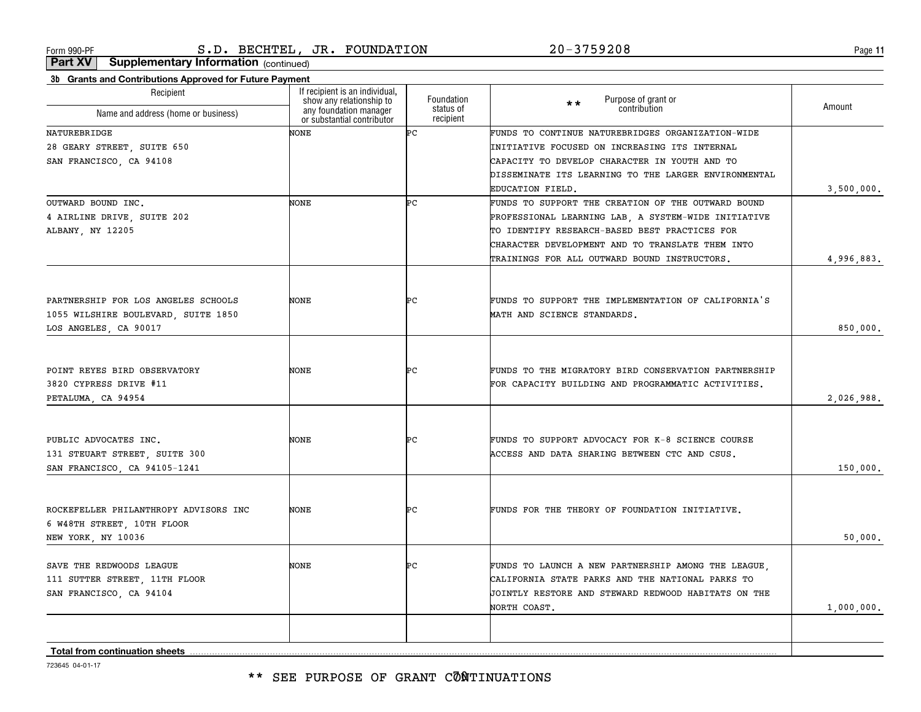Form 990-PF S.D. BECHTEL, JR. FOUNDATION 20-3759208

**Part XV Supplementary Information** (continued)

**3b Grants and Contributions Approved for Future Payment**

| Recipient<br>Name and address (home or business) | If recipient is an individual, show any relationship to any foundation manager or substantial contributor | Foundation status of recipient | ** Purpose of grant or contribution | Amount |
|---|---|---|---|---|
| NATUREBRIDGE<br>28 GEARY STREET, SUITE 650<br>SAN FRANCISCO, CA 94108 | NONE | PC | FUNDS TO CONTINUE NATUREBRIDGES ORGANIZATION-WIDE INITIATIVE FOCUSED ON INCREASING ITS INTERNAL CAPACITY TO DEVELOP CHARACTER IN YOUTH AND TO DISSEMINATE ITS LEARNING TO THE LARGER ENVIRONMENTAL EDUCATION FIELD. | 3,500,000. |
| OUTWARD BOUND INC.<br>4 AIRLINE DRIVE, SUITE 202<br>ALBANY, NY 12205 | NONE | PC | FUNDS TO SUPPORT THE CREATION OF THE OUTWARD BOUND PROFESSIONAL LEARNING LAB, A SYSTEM-WIDE INITIATIVE TO IDENTIFY RESEARCH-BASED BEST PRACTICES FOR CHARACTER DEVELOPMENT AND TO TRANSLATE THEM INTO TRAININGS FOR ALL OUTWARD BOUND INSTRUCTORS. | 4,996,883. |
| PARTNERSHIP FOR LOS ANGELES SCHOOLS<br>1055 WILSHIRE BOULEVARD, SUITE 1850<br>LOS ANGELES, CA 90017 | NONE | PC | FUNDS TO SUPPORT THE IMPLEMENTATION OF CALIFORNIA'S MATH AND SCIENCE STANDARDS. | 850,000. |
| POINT REYES BIRD OBSERVATORY<br>3820 CYPRESS DRIVE #11<br>PETALUMA, CA 94954 | NONE | PC | FUNDS TO THE MIGRATORY BIRD CONSERVATION PARTNERSHIP FOR CAPACITY BUILDING AND PROGRAMMATIC ACTIVITIES. | 2,026,988. |
| PUBLIC ADVOCATES INC.<br>131 STEUART STREET, SUITE 300<br>SAN FRANCISCO, CA 94105-1241 | NONE | PC | FUNDS TO SUPPORT ADVOCACY FOR K-8 SCIENCE COURSE ACCESS AND DATA SHARING BETWEEN CTC AND CSUS. | 150,000. |
| ROCKEFELLER PHILANTHROPY ADVISORS INC<br>6 W48TH STREET, 10TH FLOOR<br>NEW YORK, NY 10036 | NONE | PC | FUNDS FOR THE THEORY OF FOUNDATION INITIATIVE. | 50,000. |
| SAVE THE REDWOODS LEAGUE<br>111 SUTTER STREET, 11TH FLOOR<br>SAN FRANCISCO, CA 94104 | NONE | PC | FUNDS TO LAUNCH A NEW PARTNERSHIP AMONG THE LEAGUE, CALIFORNIA STATE PARKS AND THE NATIONAL PARKS TO JOINTLY RESTORE AND STEWARD REDWOOD HABITATS ON THE NORTH COAST. | 1,000,000. |
| | | | | |
| **Total from continuation sheets** | | | | |

723645 04-01-17

** SEE PURPOSE OF GRANT CONTINUATIONS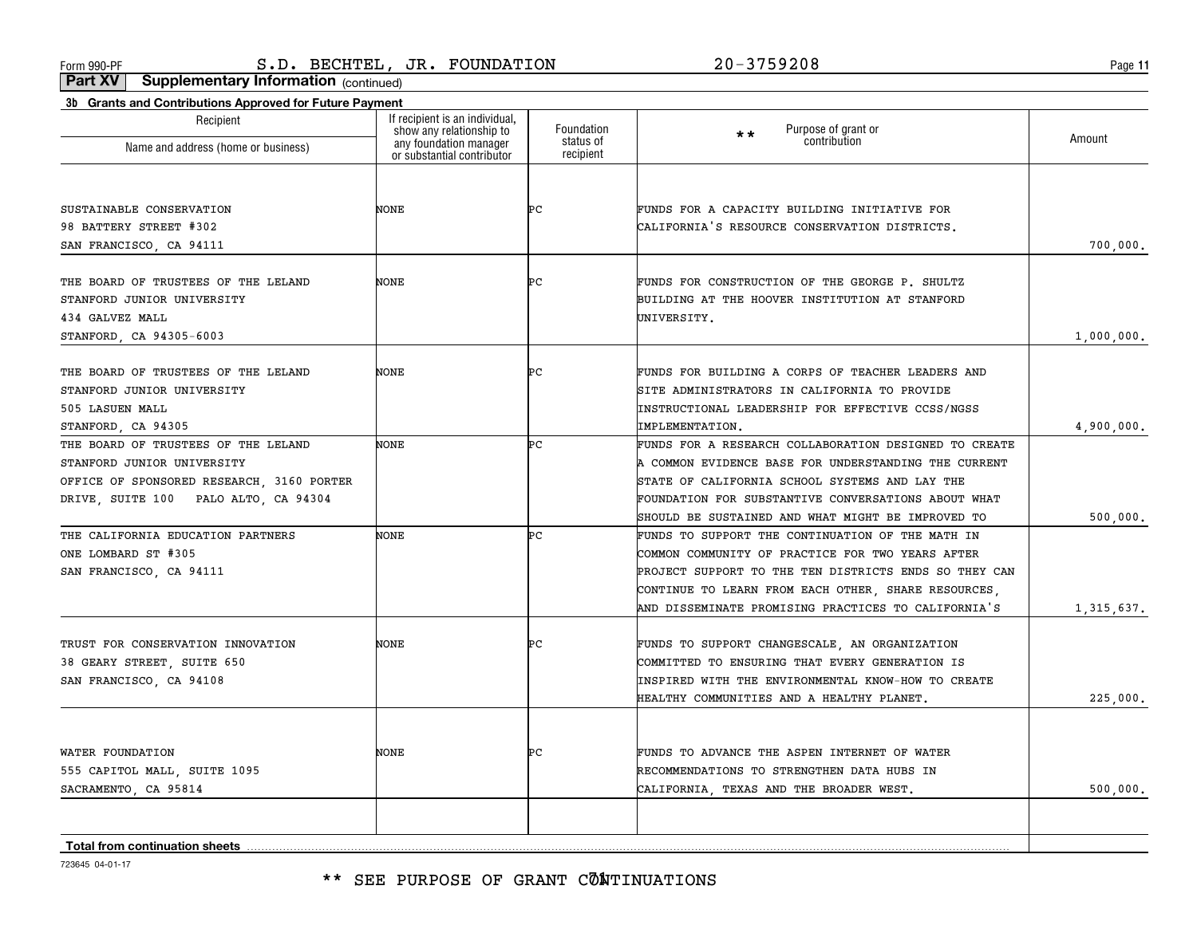Form 990-PF S.D. BECHTEL, JR. FOUNDATION 20-3759208

**Part XV Supplementary Information** (continued)

**3b Grants and Contributions Approved for Future Payment**

| Recipient<br>Name and address (home or business) | If recipient is an individual, show any relationship to any foundation manager or substantial contributor | Foundation status of recipient | ** Purpose of grant or contribution | Amount |
|---|---|---|---|---|
| SUSTAINABLE CONSERVATION<br>98 BATTERY STREET #302<br>SAN FRANCISCO, CA 94111 | NONE | PC | FUNDS FOR A CAPACITY BUILDING INITIATIVE FOR CALIFORNIA'S RESOURCE CONSERVATION DISTRICTS. | 700,000. |
| THE BOARD OF TRUSTEES OF THE LELAND STANFORD JUNIOR UNIVERSITY<br>434 GALVEZ MALL<br>STANFORD, CA 94305-6003 | NONE | PC | FUNDS FOR CONSTRUCTION OF THE GEORGE P. SHULTZ BUILDING AT THE HOOVER INSTITUTION AT STANFORD UNIVERSITY. | 1,000,000. |
| THE BOARD OF TRUSTEES OF THE LELAND STANFORD JUNIOR UNIVERSITY<br>505 LASUEN MALL<br>STANFORD, CA 94305 | NONE | PC | FUNDS FOR BUILDING A CORPS OF TEACHER LEADERS AND SITE ADMINISTRATORS IN CALIFORNIA TO PROVIDE INSTRUCTIONAL LEADERSHIP FOR EFFECTIVE CCSS/NGSS IMPLEMENTATION. | 4,900,000. |
| THE BOARD OF TRUSTEES OF THE LELAND STANFORD JUNIOR UNIVERSITY<br>OFFICE OF SPONSORED RESEARCH, 3160 PORTER DRIVE, SUITE 100 PALO ALTO, CA 94304 | NONE | PC | FUNDS FOR A RESEARCH COLLABORATION DESIGNED TO CREATE A COMMON EVIDENCE BASE FOR UNDERSTANDING THE CURRENT STATE OF CALIFORNIA SCHOOL SYSTEMS AND LAY THE FOUNDATION FOR SUBSTANTIVE CONVERSATIONS ABOUT WHAT SHOULD BE SUSTAINED AND WHAT MIGHT BE IMPROVED TO | 500,000. |
| THE CALIFORNIA EDUCATION PARTNERS<br>ONE LOMBARD ST #305<br>SAN FRANCISCO, CA 94111 | NONE | PC | FUNDS TO SUPPORT THE CONTINUATION OF THE MATH IN COMMON COMMUNITY OF PRACTICE FOR TWO YEARS AFTER PROJECT SUPPORT TO THE TEN DISTRICTS ENDS SO THEY CAN CONTINUE TO LEARN FROM EACH OTHER, SHARE RESOURCES, AND DISSEMINATE PROMISING PRACTICES TO CALIFORNIA'S | 1,315,637. |
| TRUST FOR CONSERVATION INNOVATION<br>38 GEARY STREET, SUITE 650<br>SAN FRANCISCO, CA 94108 | NONE | PC | FUNDS TO SUPPORT CHANGESCALE, AN ORGANIZATION COMMITTED TO ENSURING THAT EVERY GENERATION IS INSPIRED WITH THE ENVIRONMENTAL KNOW-HOW TO CREATE HEALTHY COMMUNITIES AND A HEALTHY PLANET. | 225,000. |
| WATER FOUNDATION<br>555 CAPITOL MALL, SUITE 1095<br>SACRAMENTO, CA 95814 | NONE | PC | FUNDS TO ADVANCE THE ASPEN INTERNET OF WATER RECOMMENDATIONS TO STRENGTHEN DATA HUBS IN CALIFORNIA, TEXAS AND THE BROADER WEST. | 500,000. |
| **Total from continuation sheets** | | | | |

723645 04-01-17

** SEE PURPOSE OF GRANT CONTINUATIONS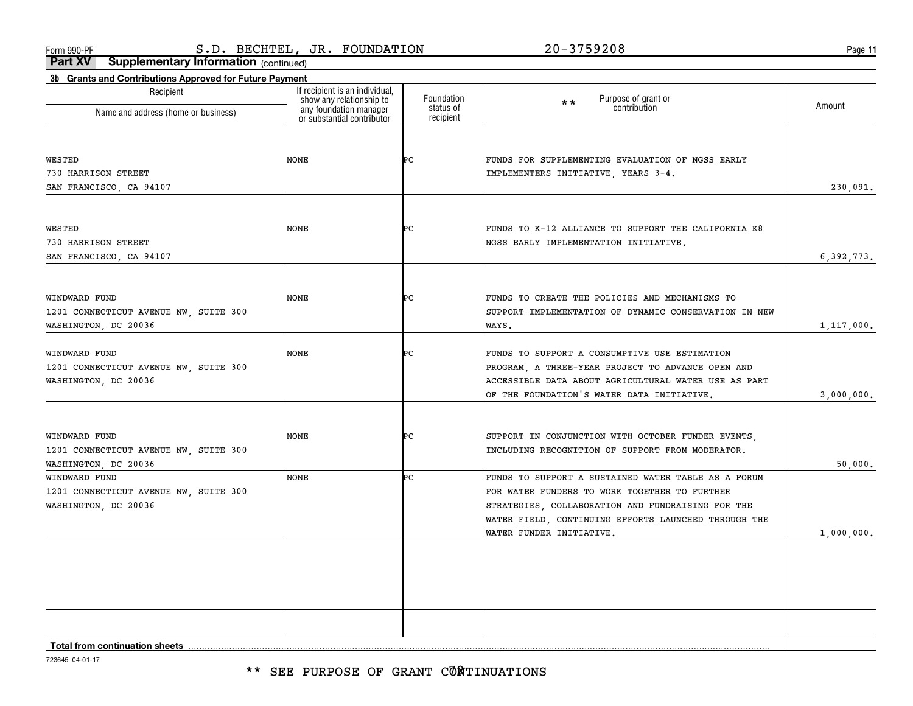Form 990-PF S.D. BECHTEL, JR. FOUNDATION 20-3759208

**Part XV Supplementary Information** (continued)

**3b Grants and Contributions Approved for Future Payment**

| Recipient Name and address (home or business) | If recipient is an individual, show any relationship to any foundation manager or substantial contributor | Foundation status of recipient | ** Purpose of grant or contribution | Amount |
|---|---|---|---|---|
| WESTED 730 HARRISON STREET SAN FRANCISCO, CA 94107 | NONE | PC | FUNDS FOR SUPPLEMENTING EVALUATION OF NGSS EARLY IMPLEMENTERS INITIATIVE, YEARS 3-4. | 230,091. |
| WESTED 730 HARRISON STREET SAN FRANCISCO, CA 94107 | NONE | PC | FUNDS TO K-12 ALLIANCE TO SUPPORT THE CALIFORNIA K8 NGSS EARLY IMPLEMENTATION INITIATIVE. | 6,392,773. |
| WINDWARD FUND 1201 CONNECTICUT AVENUE NW, SUITE 300 WASHINGTON, DC 20036 | NONE | PC | FUNDS TO CREATE THE POLICIES AND MECHANISMS TO SUPPORT IMPLEMENTATION OF DYNAMIC CONSERVATION IN NEW WAYS. | 1,117,000. |
| WINDWARD FUND 1201 CONNECTICUT AVENUE NW, SUITE 300 WASHINGTON, DC 20036 | NONE | PC | FUNDS TO SUPPORT A CONSUMPTIVE USE ESTIMATION PROGRAM, A THREE-YEAR PROJECT TO ADVANCE OPEN AND ACCESSIBLE DATA ABOUT AGRICULTURAL WATER USE AS PART OF THE FOUNDATION'S WATER DATA INITIATIVE. | 3,000,000. |
| WINDWARD FUND 1201 CONNECTICUT AVENUE NW, SUITE 300 WASHINGTON, DC 20036 | NONE | PC | SUPPORT IN CONJUNCTION WITH OCTOBER FUNDER EVENTS, INCLUDING RECOGNITION OF SUPPORT FROM MODERATOR. | 50,000. |
| WINDWARD FUND 1201 CONNECTICUT AVENUE NW, SUITE 300 WASHINGTON, DC 20036 | NONE | PC | FUNDS TO SUPPORT A SUSTAINED WATER TABLE AS A FORUM FOR WATER FUNDERS TO WORK TOGETHER TO FURTHER STRATEGIES, COLLABORATION AND FUNDRAISING FOR THE WATER FIELD, CONTINUING EFFORTS LAUNCHED THROUGH THE WATER FUNDER INITIATIVE. | 1,000,000. |
| | | | | |
| | | | | |
| **Total from continuation sheets** | | | | |

723645 04-01-17

** SEE PURPOSE OF GRANT CONTINUATIONS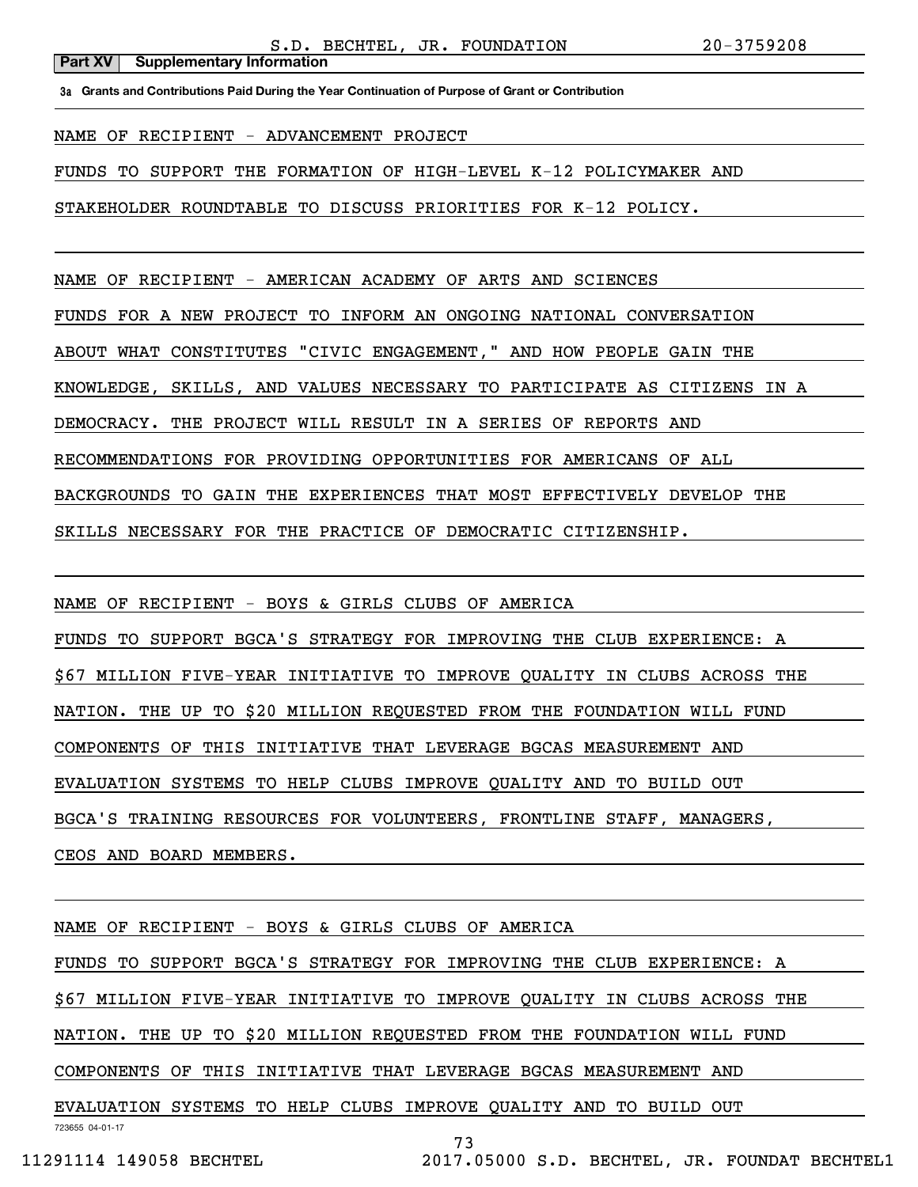**Part XV Supplementary Information**

**3a Grants and Contributions Paid During the Year Continuation of Purpose of Grant or Contribution**

NAME OF RECIPIENT - ADVANCEMENT PROJECT

FUNDS TO SUPPORT THE FORMATION OF HIGH-LEVEL K-12 POLICYMAKER AND STAKEHOLDER ROUNDTABLE TO DISCUSS PRIORITIES FOR K-12 POLICY.

NAME OF RECIPIENT - AMERICAN ACADEMY OF ARTS AND SCIENCES

FUNDS FOR A NEW PROJECT TO INFORM AN ONGOING NATIONAL CONVERSATION ABOUT WHAT CONSTITUTES "CIVIC ENGAGEMENT," AND HOW PEOPLE GAIN THE KNOWLEDGE, SKILLS, AND VALUES NECESSARY TO PARTICIPATE AS CITIZENS IN A DEMOCRACY. THE PROJECT WILL RESULT IN A SERIES OF REPORTS AND RECOMMENDATIONS FOR PROVIDING OPPORTUNITIES FOR AMERICANS OF ALL BACKGROUNDS TO GAIN THE EXPERIENCES THAT MOST EFFECTIVELY DEVELOP THE SKILLS NECESSARY FOR THE PRACTICE OF DEMOCRATIC CITIZENSHIP.

NAME OF RECIPIENT - BOYS & GIRLS CLUBS OF AMERICA

FUNDS TO SUPPORT BGCA'S STRATEGY FOR IMPROVING THE CLUB EXPERIENCE: A $67 MILLION FIVE-YEAR INITIATIVE TO IMPROVE QUALITY IN CLUBS ACROSS THE NATION. THE UP TO $20 MILLION REQUESTED FROM THE FOUNDATION WILL FUND COMPONENTS OF THIS INITIATIVE THAT LEVERAGE BGCAS MEASUREMENT AND EVALUATION SYSTEMS TO HELP CLUBS IMPROVE QUALITY AND TO BUILD OUT BGCA'S TRAINING RESOURCES FOR VOLUNTEERS, FRONTLINE STAFF, MANAGERS, CEOS AND BOARD MEMBERS.

NAME OF RECIPIENT - BOYS & GIRLS CLUBS OF AMERICA

FUNDS TO SUPPORT BGCA'S STRATEGY FOR IMPROVING THE CLUB EXPERIENCE: A $67 MILLION FIVE-YEAR INITIATIVE TO IMPROVE QUALITY IN CLUBS ACROSS THE NATION. THE UP TO $20 MILLION REQUESTED FROM THE FOUNDATION WILL FUND COMPONENTS OF THIS INITIATIVE THAT LEVERAGE BGCAS MEASUREMENT AND EVALUATION SYSTEMS TO HELP CLUBS IMPROVE QUALITY AND TO BUILD OUT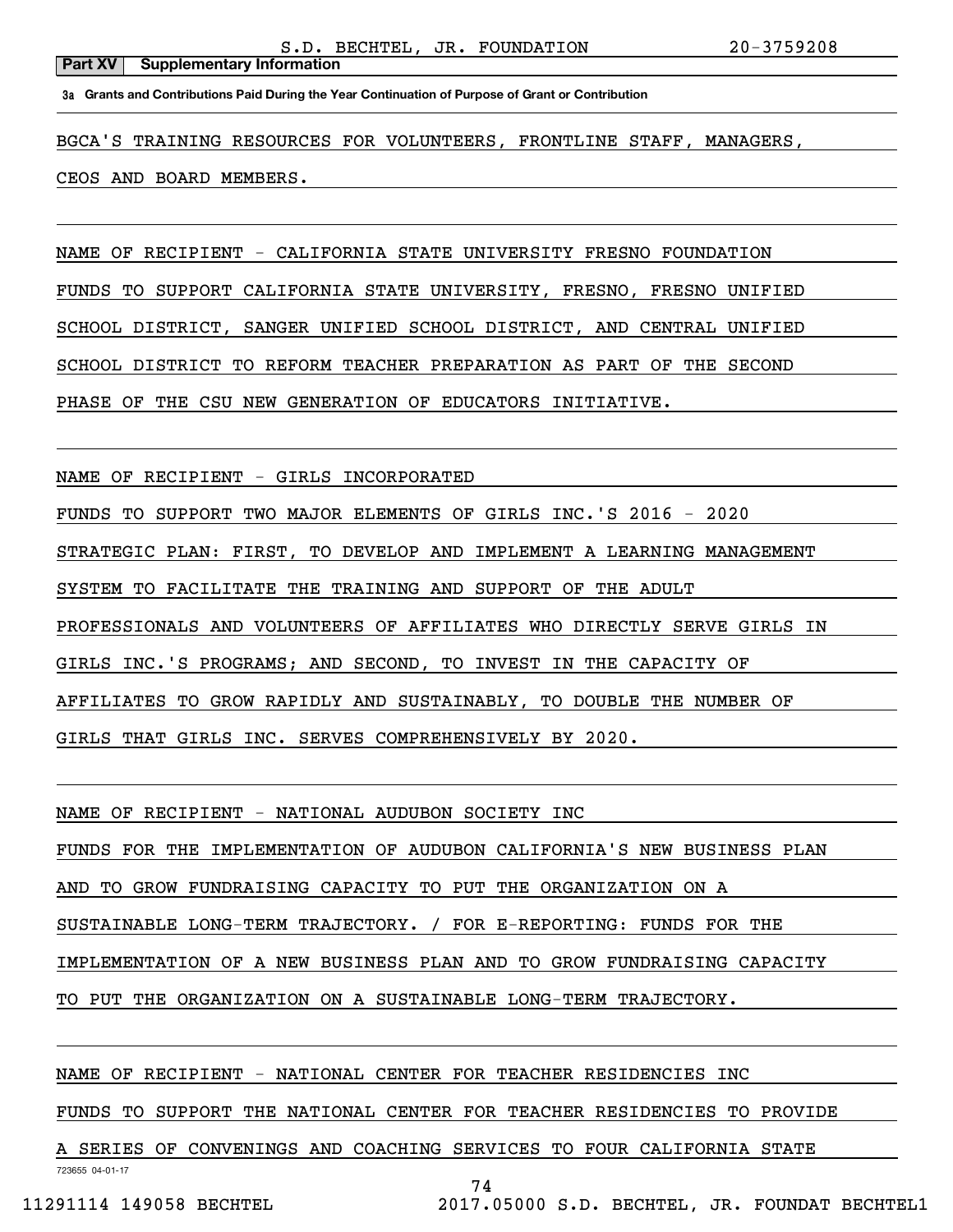**Part XV Supplementary Information**

**3a Grants and Contributions Paid During the Year Continuation of Purpose of Grant or Contribution**

BGCA'S TRAINING RESOURCES FOR VOLUNTEERS, FRONTLINE STAFF, MANAGERS, CEOS AND BOARD MEMBERS.

NAME OF RECIPIENT - CALIFORNIA STATE UNIVERSITY FRESNO FOUNDATION

FUNDS TO SUPPORT CALIFORNIA STATE UNIVERSITY, FRESNO, FRESNO UNIFIED SCHOOL DISTRICT, SANGER UNIFIED SCHOOL DISTRICT, AND CENTRAL UNIFIED SCHOOL DISTRICT TO REFORM TEACHER PREPARATION AS PART OF THE SECOND PHASE OF THE CSU NEW GENERATION OF EDUCATORS INITIATIVE.

NAME OF RECIPIENT - GIRLS INCORPORATED

FUNDS TO SUPPORT TWO MAJOR ELEMENTS OF GIRLS INC.'S 2016 - 2020 STRATEGIC PLAN: FIRST, TO DEVELOP AND IMPLEMENT A LEARNING MANAGEMENT SYSTEM TO FACILITATE THE TRAINING AND SUPPORT OF THE ADULT PROFESSIONALS AND VOLUNTEERS OF AFFILIATES WHO DIRECTLY SERVE GIRLS IN GIRLS INC.'S PROGRAMS; AND SECOND, TO INVEST IN THE CAPACITY OF AFFILIATES TO GROW RAPIDLY AND SUSTAINABLY, TO DOUBLE THE NUMBER OF GIRLS THAT GIRLS INC. SERVES COMPREHENSIVELY BY 2020.

NAME OF RECIPIENT - NATIONAL AUDUBON SOCIETY INC

FUNDS FOR THE IMPLEMENTATION OF AUDUBON CALIFORNIA'S NEW BUSINESS PLAN AND TO GROW FUNDRAISING CAPACITY TO PUT THE ORGANIZATION ON A SUSTAINABLE LONG-TERM TRAJECTORY. / FOR E-REPORTING: FUNDS FOR THE IMPLEMENTATION OF A NEW BUSINESS PLAN AND TO GROW FUNDRAISING CAPACITY TO PUT THE ORGANIZATION ON A SUSTAINABLE LONG-TERM TRAJECTORY.

NAME OF RECIPIENT - NATIONAL CENTER FOR TEACHER RESIDENCIES INC

FUNDS TO SUPPORT THE NATIONAL CENTER FOR TEACHER RESIDENCIES TO PROVIDE A SERIES OF CONVENINGS AND COACHING SERVICES TO FOUR CALIFORNIA STATE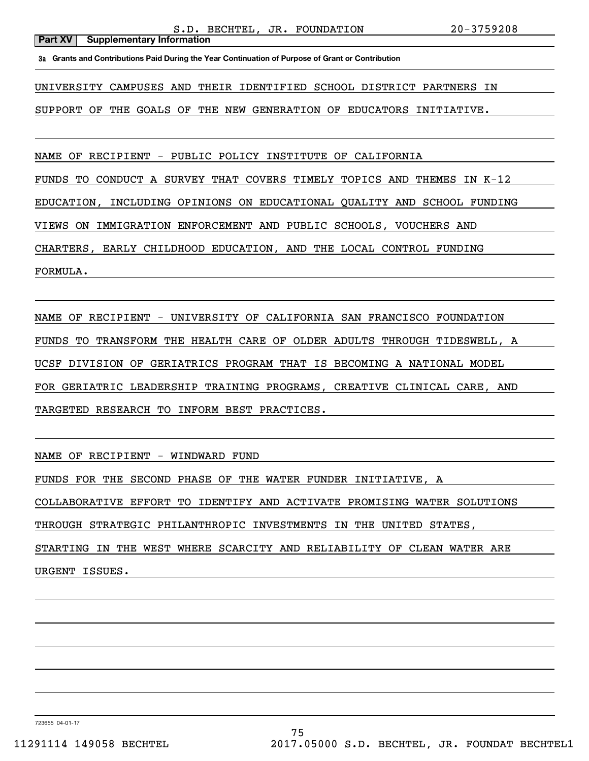S.D. BECHTEL, JR. FOUNDATION 20-3759208

**Part XV Supplementary Information**

**3a Grants and Contributions Paid During the Year Continuation of Purpose of Grant or Contribution**

UNIVERSITY CAMPUSES AND THEIR IDENTIFIED SCHOOL DISTRICT PARTNERS IN SUPPORT OF THE GOALS OF THE NEW GENERATION OF EDUCATORS INITIATIVE.

NAME OF RECIPIENT - PUBLIC POLICY INSTITUTE OF CALIFORNIA
FUNDS TO CONDUCT A SURVEY THAT COVERS TIMELY TOPICS AND THEMES IN K-12 EDUCATION, INCLUDING OPINIONS ON EDUCATIONAL QUALITY AND SCHOOL FUNDING VIEWS ON IMMIGRATION ENFORCEMENT AND PUBLIC SCHOOLS, VOUCHERS AND CHARTERS, EARLY CHILDHOOD EDUCATION, AND THE LOCAL CONTROL FUNDING FORMULA.

NAME OF RECIPIENT - UNIVERSITY OF CALIFORNIA SAN FRANCISCO FOUNDATION
FUNDS TO TRANSFORM THE HEALTH CARE OF OLDER ADULTS THROUGH TIDESWELL, A UCSF DIVISION OF GERIATRICS PROGRAM THAT IS BECOMING A NATIONAL MODEL FOR GERIATRIC LEADERSHIP TRAINING PROGRAMS, CREATIVE CLINICAL CARE, AND TARGETED RESEARCH TO INFORM BEST PRACTICES.

NAME OF RECIPIENT - WINDWARD FUND
FUNDS FOR THE SECOND PHASE OF THE WATER FUNDER INITIATIVE, A COLLABORATIVE EFFORT TO IDENTIFY AND ACTIVATE PROMISING WATER SOLUTIONS THROUGH STRATEGIC PHILANTHROPIC INVESTMENTS IN THE UNITED STATES, STARTING IN THE WEST WHERE SCARCITY AND RELIABILITY OF CLEAN WATER ARE URGENT ISSUES.

723655 04-01-17

11291114 149058 BECHTEL 2017.05000 S.D. BECHTEL, JR. FOUNDAT BECHTEL1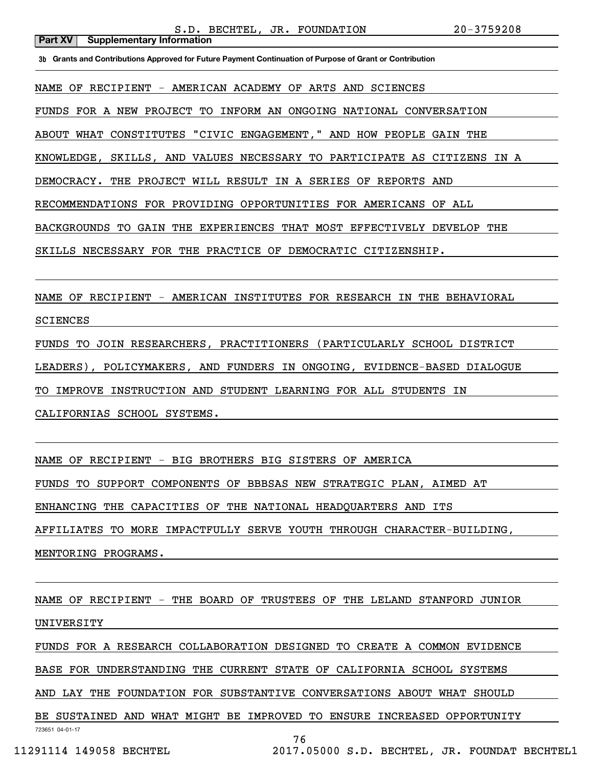**Part XV Supplementary Information**

**3b Grants and Contributions Approved for Future Payment Continuation of Purpose of Grant or Contribution**

NAME OF RECIPIENT - AMERICAN ACADEMY OF ARTS AND SCIENCES

FUNDS FOR A NEW PROJECT TO INFORM AN ONGOING NATIONAL CONVERSATION ABOUT WHAT CONSTITUTES "CIVIC ENGAGEMENT," AND HOW PEOPLE GAIN THE KNOWLEDGE, SKILLS, AND VALUES NECESSARY TO PARTICIPATE AS CITIZENS IN A DEMOCRACY. THE PROJECT WILL RESULT IN A SERIES OF REPORTS AND RECOMMENDATIONS FOR PROVIDING OPPORTUNITIES FOR AMERICANS OF ALL BACKGROUNDS TO GAIN THE EXPERIENCES THAT MOST EFFECTIVELY DEVELOP THE SKILLS NECESSARY FOR THE PRACTICE OF DEMOCRATIC CITIZENSHIP.

NAME OF RECIPIENT - AMERICAN INSTITUTES FOR RESEARCH IN THE BEHAVIORAL SCIENCES

FUNDS TO JOIN RESEARCHERS, PRACTITIONERS (PARTICULARLY SCHOOL DISTRICT LEADERS), POLICYMAKERS, AND FUNDERS IN ONGOING, EVIDENCE-BASED DIALOGUE TO IMPROVE INSTRUCTION AND STUDENT LEARNING FOR ALL STUDENTS IN CALIFORNIAS SCHOOL SYSTEMS.

NAME OF RECIPIENT - BIG BROTHERS BIG SISTERS OF AMERICA

FUNDS TO SUPPORT COMPONENTS OF BBBSAS NEW STRATEGIC PLAN, AIMED AT ENHANCING THE CAPACITIES OF THE NATIONAL HEADQUARTERS AND ITS AFFILIATES TO MORE IMPACTFULLY SERVE YOUTH THROUGH CHARACTER-BUILDING, MENTORING PROGRAMS.

NAME OF RECIPIENT - THE BOARD OF TRUSTEES OF THE LELAND STANFORD JUNIOR UNIVERSITY

FUNDS FOR A RESEARCH COLLABORATION DESIGNED TO CREATE A COMMON EVIDENCE BASE FOR UNDERSTANDING THE CURRENT STATE OF CALIFORNIA SCHOOL SYSTEMS AND LAY THE FOUNDATION FOR SUBSTANTIVE CONVERSATIONS ABOUT WHAT SHOULD BE SUSTAINED AND WHAT MIGHT BE IMPROVED TO ENSURE INCREASED OPPORTUNITY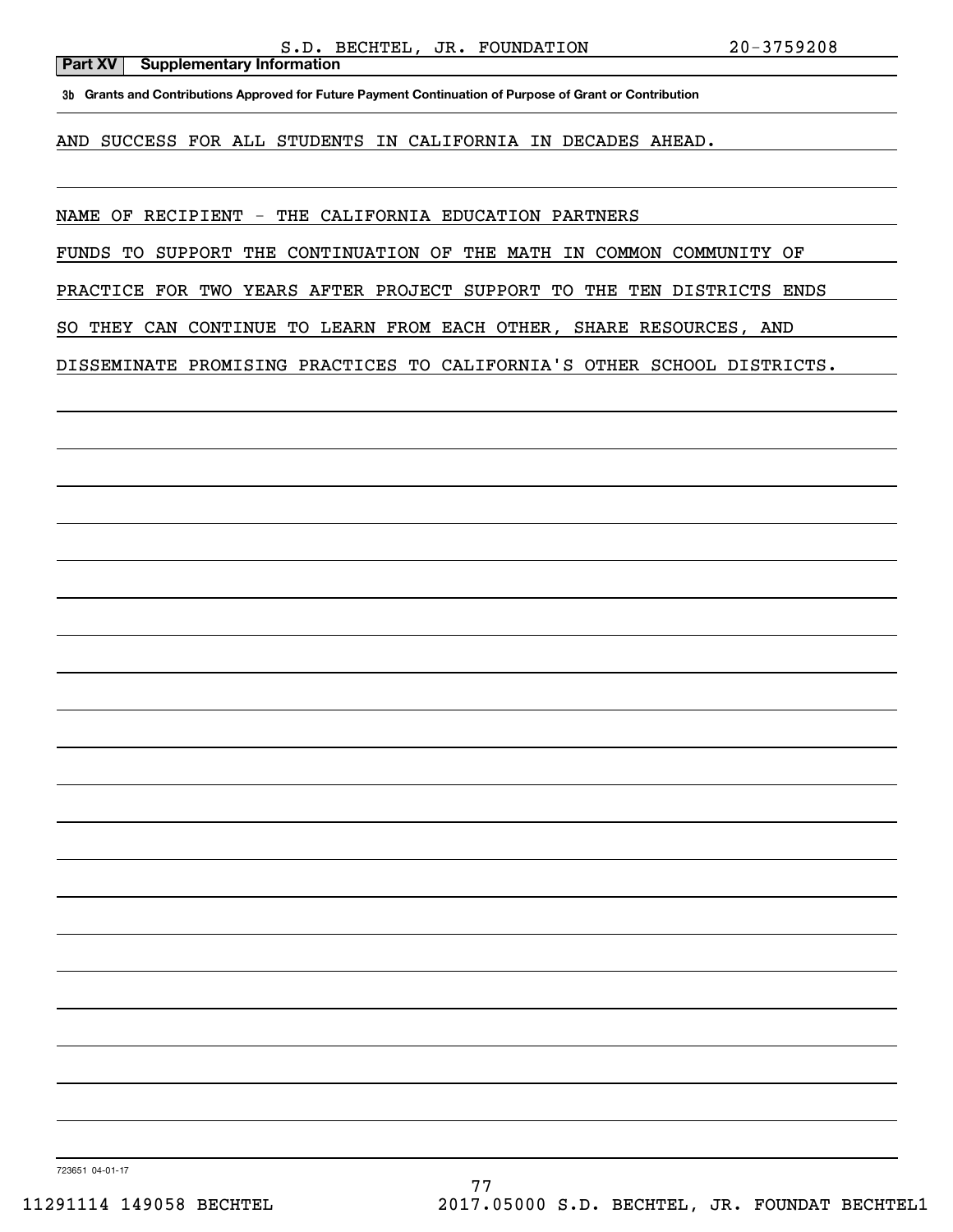**Part XV | Supplementary Information**

**3b Grants and Contributions Approved for Future Payment Continuation of Purpose of Grant or Contribution**

AND SUCCESS FOR ALL STUDENTS IN CALIFORNIA IN DECADES AHEAD.

NAME OF RECIPIENT - THE CALIFORNIA EDUCATION PARTNERS

FUNDS TO SUPPORT THE CONTINUATION OF THE MATH IN COMMON COMMUNITY OF PRACTICE FOR TWO YEARS AFTER PROJECT SUPPORT TO THE TEN DISTRICTS ENDS SO THEY CAN CONTINUE TO LEARN FROM EACH OTHER, SHARE RESOURCES, AND DISSEMINATE PROMISING PRACTICES TO CALIFORNIA'S OTHER SCHOOL DISTRICTS.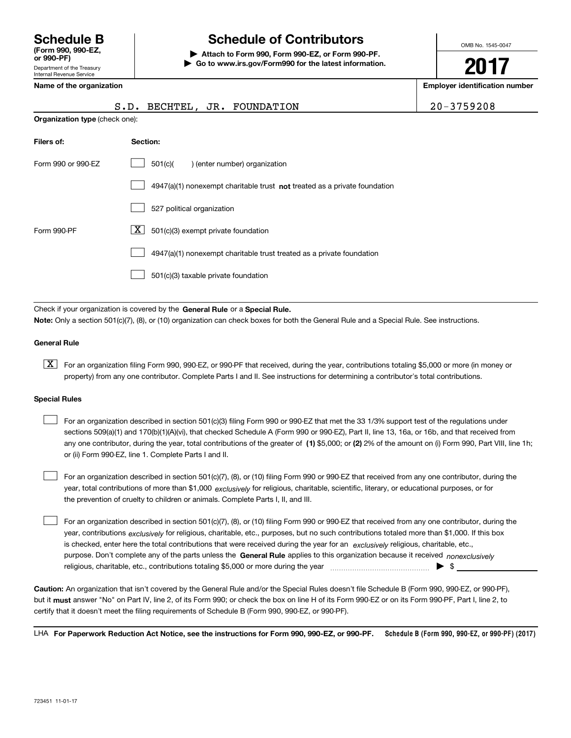**Schedule B**
**(Form 990, 990-EZ, or 990-PF)**
Department of the Treasury
Internal Revenue Service

# Schedule of Contributors

**▶ Attach to Form 990, Form 990-EZ, or Form 990-PF.**
**▶ Go to www.irs.gov/Form990 for the latest information.**

OMB No. 1545-0047

**2017**

**Name of the organization**

S.D. BECHTEL, JR. FOUNDATION

**Employer identification number**

20-3759208

**Organization type** (check one):

| **Filers of:** | **Section:** |
|---|---|
| Form 990 or 990-EZ | ☐ 501(c)( ) (enter number) organization |
| | ☐ 4947(a)(1) nonexempt charitable trust **not** treated as a private foundation |
| | ☐ 527 political organization |
| Form 990-PF | ☒ 501(c)(3) exempt private foundation |
| | ☐ 4947(a)(1) nonexempt charitable trust treated as a private foundation |
| | ☐ 501(c)(3) taxable private foundation |

Check if your organization is covered by the **General Rule** or a **Special Rule.**

**Note:** Only a section 501(c)(7), (8), or (10) organization can check boxes for both the General Rule and a Special Rule. See instructions.

**General Rule**

☒ For an organization filing Form 990, 990-EZ, or 990-PF that received, during the year, contributions totaling $5,000 or more (in money or property) from any one contributor. Complete Parts I and II. See instructions for determining a contributor's total contributions.

**Special Rules**

☐ For an organization described in section 501(c)(3) filing Form 990 or 990-EZ that met the 33 1/3% support test of the regulations under sections 509(a)(1) and 170(b)(1)(A)(vi), that checked Schedule A (Form 990 or 990-EZ), Part II, line 13, 16a, or 16b, and that received from any one contributor, during the year, total contributions of the greater of **(1)** $5,000; or **(2)** 2% of the amount on (i) Form 990, Part VIII, line 1h; or (ii) Form 990-EZ, line 1. Complete Parts I and II.

☐ For an organization described in section 501(c)(7), (8), or (10) filing Form 990 or 990-EZ that received from any one contributor, during the year, total contributions of more than $1,000 *exclusively* for religious, charitable, scientific, literary, or educational purposes, or for the prevention of cruelty to children or animals. Complete Parts I, II, and III.

☐ For an organization described in section 501(c)(7), (8), or (10) filing Form 990 or 990-EZ that received from any one contributor, during the year, contributions *exclusively* for religious, charitable, etc., purposes, but no such contributions totaled more than $1,000. If this box is checked, enter here the total contributions that were received during the year for an *exclusively* religious, charitable, etc., purpose. Don't complete any of the parts unless the **General Rule** applies to this organization because it received *nonexclusively* religious, charitable, etc., contributions totaling $5,000 or more during the year ▶ $ ____________

**Caution:** An organization that isn't covered by the General Rule and/or the Special Rules doesn't file Schedule B (Form 990, 990-EZ, or 990-PF), but it **must** answer "No" on Part IV, line 2, of its Form 990; or check the box on line H of its Form 990-EZ or on its Form 990-PF, Part I, line 2, to certify that it doesn't meet the filing requirements of Schedule B (Form 990, 990-EZ, or 990-PF).

LHA **For Paperwork Reduction Act Notice, see the instructions for Form 990, 990-EZ, or 990-PF.** **Schedule B (Form 990, 990-EZ, or 990-PF) (2017)**

723451 11-01-17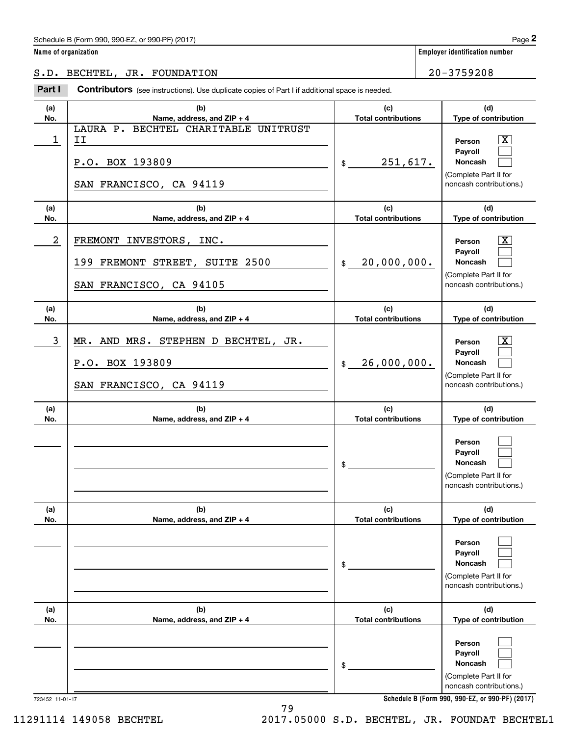Schedule B (Form 990, 990-EZ, or 990-PF) (2017) Page **2**

**Name of organization** | **Employer identification number**

S.D. BECHTEL, JR. FOUNDATION | 20-3759208

**Part I** **Contributors** (see instructions). Use duplicate copies of Part I if additional space is needed.

| (a) No. | (b) Name, address, and ZIP + 4 | (c) Total contributions | (d) Type of contribution |
|---|---|---|---|
| 1 | LAURA P. BECHTEL CHARITABLE UNITRUST II<br>P.O. BOX 193809<br>SAN FRANCISCO, CA 94119 | $ 251,617. | Person [X]<br>Payroll [ ]<br>Noncash [ ]<br>(Complete Part II for noncash contributions.) |
| 2 | FREMONT INVESTORS, INC.<br>199 FREMONT STREET, SUITE 2500<br>SAN FRANCISCO, CA 94105 | $ 20,000,000. | Person [X]<br>Payroll [ ]<br>Noncash [ ]<br>(Complete Part II for noncash contributions.) |
| 3 | MR. AND MRS. STEPHEN D BECHTEL, JR.<br>P.O. BOX 193809<br>SAN FRANCISCO, CA 94119 | $ 26,000,000. | Person [X]<br>Payroll [ ]<br>Noncash [ ]<br>(Complete Part II for noncash contributions.) |
| | | $ | Person [ ]<br>Payroll [ ]<br>Noncash [ ]<br>(Complete Part II for noncash contributions.) |
| | | $ | Person [ ]<br>Payroll [ ]<br>Noncash [ ]<br>(Complete Part II for noncash contributions.) |
| | | $ | Person [ ]<br>Payroll [ ]<br>Noncash [ ]<br>(Complete Part II for noncash contributions.) |

723452 11-01-17 **Schedule B (Form 990, 990-EZ, or 990-PF) (2017)**

11291114 149058 BECHTEL 2017.05000 S.D. BECHTEL, JR. FOUNDAT BECHTEL1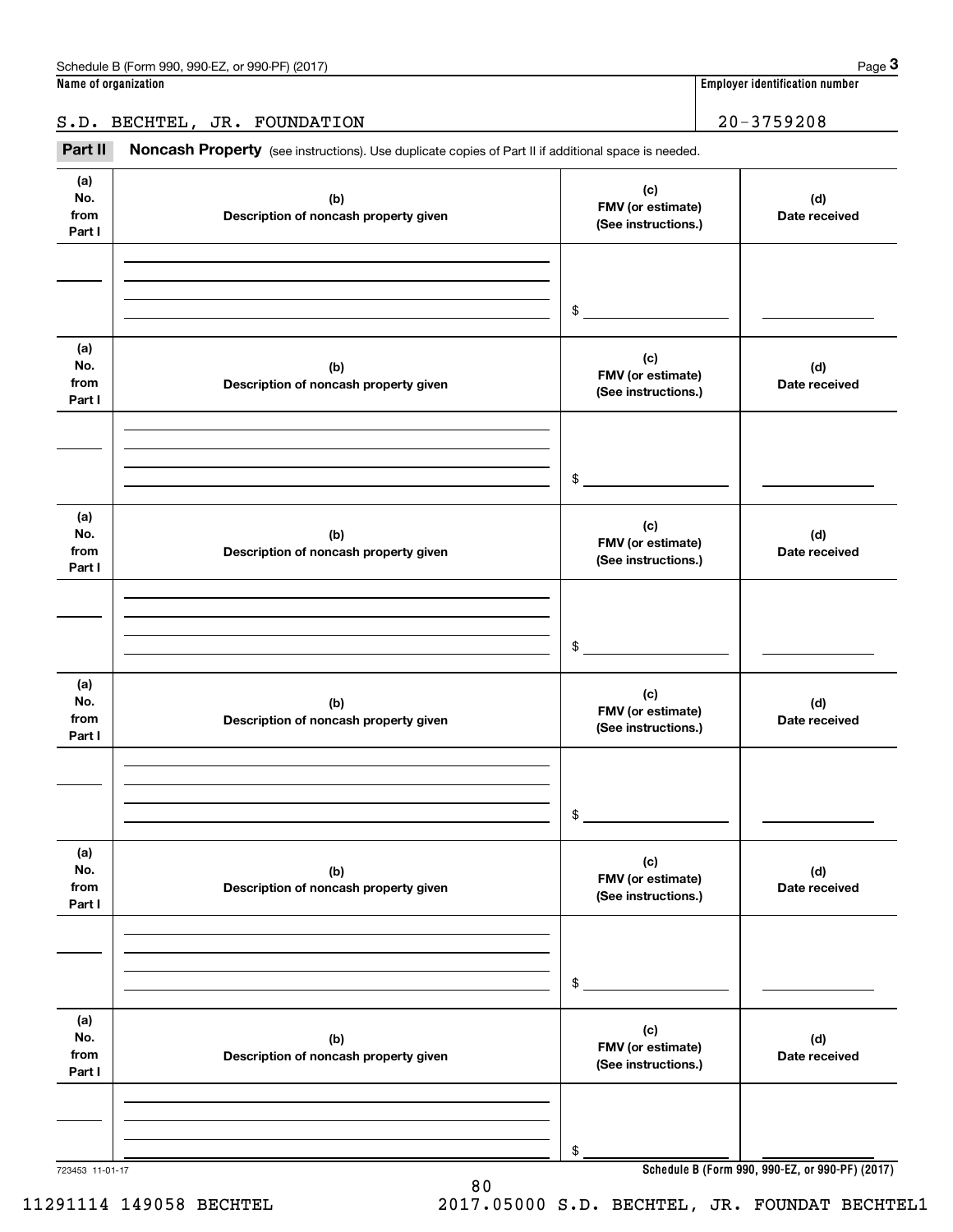Schedule B (Form 990, 990-EZ, or 990-PF) (2017) Page **3**

| Name of organization | Employer identification number |
|---|---|
| S.D. BECHTEL, JR. FOUNDATION | 20-3759208 |

**Part II** **Noncash Property** (see instructions). Use duplicate copies of Part II if additional space is needed.

| (a) No. from Part I | (b) Description of noncash property given | (c) FMV (or estimate) (See instructions.) | (d) Date received |
|---|---|---|---|
| | | $ | |

| (a) No. from Part I | (b) Description of noncash property given | (c) FMV (or estimate) (See instructions.) | (d) Date received |
|---|---|---|---|
| | | $ | |

| (a) No. from Part I | (b) Description of noncash property given | (c) FMV (or estimate) (See instructions.) | (d) Date received |
|---|---|---|---|
| | | $ | |

| (a) No. from Part I | (b) Description of noncash property given | (c) FMV (or estimate) (See instructions.) | (d) Date received |
|---|---|---|---|
| | | $ | |

| (a) No. from Part I | (b) Description of noncash property given | (c) FMV (or estimate) (See instructions.) | (d) Date received |
|---|---|---|---|
| | | $ | |

| (a) No. from Part I | (b) Description of noncash property given | (c) FMV (or estimate) (See instructions.) | (d) Date received |
|---|---|---|---|
| | | $ | |

723453 11-01-17 **Schedule B (Form 990, 990-EZ, or 990-PF) (2017)**

11291114 149058 BECHTEL 2017.05000 S.D. BECHTEL, JR. FOUNDAT BECHTEL1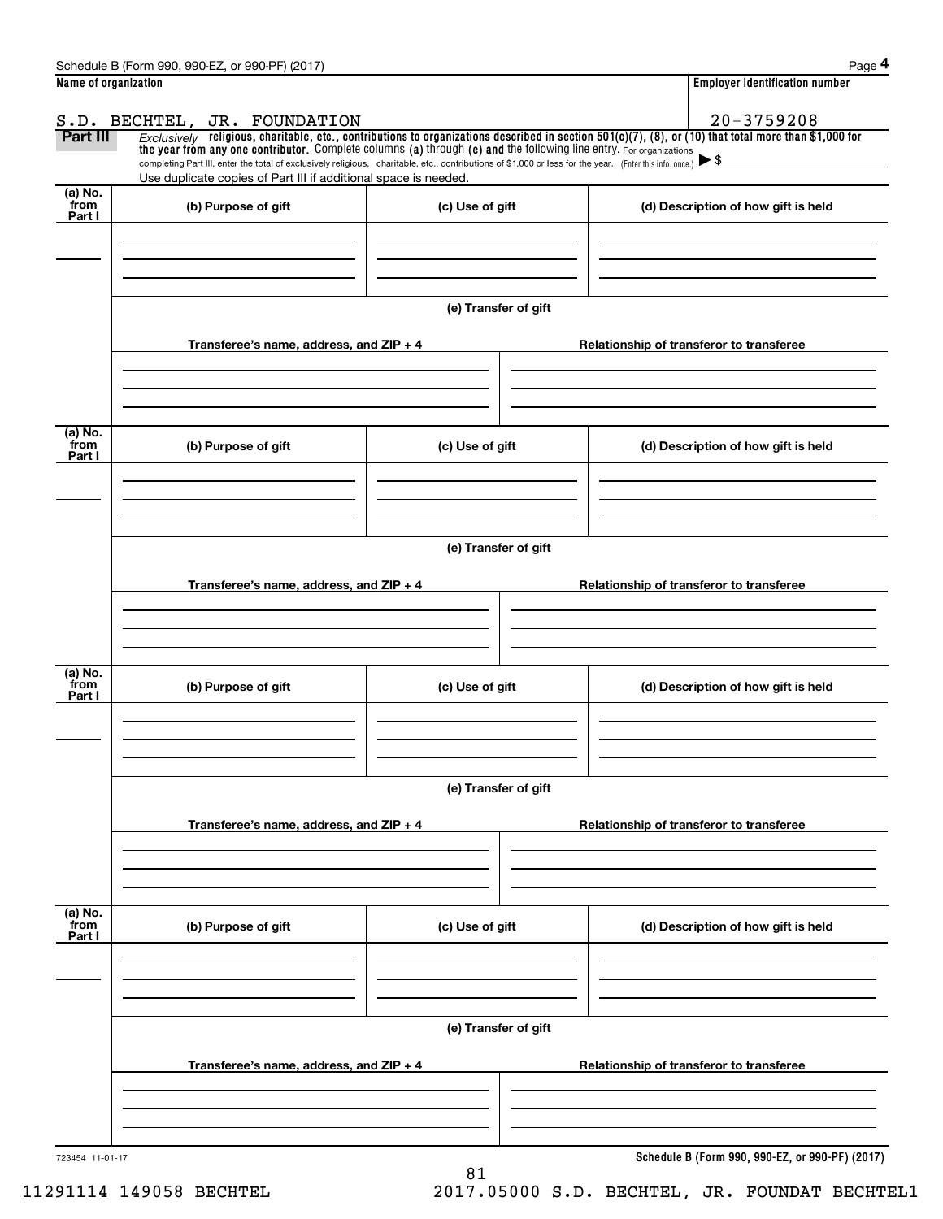Schedule B (Form 990, 990-EZ, or 990-PF) (2017)

**Name of organization**

S.D. BECHTEL, JR. FOUNDATION

**Employer identification number**

20-3759208

**Part III** *Exclusively* **religious, charitable, etc., contributions to organizations described in section 501(c)(7), (8), or (10) that total more than $1,000 for the year from any one contributor.** Complete columns **(a)** through **(e) and** the following line entry. For organizations completing Part III, enter the total of exclusively religious, charitable, etc., contributions of $1,000 or less for the year. (Enter this info. once.) ▶ $

Use duplicate copies of Part III if additional space is needed.

| (a) No. from Part I | (b) Purpose of gift | (c) Use of gift | (d) Description of how gift is held |
|---|---|---|---|
| | | | |

**(e) Transfer of gift**

| Transferee's name, address, and ZIP + 4 | Relationship of transferor to transferee |
|---|---|
| | |

| (a) No. from Part I | (b) Purpose of gift | (c) Use of gift | (d) Description of how gift is held |
|---|---|---|---|
| | | | |

**(e) Transfer of gift**

| Transferee's name, address, and ZIP + 4 | Relationship of transferor to transferee |
|---|---|
| | |

| (a) No. from Part I | (b) Purpose of gift | (c) Use of gift | (d) Description of how gift is held |
|---|---|---|---|
| | | | |

**(e) Transfer of gift**

| Transferee's name, address, and ZIP + 4 | Relationship of transferor to transferee |
|---|---|
| | |

| (a) No. from Part I | (b) Purpose of gift | (c) Use of gift | (d) Description of how gift is held |
|---|---|---|---|
| | | | |

**(e) Transfer of gift**

| Transferee's name, address, and ZIP + 4 | Relationship of transferor to transferee |
|---|---|
| | |

723454 11-01-17

**Schedule B (Form 990, 990-EZ, or 990-PF) (2017)**

11291114 149058 BECHTEL 2017.05000 S.D. BECHTEL, JR. FOUNDAT BECHTEL1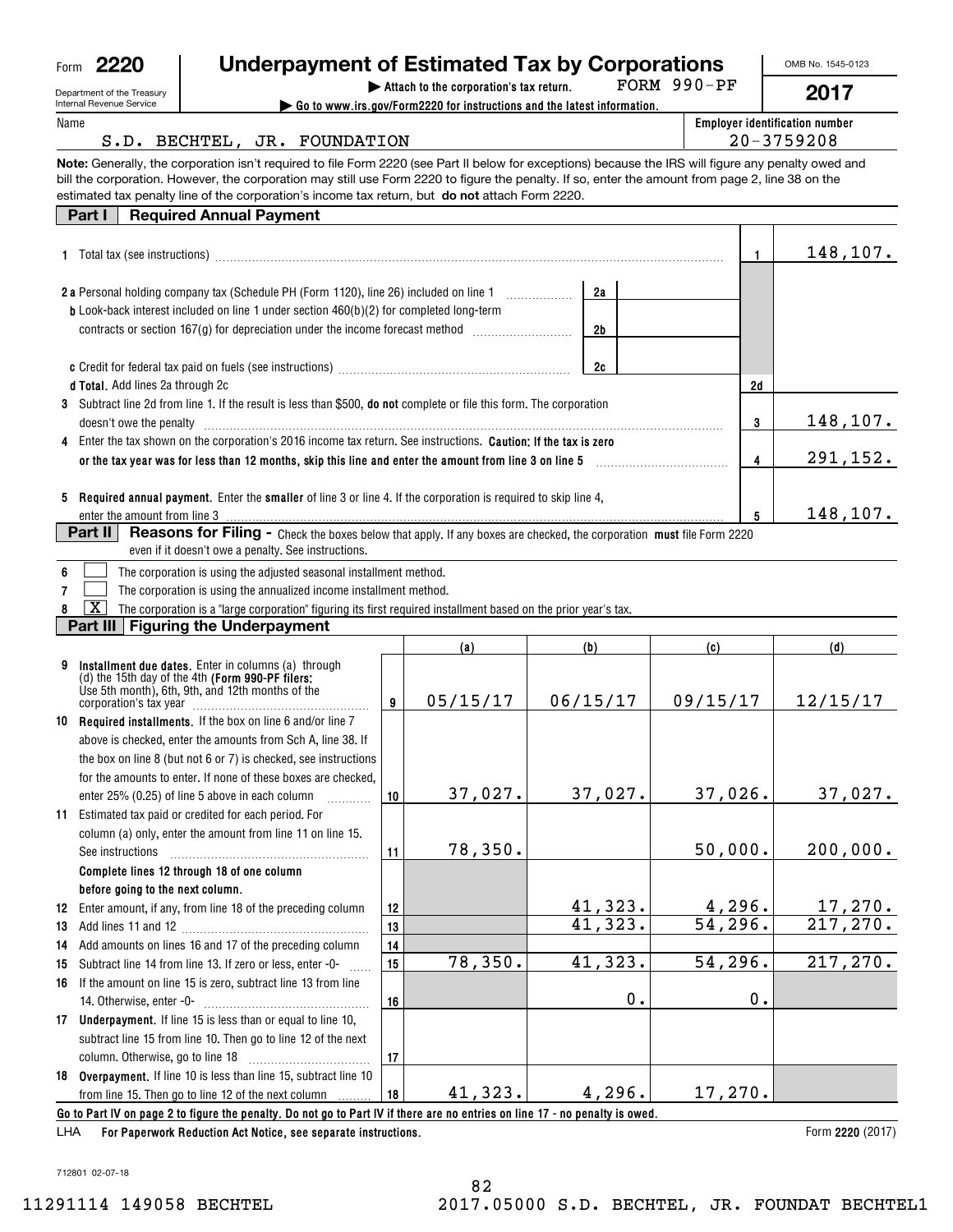Form **2220**

Department of the Treasury
Internal Revenue Service

# Underpayment of Estimated Tax by Corporations

▶ Attach to the corporation's tax return. FORM 990-PF

▶ Go to www.irs.gov/Form2220 for instructions and the latest information.

OMB No. 1545-0123

**2017**

Name: S.D. BECHTEL, JR. FOUNDATION

Employer identification number: 20-3759208

**Note:** Generally, the corporation isn't required to file Form 2220 (see Part II below for exceptions) because the IRS will figure any penalty owed and bill the corporation. However, the corporation may still use Form 2220 to figure the penalty. If so, enter the amount from page 2, line 38 on the estimated tax penalty line of the corporation's income tax return, but **do not** attach Form 2220.

## Part I Required Annual Payment

| | | | | |
|---|---|---|---|---|
| **1** | Total tax (see instructions) | | 1 | 148,107. |
| **2 a** | Personal holding company tax (Schedule PH (Form 1120), line 26) included on line 1 | 2a | | |
| **b** | Look-back interest included on line 1 under section 460(b)(2) for completed long-term contracts or section 167(g) for depreciation under the income forecast method | 2b | | |
| **c** | Credit for federal tax paid on fuels (see instructions) | 2c | | |
| **d** | **Total.** Add lines 2a through 2c | | 2d | |
| **3** | Subtract line 2d from line 1. If the result is less than $500, **do not** complete or file this form. The corporation doesn't owe the penalty | | 3 | 148,107. |
| **4** | Enter the tax shown on the corporation's 2016 income tax return. See instructions. **Caution: If the tax is zero or the tax year was for less than 12 months, skip this line and enter the amount from line 3 on line 5** | | 4 | 291,152. |
| **5** | **Required annual payment.** Enter the **smaller** of line 3 or line 4. If the corporation is required to skip line 4, enter the amount from line 3 | | 5 | 148,107. |

## Part II Reasons for Filing - Check the boxes below that apply. If any boxes are checked, the corporation **must** file Form 2220 even if it doesn't owe a penalty. See instructions.

6 ☐ The corporation is using the adjusted seasonal installment method.

7 ☐ The corporation is using the annualized income installment method.

8 ☒ The corporation is a "large corporation" figuring its first required installment based on the prior year's tax.

## Part III Figuring the Underpayment

| | | | (a) | (b) | (c) | (d) |
|---|---|---|---|---|---|---|
| **9** | **Installment due dates.** Enter in columns (a) through (d) the 15th day of the 4th **(Form 990-PF filers:** Use 5th month), 6th, 9th, and 12th months of the corporation's tax year | 9 | 05/15/17 | 06/15/17 | 09/15/17 | 12/15/17 |
| **10** | **Required installments.** If the box on line 6 and/or line 7 above is checked, enter the amounts from Sch A, line 38. If the box on line 8 (but not 6 or 7) is checked, see instructions for the amounts to enter. If none of these boxes are checked, enter 25% (0.25) of line 5 above in each column | 10 | 37,027. | 37,027. | 37,026. | 37,027. |
| **11** | Estimated tax paid or credited for each period. For column (a) only, enter the amount from line 11 on line 15. See instructions | 11 | 78,350. | | 50,000. | 200,000. |
| | **Complete lines 12 through 18 of one column before going to the next column.** | | | | | |
| **12** | Enter amount, if any, from line 18 of the preceding column | 12 | | 41,323. | 4,296. | 17,270. |
| **13** | Add lines 11 and 12 | 13 | | 41,323. | 54,296. | 217,270. |
| **14** | Add amounts on lines 16 and 17 of the preceding column | 14 | | | | |
| **15** | Subtract line 14 from line 13. If zero or less, enter -0- | 15 | 78,350. | 41,323. | 54,296. | 217,270. |
| **16** | If the amount on line 15 is zero, subtract line 13 from line 14. Otherwise, enter -0- | 16 | | 0. | 0. | |
| **17** | **Underpayment.** If line 15 is less than or equal to line 10, subtract line 15 from line 10. Then go to line 12 of the next column. Otherwise, go to line 18 | 17 | | | | |
| **18** | **Overpayment.** If line 10 is less than line 15, subtract line 10 from line 15. Then go to line 12 of the next column | 18 | 41,323. | 4,296. | 17,270. | |

**Go to Part IV on page 2 to figure the penalty. Do not go to Part IV if there are no entries on line 17 - no penalty is owed.**

LHA **For Paperwork Reduction Act Notice, see separate instructions.** Form **2220** (2017)

712801 02-07-18

11291114 149058 BECHTEL 2017.05000 S.D. BECHTEL, JR. FOUNDAT BECHTEL1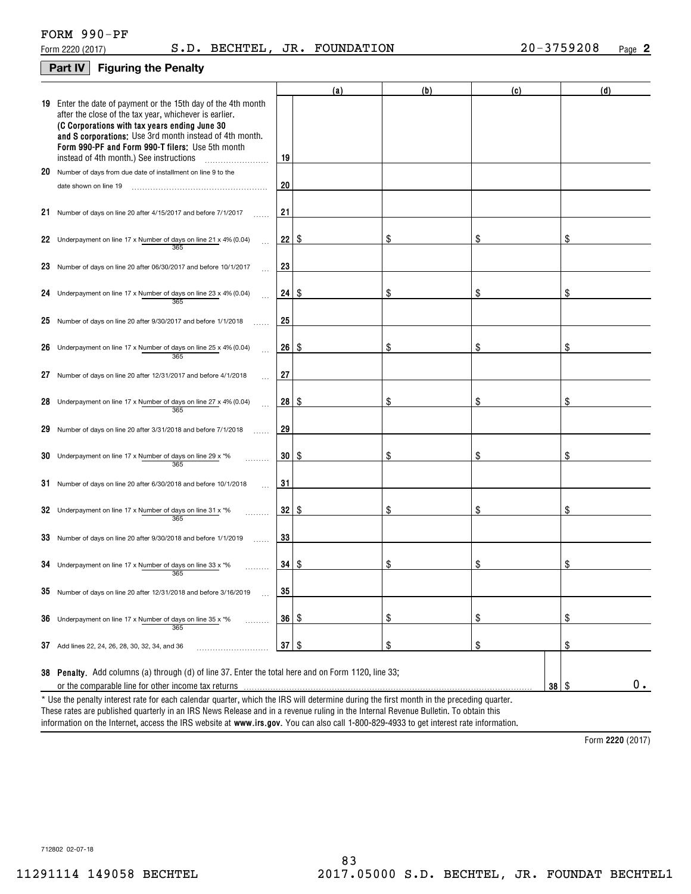FORM 990-PF

Form 2220 (2017) S.D. BECHTEL, JR. FOUNDATION 20-3759208 Page **2**

## Part IV Figuring the Penalty

| | | (a) | (b) | (c) | (d) |
|---|---|---|---|---|---|
| **19** Enter the date of payment or the 15th day of the 4th month after the close of the tax year, whichever is earlier. **(C Corporations with tax years ending June 30 and S corporations:** Use 3rd month instead of 4th month. **Form 990-PF and Form 990-T filers:** Use 5th month instead of 4th month.) See instructions | 19 | | | | |
| **20** Number of days from due date of installment on line 9 to the date shown on line 19 | 20 | | | | |
| **21** Number of days on line 20 after 4/15/2017 and before 7/1/2017 | 21 | | | | |
| **22** Underpayment on line 17 x Number of days on line 21 / 365 x 4% (0.04) | 22 | $ | $ | $ | $ |
| **23** Number of days on line 20 after 06/30/2017 and before 10/1/2017 | 23 | | | | |
| **24** Underpayment on line 17 x Number of days on line 23 / 365 x 4% (0.04) | 24 | $ | $ | $ | $ |
| **25** Number of days on line 20 after 9/30/2017 and before 1/1/2018 | 25 | | | | |
| **26** Underpayment on line 17 x Number of days on line 25 / 365 x 4% (0.04) | 26 | $ | $ | $ | $ |
| **27** Number of days on line 20 after 12/31/2017 and before 4/1/2018 | 27 | | | | |
| **28** Underpayment on line 17 x Number of days on line 27 / 365 x 4% (0.04) | 28 | $ | $ | $ | $ |
| **29** Number of days on line 20 after 3/31/2018 and before 7/1/2018 | 29 | | | | |
| **30** Underpayment on line 17 x Number of days on line 29 / 365 x *% | 30 | $ | $ | $ | $ |
| **31** Number of days on line 20 after 6/30/2018 and before 10/1/2018 | 31 | | | | |
| **32** Underpayment on line 17 x Number of days on line 31 / 365 x *% | 32 | $ | $ | $ | $ |
| **33** Number of days on line 20 after 9/30/2018 and before 1/1/2019 | 33 | | | | |
| **34** Underpayment on line 17 x Number of days on line 33 / 365 x *% | 34 | $ | $ | $ | $ |
| **35** Number of days on line 20 after 12/31/2018 and before 3/16/2019 | 35 | | | | |
| **36** Underpayment on line 17 x Number of days on line 35 / 365 x *% | 36 | $ | $ | $ | $ |
| **37** Add lines 22, 24, 26, 28, 30, 32, 34, and 36 | 37 | $ | $ | $ | $ |

**38 Penalty.** Add columns (a) through (d) of line 37. Enter the total here and on Form 1120, line 33; or the comparable line for other income tax returns ..... **38** $ 0.

\* Use the penalty interest rate for each calendar quarter, which the IRS will determine during the first month in the preceding quarter. These rates are published quarterly in an IRS News Release and in a revenue ruling in the Internal Revenue Bulletin. To obtain this information on the Internet, access the IRS website at **www.irs.gov**. You can also call 1-800-829-4933 to get interest rate information.

Form **2220** (2017)

712802 02-07-18

11291114 149058 BECHTEL 2017.05000 S.D. BECHTEL, JR. FOUNDAT BECHTEL1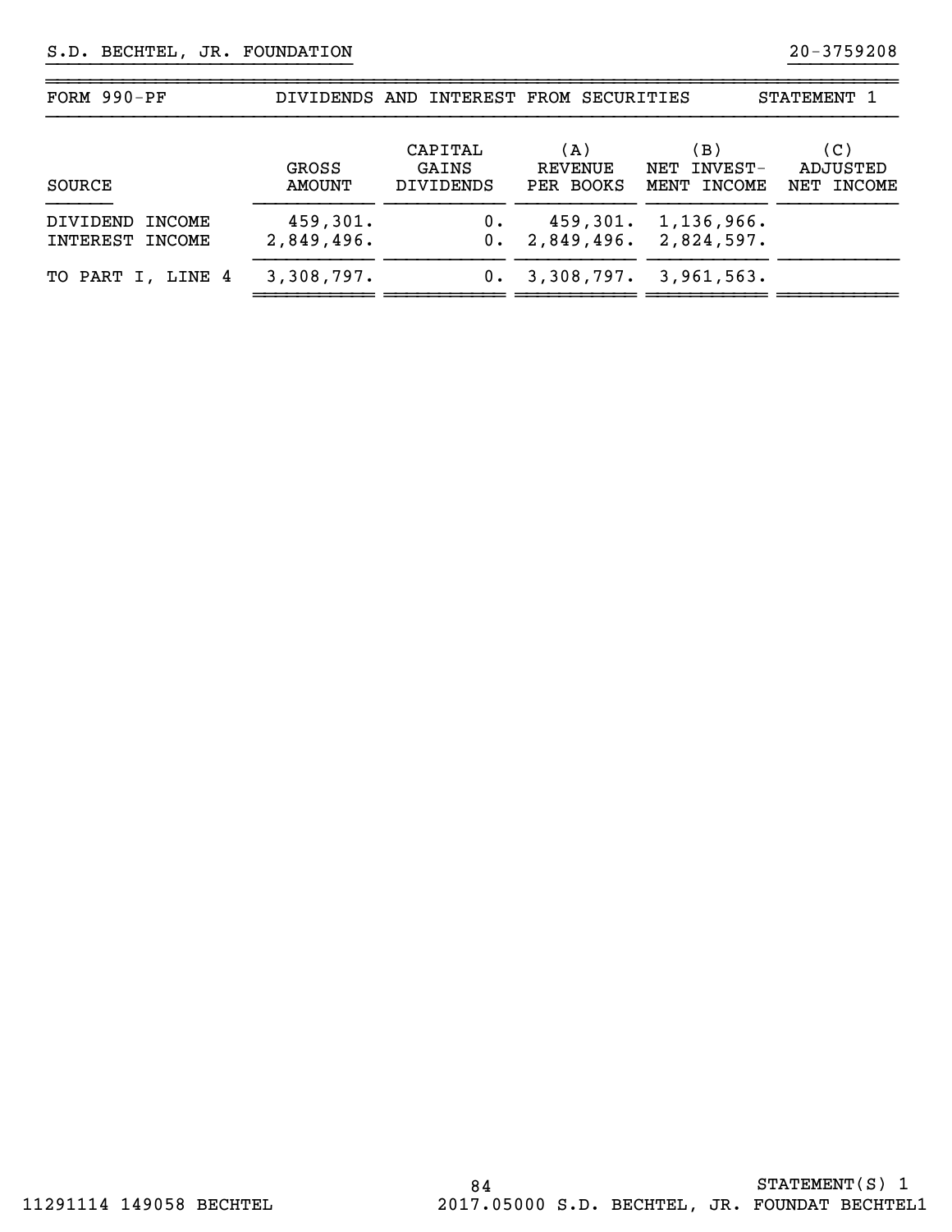S.D. BECHTEL, JR. FOUNDATION 20-3759208

FORM 990-PF DIVIDENDS AND INTEREST FROM SECURITIES STATEMENT 1

| SOURCE | GROSS AMOUNT | CAPITAL GAINS DIVIDENDS | (A) REVENUE PER BOOKS | (B) NET INVEST- MENT INCOME | (C) ADJUSTED NET INCOME |
|---|---|---|---|---|---|
| DIVIDEND INCOME | 459,301. | 0. | 459,301. | 1,136,966. | |
| INTEREST INCOME | 2,849,496. | 0. | 2,849,496. | 2,824,597. | |
| TO PART I, LINE 4 | 3,308,797. | 0. | 3,308,797. | 3,961,563. | |

STATEMENT(S) 1

11291114 149058 BECHTEL 2017.05000 S.D. BECHTEL, JR. FOUNDAT BECHTEL1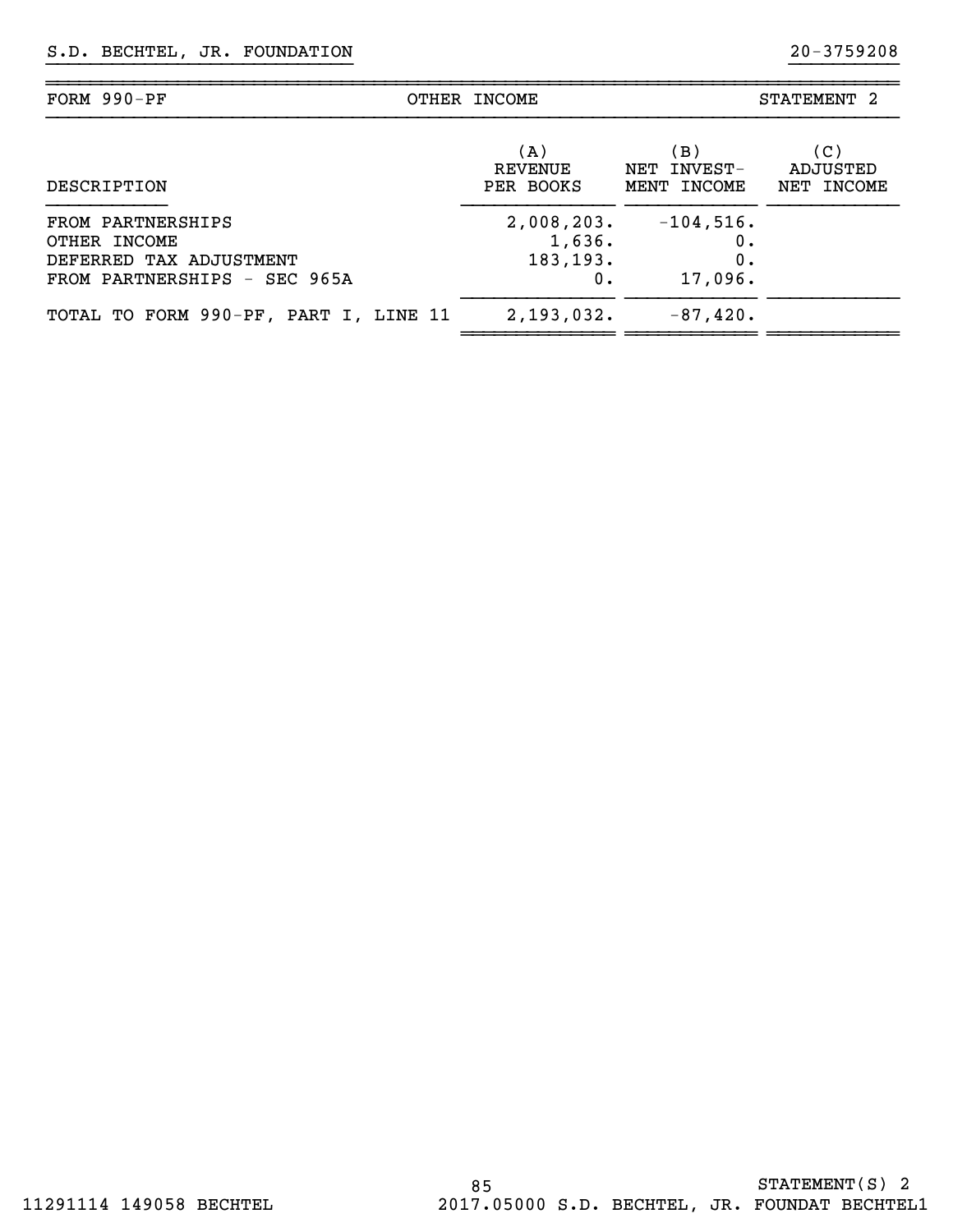S.D. BECHTEL, JR. FOUNDATION 20-3759208

| FORM 990-PF | OTHER INCOME | | STATEMENT 2 |
|---|---|---|---|
| DESCRIPTION | (A) REVENUE PER BOOKS | (B) NET INVEST- MENT INCOME | (C) ADJUSTED NET INCOME |
| FROM PARTNERSHIPS | 2,008,203. | -104,516. | |
| OTHER INCOME | 1,636. | 0. | |
| DEFERRED TAX ADJUSTMENT | 183,193. | 0. | |
| FROM PARTNERSHIPS - SEC 965A | 0. | 17,096. | |
| TOTAL TO FORM 990-PF, PART I, LINE 11 | 2,193,032. | -87,420. | |

STATEMENT(S) 2

11291114 149058 BECHTEL 2017.05000 S.D. BECHTEL, JR. FOUNDAT BECHTEL1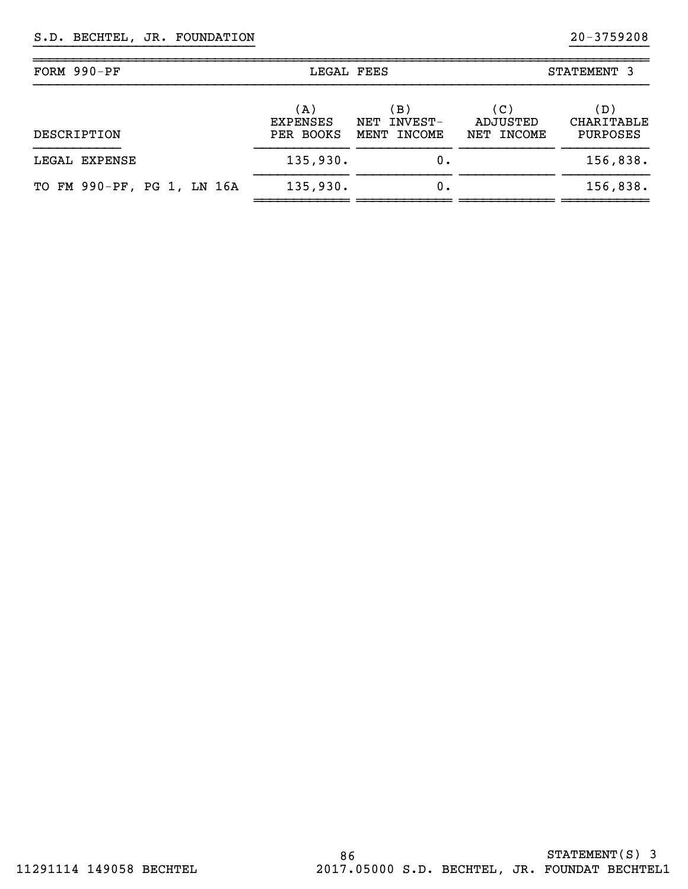S.D. BECHTEL, JR. FOUNDATION 20-3759208

| FORM 990-PF | LEGAL FEES | | | STATEMENT 3 |
|---|---|---|---|---|
| DESCRIPTION | (A) EXPENSES PER BOOKS | (B) NET INVEST- MENT INCOME | (C) ADJUSTED NET INCOME | (D) CHARITABLE PURPOSES |
| LEGAL EXPENSE | 135,930. | 0. | | 156,838. |
| TO FM 990-PF, PG 1, LN 16A | 135,930. | 0. | | 156,838. |

STATEMENT(S) 3

11291114 149058 BECHTEL 2017.05000 S.D. BECHTEL, JR. FOUNDAT BECHTEL1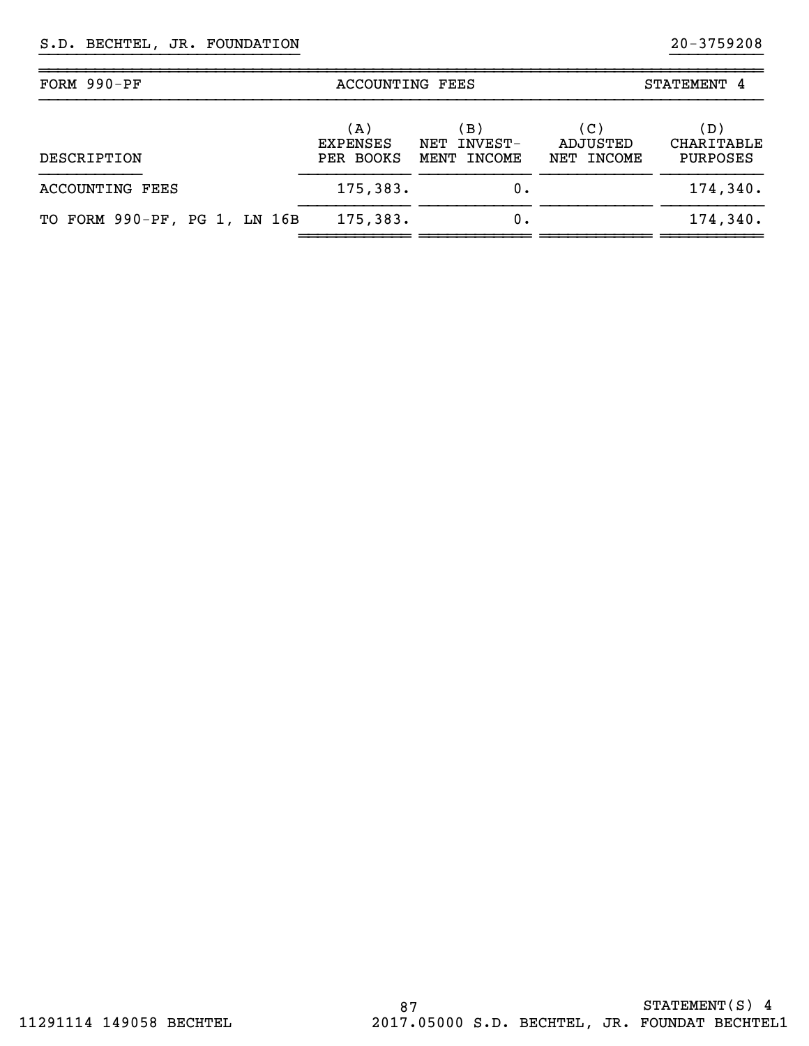S.D. BECHTEL, JR. FOUNDATION 20-3759208

| FORM 990-PF | ACCOUNTING FEES | | | STATEMENT 4 |
|---|---|---|---|---|
| DESCRIPTION | (A) EXPENSES PER BOOKS | (B) NET INVEST- MENT INCOME | (C) ADJUSTED NET INCOME | (D) CHARITABLE PURPOSES |
| ACCOUNTING FEES | 175,383. | 0. | | 174,340. |
| TO FORM 990-PF, PG 1, LN 16B | 175,383. | 0. | | 174,340. |

STATEMENT(S) 4

11291114 149058 BECHTEL 2017.05000 S.D. BECHTEL, JR. FOUNDAT BECHTEL1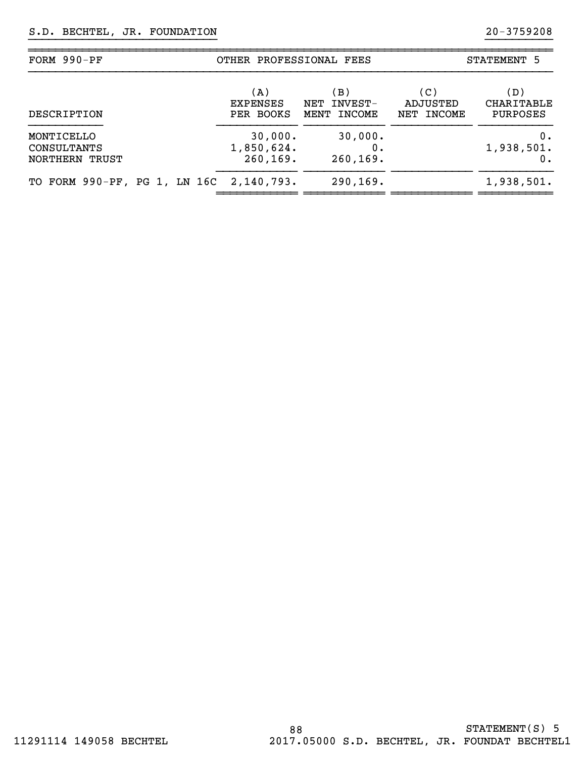S.D. BECHTEL, JR. FOUNDATION 20-3759208

| FORM 990-PF | OTHER PROFESSIONAL FEES | | | STATEMENT 5 |
|---|---|---|---|---|
| DESCRIPTION | (A) EXPENSES PER BOOKS | (B) NET INVEST- MENT INCOME | (C) ADJUSTED NET INCOME | (D) CHARITABLE PURPOSES |
| MONTICELLO | 30,000. | 30,000. | | 0. |
| CONSULTANTS | 1,850,624. | 0. | | 1,938,501. |
| NORTHERN TRUST | 260,169. | 260,169. | | 0. |
| TO FORM 990-PF, PG 1, LN 16C | 2,140,793. | 290,169. | | 1,938,501. |

STATEMENT(S) 5

11291114 149058 BECHTEL 2017.05000 S.D. BECHTEL, JR. FOUNDAT BECHTEL1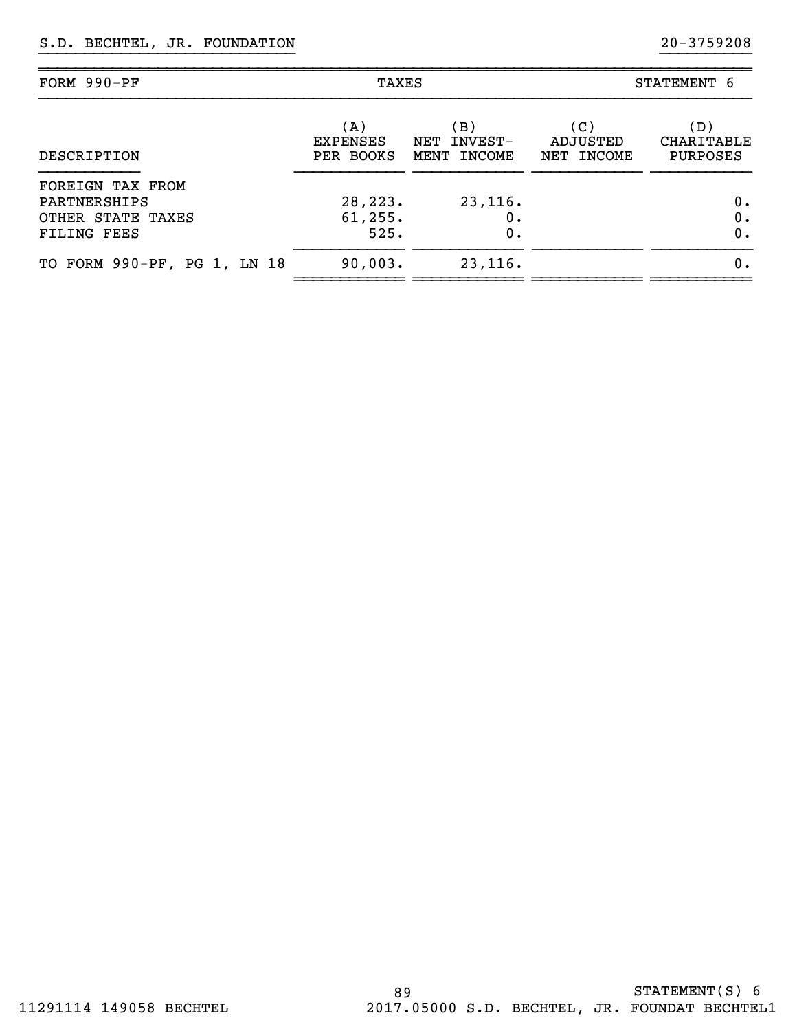S.D. BECHTEL, JR. FOUNDATION 20-3759208

| FORM 990-PF | TAXES | | | STATEMENT 6 |
|---|---|---|---|---|

| DESCRIPTION | (A) EXPENSES PER BOOKS | (B) NET INVEST- MENT INCOME | (C) ADJUSTED NET INCOME | (D) CHARITABLE PURPOSES |
|---|---|---|---|---|
| FOREIGN TAX FROM PARTNERSHIPS | 28,223. | 23,116. | | 0. |
| OTHER STATE TAXES | 61,255. | 0. | | 0. |
| FILING FEES | 525. | 0. | | 0. |
| TO FORM 990-PF, PG 1, LN 18 | 90,003. | 23,116. | | 0. |

STATEMENT(S) 6

11291114 149058 BECHTEL 2017.05000 S.D. BECHTEL, JR. FOUNDAT BECHTEL1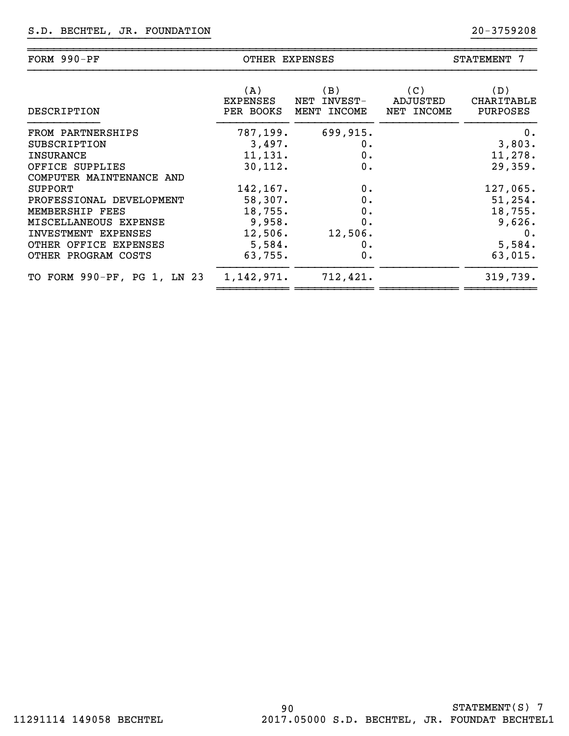S.D. BECHTEL, JR. FOUNDATION 20-3759208

| FORM 990-PF | OTHER EXPENSES | | | STATEMENT 7 |
|---|---|---|---|---|
| DESCRIPTION | (A) EXPENSES PER BOOKS | (B) NET INVEST- MENT INCOME | (C) ADJUSTED NET INCOME | (D) CHARITABLE PURPOSES |
| FROM PARTNERSHIPS | 787,199. | 699,915. | | 0. |
| SUBSCRIPTION | 3,497. | 0. | | 3,803. |
| INSURANCE | 11,131. | 0. | | 11,278. |
| OFFICE SUPPLIES | 30,112. | 0. | | 29,359. |
| COMPUTER MAINTENANCE AND SUPPORT | 142,167. | 0. | | 127,065. |
| PROFESSIONAL DEVELOPMENT | 58,307. | 0. | | 51,254. |
| MEMBERSHIP FEES | 18,755. | 0. | | 18,755. |
| MISCELLANEOUS EXPENSE | 9,958. | 0. | | 9,626. |
| INVESTMENT EXPENSES | 12,506. | 12,506. | | 0. |
| OTHER OFFICE EXPENSES | 5,584. | 0. | | 5,584. |
| OTHER PROGRAM COSTS | 63,755. | 0. | | 63,015. |
| TO FORM 990-PF, PG 1, LN 23 | 1,142,971. | 712,421. | | 319,739. |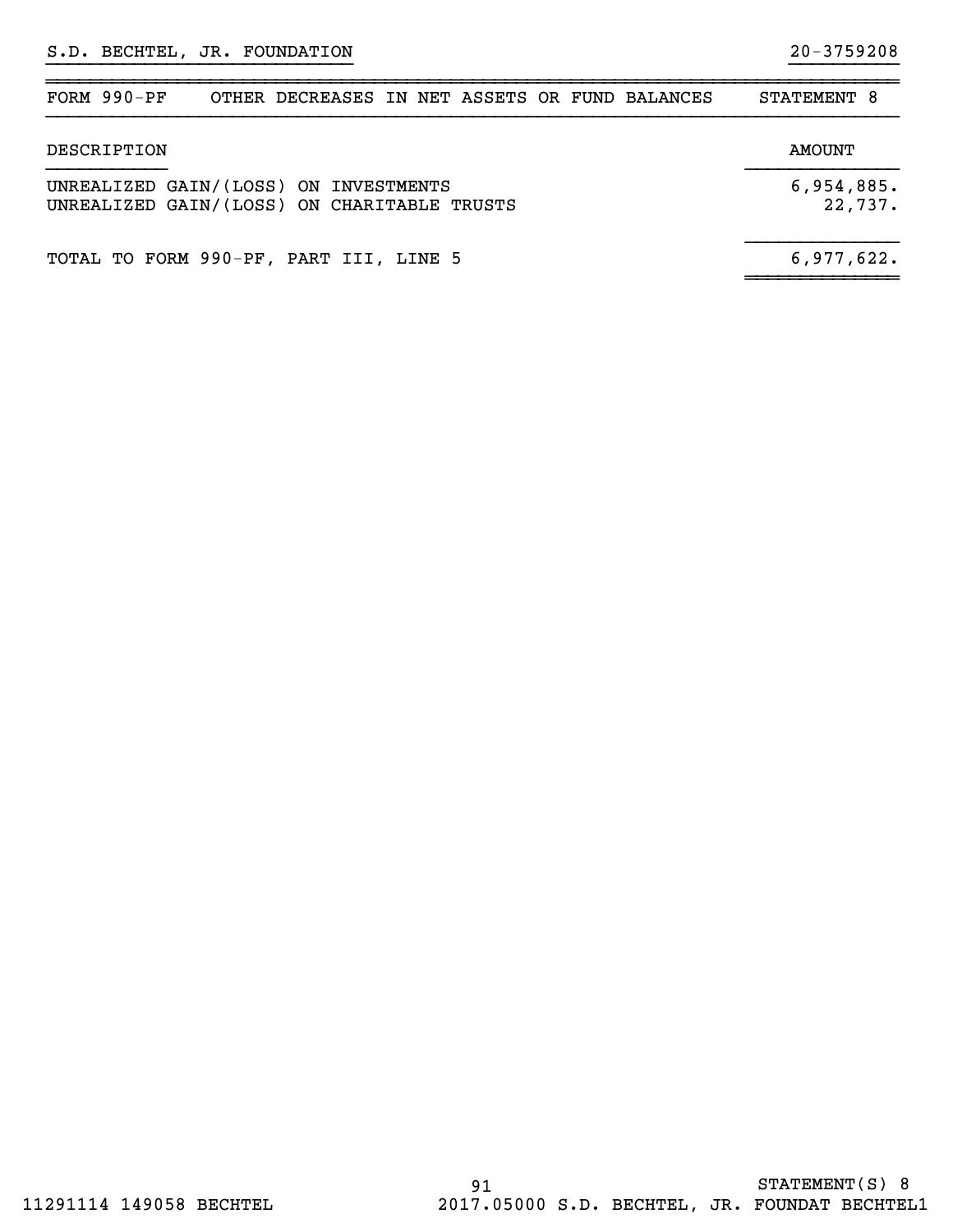S.D. BECHTEL, JR. FOUNDATION 20-3759208

| FORM 990-PF | OTHER DECREASES IN NET ASSETS OR FUND BALANCES | STATEMENT 8 |
|---|---|---|

| DESCRIPTION | AMOUNT |
|---|---|
| UNREALIZED GAIN/(LOSS) ON INVESTMENTS | 6,954,885. |
| UNREALIZED GAIN/(LOSS) ON CHARITABLE TRUSTS | 22,737. |
| TOTAL TO FORM 990-PF, PART III, LINE 5 | 6,977,622. |

STATEMENT(S) 8

11291114 149058 BECHTEL 2017.05000 S.D. BECHTEL, JR. FOUNDAT BECHTEL1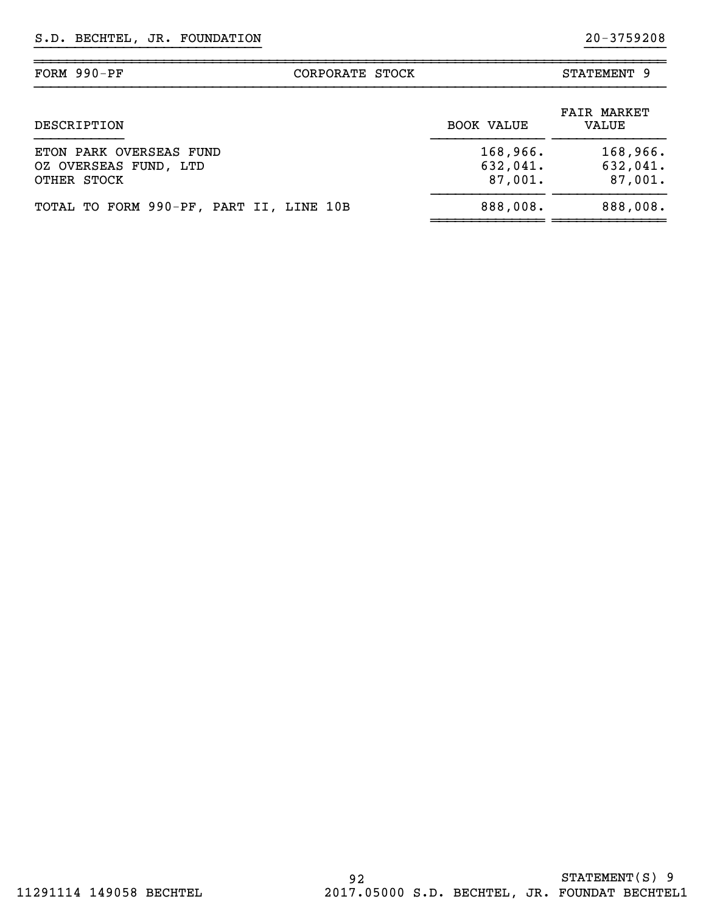S.D. BECHTEL, JR. FOUNDATION 20-3759208

| FORM 990-PF | CORPORATE STOCK | STATEMENT 9 |
|---|---|---|

| DESCRIPTION | BOOK VALUE | FAIR MARKET VALUE |
|---|---|---|
| ETON PARK OVERSEAS FUND | 168,966. | 168,966. |
| OZ OVERSEAS FUND, LTD | 632,041. | 632,041. |
| OTHER STOCK | 87,001. | 87,001. |
| TOTAL TO FORM 990-PF, PART II, LINE 10B | 888,008. | 888,008. |

STATEMENT(S) 9

11291114 149058 BECHTEL 2017.05000 S.D. BECHTEL, JR. FOUNDAT BECHTEL1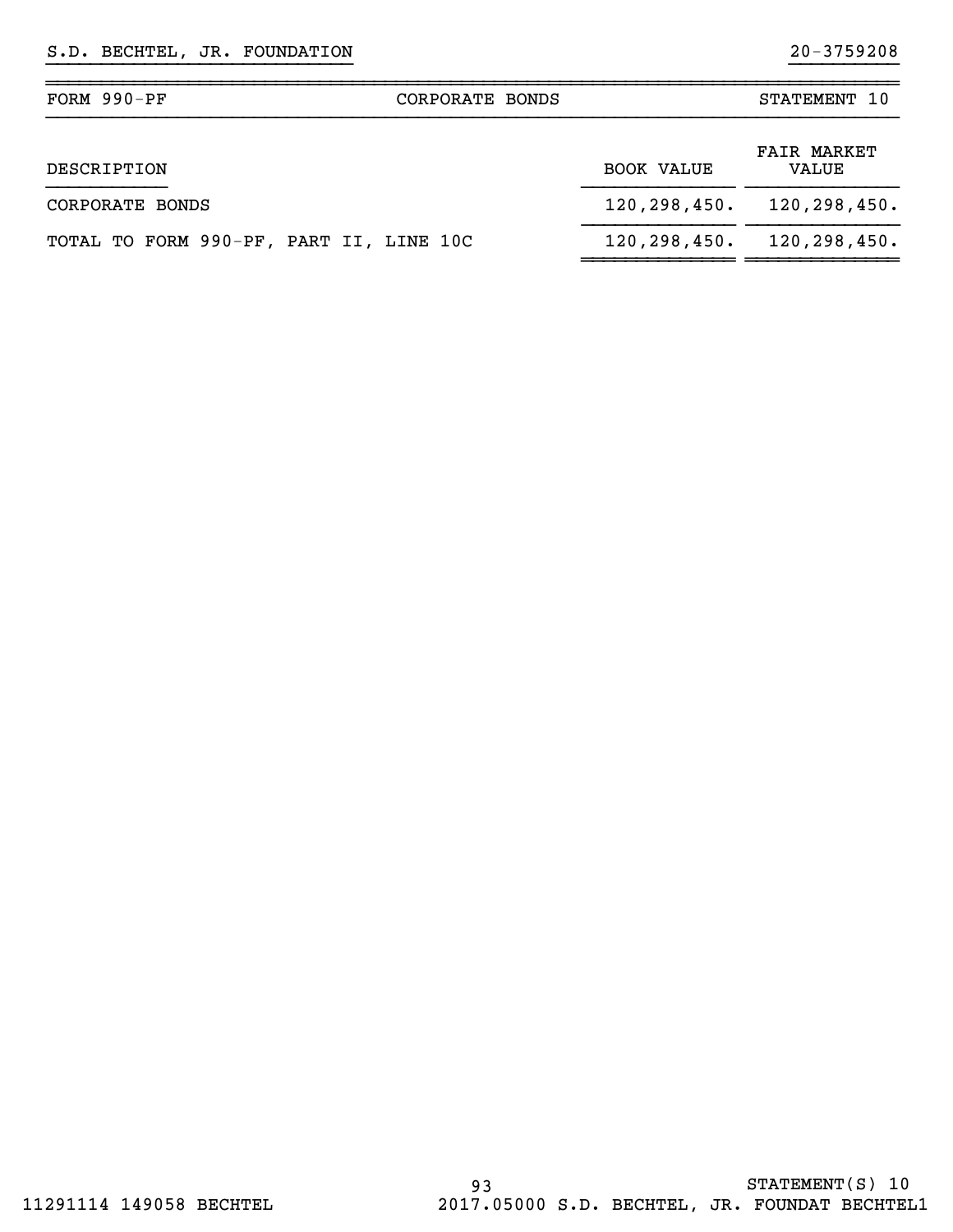S.D. BECHTEL, JR. FOUNDATION 20-3759208

| FORM 990-PF | CORPORATE BONDS | STATEMENT 10 |
|---|---|---|

| DESCRIPTION | BOOK VALUE | FAIR MARKET VALUE |
|---|---|---|
| CORPORATE BONDS | 120,298,450. | 120,298,450. |
| TOTAL TO FORM 990-PF, PART II, LINE 10C | 120,298,450. | 120,298,450. |

STATEMENT(S) 10

11291114 149058 BECHTEL 2017.05000 S.D. BECHTEL, JR. FOUNDAT BECHTEL1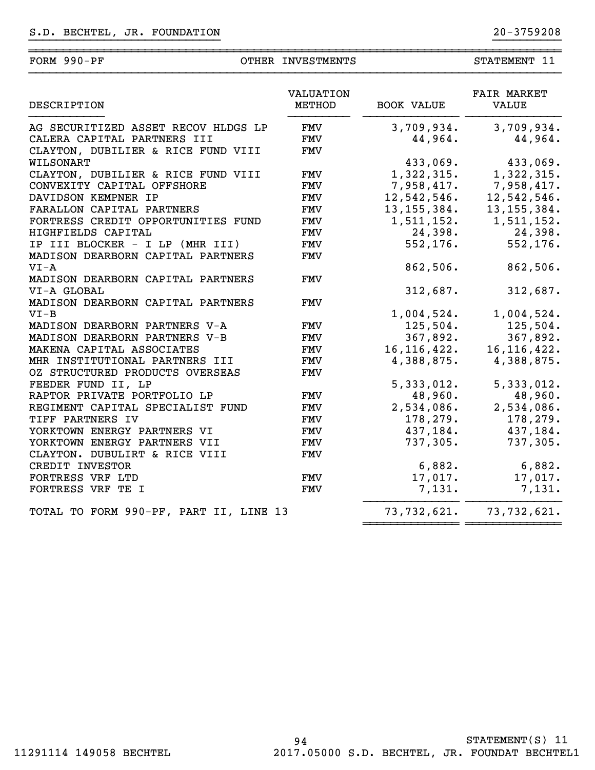S.D. BECHTEL, JR. FOUNDATION 20-3759208

FORM 990-PF OTHER INVESTMENTS STATEMENT 11

| DESCRIPTION | VALUATION METHOD | BOOK VALUE | FAIR MARKET VALUE |
|---|---|---|---|
| AG SECURITIZED ASSET RECOV HLDGS LP | FMV | 3,709,934. | 3,709,934. |
| CALERA CAPITAL PARTNERS III | FMV | 44,964. | 44,964. |
| CLAYTON, DUBILIER & RICE FUND VIII WILSONART | FMV | 433,069. | 433,069. |
| CLAYTON, DUBILIER & RICE FUND VIII | FMV | 1,322,315. | 1,322,315. |
| CONVEXITY CAPITAL OFFSHORE | FMV | 7,958,417. | 7,958,417. |
| DAVIDSON KEMPNER IP | FMV | 12,542,546. | 12,542,546. |
| FARALLON CAPITAL PARTNERS | FMV | 13,155,384. | 13,155,384. |
| FORTRESS CREDIT OPPORTUNITIES FUND | FMV | 1,511,152. | 1,511,152. |
| HIGHFIELDS CAPITAL | FMV | 24,398. | 24,398. |
| IP III BLOCKER - I LP (MHR III) | FMV | 552,176. | 552,176. |
| MADISON DEARBORN CAPITAL PARTNERS VI-A | FMV | 862,506. | 862,506. |
| MADISON DEARBORN CAPITAL PARTNERS VI-A GLOBAL | FMV | 312,687. | 312,687. |
| MADISON DEARBORN CAPITAL PARTNERS VI-B | FMV | 1,004,524. | 1,004,524. |
| MADISON DEARBORN PARTNERS V-A | FMV | 125,504. | 125,504. |
| MADISON DEARBORN PARTNERS V-B | FMV | 367,892. | 367,892. |
| MAKENA CAPITAL ASSOCIATES | FMV | 16,116,422. | 16,116,422. |
| MHR INSTITUTIONAL PARTNERS III | FMV | 4,388,875. | 4,388,875. |
| OZ STRUCTURED PRODUCTS OVERSEAS FEEDER FUND II, LP | FMV | 5,333,012. | 5,333,012. |
| RAPTOR PRIVATE PORTFOLIO LP | FMV | 48,960. | 48,960. |
| REGIMENT CAPITAL SPECIALIST FUND | FMV | 2,534,086. | 2,534,086. |
| TIFF PARTNERS IV | FMV | 178,279. | 178,279. |
| YORKTOWN ENERGY PARTNERS VI | FMV | 437,184. | 437,184. |
| YORKTOWN ENERGY PARTNERS VII | FMV | 737,305. | 737,305. |
| CLAYTON. DUBULIRT & RICE VIII CREDIT INVESTOR | FMV | 6,882. | 6,882. |
| FORTRESS VRF LTD | FMV | 17,017. | 17,017. |
| FORTRESS VRF TE I | FMV | 7,131. | 7,131. |
| TOTAL TO FORM 990-PF, PART II, LINE 13 | | 73,732,621. | 73,732,621. |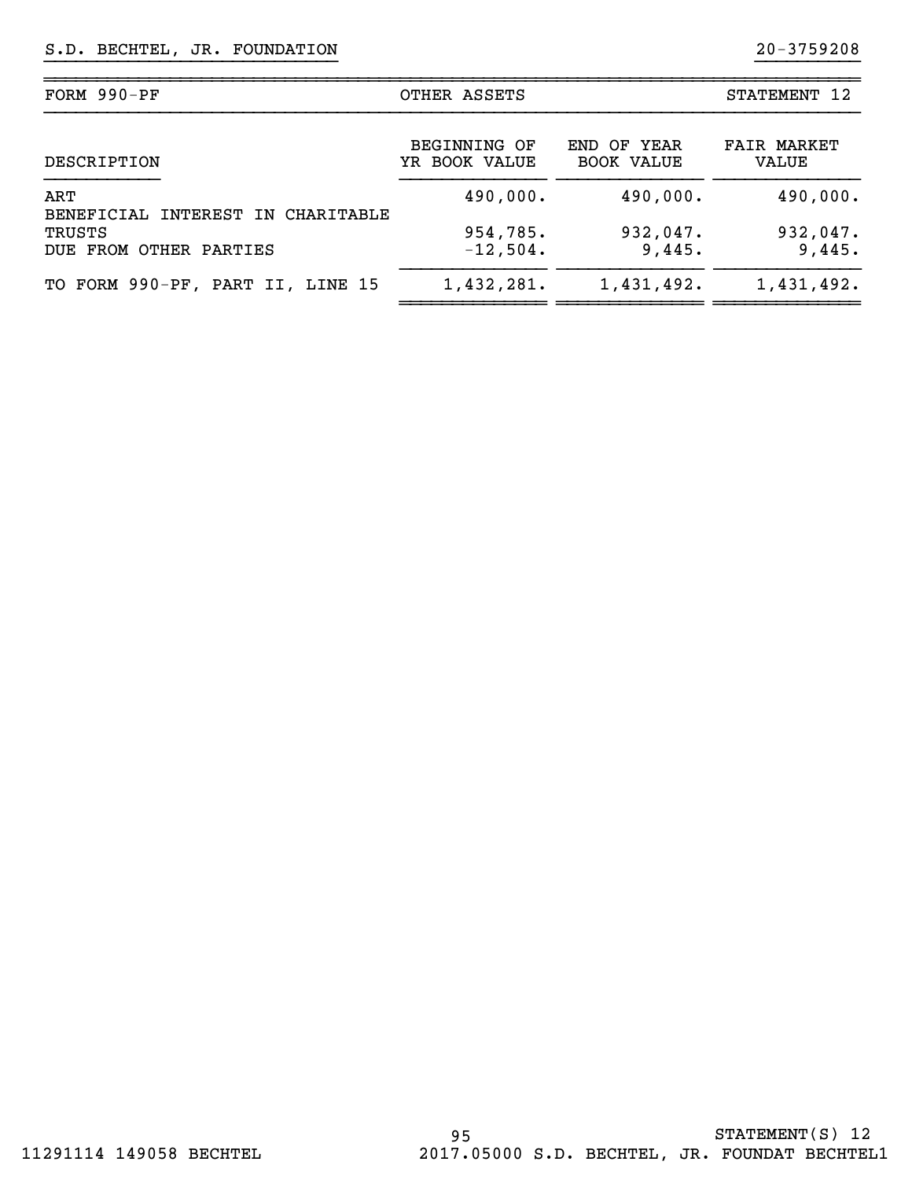S.D. BECHTEL, JR. FOUNDATION 20-3759208

| FORM 990-PF | OTHER ASSETS | | STATEMENT 12 |
|---|---|---|---|
| DESCRIPTION | BEGINNING OF YR BOOK VALUE | END OF YEAR BOOK VALUE | FAIR MARKET VALUE |
| ART | 490,000. | 490,000. | 490,000. |
| BENEFICIAL INTEREST IN CHARITABLE TRUSTS | 954,785. | 932,047. | 932,047. |
| DUE FROM OTHER PARTIES | -12,504. | 9,445. | 9,445. |
| TO FORM 990-PF, PART II, LINE 15 | 1,432,281. | 1,431,492. | 1,431,492. |

STATEMENT(S) 12

11291114 149058 BECHTEL 2017.05000 S.D. BECHTEL, JR. FOUNDAT BECHTEL1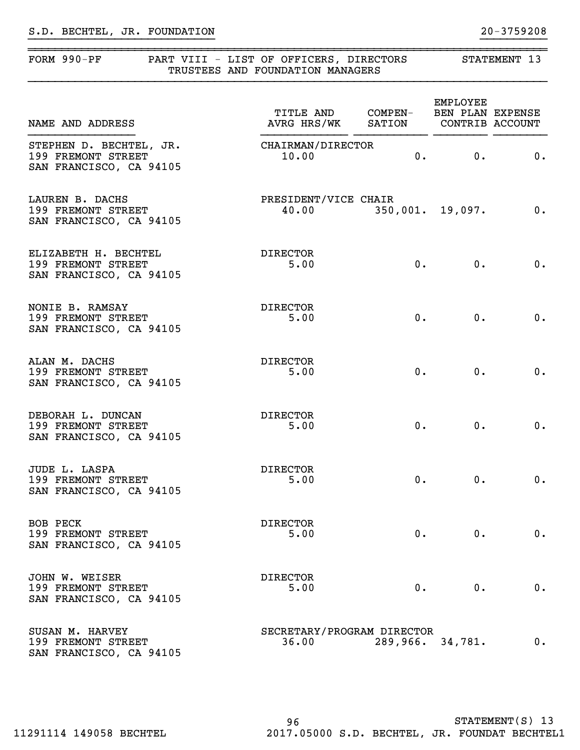S.D. BECHTEL, JR. FOUNDATION 20-3759208

## FORM 990-PF PART VIII - LIST OF OFFICERS, DIRECTORS TRUSTEES AND FOUNDATION MANAGERS STATEMENT 13

| NAME AND ADDRESS | TITLE AND AVRG HRS/WK | COMPEN-SATION | EMPLOYEE BEN PLAN CONTRIB | EXPENSE ACCOUNT |
|---|---|---|---|---|
| STEPHEN D. BECHTEL, JR.<br>199 FREMONT STREET<br>SAN FRANCISCO, CA 94105 | CHAIRMAN/DIRECTOR<br>10.00 | 0. | 0. | 0. |
| LAUREN B. DACHS<br>199 FREMONT STREET<br>SAN FRANCISCO, CA 94105 | PRESIDENT/VICE CHAIR<br>40.00 | 350,001. | 19,097. | 0. |
| ELIZABETH H. BECHTEL<br>199 FREMONT STREET<br>SAN FRANCISCO, CA 94105 | DIRECTOR<br>5.00 | 0. | 0. | 0. |
| NONIE B. RAMSAY<br>199 FREMONT STREET<br>SAN FRANCISCO, CA 94105 | DIRECTOR<br>5.00 | 0. | 0. | 0. |
| ALAN M. DACHS<br>199 FREMONT STREET<br>SAN FRANCISCO, CA 94105 | DIRECTOR<br>5.00 | 0. | 0. | 0. |
| DEBORAH L. DUNCAN<br>199 FREMONT STREET<br>SAN FRANCISCO, CA 94105 | DIRECTOR<br>5.00 | 0. | 0. | 0. |
| JUDE L. LASPA<br>199 FREMONT STREET<br>SAN FRANCISCO, CA 94105 | DIRECTOR<br>5.00 | 0. | 0. | 0. |
| BOB PECK<br>199 FREMONT STREET<br>SAN FRANCISCO, CA 94105 | DIRECTOR<br>5.00 | 0. | 0. | 0. |
| JOHN W. WEISER<br>199 FREMONT STREET<br>SAN FRANCISCO, CA 94105 | DIRECTOR<br>5.00 | 0. | 0. | 0. |
| SUSAN M. HARVEY<br>199 FREMONT STREET<br>SAN FRANCISCO, CA 94105 | SECRETARY/PROGRAM DIRECTOR<br>36.00 | 289,966. | 34,781. | 0. |

STATEMENT(S) 13

11291114 149058 BECHTEL 2017.05000 S.D. BECHTEL, JR. FOUNDAT BECHTEL1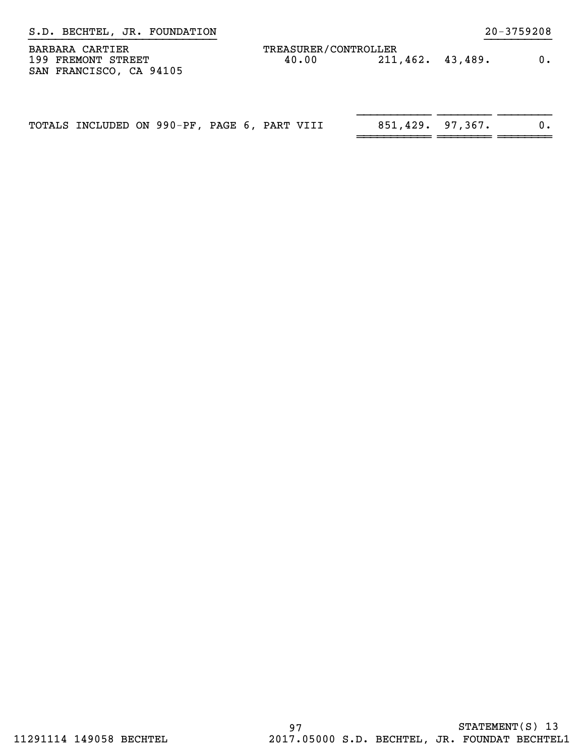S.D. BECHTEL, JR. FOUNDATION 20-3759208

| | | | | |
|---|---|---|---|---|
| BARBARA CARTIER<br>199 FREMONT STREET<br>SAN FRANCISCO, CA 94105 | TREASURER/CONTROLLER<br>40.00 | 211,462. | 43,489. | 0. |
| TOTALS INCLUDED ON 990-PF, PAGE 6, PART VIII | | 851,429. | 97,367. | 0. |

STATEMENT(S) 13

11291114 149058 BECHTEL 2017.05000 S.D. BECHTEL, JR. FOUNDAT BECHTEL1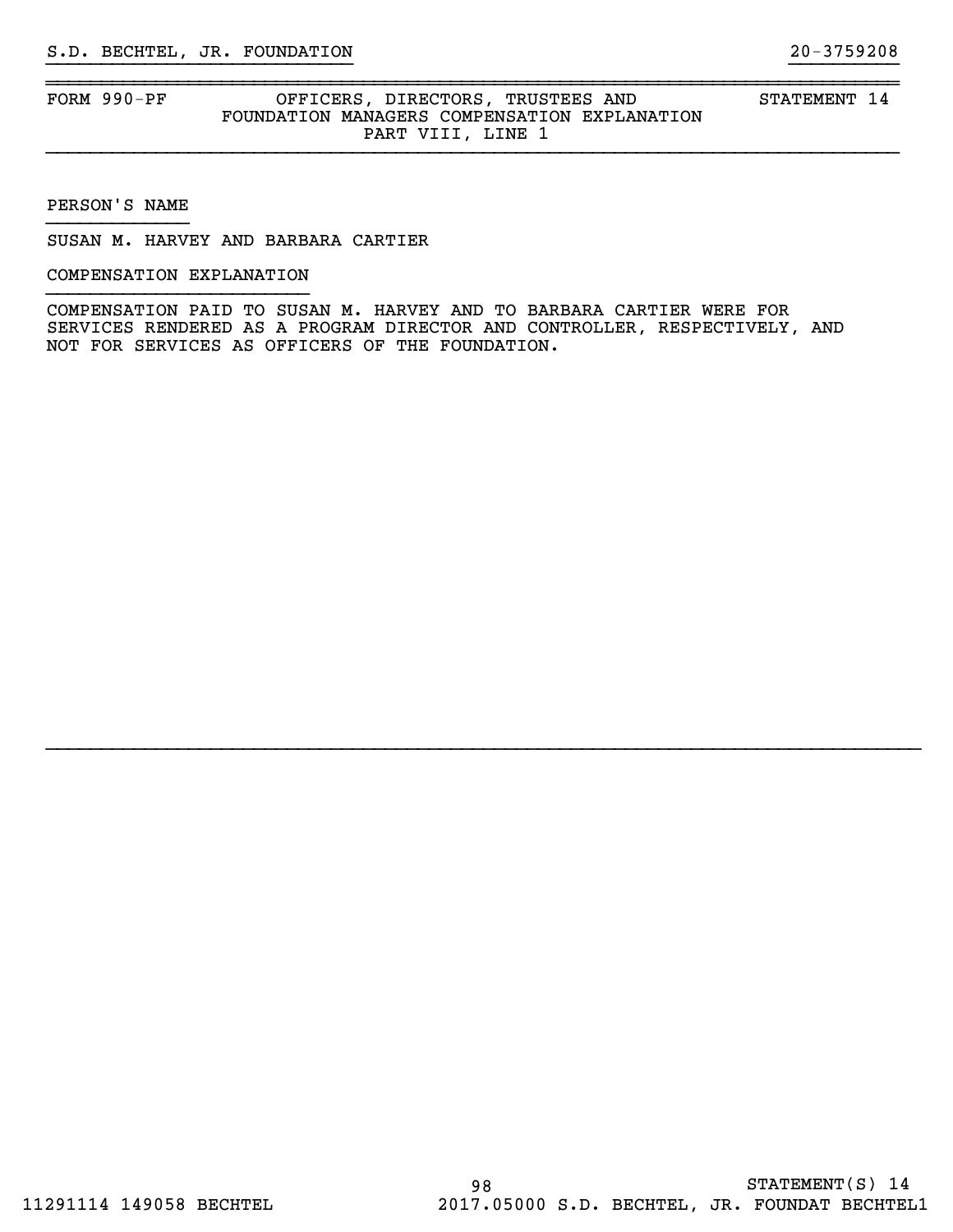S.D. BECHTEL, JR. FOUNDATION 20-3759208

FORM 990-PF OFFICERS, DIRECTORS, TRUSTEES AND FOUNDATION MANAGERS COMPENSATION EXPLANATION PART VIII, LINE 1 STATEMENT 14

PERSON'S NAME

SUSAN M. HARVEY AND BARBARA CARTIER

COMPENSATION EXPLANATION

COMPENSATION PAID TO SUSAN M. HARVEY AND TO BARBARA CARTIER WERE FOR SERVICES RENDERED AS A PROGRAM DIRECTOR AND CONTROLLER, RESPECTIVELY, AND NOT FOR SERVICES AS OFFICERS OF THE FOUNDATION.

STATEMENT(S) 14

11291114 149058 BECHTEL 2017.05000 S.D. BECHTEL, JR. FOUNDAT BECHTEL1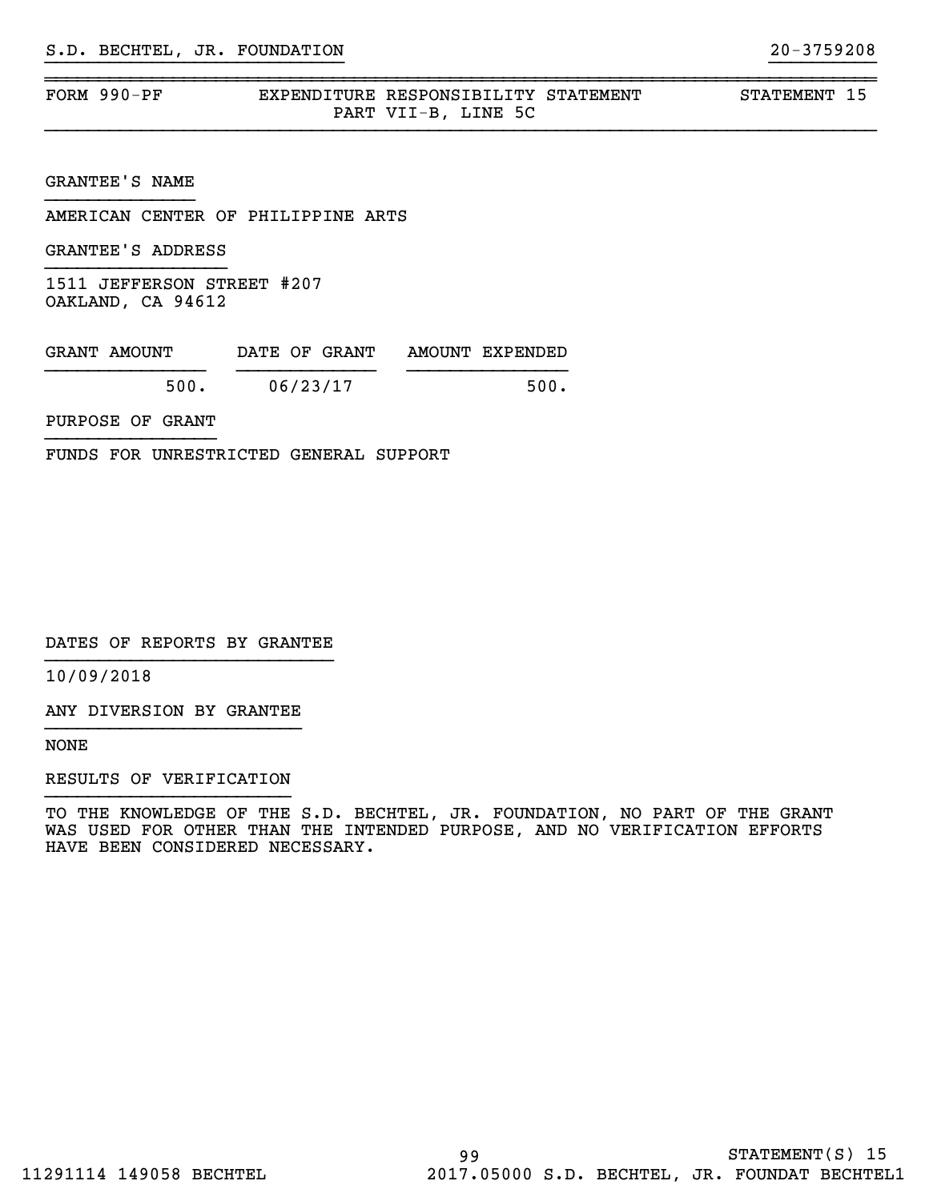FORM 990-PF — EXPENDITURE RESPONSIBILITY STATEMENT — STATEMENT 15

PART VII-B, LINE 5C

**GRANTEE'S NAME**

AMERICAN CENTER OF PHILIPPINE ARTS

**GRANTEE'S ADDRESS**

1511 JEFFERSON STREET #207
OAKLAND, CA 94612

| GRANT AMOUNT | DATE OF GRANT | AMOUNT EXPENDED |
|---|---|---|
| 500. | 06/23/17 | 500. |

**PURPOSE OF GRANT**

FUNDS FOR UNRESTRICTED GENERAL SUPPORT

**DATES OF REPORTS BY GRANTEE**

10/09/2018

**ANY DIVERSION BY GRANTEE**

NONE

**RESULTS OF VERIFICATION**

TO THE KNOWLEDGE OF THE S.D. BECHTEL, JR. FOUNDATION, NO PART OF THE GRANT WAS USED FOR OTHER THAN THE INTENDED PURPOSE, AND NO VERIFICATION EFFORTS HAVE BEEN CONSIDERED NECESSARY.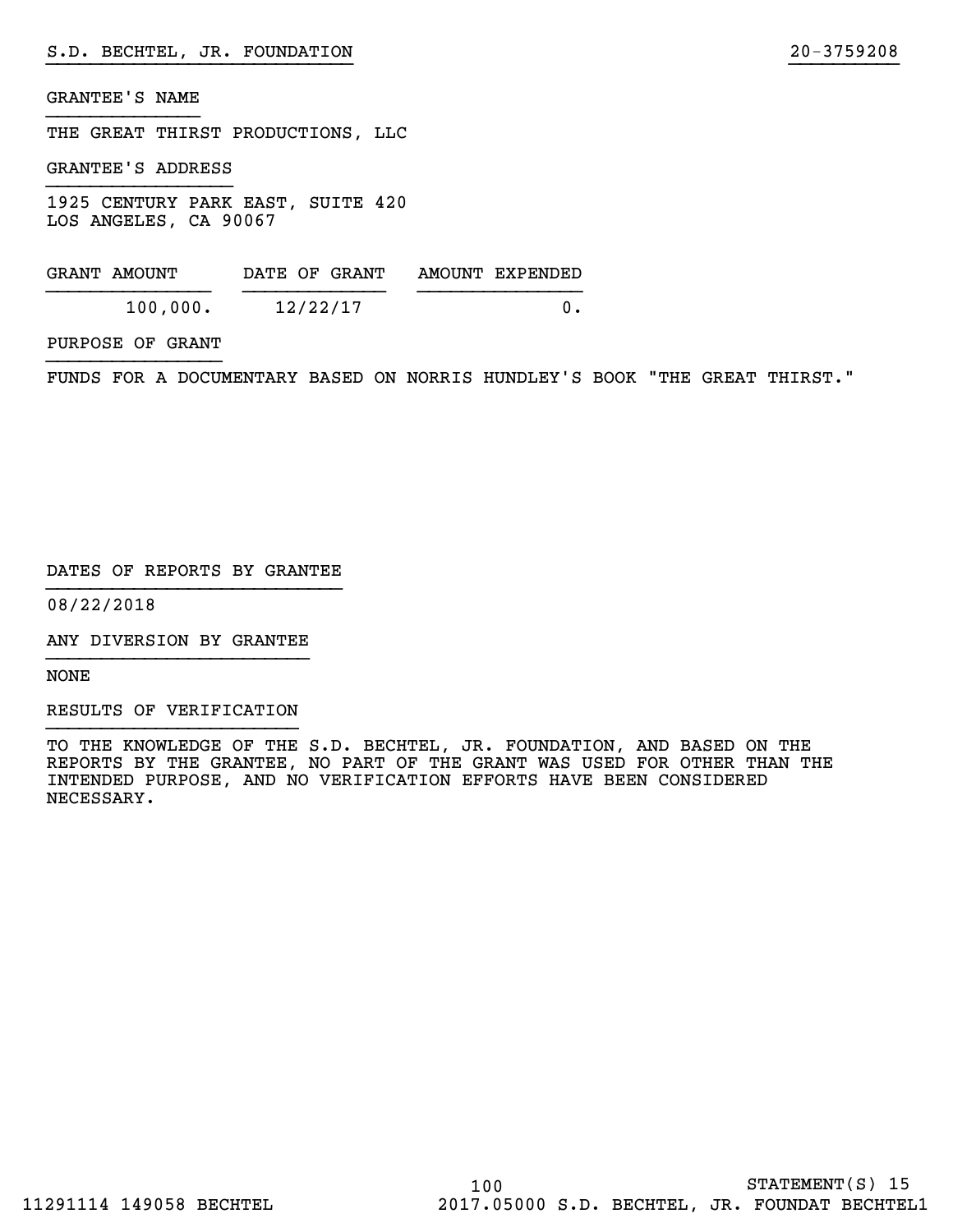GRANTEE'S NAME

THE GREAT THIRST PRODUCTIONS, LLC

GRANTEE'S ADDRESS

1925 CENTURY PARK EAST, SUITE 420
LOS ANGELES, CA 90067

| GRANT AMOUNT | DATE OF GRANT | AMOUNT EXPENDED |
| --- | --- | --- |
| 100,000. | 12/22/17 | 0. |

PURPOSE OF GRANT

FUNDS FOR A DOCUMENTARY BASED ON NORRIS HUNDLEY'S BOOK "THE GREAT THIRST."

DATES OF REPORTS BY GRANTEE

08/22/2018

ANY DIVERSION BY GRANTEE

NONE

RESULTS OF VERIFICATION

TO THE KNOWLEDGE OF THE S.D. BECHTEL, JR. FOUNDATION, AND BASED ON THE REPORTS BY THE GRANTEE, NO PART OF THE GRANT WAS USED FOR OTHER THAN THE INTENDED PURPOSE, AND NO VERIFICATION EFFORTS HAVE BEEN CONSIDERED NECESSARY.

STATEMENT(S) 15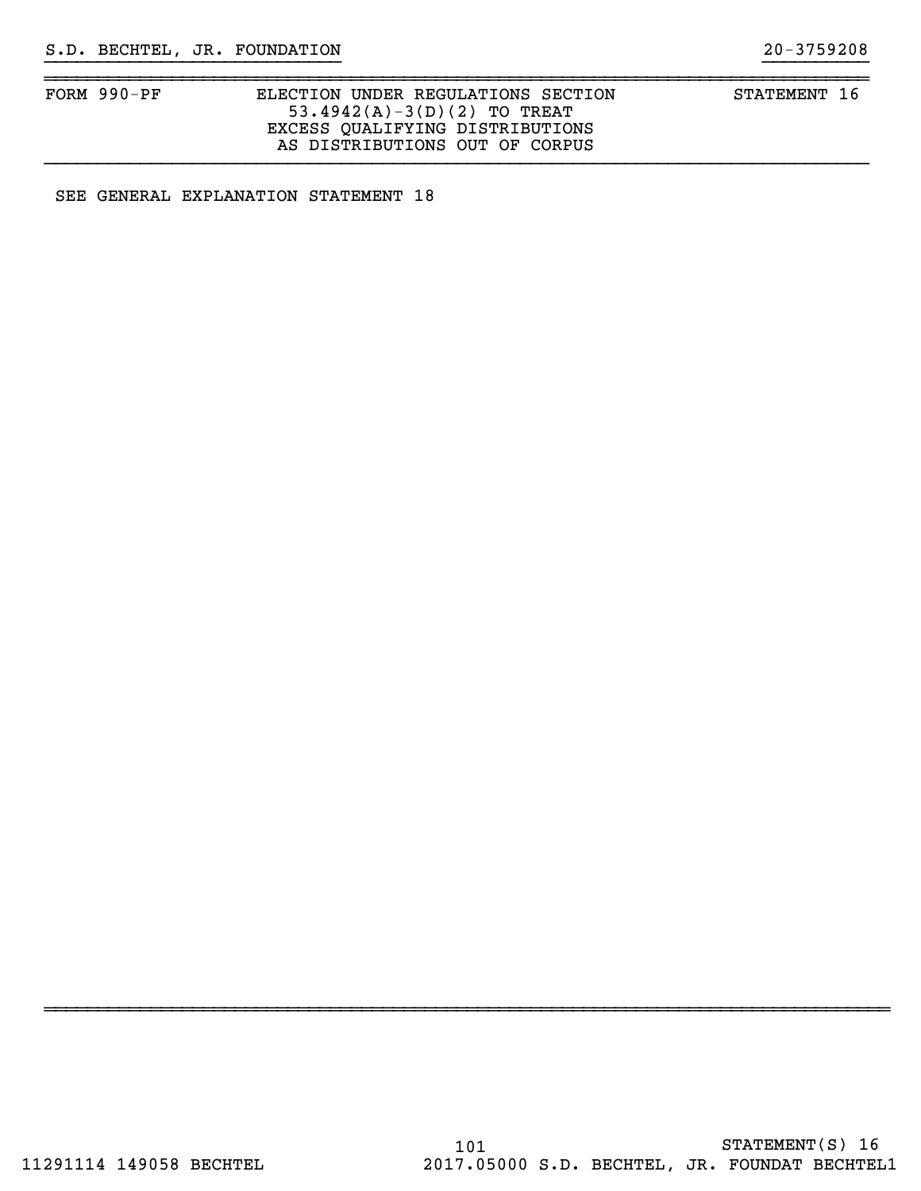| FORM 990-PF | ELECTION UNDER REGULATIONS SECTION 53.4942(A)-3(D)(2) TO TREAT EXCESS QUALIFYING DISTRIBUTIONS AS DISTRIBUTIONS OUT OF CORPUS | STATEMENT 16 |
| --- | --- | --- |

SEE GENERAL EXPLANATION STATEMENT 18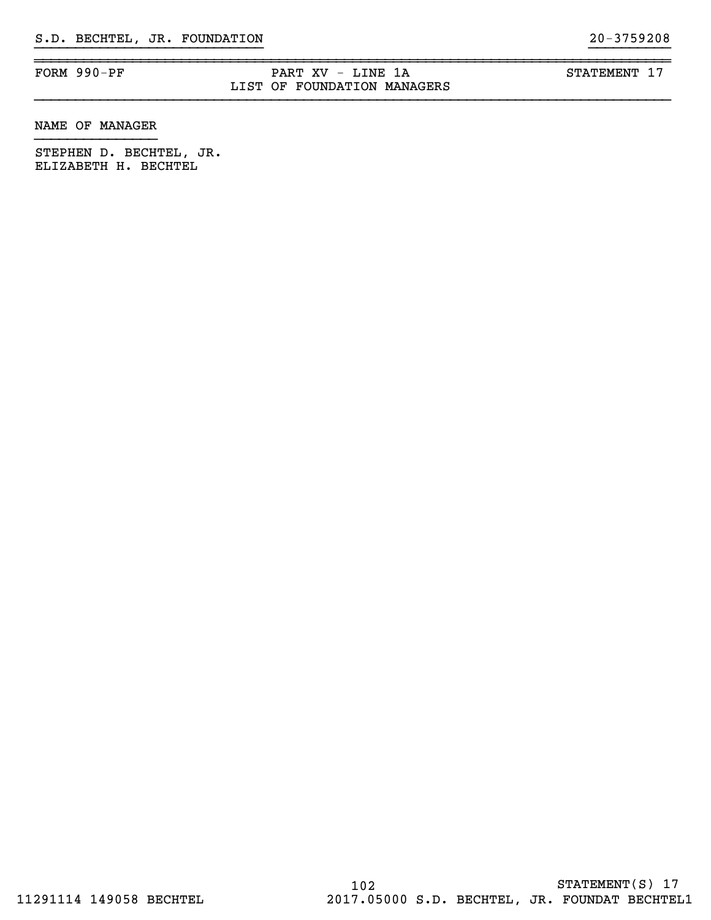| FORM 990-PF | PART XV - LINE 1A<br>LIST OF FOUNDATION MANAGERS | STATEMENT 17 |
|---|---|---|

NAME OF MANAGER

STEPHEN D. BECHTEL, JR.
ELIZABETH H. BECHTEL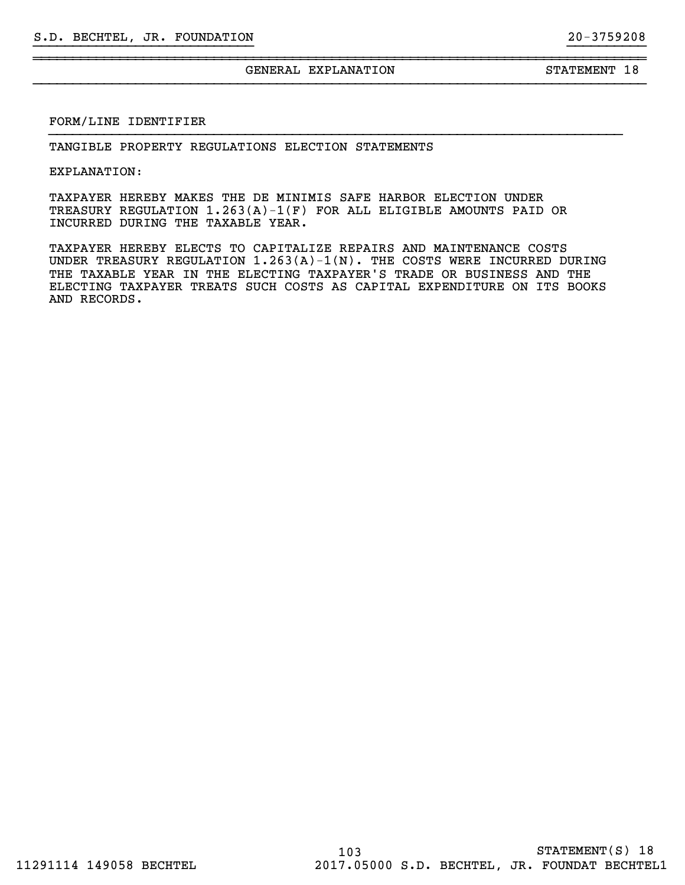S.D. BECHTEL, JR. FOUNDATION 20-3759208

GENERAL EXPLANATION STATEMENT 18

FORM/LINE IDENTIFIER

TANGIBLE PROPERTY REGULATIONS ELECTION STATEMENTS

EXPLANATION:

TAXPAYER HEREBY MAKES THE DE MINIMIS SAFE HARBOR ELECTION UNDER TREASURY REGULATION 1.263(A)-1(F) FOR ALL ELIGIBLE AMOUNTS PAID OR INCURRED DURING THE TAXABLE YEAR.

TAXPAYER HEREBY ELECTS TO CAPITALIZE REPAIRS AND MAINTENANCE COSTS UNDER TREASURY REGULATION 1.263(A)-1(N). THE COSTS WERE INCURRED DURING THE TAXABLE YEAR IN THE ELECTING TAXPAYER'S TRADE OR BUSINESS AND THE ELECTING TAXPAYER TREATS SUCH COSTS AS CAPITAL EXPENDITURE ON ITS BOOKS AND RECORDS.

STATEMENT(S) 18

11291114 149058 BECHTEL 2017.05000 S.D. BECHTEL, JR. FOUNDAT BECHTEL1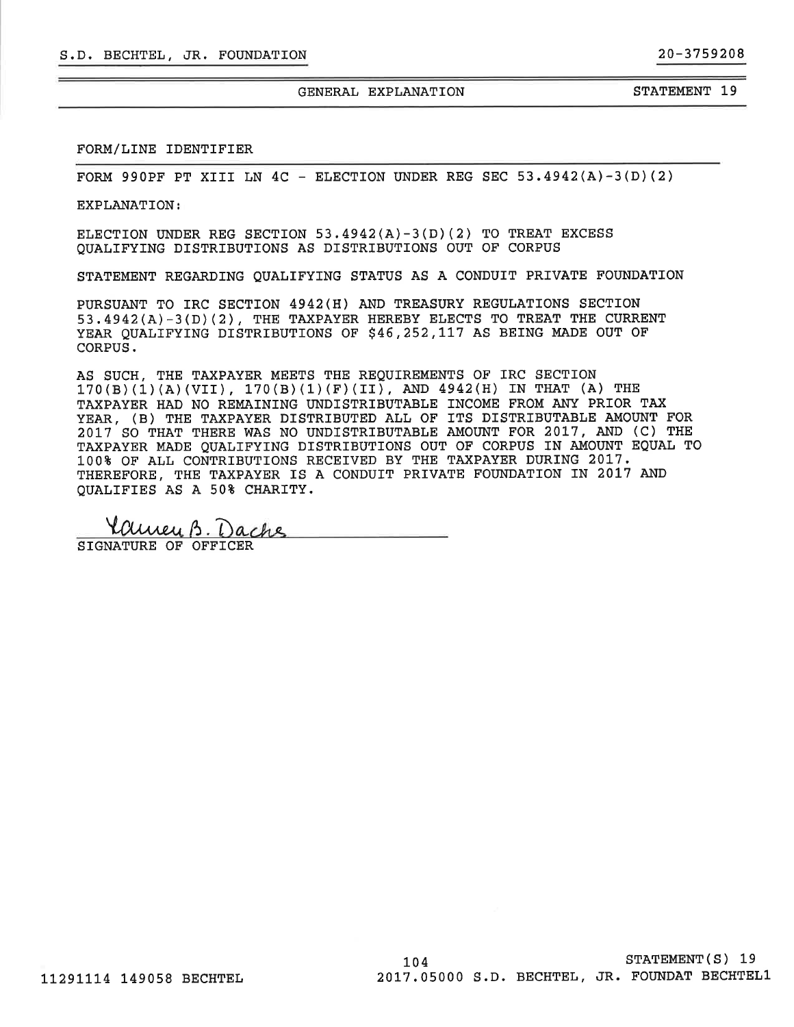S.D. BECHTEL, JR. FOUNDATION 20-3759208

GENERAL EXPLANATION STATEMENT 19

FORM/LINE IDENTIFIER

FORM 990PF PT XIII LN 4C - ELECTION UNDER REG SEC 53.4942(A)-3(D)(2)

EXPLANATION:

ELECTION UNDER REG SECTION 53.4942(A)-3(D)(2) TO TREAT EXCESS QUALIFYING DISTRIBUTIONS AS DISTRIBUTIONS OUT OF CORPUS

STATEMENT REGARDING QUALIFYING STATUS AS A CONDUIT PRIVATE FOUNDATION

PURSUANT TO IRC SECTION 4942(H) AND TREASURY REGULATIONS SECTION 53.4942(A)-3(D)(2), THE TAXPAYER HEREBY ELECTS TO TREAT THE CURRENT YEAR QUALIFYING DISTRIBUTIONS OF $46,252,117 AS BEING MADE OUT OF CORPUS.

AS SUCH, THE TAXPAYER MEETS THE REQUIREMENTS OF IRC SECTION 170(B)(1)(A)(VII), 170(B)(1)(F)(II), AND 4942(H) IN THAT (A) THE TAXPAYER HAD NO REMAINING UNDISTRIBUTABLE INCOME FROM ANY PRIOR TAX YEAR, (B) THE TAXPAYER DISTRIBUTED ALL OF ITS DISTRIBUTABLE AMOUNT FOR 2017 SO THAT THERE WAS NO UNDISTRIBUTABLE AMOUNT FOR 2017, AND (C) THE TAXPAYER MADE QUALIFYING DISTRIBUTIONS OUT OF CORPUS IN AMOUNT EQUAL TO 100% OF ALL CONTRIBUTIONS RECEIVED BY THE TAXPAYER DURING 2017. THEREFORE, THE TAXPAYER IS A CONDUIT PRIVATE FOUNDATION IN 2017 AND QUALIFIES AS A 50% CHARITY.

Lauren B. Dachs

SIGNATURE OF OFFICER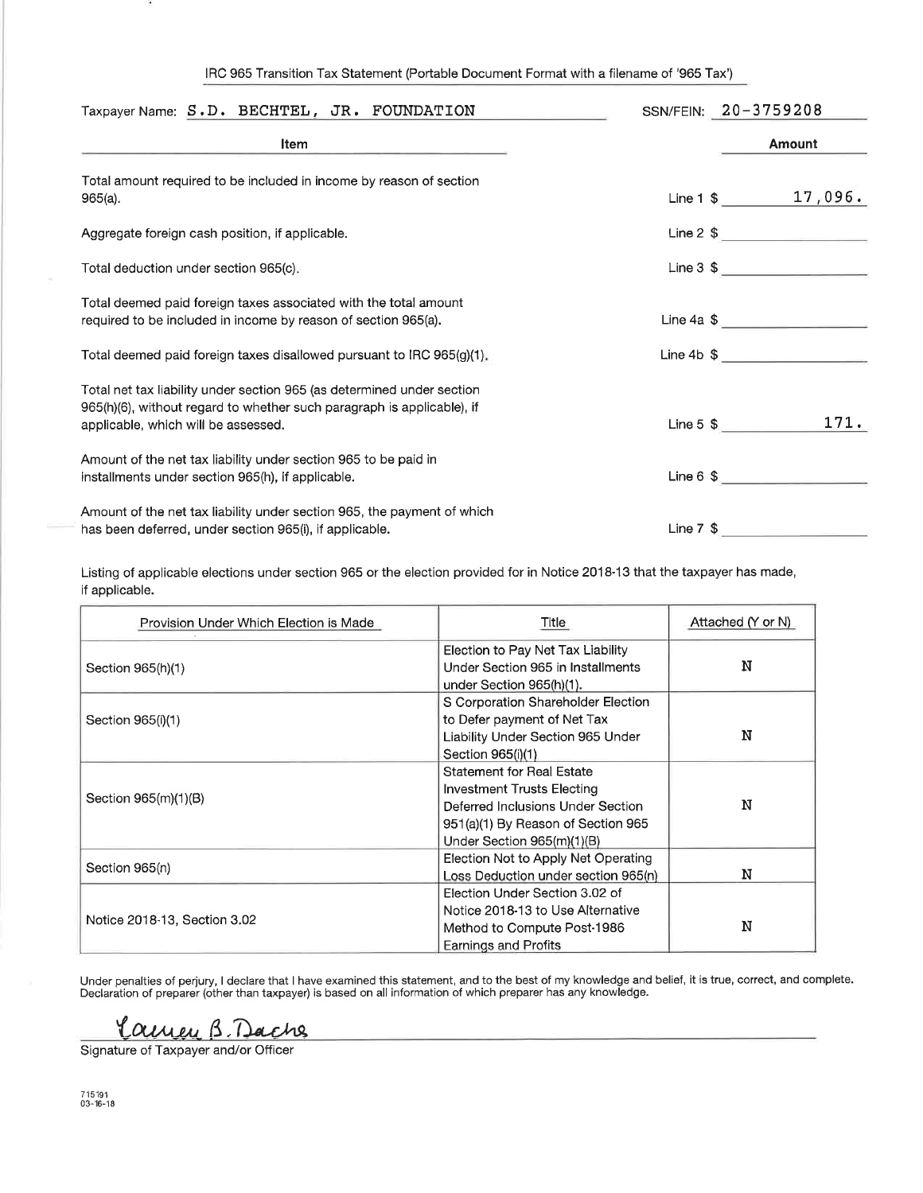IRC 965 Transition Tax Statement (Portable Document Format with a filename of '965 Tax')

Taxpayer Name: S.D. BECHTEL, JR. FOUNDATION SSN/FEIN: 20-3759208

| Item | | Amount |
|---|---|---|
| Total amount required to be included in income by reason of section 965(a). | Line 1 $ | 17,096. |
| Aggregate foreign cash position, if applicable. | Line 2 $ | |
| Total deduction under section 965(c). | Line 3 $ | |
| Total deemed paid foreign taxes associated with the total amount required to be included in income by reason of section 965(a). | Line 4a $ | |
| Total deemed paid foreign taxes disallowed pursuant to IRC 965(g)(1). | Line 4b $ | |
| Total net tax liability under section 965 (as determined under section 965(h)(6), without regard to whether such paragraph is applicable), if applicable, which will be assessed. | Line 5 $ | 171. |
| Amount of the net tax liability under section 965 to be paid in installments under section 965(h), if applicable. | Line 6 $ | |
| Amount of the net tax liability under section 965, the payment of which has been deferred, under section 965(i), if applicable. | Line 7 $ | |

Listing of applicable elections under section 965 or the election provided for in Notice 2018-13 that the taxpayer has made, if applicable.

| Provision Under Which Election is Made | Title | Attached (Y or N) |
|---|---|---|
| Section 965(h)(1) | Election to Pay Net Tax Liability Under Section 965 in Installments under Section 965(h)(1). | N |
| Section 965(i)(1) | S Corporation Shareholder Election to Defer payment of Net Tax Liability Under Section 965 Under Section 965(i)(1) | N |
| Section 965(m)(1)(B) | Statement for Real Estate Investment Trusts Electing Deferred Inclusions Under Section 951(a)(1) By Reason of Section 965 Under Section 965(m)(1)(B) | N |
| Section 965(n) | Election Not to Apply Net Operating Loss Deduction under section 965(n) | N |
| Notice 2018-13, Section 3.02 | Election Under Section 3.02 of Notice 2018-13 to Use Alternative Method to Compute Post-1986 Earnings and Profits | N |

Under penalties of perjury, I declare that I have examined this statement, and to the best of my knowledge and belief, it is true, correct, and complete. Declaration of preparer (other than taxpayer) is based on all information of which preparer has any knowledge.

Lauren B. Dachs

Signature of Taxpayer and/or Officer

715191
03-16-18